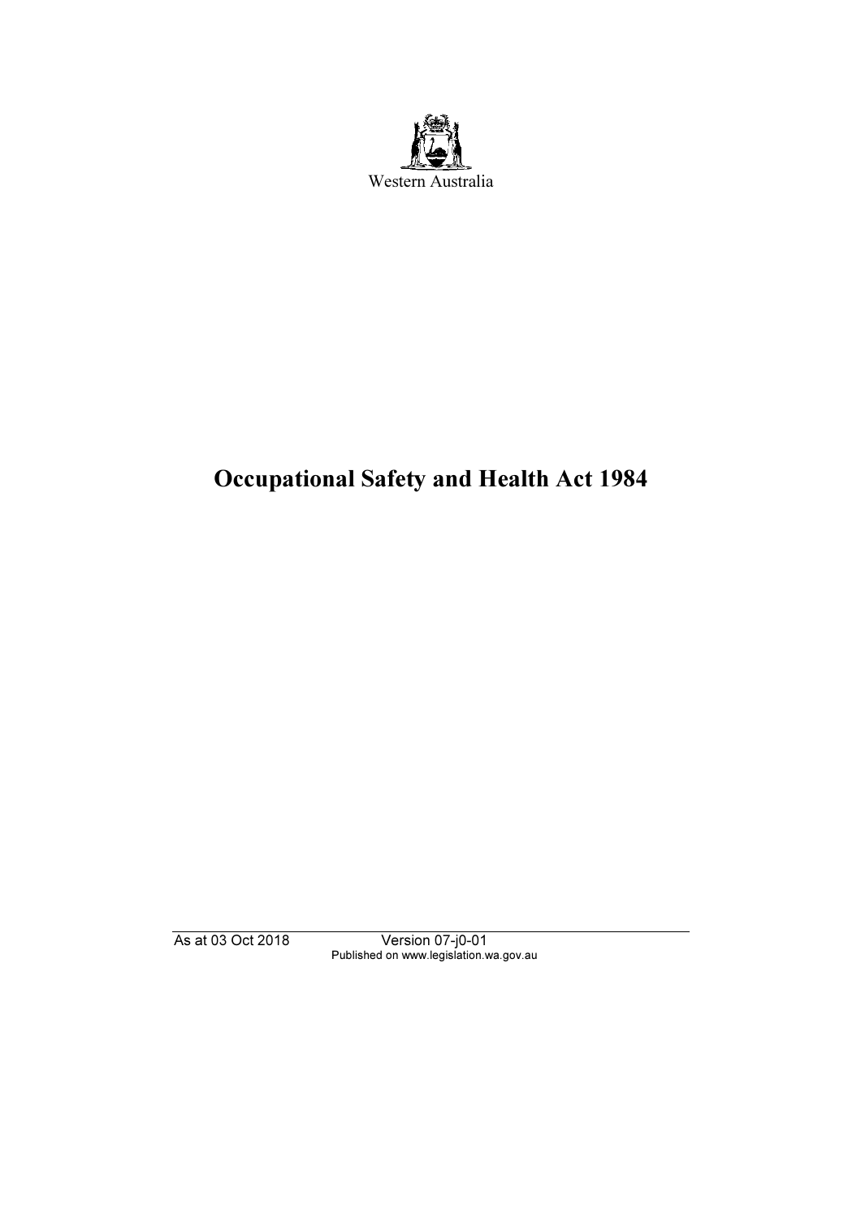Western Australia

# Occupational Safety and Health Act 1984

As at 03 Oct 2018 Version 07-j0-01
Published on www.legislation.wa.gov.au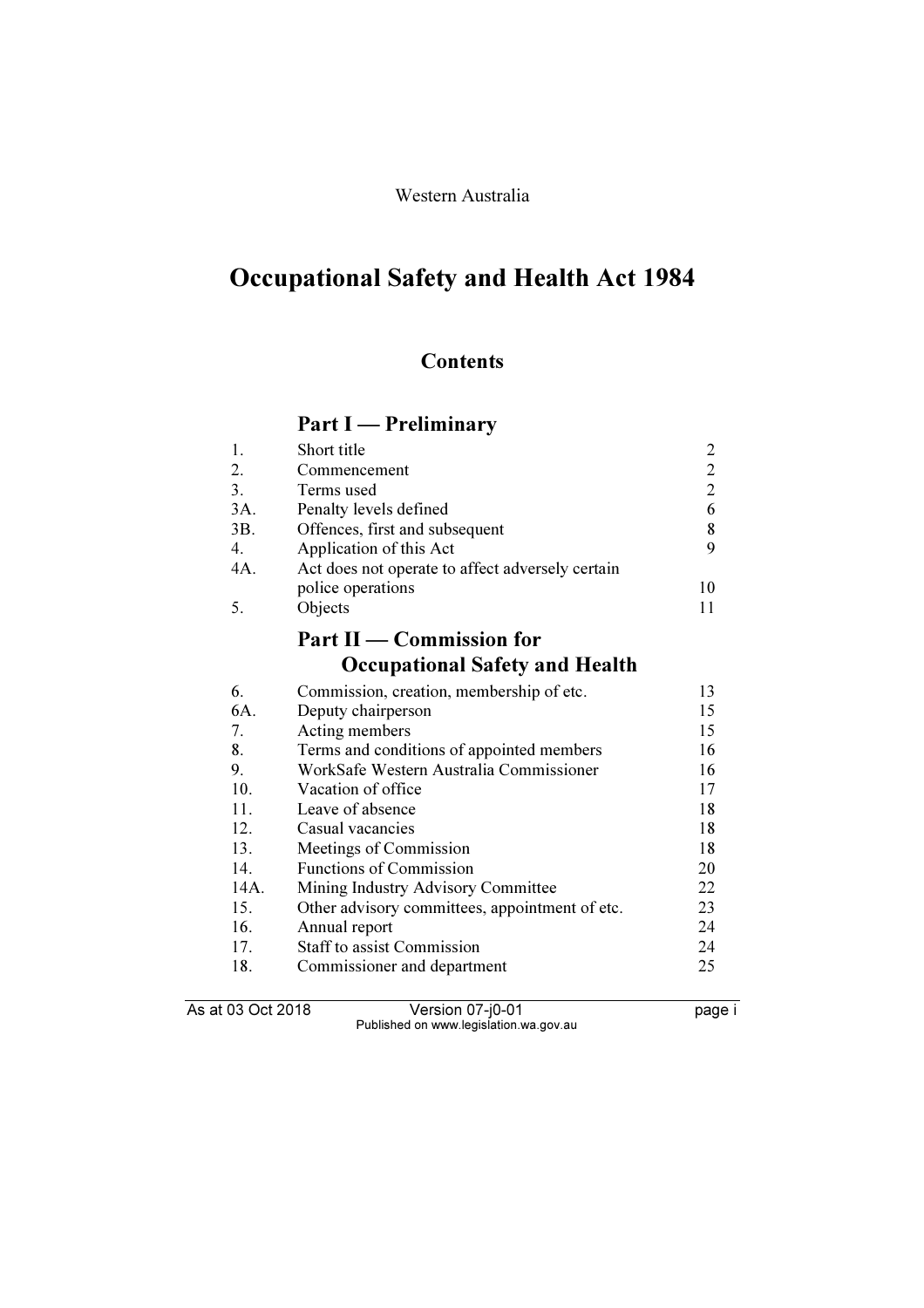Western Australia

# Occupational Safety and Health Act 1984

## Contents

### Part I — Preliminary

| | | |
|---|---|---|
| 1. | Short title | 2 |
| 2. | Commencement | 2 |
| 3. | Terms used | 2 |
| 3A. | Penalty levels defined | 6 |
| 3B. | Offences, first and subsequent | 8 |
| 4. | Application of this Act | 9 |
| 4A. | Act does not operate to affect adversely certain police operations | 10 |
| 5. | Objects | 11 |

### Part II — Commission for Occupational Safety and Health

| | | |
|---|---|---|
| 6. | Commission, creation, membership of etc. | 13 |
| 6A. | Deputy chairperson | 15 |
| 7. | Acting members | 15 |
| 8. | Terms and conditions of appointed members | 16 |
| 9. | WorkSafe Western Australia Commissioner | 16 |
| 10. | Vacation of office | 17 |
| 11. | Leave of absence | 18 |
| 12. | Casual vacancies | 18 |
| 13. | Meetings of Commission | 18 |
| 14. | Functions of Commission | 20 |
| 14A. | Mining Industry Advisory Committee | 22 |
| 15. | Other advisory committees, appointment of etc. | 23 |
| 16. | Annual report | 24 |
| 17. | Staff to assist Commission | 24 |
| 18. | Commissioner and department | 25 |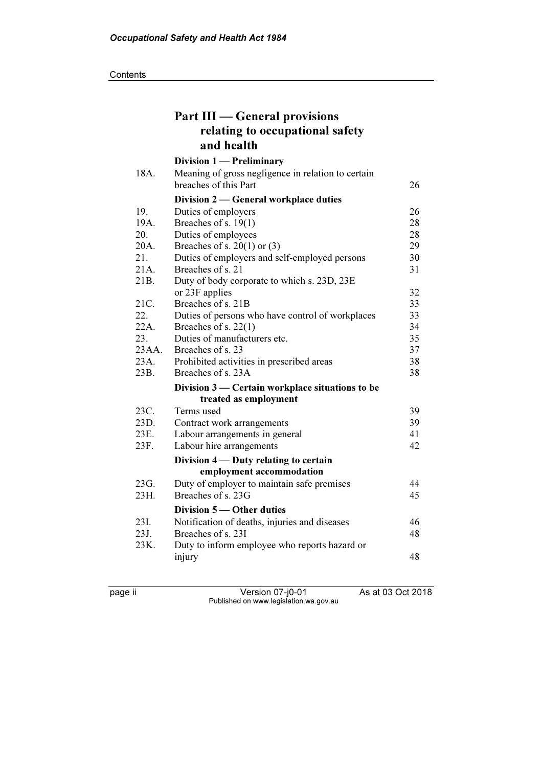## Part III — General provisions relating to occupational safety and health

### Division 1 — Preliminary

| | | |
|---|---|---|
| 18A. | Meaning of gross negligence in relation to certain breaches of this Part | 26 |

### Division 2 — General workplace duties

| | | |
|---|---|---|
| 19. | Duties of employers | 26 |
| 19A. | Breaches of s. 19(1) | 28 |
| 20. | Duties of employees | 28 |
| 20A. | Breaches of s. 20(1) or (3) | 29 |
| 21. | Duties of employers and self-employed persons | 30 |
| 21A. | Breaches of s. 21 | 31 |
| 21B. | Duty of body corporate to which s. 23D, 23E or 23F applies | 32 |
| 21C. | Breaches of s. 21B | 33 |
| 22. | Duties of persons who have control of workplaces | 33 |
| 22A. | Breaches of s. 22(1) | 34 |
| 23. | Duties of manufacturers etc. | 35 |
| 23AA. | Breaches of s. 23 | 37 |
| 23A. | Prohibited activities in prescribed areas | 38 |
| 23B. | Breaches of s. 23A | 38 |

### Division 3 — Certain workplace situations to be treated as employment

| | | |
|---|---|---|
| 23C. | Terms used | 39 |
| 23D. | Contract work arrangements | 39 |
| 23E. | Labour arrangements in general | 41 |
| 23F. | Labour hire arrangements | 42 |

### Division 4 — Duty relating to certain employment accommodation

| | | |
|---|---|---|
| 23G. | Duty of employer to maintain safe premises | 44 |
| 23H. | Breaches of s. 23G | 45 |

### Division 5 — Other duties

| | | |
|---|---|---|
| 23I. | Notification of deaths, injuries and diseases | 46 |
| 23J. | Breaches of s. 23I | 48 |
| 23K. | Duty to inform employee who reports hazard or injury | 48 |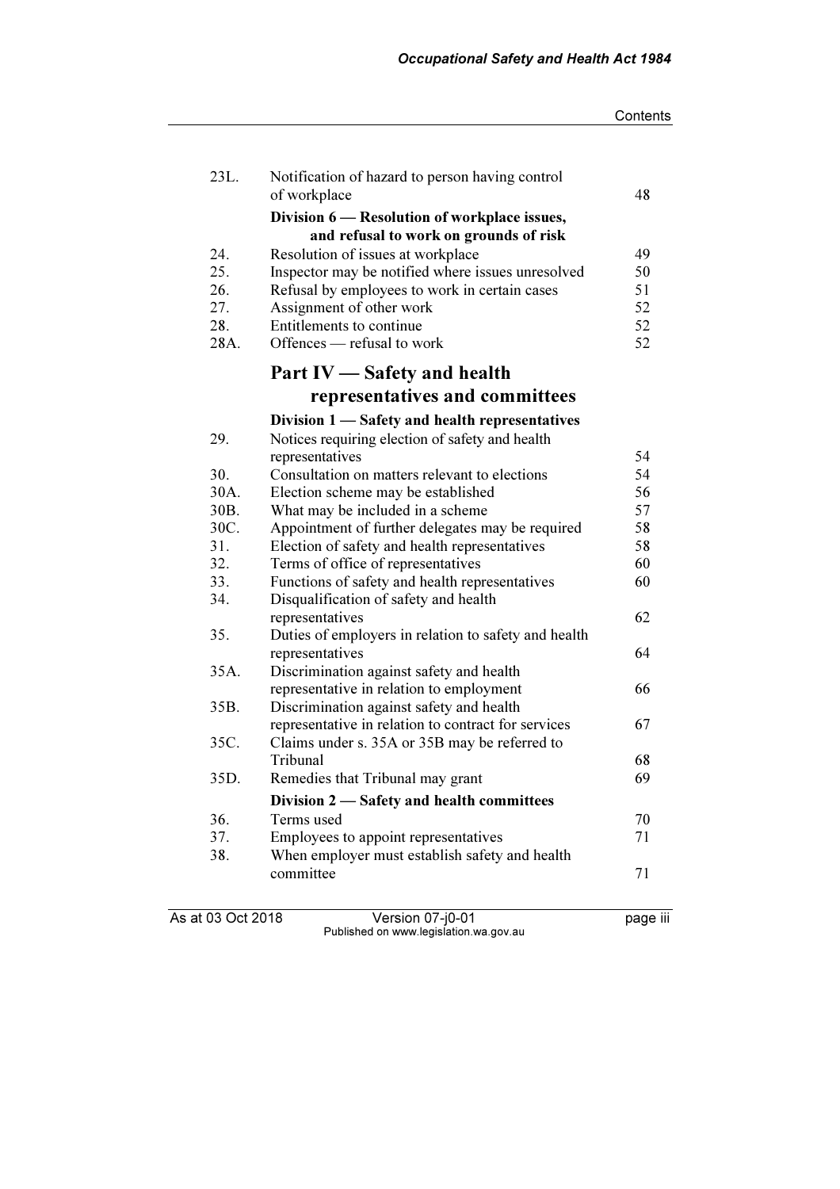| | | |
|---|---|---|
| 23L. | Notification of hazard to person having control of workplace | 48 |
| | **Division 6 — Resolution of workplace issues, and refusal to work on grounds of risk** | |
| 24. | Resolution of issues at workplace | 49 |
| 25. | Inspector may be notified where issues unresolved | 50 |
| 26. | Refusal by employees to work in certain cases | 51 |
| 27. | Assignment of other work | 52 |
| 28. | Entitlements to continue | 52 |
| 28A. | Offences — refusal to work | 52 |

## Part IV — Safety and health representatives and committees

| | | |
|---|---|---|
| | **Division 1 — Safety and health representatives** | |
| 29. | Notices requiring election of safety and health representatives | 54 |
| 30. | Consultation on matters relevant to elections | 54 |
| 30A. | Election scheme may be established | 56 |
| 30B. | What may be included in a scheme | 57 |
| 30C. | Appointment of further delegates may be required | 58 |
| 31. | Election of safety and health representatives | 58 |
| 32. | Terms of office of representatives | 60 |
| 33. | Functions of safety and health representatives | 60 |
| 34. | Disqualification of safety and health representatives | 62 |
| 35. | Duties of employers in relation to safety and health representatives | 64 |
| 35A. | Discrimination against safety and health representative in relation to employment | 66 |
| 35B. | Discrimination against safety and health representative in relation to contract for services | 67 |
| 35C. | Claims under s. 35A or 35B may be referred to Tribunal | 68 |
| 35D. | Remedies that Tribunal may grant | 69 |
| | **Division 2 — Safety and health committees** | |
| 36. | Terms used | 70 |
| 37. | Employees to appoint representatives | 71 |
| 38. | When employer must establish safety and health committee | 71 |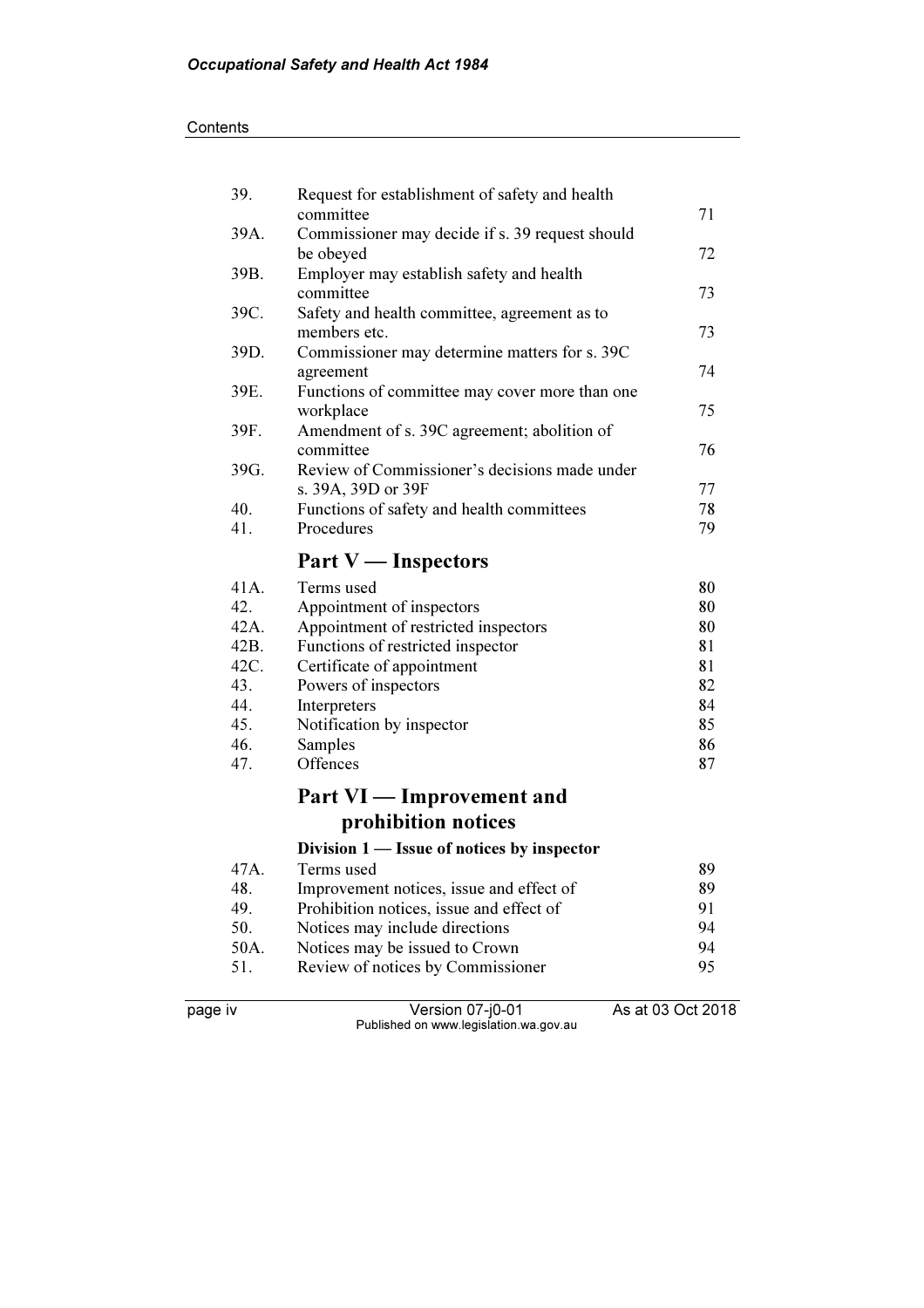| | | |
|---|---|---|
| 39. | Request for establishment of safety and health committee | 71 |
| 39A. | Commissioner may decide if s. 39 request should be obeyed | 72 |
| 39B. | Employer may establish safety and health committee | 73 |
| 39C. | Safety and health committee, agreement as to members etc. | 73 |
| 39D. | Commissioner may determine matters for s. 39C agreement | 74 |
| 39E. | Functions of committee may cover more than one workplace | 75 |
| 39F. | Amendment of s. 39C agreement; abolition of committee | 76 |
| 39G. | Review of Commissioner's decisions made under s. 39A, 39D or 39F | 77 |
| 40. | Functions of safety and health committees | 78 |
| 41. | Procedures | 79 |

## Part V — Inspectors

| | | |
|---|---|---|
| 41A. | Terms used | 80 |
| 42. | Appointment of inspectors | 80 |
| 42A. | Appointment of restricted inspectors | 80 |
| 42B. | Functions of restricted inspector | 81 |
| 42C. | Certificate of appointment | 81 |
| 43. | Powers of inspectors | 82 |
| 44. | Interpreters | 84 |
| 45. | Notification by inspector | 85 |
| 46. | Samples | 86 |
| 47. | Offences | 87 |

## Part VI — Improvement and prohibition notices

### Division 1 — Issue of notices by inspector

| | | |
|---|---|---|
| 47A. | Terms used | 89 |
| 48. | Improvement notices, issue and effect of | 89 |
| 49. | Prohibition notices, issue and effect of | 91 |
| 50. | Notices may include directions | 94 |
| 50A. | Notices may be issued to Crown | 94 |
| 51. | Review of notices by Commissioner | 95 |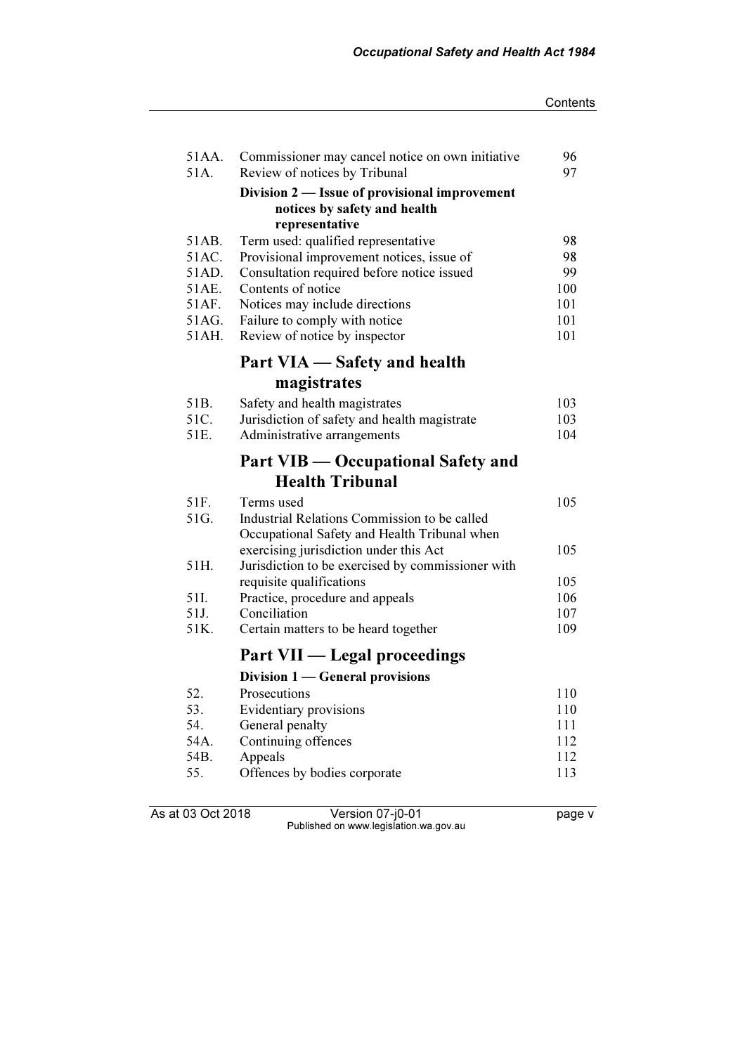| | | |
|---|---|---|
| 51AA. | Commissioner may cancel notice on own initiative | 96 |
| 51A. | Review of notices by Tribunal | 97 |
| | **Division 2 — Issue of provisional improvement notices by safety and health representative** | |
| 51AB. | Term used: qualified representative | 98 |
| 51AC. | Provisional improvement notices, issue of | 98 |
| 51AD. | Consultation required before notice issued | 99 |
| 51AE. | Contents of notice | 100 |
| 51AF. | Notices may include directions | 101 |
| 51AG. | Failure to comply with notice | 101 |
| 51AH. | Review of notice by inspector | 101 |

## Part VIA — Safety and health magistrates

| | | |
|---|---|---|
| 51B. | Safety and health magistrates | 103 |
| 51C. | Jurisdiction of safety and health magistrate | 103 |
| 51E. | Administrative arrangements | 104 |

## Part VIB — Occupational Safety and Health Tribunal

| | | |
|---|---|---|
| 51F. | Terms used | 105 |
| 51G. | Industrial Relations Commission to be called Occupational Safety and Health Tribunal when exercising jurisdiction under this Act | 105 |
| 51H. | Jurisdiction to be exercised by commissioner with requisite qualifications | 105 |
| 51I. | Practice, procedure and appeals | 106 |
| 51J. | Conciliation | 107 |
| 51K. | Certain matters to be heard together | 109 |

## Part VII — Legal proceedings

### Division 1 — General provisions

| | | |
|---|---|---|
| 52. | Prosecutions | 110 |
| 53. | Evidentiary provisions | 110 |
| 54. | General penalty | 111 |
| 54A. | Continuing offences | 112 |
| 54B. | Appeals | 112 |
| 55. | Offences by bodies corporate | 113 |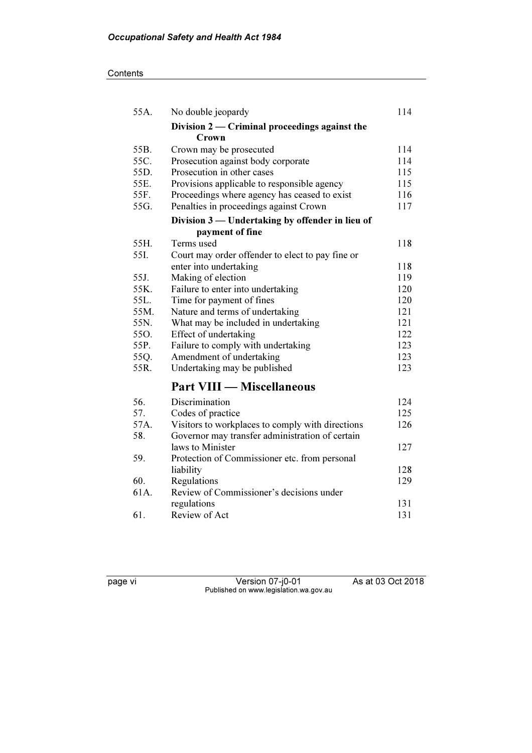| | | |
|---|---|---|
| 55A. | No double jeopardy | 114 |
| | **Division 2 — Criminal proceedings against the Crown** | |
| 55B. | Crown may be prosecuted | 114 |
| 55C. | Prosecution against body corporate | 114 |
| 55D. | Prosecution in other cases | 115 |
| 55E. | Provisions applicable to responsible agency | 115 |
| 55F. | Proceedings where agency has ceased to exist | 116 |
| 55G. | Penalties in proceedings against Crown | 117 |
| | **Division 3 — Undertaking by offender in lieu of payment of fine** | |
| 55H. | Terms used | 118 |
| 55I. | Court may order offender to elect to pay fine or enter into undertaking | 118 |
| 55J. | Making of election | 119 |
| 55K. | Failure to enter into undertaking | 120 |
| 55L. | Time for payment of fines | 120 |
| 55M. | Nature and terms of undertaking | 121 |
| 55N. | What may be included in undertaking | 121 |
| 55O. | Effect of undertaking | 122 |
| 55P. | Failure to comply with undertaking | 123 |
| 55Q. | Amendment of undertaking | 123 |
| 55R. | Undertaking may be published | 123 |

## Part VIII — Miscellaneous

| | | |
|---|---|---|
| 56. | Discrimination | 124 |
| 57. | Codes of practice | 125 |
| 57A. | Visitors to workplaces to comply with directions | 126 |
| 58. | Governor may transfer administration of certain laws to Minister | 127 |
| 59. | Protection of Commissioner etc. from personal liability | 128 |
| 60. | Regulations | 129 |
| 61A. | Review of Commissioner's decisions under regulations | 131 |
| 61. | Review of Act | 131 |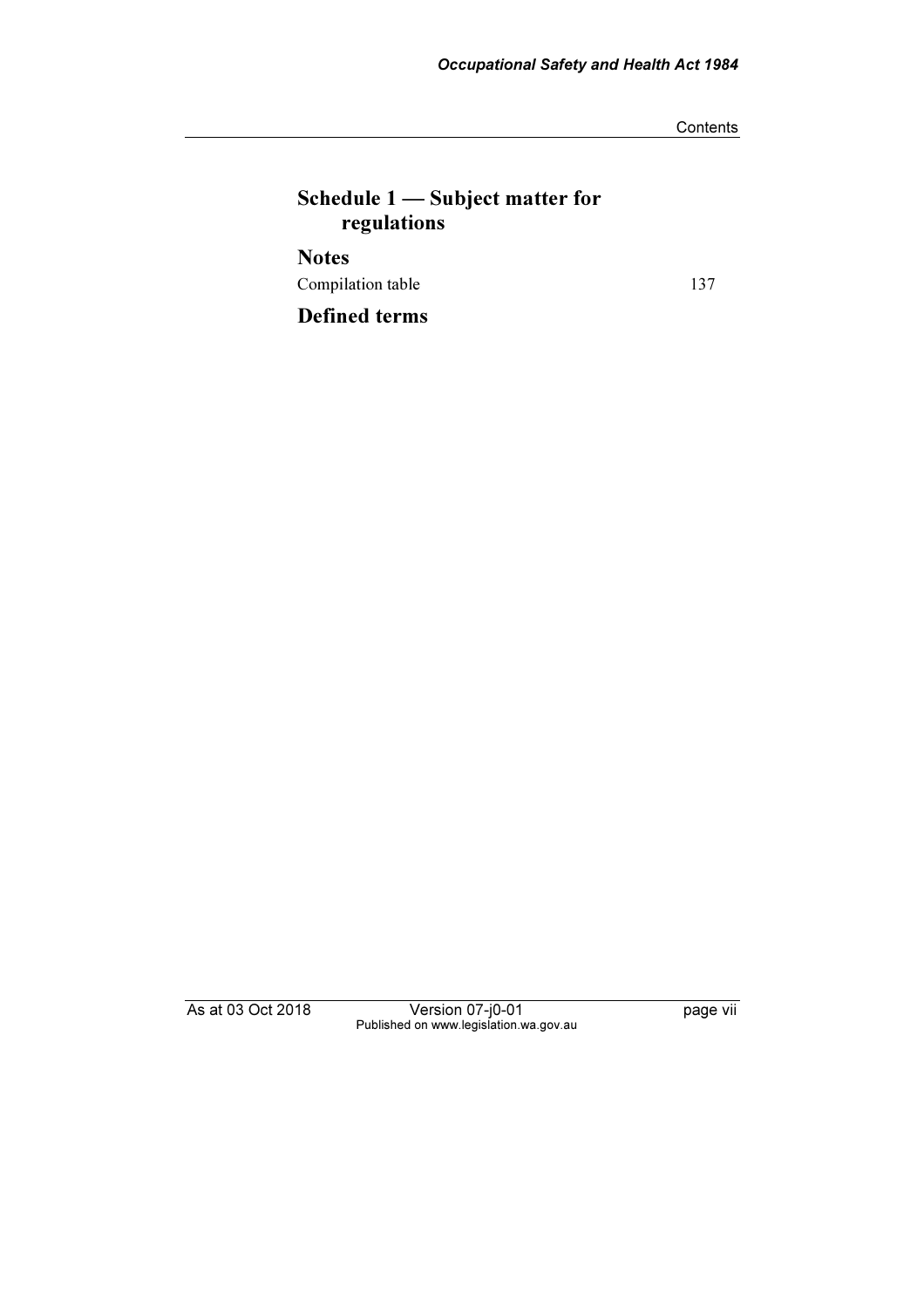## Schedule 1 — Subject matter for regulations

## Notes

Compilation table 137

## Defined terms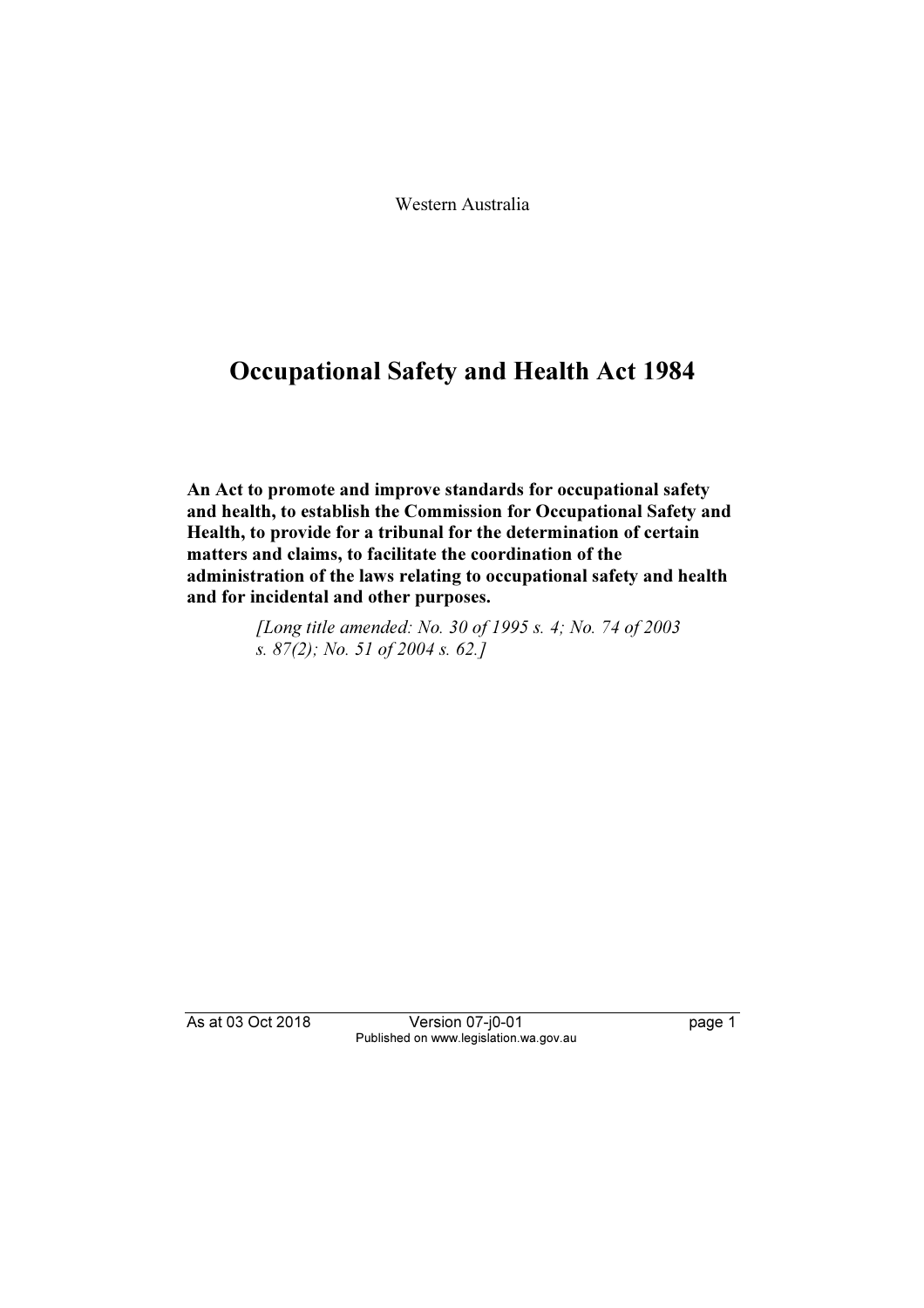Western Australia

# Occupational Safety and Health Act 1984

**An Act to promote and improve standards for occupational safety and health, to establish the Commission for Occupational Safety and Health, to provide for a tribunal for the determination of certain matters and claims, to facilitate the coordination of the administration of the laws relating to occupational safety and health and for incidental and other purposes.**

*[Long title amended: No. 30 of 1995 s. 4; No. 74 of 2003 s. 87(2); No. 51 of 2004 s. 62.]*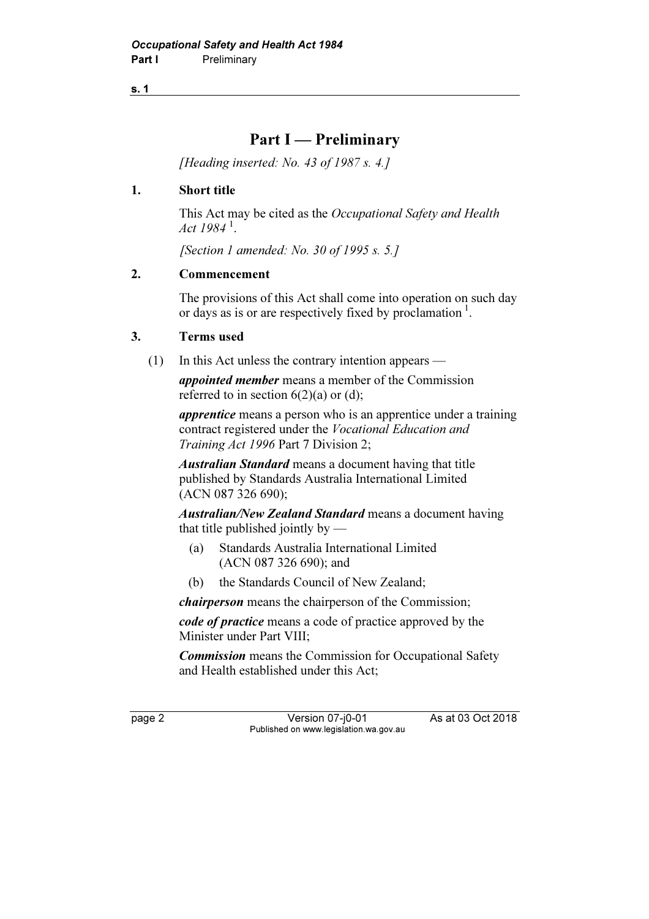# Part I — Preliminary

*[Heading inserted: No. 43 of 1987 s. 4.]*

**1. Short title**

This Act may be cited as the *Occupational Safety and Health Act 1984* [1].

*[Section 1 amended: No. 30 of 1995 s. 5.]*

**2. Commencement**

The provisions of this Act shall come into operation on such day or days as is or are respectively fixed by proclamation [1].

**3. Terms used**

(1) In this Act unless the contrary intention appears —

***appointed member*** means a member of the Commission referred to in section 6(2)(a) or (d);

***apprentice*** means a person who is an apprentice under a training contract registered under the *Vocational Education and Training Act 1996* Part 7 Division 2;

***Australian Standard*** means a document having that title published by Standards Australia International Limited (ACN 087 326 690);

***Australian/New Zealand Standard*** means a document having that title published jointly by —

(a) Standards Australia International Limited (ACN 087 326 690); and

(b) the Standards Council of New Zealand;

***chairperson*** means the chairperson of the Commission;

***code of practice*** means a code of practice approved by the Minister under Part VIII;

***Commission*** means the Commission for Occupational Safety and Health established under this Act;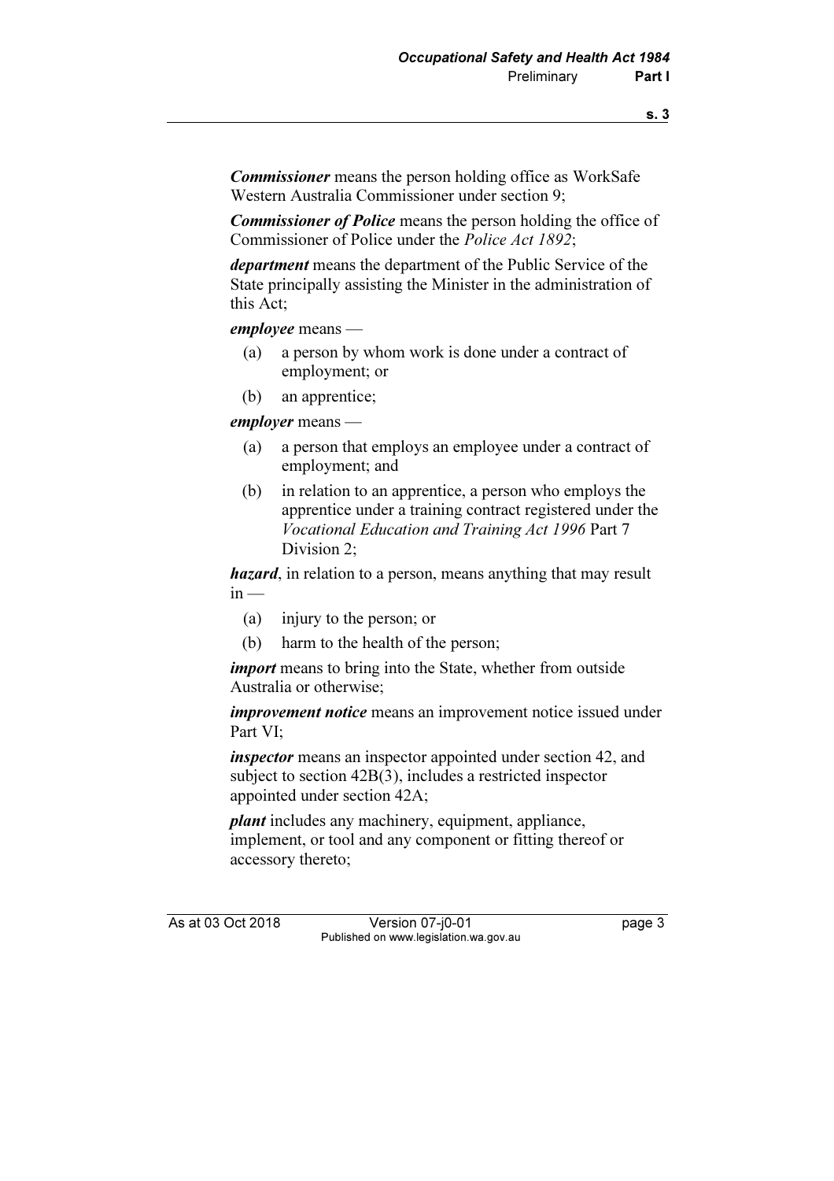***Commissioner*** means the person holding office as WorkSafe Western Australia Commissioner under section 9;

***Commissioner of Police*** means the person holding the office of Commissioner of Police under the *Police Act 1892*;

***department*** means the department of the Public Service of the State principally assisting the Minister in the administration of this Act;

***employee*** means —

(a) a person by whom work is done under a contract of employment; or

(b) an apprentice;

***employer*** means —

(a) a person that employs an employee under a contract of employment; and

(b) in relation to an apprentice, a person who employs the apprentice under a training contract registered under the *Vocational Education and Training Act 1996* Part 7 Division 2;

***hazard***, in relation to a person, means anything that may result in —

(a) injury to the person; or

(b) harm to the health of the person;

***import*** means to bring into the State, whether from outside Australia or otherwise;

***improvement notice*** means an improvement notice issued under Part VI;

***inspector*** means an inspector appointed under section 42, and subject to section 42B(3), includes a restricted inspector appointed under section 42A;

***plant*** includes any machinery, equipment, appliance, implement, or tool and any component or fitting thereof or accessory thereto;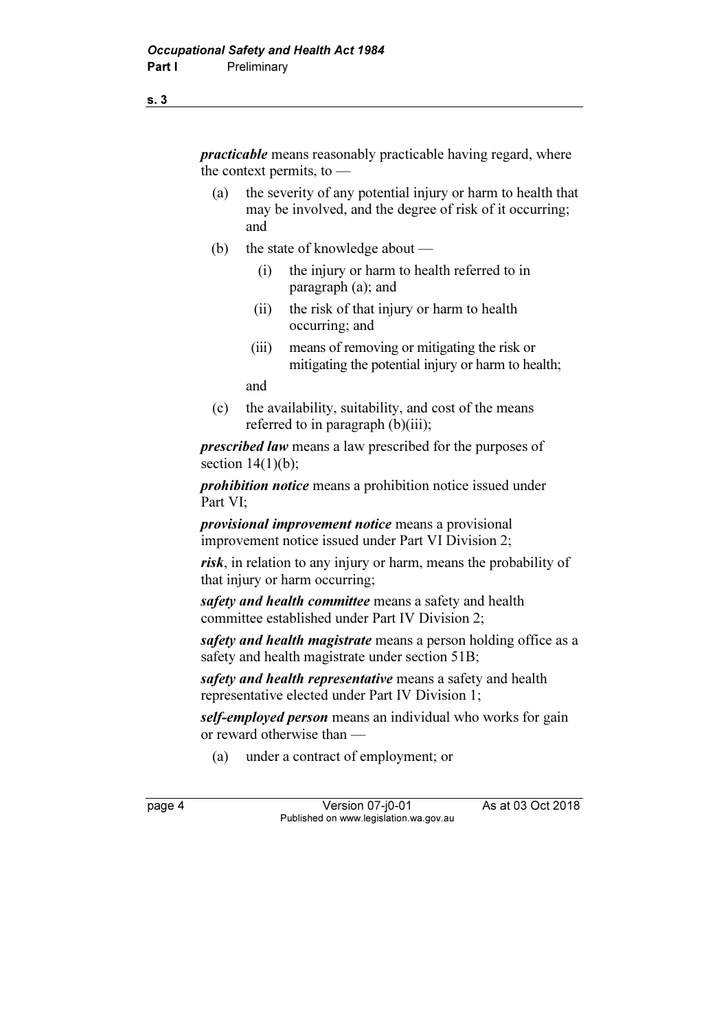***practicable*** means reasonably practicable having regard, where the context permits, to —

- (a) the severity of any potential injury or harm to health that may be involved, and the degree of risk of it occurring; and
- (b) the state of knowledge about —
  - (i) the injury or harm to health referred to in paragraph (a); and
  - (ii) the risk of that injury or harm to health occurring; and
  - (iii) means of removing or mitigating the risk or mitigating the potential injury or harm to health;

  and
- (c) the availability, suitability, and cost of the means referred to in paragraph (b)(iii);

***prescribed law*** means a law prescribed for the purposes of section 14(1)(b);

***prohibition notice*** means a prohibition notice issued under Part VI;

***provisional improvement notice*** means a provisional improvement notice issued under Part VI Division 2;

***risk***, in relation to any injury or harm, means the probability of that injury or harm occurring;

***safety and health committee*** means a safety and health committee established under Part IV Division 2;

***safety and health magistrate*** means a person holding office as a safety and health magistrate under section 51B;

***safety and health representative*** means a safety and health representative elected under Part IV Division 1;

***self-employed person*** means an individual who works for gain or reward otherwise than —

- (a) under a contract of employment; or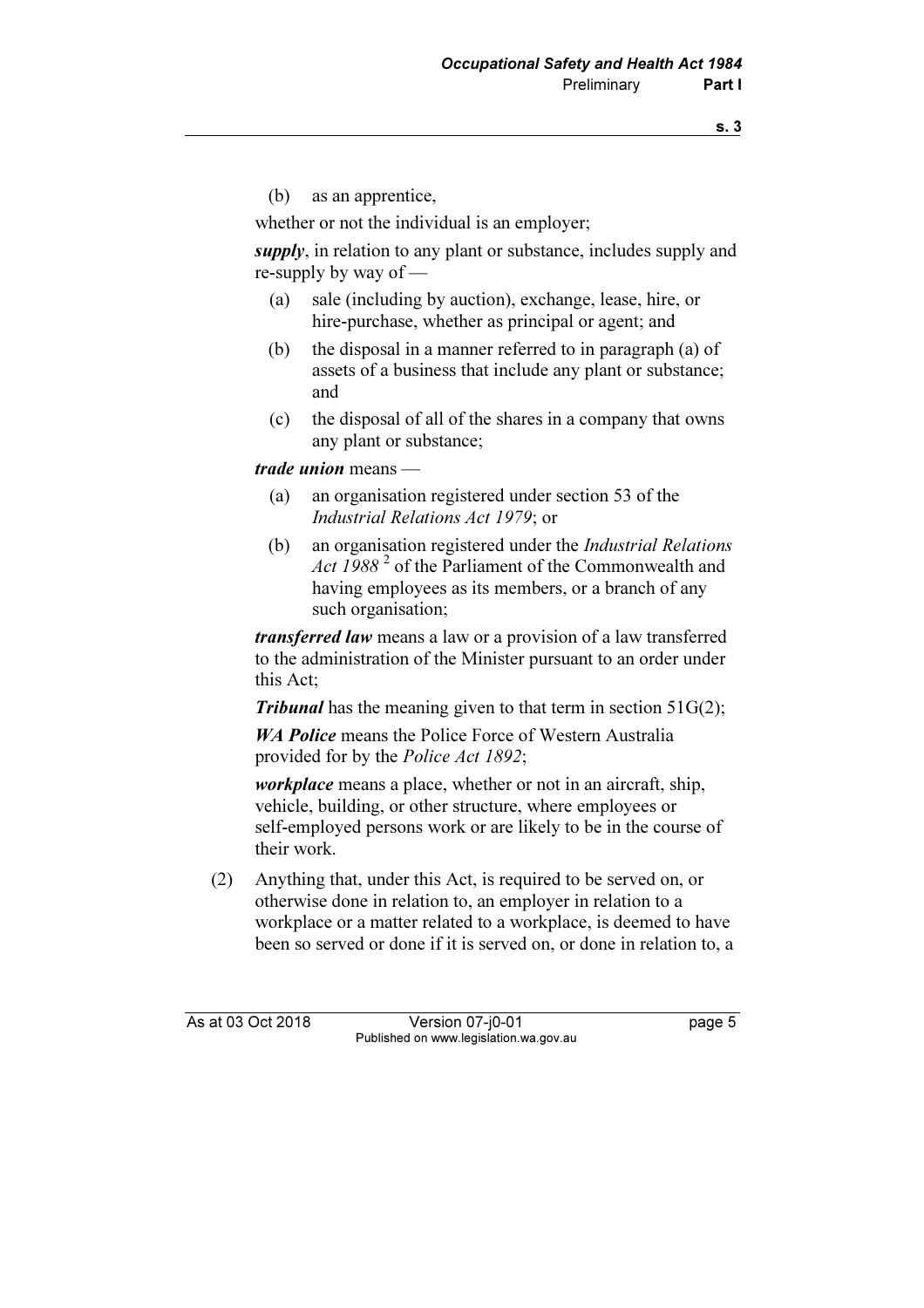(b) as an apprentice,

whether or not the individual is an employer;

***supply***, in relation to any plant or substance, includes supply and re-supply by way of —

(a) sale (including by auction), exchange, lease, hire, or hire-purchase, whether as principal or agent; and

(b) the disposal in a manner referred to in paragraph (a) of assets of a business that include any plant or substance; and

(c) the disposal of all of the shares in a company that owns any plant or substance;

***trade union*** means —

(a) an organisation registered under section 53 of the *Industrial Relations Act 1979*; or

(b) an organisation registered under the *Industrial Relations Act 1988* [2] of the Parliament of the Commonwealth and having employees as its members, or a branch of any such organisation;

***transferred law*** means a law or a provision of a law transferred to the administration of the Minister pursuant to an order under this Act;

***Tribunal*** has the meaning given to that term in section 51G(2);

***WA Police*** means the Police Force of Western Australia provided for by the *Police Act 1892*;

***workplace*** means a place, whether or not in an aircraft, ship, vehicle, building, or other structure, where employees or self-employed persons work or are likely to be in the course of their work.

(2) Anything that, under this Act, is required to be served on, or otherwise done in relation to, an employer in relation to a workplace or a matter related to a workplace, is deemed to have been so served or done if it is served on, or done in relation to, a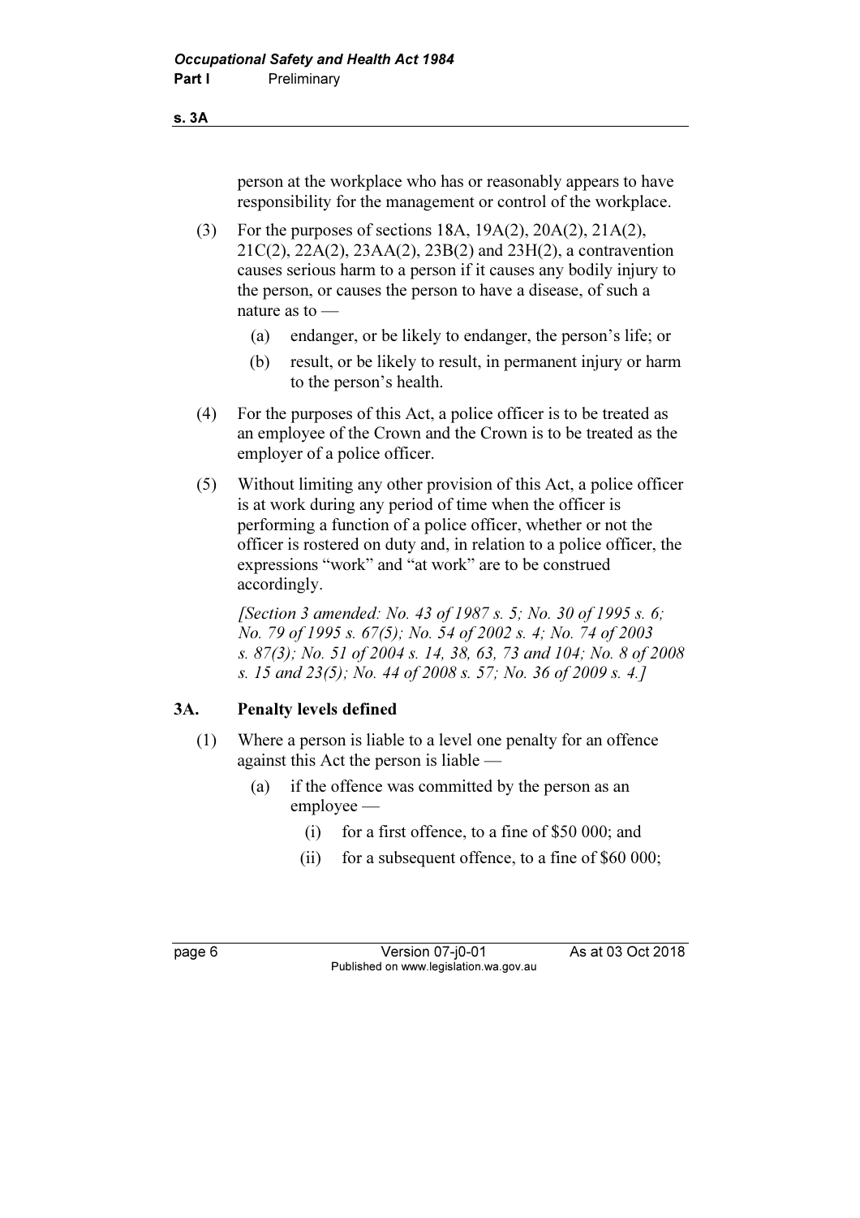person at the workplace who has or reasonably appears to have responsibility for the management or control of the workplace.

(3) For the purposes of sections 18A, 19A(2), 20A(2), 21A(2), 21C(2), 22A(2), 23AA(2), 23B(2) and 23H(2), a contravention causes serious harm to a person if it causes any bodily injury to the person, or causes the person to have a disease, of such a nature as to —

(a) endanger, or be likely to endanger, the person's life; or

(b) result, or be likely to result, in permanent injury or harm to the person's health.

(4) For the purposes of this Act, a police officer is to be treated as an employee of the Crown and the Crown is to be treated as the employer of a police officer.

(5) Without limiting any other provision of this Act, a police officer is at work during any period of time when the officer is performing a function of a police officer, whether or not the officer is rostered on duty and, in relation to a police officer, the expressions "work" and "at work" are to be construed accordingly.

*[Section 3 amended: No. 43 of 1987 s. 5; No. 30 of 1995 s. 6; No. 79 of 1995 s. 67(5); No. 54 of 2002 s. 4; No. 74 of 2003 s. 87(3); No. 51 of 2004 s. 14, 38, 63, 73 and 104; No. 8 of 2008 s. 15 and 23(5); No. 44 of 2008 s. 57; No. 36 of 2009 s. 4.]*

## 3A. Penalty levels defined

(1) Where a person is liable to a level one penalty for an offence against this Act the person is liable —

(a) if the offence was committed by the person as an employee —

(i) for a first offence, to a fine of $50 000; and

(ii) for a subsequent offence, to a fine of $60 000;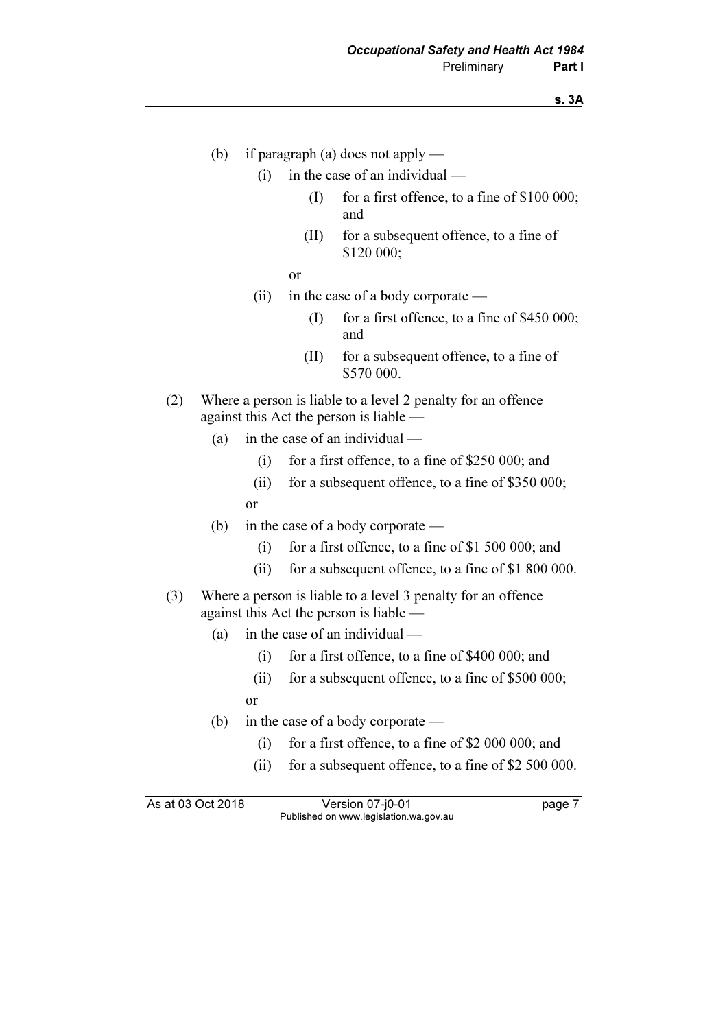(b) if paragraph (a) does not apply —

  (i) in the case of an individual —

    (I) for a first offence, to a fine of $100 000; and

    (II) for a subsequent offence, to a fine of $120 000;

  or

  (ii) in the case of a body corporate —

    (I) for a first offence, to a fine of $450 000; and

    (II) for a subsequent offence, to a fine of $570 000.

(2) Where a person is liable to a level 2 penalty for an offence against this Act the person is liable —

  (a) in the case of an individual —

    (i) for a first offence, to a fine of $250 000; and

    (ii) for a subsequent offence, to a fine of $350 000;

  or

  (b) in the case of a body corporate —

    (i) for a first offence, to a fine of $1 500 000; and

    (ii) for a subsequent offence, to a fine of $1 800 000.

(3) Where a person is liable to a level 3 penalty for an offence against this Act the person is liable —

  (a) in the case of an individual —

    (i) for a first offence, to a fine of $400 000; and

    (ii) for a subsequent offence, to a fine of $500 000;

  or

  (b) in the case of a body corporate —

    (i) for a first offence, to a fine of $2 000 000; and

    (ii) for a subsequent offence, to a fine of $2 500 000.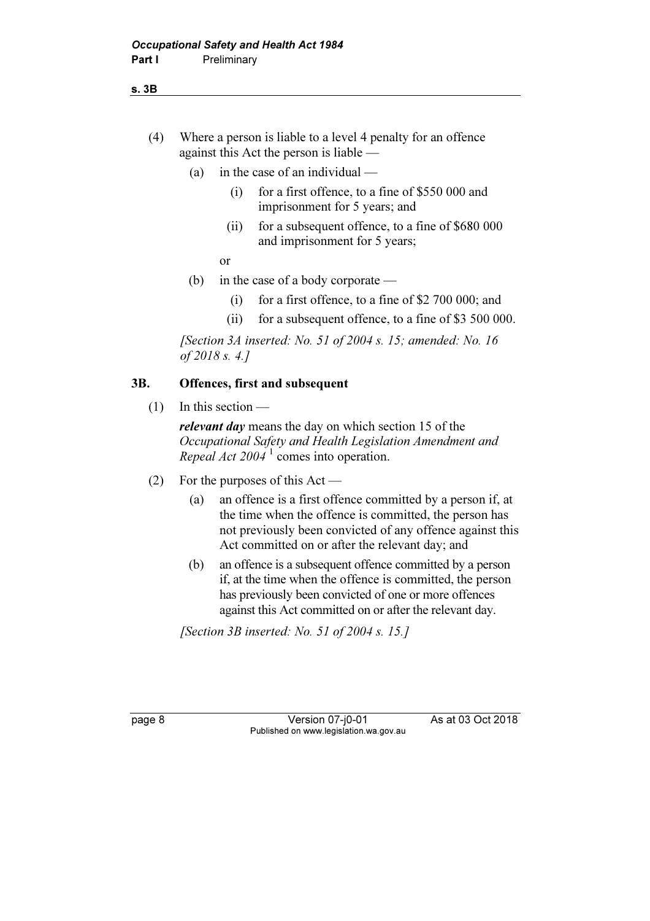(4) Where a person is liable to a level 4 penalty for an offence against this Act the person is liable —

  (a) in the case of an individual —

    (i) for a first offence, to a fine of $550 000 and imprisonment for 5 years; and

    (ii) for a subsequent offence, to a fine of $680 000 and imprisonment for 5 years;

  or

  (b) in the case of a body corporate —

    (i) for a first offence, to a fine of $2 700 000; and

    (ii) for a subsequent offence, to a fine of $3 500 000.

*[Section 3A inserted: No. 51 of 2004 s. 15; amended: No. 16 of 2018 s. 4.]*

### 3B. Offences, first and subsequent

(1) In this section —

***relevant day*** means the day on which section 15 of the *Occupational Safety and Health Legislation Amendment and Repeal Act 2004* [1] comes into operation.

(2) For the purposes of this Act —

  (a) an offence is a first offence committed by a person if, at the time when the offence is committed, the person has not previously been convicted of any offence against this Act committed on or after the relevant day; and

  (b) an offence is a subsequent offence committed by a person if, at the time when the offence is committed, the person has previously been convicted of one or more offences against this Act committed on or after the relevant day.

*[Section 3B inserted: No. 51 of 2004 s. 15.]*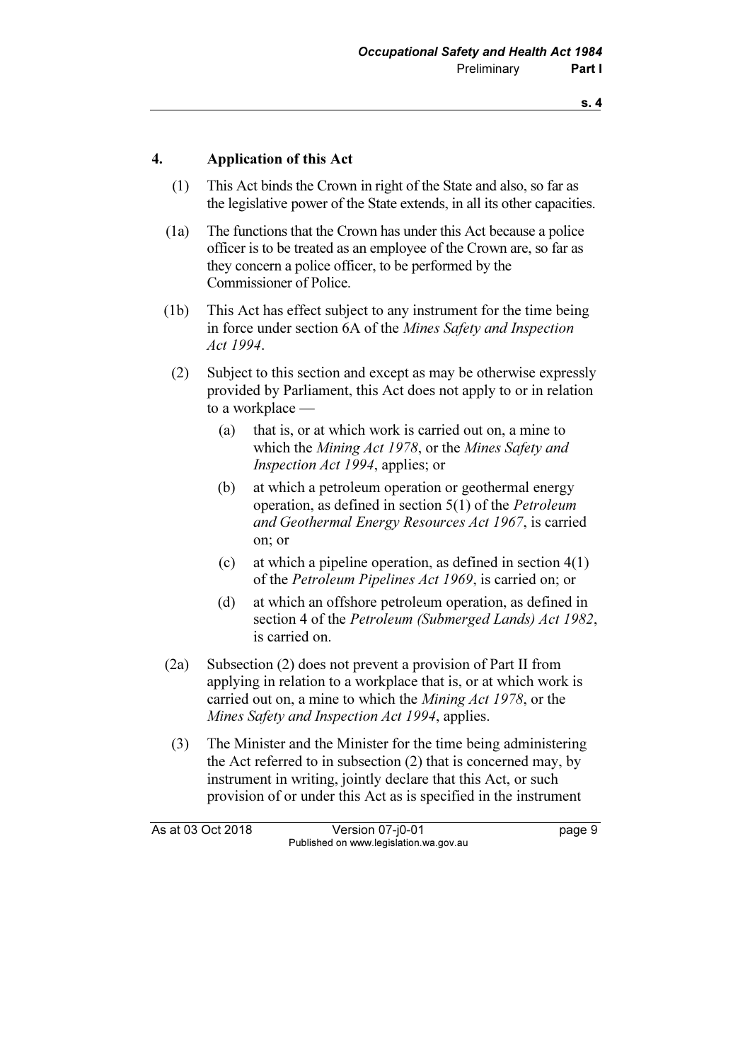## 4. Application of this Act

(1) This Act binds the Crown in right of the State and also, so far as the legislative power of the State extends, in all its other capacities.

(1a) The functions that the Crown has under this Act because a police officer is to be treated as an employee of the Crown are, so far as they concern a police officer, to be performed by the Commissioner of Police.

(1b) This Act has effect subject to any instrument for the time being in force under section 6A of the *Mines Safety and Inspection Act 1994*.

(2) Subject to this section and except as may be otherwise expressly provided by Parliament, this Act does not apply to or in relation to a workplace —

(a) that is, or at which work is carried out on, a mine to which the *Mining Act 1978*, or the *Mines Safety and Inspection Act 1994*, applies; or

(b) at which a petroleum operation or geothermal energy operation, as defined in section 5(1) of the *Petroleum and Geothermal Energy Resources Act 1967*, is carried on; or

(c) at which a pipeline operation, as defined in section 4(1) of the *Petroleum Pipelines Act 1969*, is carried on; or

(d) at which an offshore petroleum operation, as defined in section 4 of the *Petroleum (Submerged Lands) Act 1982*, is carried on.

(2a) Subsection (2) does not prevent a provision of Part II from applying in relation to a workplace that is, or at which work is carried out on, a mine to which the *Mining Act 1978*, or the *Mines Safety and Inspection Act 1994*, applies.

(3) The Minister and the Minister for the time being administering the Act referred to in subsection (2) that is concerned may, by instrument in writing, jointly declare that this Act, or such provision of or under this Act as is specified in the instrument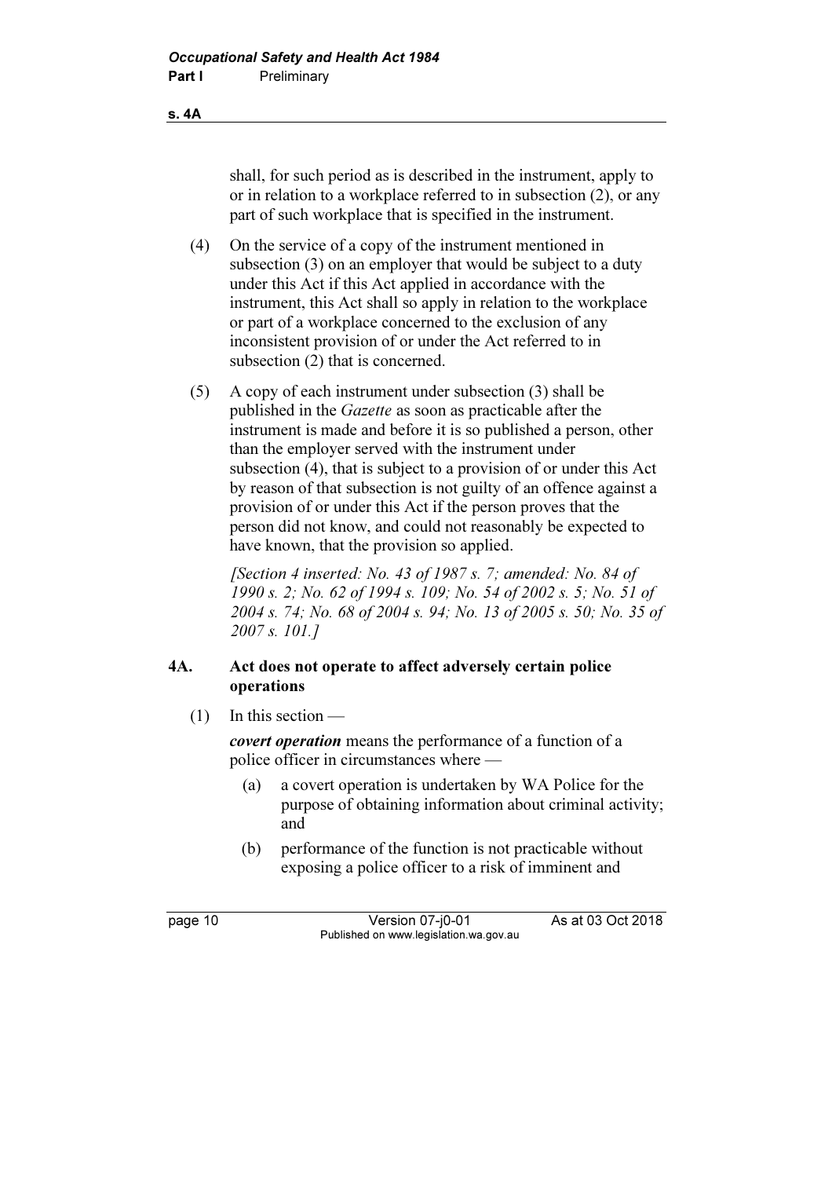shall, for such period as is described in the instrument, apply to or in relation to a workplace referred to in subsection (2), or any part of such workplace that is specified in the instrument.

(4) On the service of a copy of the instrument mentioned in subsection (3) on an employer that would be subject to a duty under this Act if this Act applied in accordance with the instrument, this Act shall so apply in relation to the workplace or part of a workplace concerned to the exclusion of any inconsistent provision of or under the Act referred to in subsection (2) that is concerned.

(5) A copy of each instrument under subsection (3) shall be published in the *Gazette* as soon as practicable after the instrument is made and before it is so published a person, other than the employer served with the instrument under subsection (4), that is subject to a provision of or under this Act by reason of that subsection is not guilty of an offence against a provision of or under this Act if the person proves that the person did not know, and could not reasonably be expected to have known, that the provision so applied.

*[Section 4 inserted: No. 43 of 1987 s. 7; amended: No. 84 of 1990 s. 2; No. 62 of 1994 s. 109; No. 54 of 2002 s. 5; No. 51 of 2004 s. 74; No. 68 of 2004 s. 94; No. 13 of 2005 s. 50; No. 35 of 2007 s. 101.]*

### 4A. Act does not operate to affect adversely certain police operations

(1) In this section —

***covert operation*** means the performance of a function of a police officer in circumstances where —

(a) a covert operation is undertaken by WA Police for the purpose of obtaining information about criminal activity; and

(b) performance of the function is not practicable without exposing a police officer to a risk of imminent and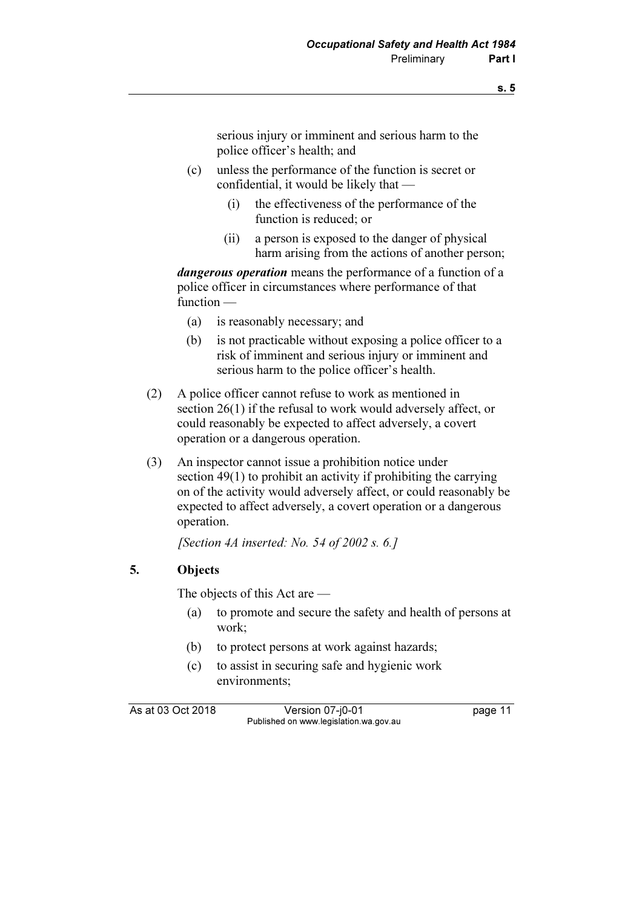serious injury or imminent and serious harm to the police officer's health; and

(c) unless the performance of the function is secret or confidential, it would be likely that —

  (i) the effectiveness of the performance of the function is reduced; or

  (ii) a person is exposed to the danger of physical harm arising from the actions of another person;

***dangerous operation*** means the performance of a function of a police officer in circumstances where performance of that function —

(a) is reasonably necessary; and

(b) is not practicable without exposing a police officer to a risk of imminent and serious injury or imminent and serious harm to the police officer's health.

(2) A police officer cannot refuse to work as mentioned in section 26(1) if the refusal to work would adversely affect, or could reasonably be expected to affect adversely, a covert operation or a dangerous operation.

(3) An inspector cannot issue a prohibition notice under section 49(1) to prohibit an activity if prohibiting the carrying on of the activity would adversely affect, or could reasonably be expected to affect adversely, a covert operation or a dangerous operation.

*[Section 4A inserted: No. 54 of 2002 s. 6.]*

## 5. Objects

The objects of this Act are —

(a) to promote and secure the safety and health of persons at work;

(b) to protect persons at work against hazards;

(c) to assist in securing safe and hygienic work environments;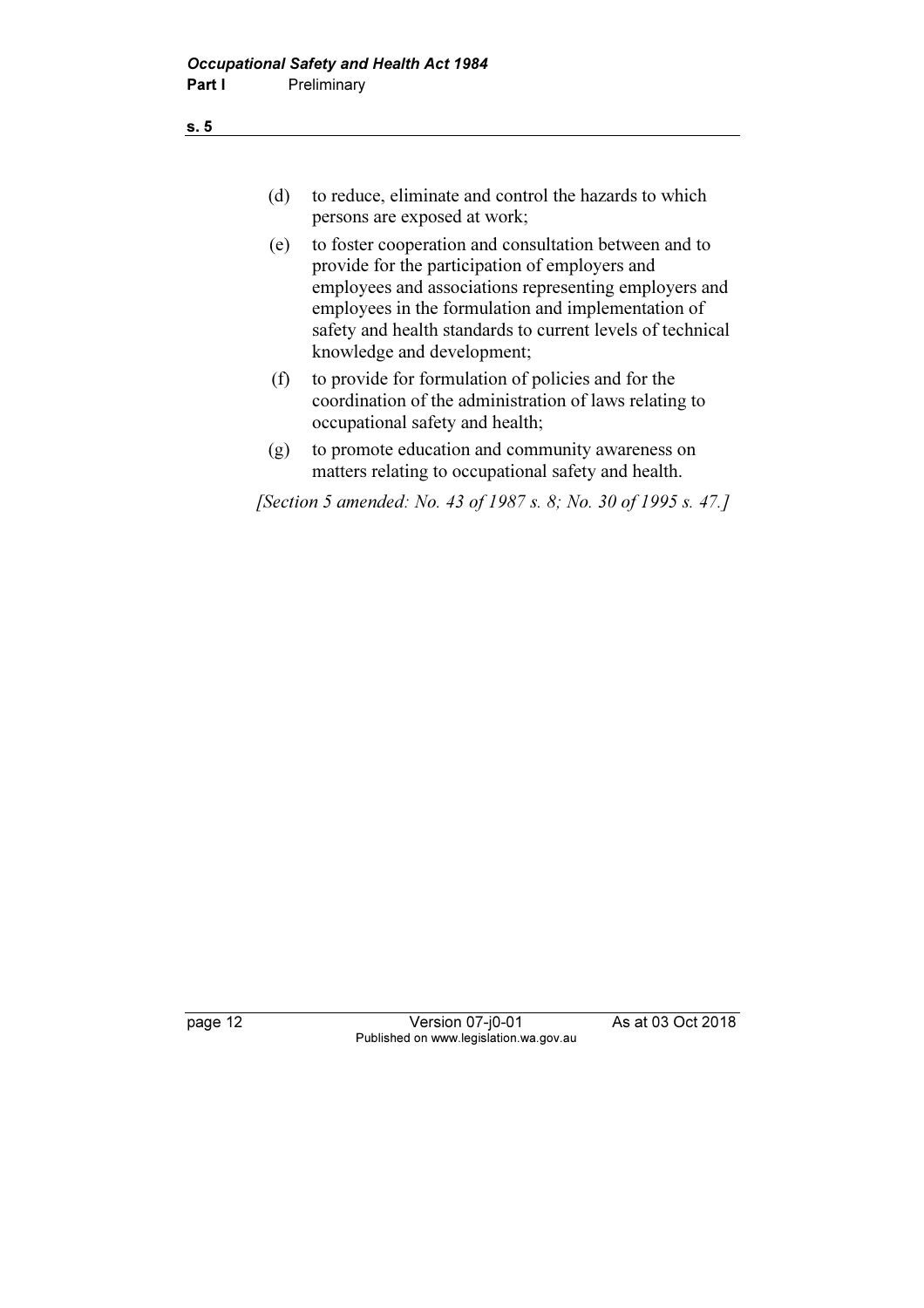(d) to reduce, eliminate and control the hazards to which persons are exposed at work;

(e) to foster cooperation and consultation between and to provide for the participation of employers and employees and associations representing employers and employees in the formulation and implementation of safety and health standards to current levels of technical knowledge and development;

(f) to provide for formulation of policies and for the coordination of the administration of laws relating to occupational safety and health;

(g) to promote education and community awareness on matters relating to occupational safety and health.

*[Section 5 amended: No. 43 of 1987 s. 8; No. 30 of 1995 s. 47.]*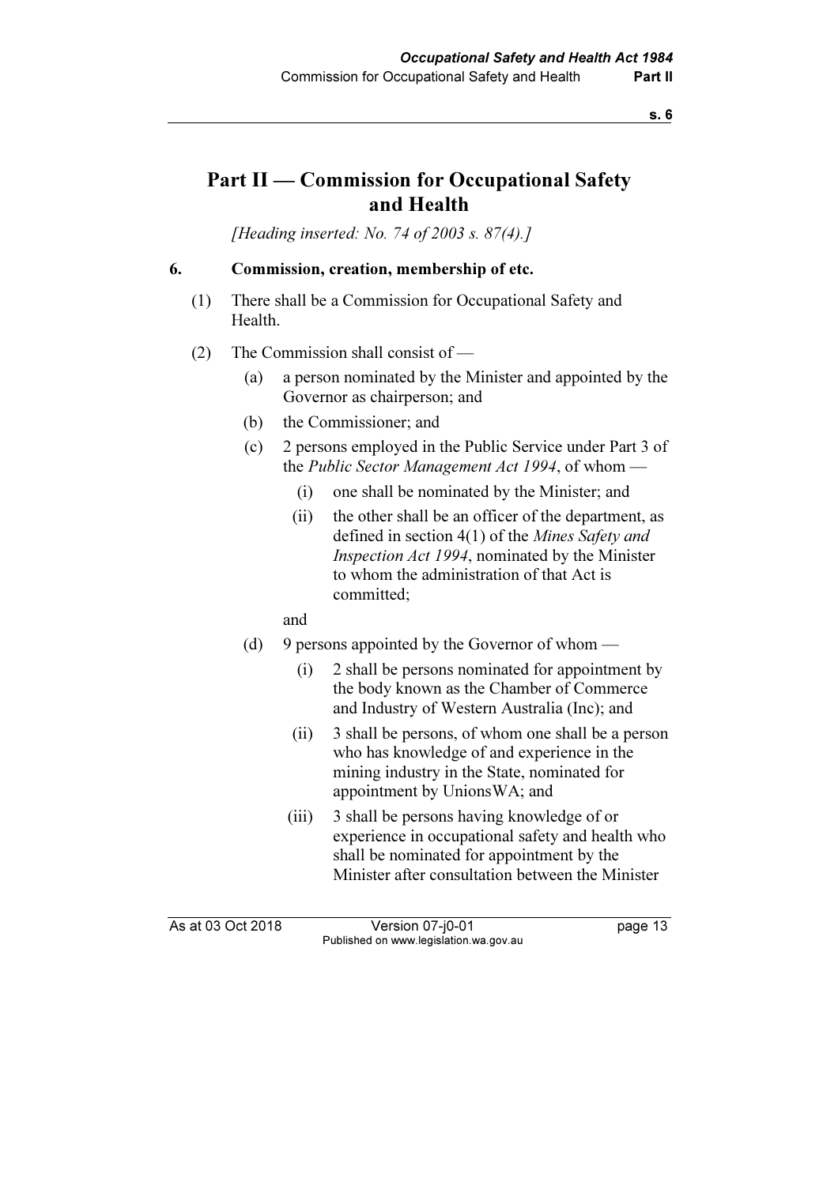# Part II — Commission for Occupational Safety and Health

*[Heading inserted: No. 74 of 2003 s. 87(4).]*

## 6. Commission, creation, membership of etc.

(1) There shall be a Commission for Occupational Safety and Health.

(2) The Commission shall consist of —

- (a) a person nominated by the Minister and appointed by the Governor as chairperson; and
- (b) the Commissioner; and
- (c) 2 persons employed in the Public Service under Part 3 of the *Public Sector Management Act 1994*, of whom —
  - (i) one shall be nominated by the Minister; and
  - (ii) the other shall be an officer of the department, as defined in section 4(1) of the *Mines Safety and Inspection Act 1994*, nominated by the Minister to whom the administration of that Act is committed;

  and
- (d) 9 persons appointed by the Governor of whom —
  - (i) 2 shall be persons nominated for appointment by the body known as the Chamber of Commerce and Industry of Western Australia (Inc); and
  - (ii) 3 shall be persons, of whom one shall be a person who has knowledge of and experience in the mining industry in the State, nominated for appointment by UnionsWA; and
  - (iii) 3 shall be persons having knowledge of or experience in occupational safety and health who shall be nominated for appointment by the Minister after consultation between the Minister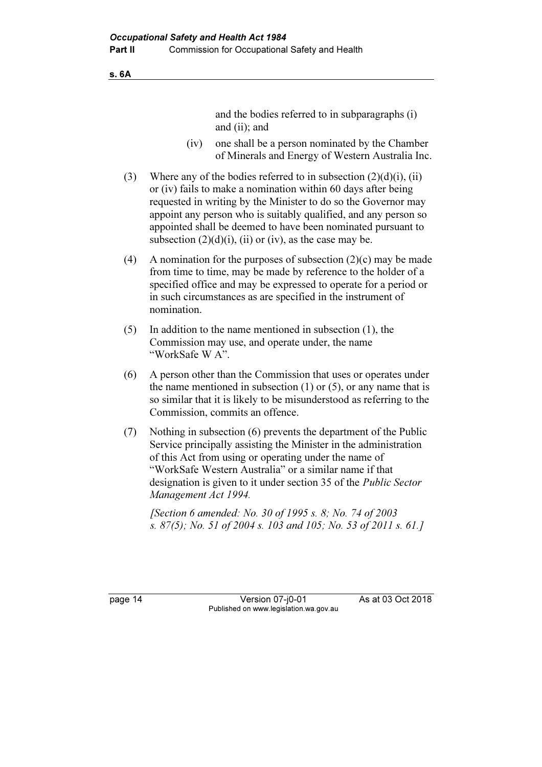and the bodies referred to in subparagraphs (i) and (ii); and

(iv) one shall be a person nominated by the Chamber of Minerals and Energy of Western Australia Inc.

(3) Where any of the bodies referred to in subsection (2)(d)(i), (ii) or (iv) fails to make a nomination within 60 days after being requested in writing by the Minister to do so the Governor may appoint any person who is suitably qualified, and any person so appointed shall be deemed to have been nominated pursuant to subsection (2)(d)(i), (ii) or (iv), as the case may be.

(4) A nomination for the purposes of subsection (2)(c) may be made from time to time, may be made by reference to the holder of a specified office and may be expressed to operate for a period or in such circumstances as are specified in the instrument of nomination.

(5) In addition to the name mentioned in subsection (1), the Commission may use, and operate under, the name "WorkSafe W A".

(6) A person other than the Commission that uses or operates under the name mentioned in subsection (1) or (5), or any name that is so similar that it is likely to be misunderstood as referring to the Commission, commits an offence.

(7) Nothing in subsection (6) prevents the department of the Public Service principally assisting the Minister in the administration of this Act from using or operating under the name of "WorkSafe Western Australia" or a similar name if that designation is given to it under section 35 of the *Public Sector Management Act 1994.*

*[Section 6 amended: No. 30 of 1995 s. 8; No. 74 of 2003 s. 87(5); No. 51 of 2004 s. 103 and 105; No. 53 of 2011 s. 61.]*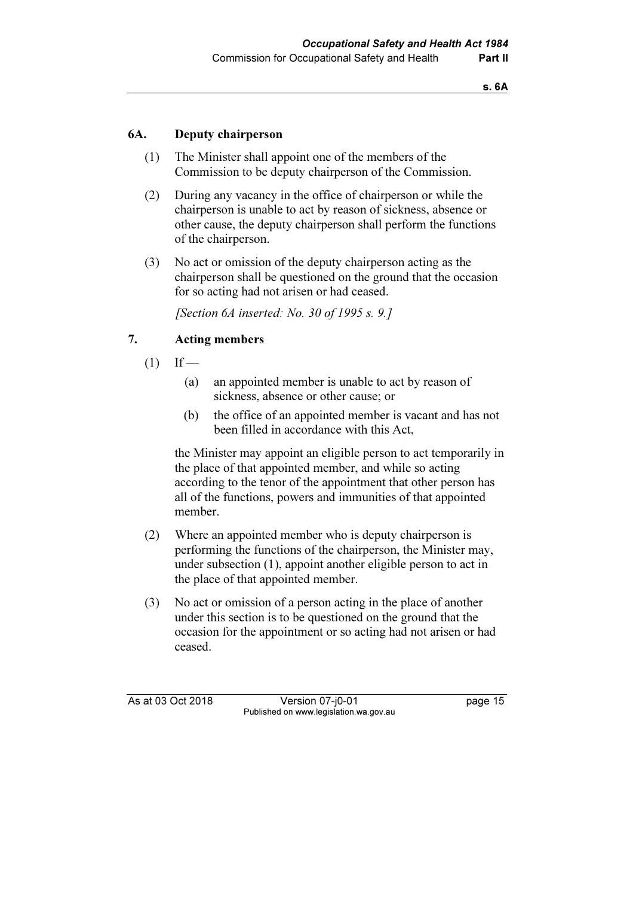### 6A. Deputy chairperson

(1) The Minister shall appoint one of the members of the Commission to be deputy chairperson of the Commission.

(2) During any vacancy in the office of chairperson or while the chairperson is unable to act by reason of sickness, absence or other cause, the deputy chairperson shall perform the functions of the chairperson.

(3) No act or omission of the deputy chairperson acting as the chairperson shall be questioned on the ground that the occasion for so acting had not arisen or had ceased.

*[Section 6A inserted: No. 30 of 1995 s. 9.]*

### 7. Acting members

(1) If —

(a) an appointed member is unable to act by reason of sickness, absence or other cause; or

(b) the office of an appointed member is vacant and has not been filled in accordance with this Act,

the Minister may appoint an eligible person to act temporarily in the place of that appointed member, and while so acting according to the tenor of the appointment that other person has all of the functions, powers and immunities of that appointed member.

(2) Where an appointed member who is deputy chairperson is performing the functions of the chairperson, the Minister may, under subsection (1), appoint another eligible person to act in the place of that appointed member.

(3) No act or omission of a person acting in the place of another under this section is to be questioned on the ground that the occasion for the appointment or so acting had not arisen or had ceased.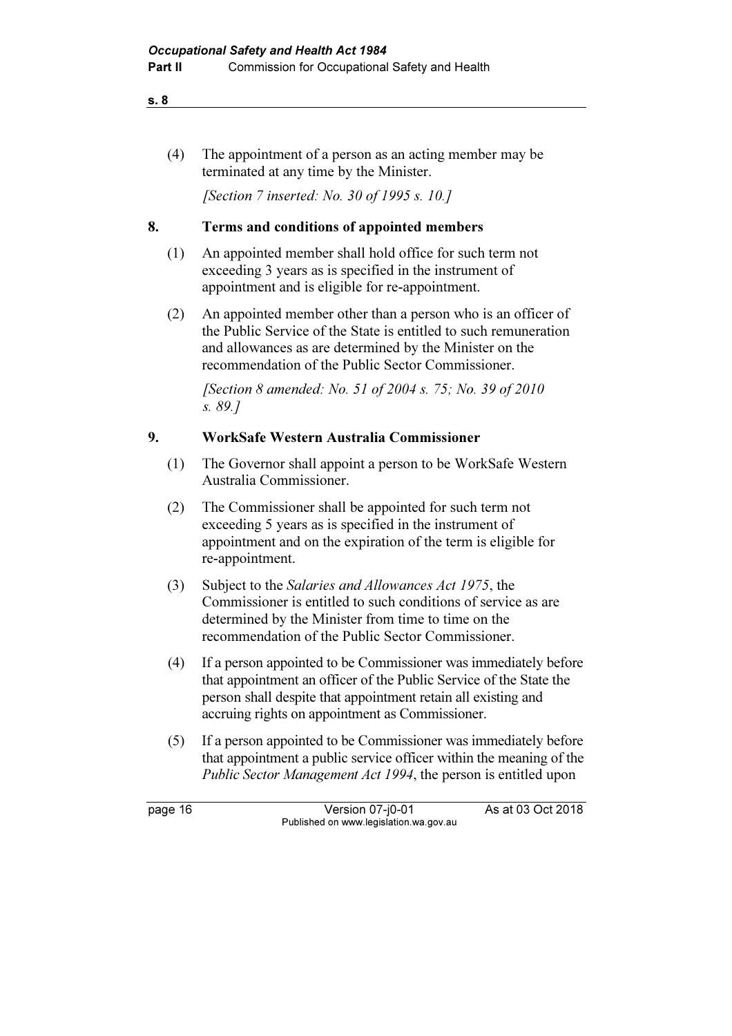(4) The appointment of a person as an acting member may be terminated at any time by the Minister.

*[Section 7 inserted: No. 30 of 1995 s. 10.]*

### 8. Terms and conditions of appointed members

(1) An appointed member shall hold office for such term not exceeding 3 years as is specified in the instrument of appointment and is eligible for re-appointment.

(2) An appointed member other than a person who is an officer of the Public Service of the State is entitled to such remuneration and allowances as are determined by the Minister on the recommendation of the Public Sector Commissioner.

*[Section 8 amended: No. 51 of 2004 s. 75; No. 39 of 2010 s. 89.]*

### 9. WorkSafe Western Australia Commissioner

(1) The Governor shall appoint a person to be WorkSafe Western Australia Commissioner.

(2) The Commissioner shall be appointed for such term not exceeding 5 years as is specified in the instrument of appointment and on the expiration of the term is eligible for re-appointment.

(3) Subject to the *Salaries and Allowances Act 1975*, the Commissioner is entitled to such conditions of service as are determined by the Minister from time to time on the recommendation of the Public Sector Commissioner.

(4) If a person appointed to be Commissioner was immediately before that appointment an officer of the Public Service of the State the person shall despite that appointment retain all existing and accruing rights on appointment as Commissioner.

(5) If a person appointed to be Commissioner was immediately before that appointment a public service officer within the meaning of the *Public Sector Management Act 1994*, the person is entitled upon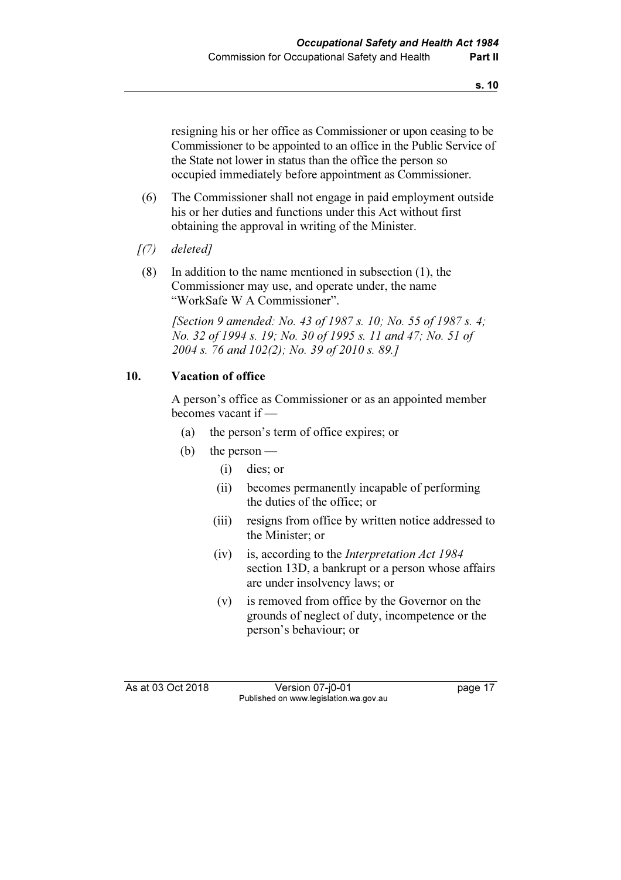resigning his or her office as Commissioner or upon ceasing to be Commissioner to be appointed to an office in the Public Service of the State not lower in status than the office the person so occupied immediately before appointment as Commissioner.

(6) The Commissioner shall not engage in paid employment outside his or her duties and functions under this Act without first obtaining the approval in writing of the Minister.

*[(7) deleted]*

(8) In addition to the name mentioned in subsection (1), the Commissioner may use, and operate under, the name "WorkSafe W A Commissioner".

*[Section 9 amended: No. 43 of 1987 s. 10; No. 55 of 1987 s. 4; No. 32 of 1994 s. 19; No. 30 of 1995 s. 11 and 47; No. 51 of 2004 s. 76 and 102(2); No. 39 of 2010 s. 89.]*

## 10. Vacation of office

A person's office as Commissioner or as an appointed member becomes vacant if —

- (a) the person's term of office expires; or
- (b) the person —
  - (i) dies; or
  - (ii) becomes permanently incapable of performing the duties of the office; or
  - (iii) resigns from office by written notice addressed to the Minister; or
  - (iv) is, according to the *Interpretation Act 1984* section 13D, a bankrupt or a person whose affairs are under insolvency laws; or
  - (v) is removed from office by the Governor on the grounds of neglect of duty, incompetence or the person's behaviour; or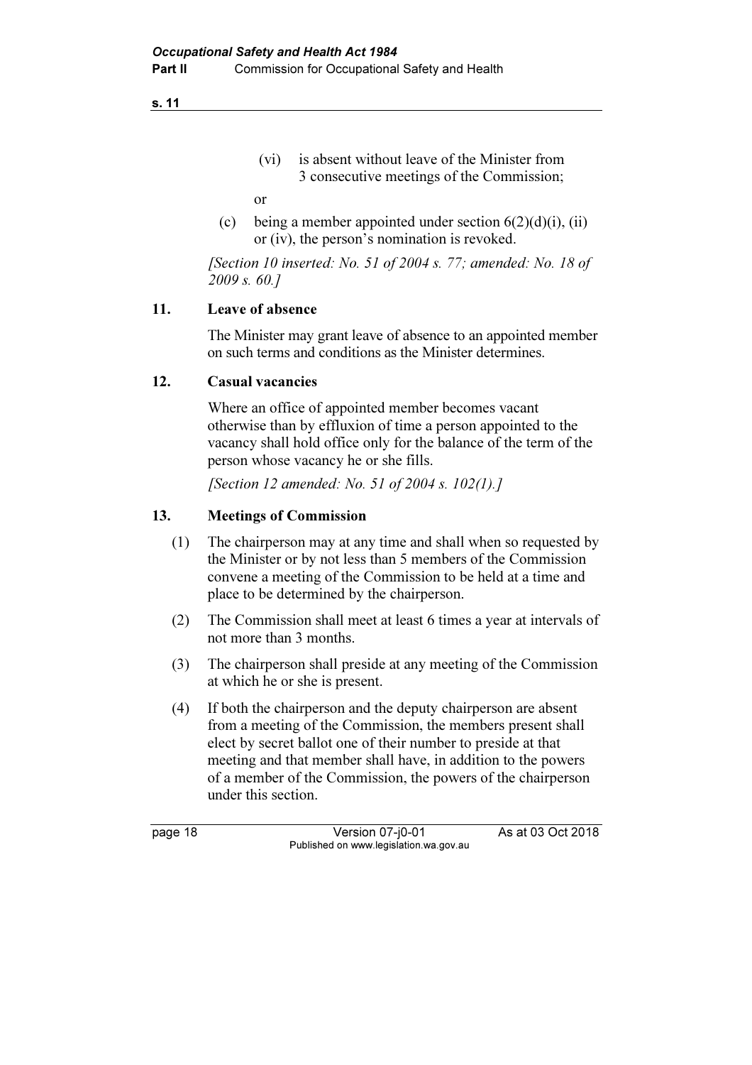(vi) is absent without leave of the Minister from 3 consecutive meetings of the Commission;

or

(c) being a member appointed under section 6(2)(d)(i), (ii) or (iv), the person's nomination is revoked.

*[Section 10 inserted: No. 51 of 2004 s. 77; amended: No. 18 of 2009 s. 60.]*

## 11. Leave of absence

The Minister may grant leave of absence to an appointed member on such terms and conditions as the Minister determines.

## 12. Casual vacancies

Where an office of appointed member becomes vacant otherwise than by effluxion of time a person appointed to the vacancy shall hold office only for the balance of the term of the person whose vacancy he or she fills.

*[Section 12 amended: No. 51 of 2004 s. 102(1).]*

## 13. Meetings of Commission

(1) The chairperson may at any time and shall when so requested by the Minister or by not less than 5 members of the Commission convene a meeting of the Commission to be held at a time and place to be determined by the chairperson.

(2) The Commission shall meet at least 6 times a year at intervals of not more than 3 months.

(3) The chairperson shall preside at any meeting of the Commission at which he or she is present.

(4) If both the chairperson and the deputy chairperson are absent from a meeting of the Commission, the members present shall elect by secret ballot one of their number to preside at that meeting and that member shall have, in addition to the powers of a member of the Commission, the powers of the chairperson under this section.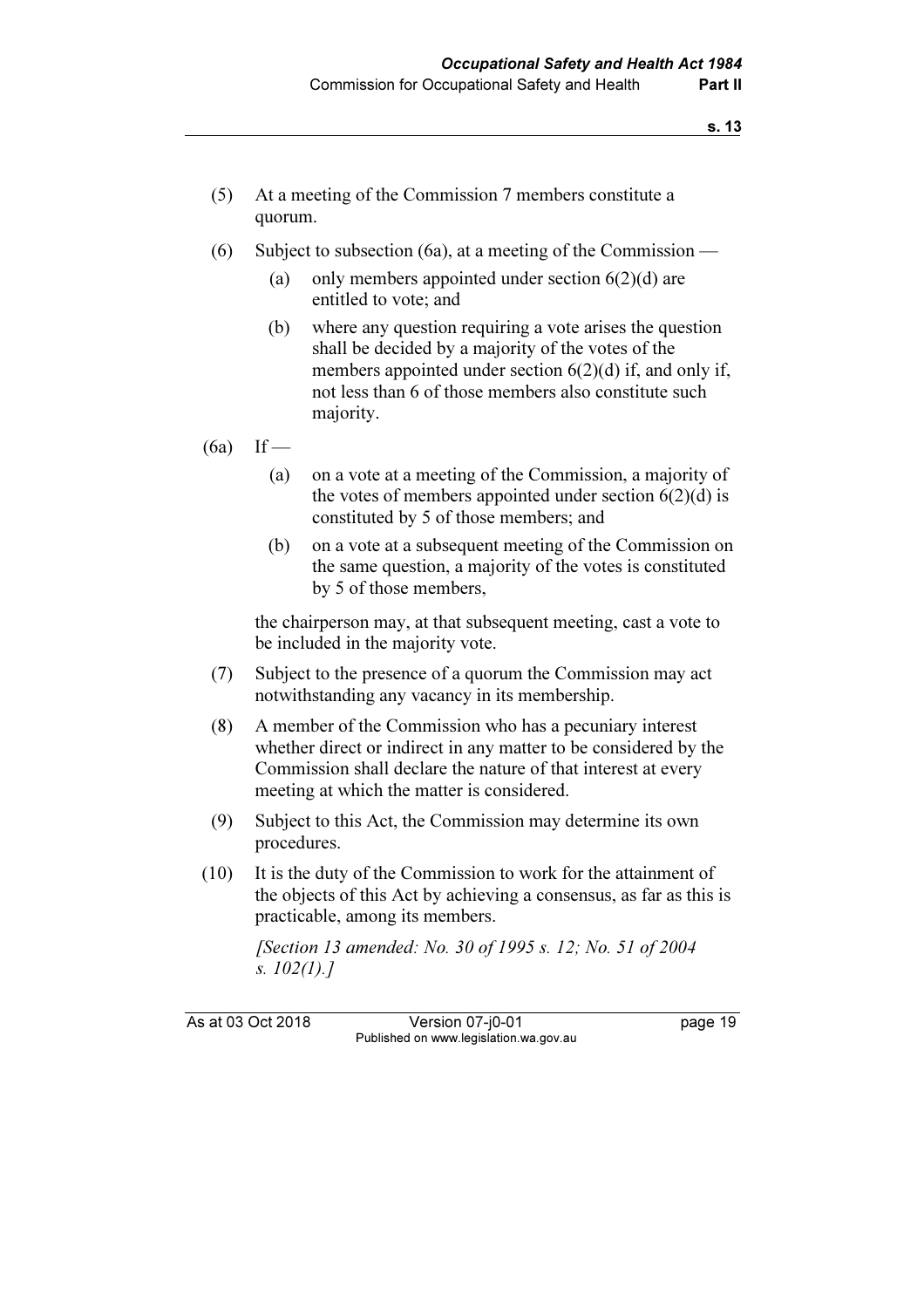(5) At a meeting of the Commission 7 members constitute a quorum.

(6) Subject to subsection (6a), at a meeting of the Commission —

  (a) only members appointed under section 6(2)(d) are entitled to vote; and

  (b) where any question requiring a vote arises the question shall be decided by a majority of the votes of the members appointed under section 6(2)(d) if, and only if, not less than 6 of those members also constitute such majority.

(6a) If —

  (a) on a vote at a meeting of the Commission, a majority of the votes of members appointed under section 6(2)(d) is constituted by 5 of those members; and

  (b) on a vote at a subsequent meeting of the Commission on the same question, a majority of the votes is constituted by 5 of those members,

the chairperson may, at that subsequent meeting, cast a vote to be included in the majority vote.

(7) Subject to the presence of a quorum the Commission may act notwithstanding any vacancy in its membership.

(8) A member of the Commission who has a pecuniary interest whether direct or indirect in any matter to be considered by the Commission shall declare the nature of that interest at every meeting at which the matter is considered.

(9) Subject to this Act, the Commission may determine its own procedures.

(10) It is the duty of the Commission to work for the attainment of the objects of this Act by achieving a consensus, as far as this is practicable, among its members.

*[Section 13 amended: No. 30 of 1995 s. 12; No. 51 of 2004 s. 102(1).]*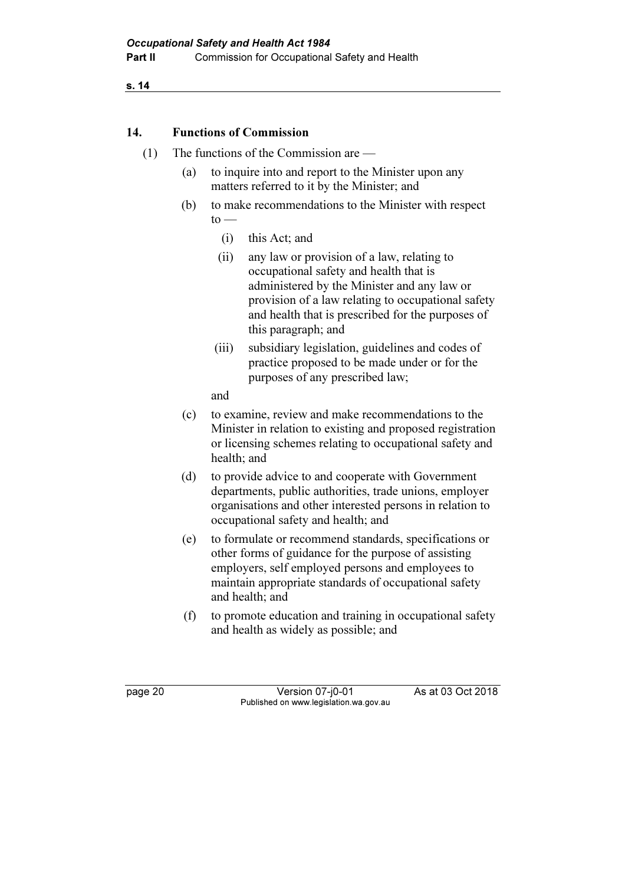## 14. Functions of Commission

(1) The functions of the Commission are —

(a) to inquire into and report to the Minister upon any matters referred to it by the Minister; and

(b) to make recommendations to the Minister with respect to —

(i) this Act; and

(ii) any law or provision of a law, relating to occupational safety and health that is administered by the Minister and any law or provision of a law relating to occupational safety and health that is prescribed for the purposes of this paragraph; and

(iii) subsidiary legislation, guidelines and codes of practice proposed to be made under or for the purposes of any prescribed law;

and

(c) to examine, review and make recommendations to the Minister in relation to existing and proposed registration or licensing schemes relating to occupational safety and health; and

(d) to provide advice to and cooperate with Government departments, public authorities, trade unions, employer organisations and other interested persons in relation to occupational safety and health; and

(e) to formulate or recommend standards, specifications or other forms of guidance for the purpose of assisting employers, self employed persons and employees to maintain appropriate standards of occupational safety and health; and

(f) to promote education and training in occupational safety and health as widely as possible; and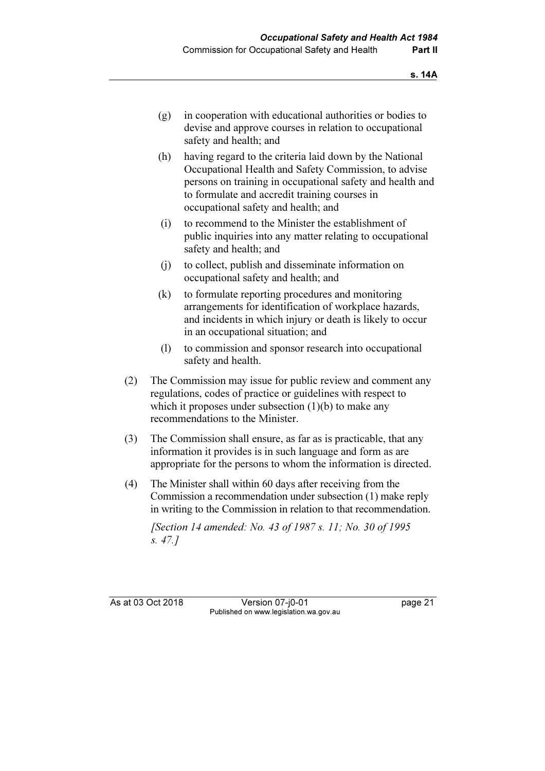(g) in cooperation with educational authorities or bodies to devise and approve courses in relation to occupational safety and health; and

(h) having regard to the criteria laid down by the National Occupational Health and Safety Commission, to advise persons on training in occupational safety and health and to formulate and accredit training courses in occupational safety and health; and

(i) to recommend to the Minister the establishment of public inquiries into any matter relating to occupational safety and health; and

(j) to collect, publish and disseminate information on occupational safety and health; and

(k) to formulate reporting procedures and monitoring arrangements for identification of workplace hazards, and incidents in which injury or death is likely to occur in an occupational situation; and

(l) to commission and sponsor research into occupational safety and health.

(2) The Commission may issue for public review and comment any regulations, codes of practice or guidelines with respect to which it proposes under subsection (1)(b) to make any recommendations to the Minister.

(3) The Commission shall ensure, as far as is practicable, that any information it provides is in such language and form as are appropriate for the persons to whom the information is directed.

(4) The Minister shall within 60 days after receiving from the Commission a recommendation under subsection (1) make reply in writing to the Commission in relation to that recommendation.

*[Section 14 amended: No. 43 of 1987 s. 11; No. 30 of 1995 s. 47.]*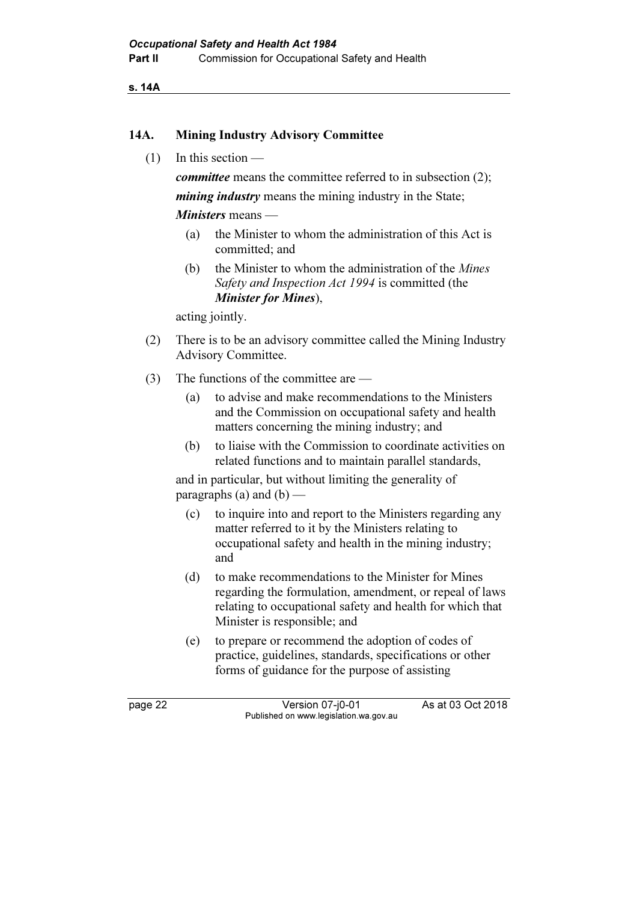## 14A. Mining Industry Advisory Committee

(1) In this section —

***committee*** means the committee referred to in subsection (2);

***mining industry*** means the mining industry in the State;

***Ministers*** means —

- (a) the Minister to whom the administration of this Act is committed; and
- (b) the Minister to whom the administration of the *Mines Safety and Inspection Act 1994* is committed (the ***Minister for Mines***),

acting jointly.

(2) There is to be an advisory committee called the Mining Industry Advisory Committee.

(3) The functions of the committee are —

- (a) to advise and make recommendations to the Ministers and the Commission on occupational safety and health matters concerning the mining industry; and
- (b) to liaise with the Commission to coordinate activities on related functions and to maintain parallel standards,

and in particular, but without limiting the generality of paragraphs (a) and (b) —

- (c) to inquire into and report to the Ministers regarding any matter referred to it by the Ministers relating to occupational safety and health in the mining industry; and
- (d) to make recommendations to the Minister for Mines regarding the formulation, amendment, or repeal of laws relating to occupational safety and health for which that Minister is responsible; and
- (e) to prepare or recommend the adoption of codes of practice, guidelines, standards, specifications or other forms of guidance for the purpose of assisting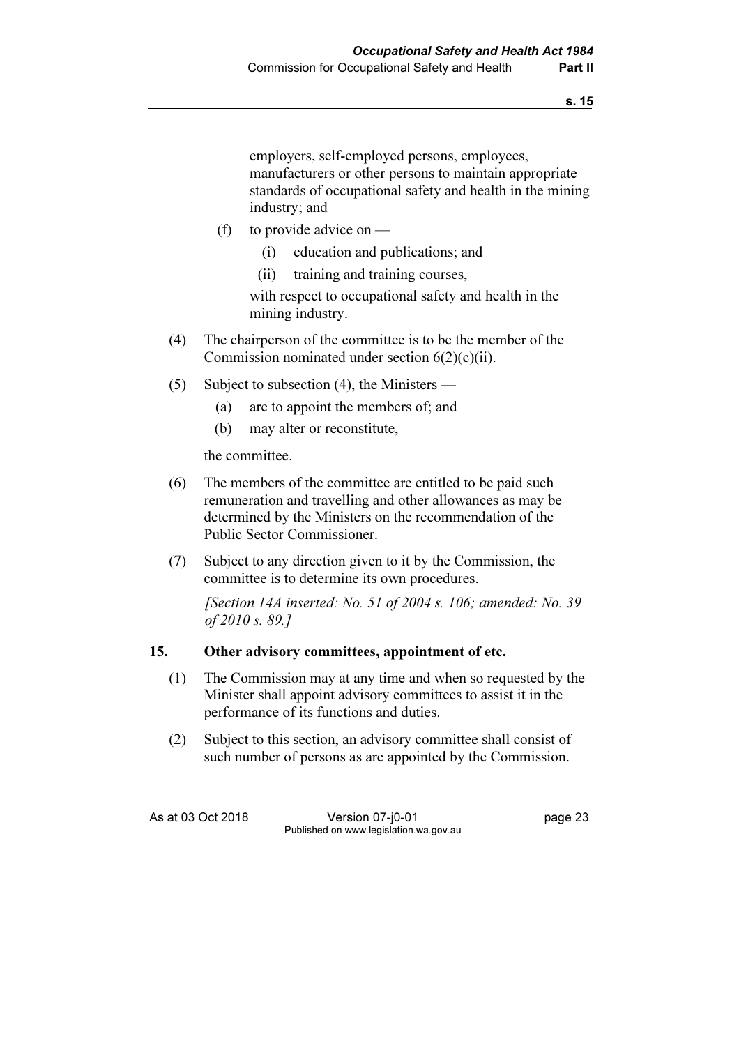employers, self-employed persons, employees, manufacturers or other persons to maintain appropriate standards of occupational safety and health in the mining industry; and

(f) to provide advice on —

(i) education and publications; and

(ii) training and training courses,

with respect to occupational safety and health in the mining industry.

(4) The chairperson of the committee is to be the member of the Commission nominated under section 6(2)(c)(ii).

(5) Subject to subsection (4), the Ministers —

(a) are to appoint the members of; and

(b) may alter or reconstitute,

the committee.

(6) The members of the committee are entitled to be paid such remuneration and travelling and other allowances as may be determined by the Ministers on the recommendation of the Public Sector Commissioner.

(7) Subject to any direction given to it by the Commission, the committee is to determine its own procedures.

*[Section 14A inserted: No. 51 of 2004 s. 106; amended: No. 39 of 2010 s. 89.]*

### 15. Other advisory committees, appointment of etc.

(1) The Commission may at any time and when so requested by the Minister shall appoint advisory committees to assist it in the performance of its functions and duties.

(2) Subject to this section, an advisory committee shall consist of such number of persons as are appointed by the Commission.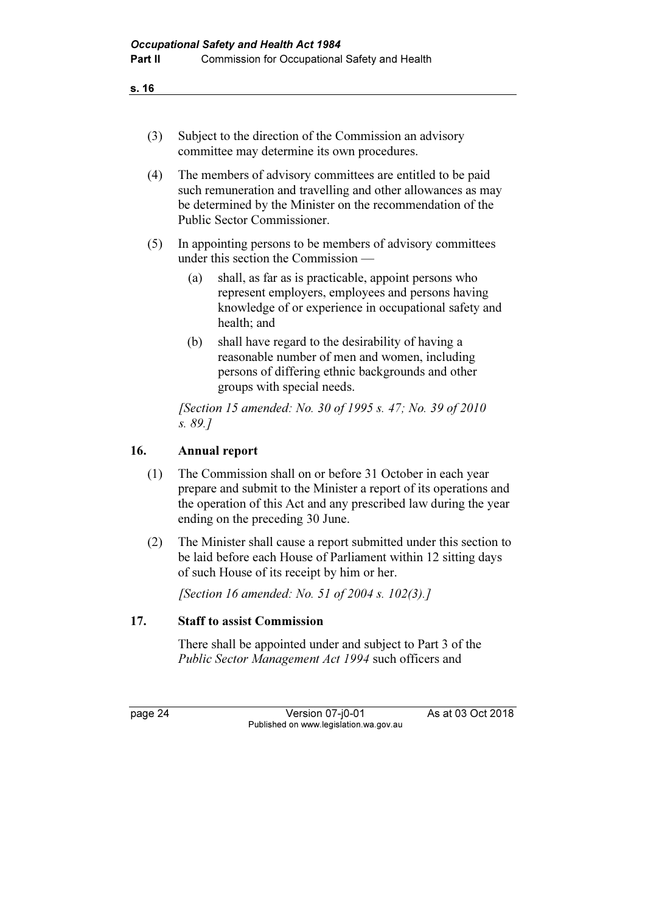(3) Subject to the direction of the Commission an advisory committee may determine its own procedures.

(4) The members of advisory committees are entitled to be paid such remuneration and travelling and other allowances as may be determined by the Minister on the recommendation of the Public Sector Commissioner.

(5) In appointing persons to be members of advisory committees under this section the Commission —

(a) shall, as far as is practicable, appoint persons who represent employers, employees and persons having knowledge of or experience in occupational safety and health; and

(b) shall have regard to the desirability of having a reasonable number of men and women, including persons of differing ethnic backgrounds and other groups with special needs.

*[Section 15 amended: No. 30 of 1995 s. 47; No. 39 of 2010 s. 89.]*

## 16. Annual report

(1) The Commission shall on or before 31 October in each year prepare and submit to the Minister a report of its operations and the operation of this Act and any prescribed law during the year ending on the preceding 30 June.

(2) The Minister shall cause a report submitted under this section to be laid before each House of Parliament within 12 sitting days of such House of its receipt by him or her.

*[Section 16 amended: No. 51 of 2004 s. 102(3).]*

## 17. Staff to assist Commission

There shall be appointed under and subject to Part 3 of the *Public Sector Management Act 1994* such officers and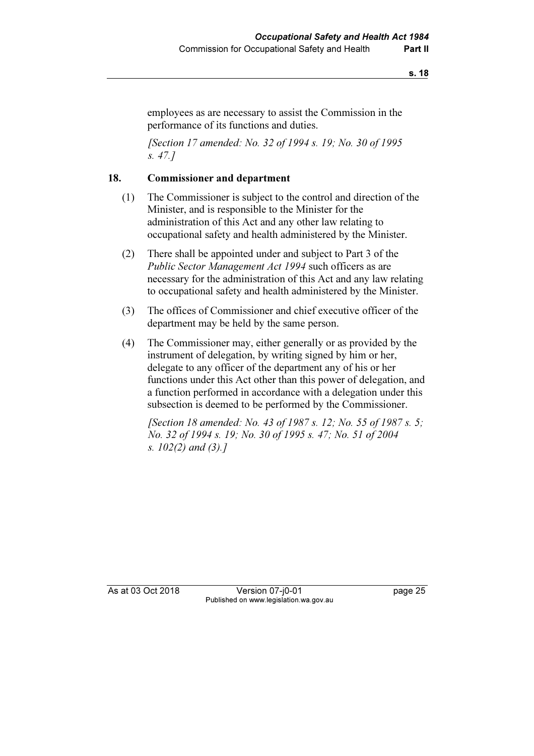employees as are necessary to assist the Commission in the performance of its functions and duties.

*[Section 17 amended: No. 32 of 1994 s. 19; No. 30 of 1995 s. 47.]*

## 18. Commissioner and department

(1) The Commissioner is subject to the control and direction of the Minister, and is responsible to the Minister for the administration of this Act and any other law relating to occupational safety and health administered by the Minister.

(2) There shall be appointed under and subject to Part 3 of the *Public Sector Management Act 1994* such officers as are necessary for the administration of this Act and any law relating to occupational safety and health administered by the Minister.

(3) The offices of Commissioner and chief executive officer of the department may be held by the same person.

(4) The Commissioner may, either generally or as provided by the instrument of delegation, by writing signed by him or her, delegate to any officer of the department any of his or her functions under this Act other than this power of delegation, and a function performed in accordance with a delegation under this subsection is deemed to be performed by the Commissioner.

*[Section 18 amended: No. 43 of 1987 s. 12; No. 55 of 1987 s. 5; No. 32 of 1994 s. 19; No. 30 of 1995 s. 47; No. 51 of 2004 s. 102(2) and (3).]*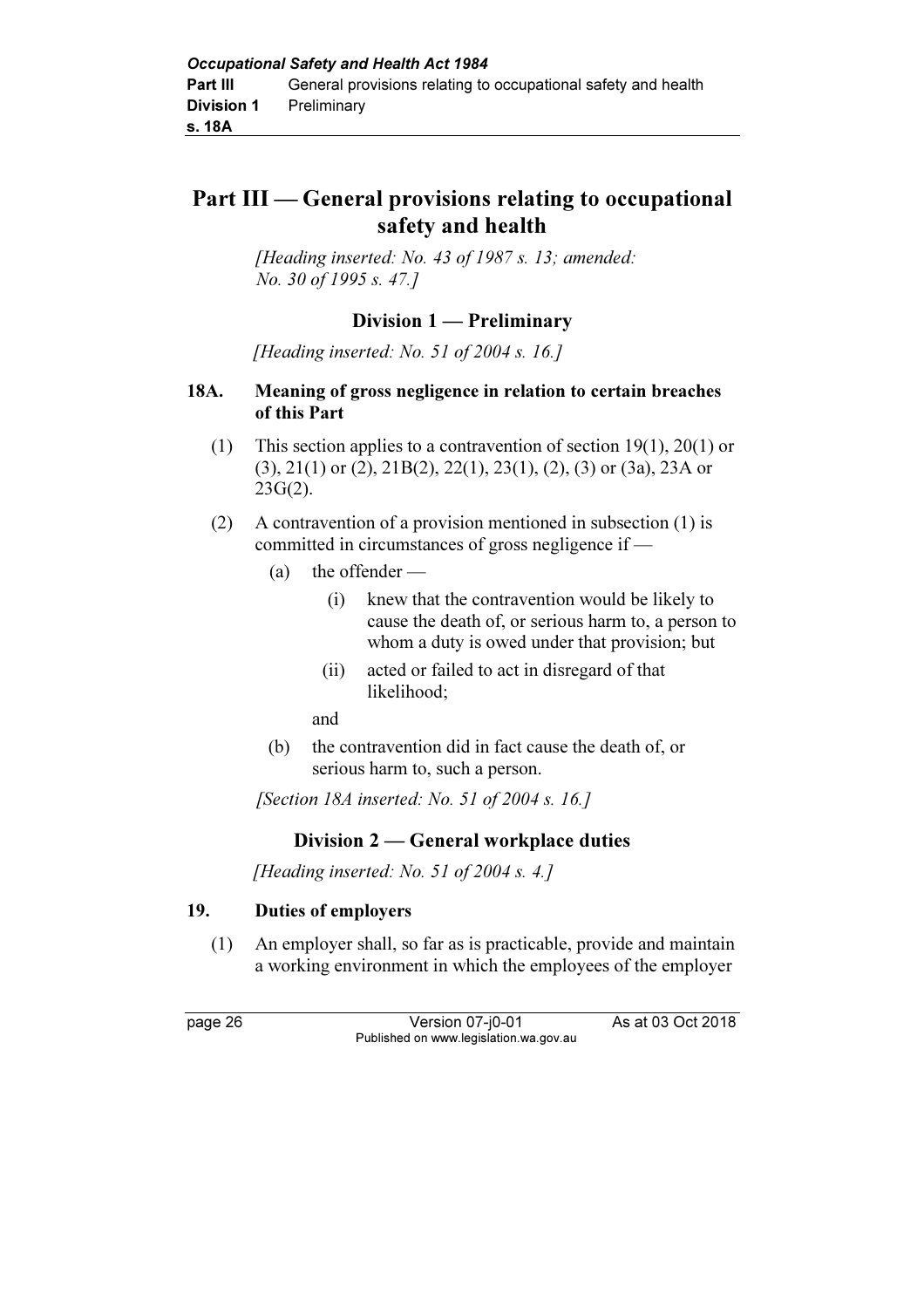# Part III — General provisions relating to occupational safety and health

*[Heading inserted: No. 43 of 1987 s. 13; amended: No. 30 of 1995 s. 47.]*

## Division 1 — Preliminary

*[Heading inserted: No. 51 of 2004 s. 16.]*

### 18A. Meaning of gross negligence in relation to certain breaches of this Part

(1) This section applies to a contravention of section 19(1), 20(1) or (3), 21(1) or (2), 21B(2), 22(1), 23(1), (2), (3) or (3a), 23A or 23G(2).

(2) A contravention of a provision mentioned in subsection (1) is committed in circumstances of gross negligence if —

- (a) the offender —
  - (i) knew that the contravention would be likely to cause the death of, or serious harm to, a person to whom a duty is owed under that provision; but
  - (ii) acted or failed to act in disregard of that likelihood;

  and
- (b) the contravention did in fact cause the death of, or serious harm to, such a person.

*[Section 18A inserted: No. 51 of 2004 s. 16.]*

## Division 2 — General workplace duties

*[Heading inserted: No. 51 of 2004 s. 4.]*

### 19. Duties of employers

(1) An employer shall, so far as is practicable, provide and maintain a working environment in which the employees of the employer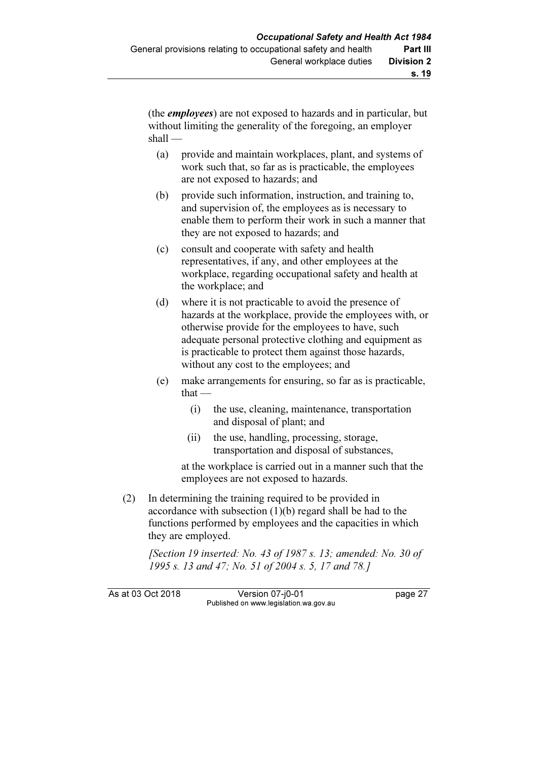(the ***employees***) are not exposed to hazards and in particular, but without limiting the generality of the foregoing, an employer shall —

(a) provide and maintain workplaces, plant, and systems of work such that, so far as is practicable, the employees are not exposed to hazards; and

(b) provide such information, instruction, and training to, and supervision of, the employees as is necessary to enable them to perform their work in such a manner that they are not exposed to hazards; and

(c) consult and cooperate with safety and health representatives, if any, and other employees at the workplace, regarding occupational safety and health at the workplace; and

(d) where it is not practicable to avoid the presence of hazards at the workplace, provide the employees with, or otherwise provide for the employees to have, such adequate personal protective clothing and equipment as is practicable to protect them against those hazards, without any cost to the employees; and

(e) make arrangements for ensuring, so far as is practicable, that —

  (i) the use, cleaning, maintenance, transportation and disposal of plant; and

  (ii) the use, handling, processing, storage, transportation and disposal of substances,

  at the workplace is carried out in a manner such that the employees are not exposed to hazards.

(2) In determining the training required to be provided in accordance with subsection (1)(b) regard shall be had to the functions performed by employees and the capacities in which they are employed.

*[Section 19 inserted: No. 43 of 1987 s. 13; amended: No. 30 of 1995 s. 13 and 47; No. 51 of 2004 s. 5, 17 and 78.]*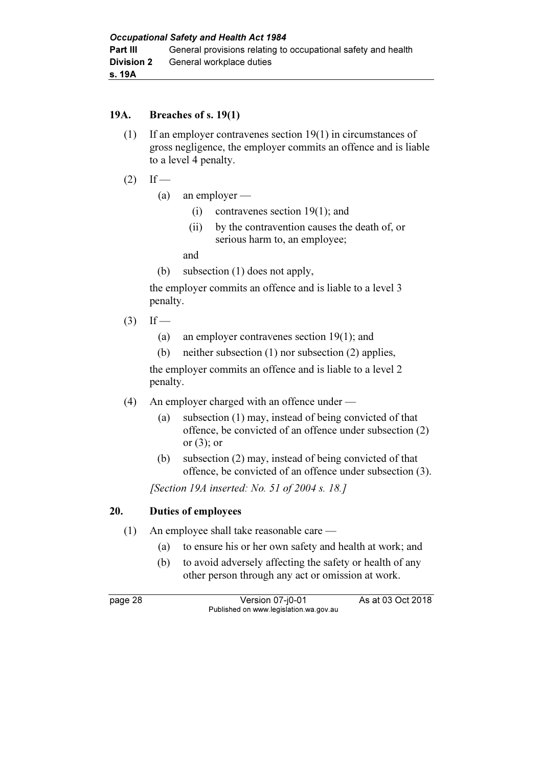## 19A. Breaches of s. 19(1)

(1) If an employer contravenes section 19(1) in circumstances of gross negligence, the employer commits an offence and is liable to a level 4 penalty.

(2) If —

- (a) an employer —
  - (i) contravenes section 19(1); and
  - (ii) by the contravention causes the death of, or serious harm to, an employee;

  and
- (b) subsection (1) does not apply,

the employer commits an offence and is liable to a level 3 penalty.

(3) If —

- (a) an employer contravenes section 19(1); and
- (b) neither subsection (1) nor subsection (2) applies,

the employer commits an offence and is liable to a level 2 penalty.

(4) An employer charged with an offence under —

- (a) subsection (1) may, instead of being convicted of that offence, be convicted of an offence under subsection (2) or (3); or
- (b) subsection (2) may, instead of being convicted of that offence, be convicted of an offence under subsection (3).

*[Section 19A inserted: No. 51 of 2004 s. 18.]*

## 20. Duties of employees

(1) An employee shall take reasonable care —

- (a) to ensure his or her own safety and health at work; and
- (b) to avoid adversely affecting the safety or health of any other person through any act or omission at work.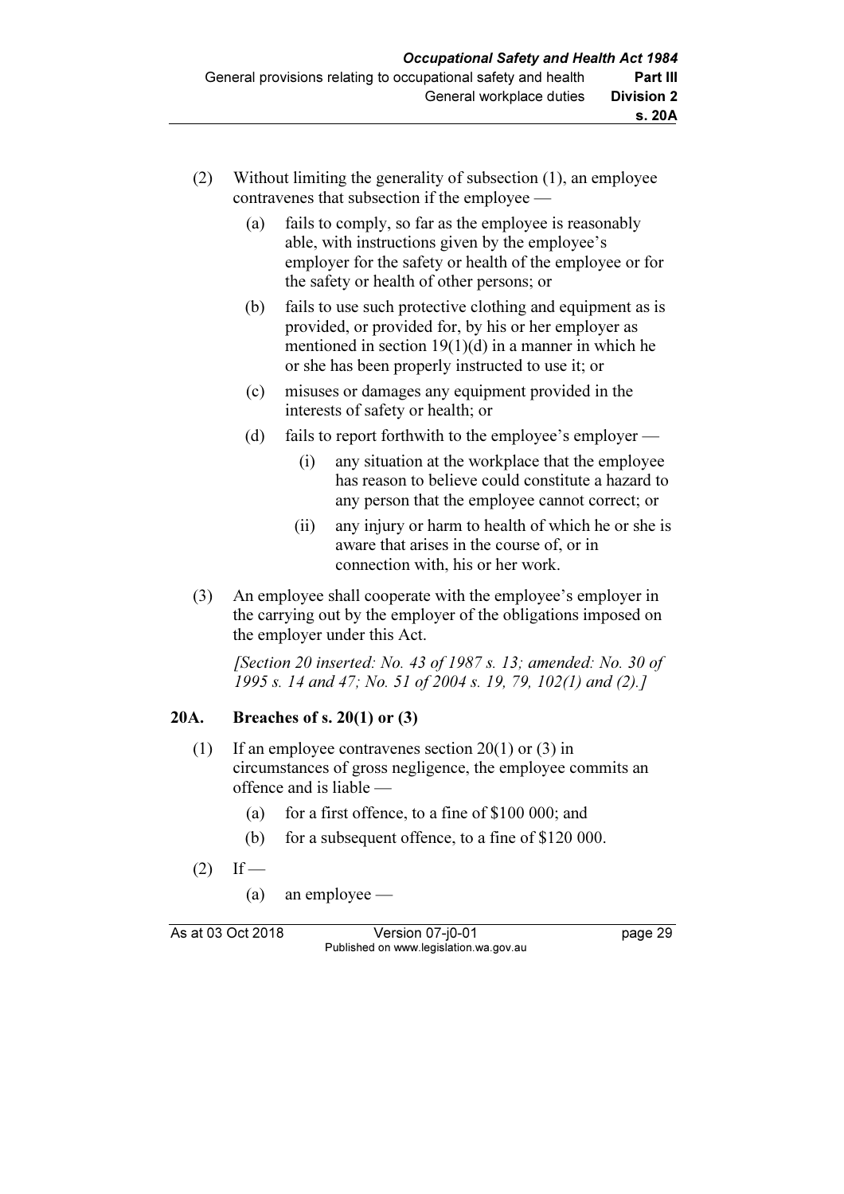(2) Without limiting the generality of subsection (1), an employee contravenes that subsection if the employee —

(a) fails to comply, so far as the employee is reasonably able, with instructions given by the employee's employer for the safety or health of the employee or for the safety or health of other persons; or

(b) fails to use such protective clothing and equipment as is provided, or provided for, by his or her employer as mentioned in section 19(1)(d) in a manner in which he or she has been properly instructed to use it; or

(c) misuses or damages any equipment provided in the interests of safety or health; or

(d) fails to report forthwith to the employee's employer —

(i) any situation at the workplace that the employee has reason to believe could constitute a hazard to any person that the employee cannot correct; or

(ii) any injury or harm to health of which he or she is aware that arises in the course of, or in connection with, his or her work.

(3) An employee shall cooperate with the employee's employer in the carrying out by the employer of the obligations imposed on the employer under this Act.

*[Section 20 inserted: No. 43 of 1987 s. 13; amended: No. 30 of 1995 s. 14 and 47; No. 51 of 2004 s. 19, 79, 102(1) and (2).]*

**20A. Breaches of s. 20(1) or (3)**

(1) If an employee contravenes section 20(1) or (3) in circumstances of gross negligence, the employee commits an offence and is liable —

(a) for a first offence, to a fine of $100 000; and

(b) for a subsequent offence, to a fine of $120 000.

(2) If —

(a) an employee —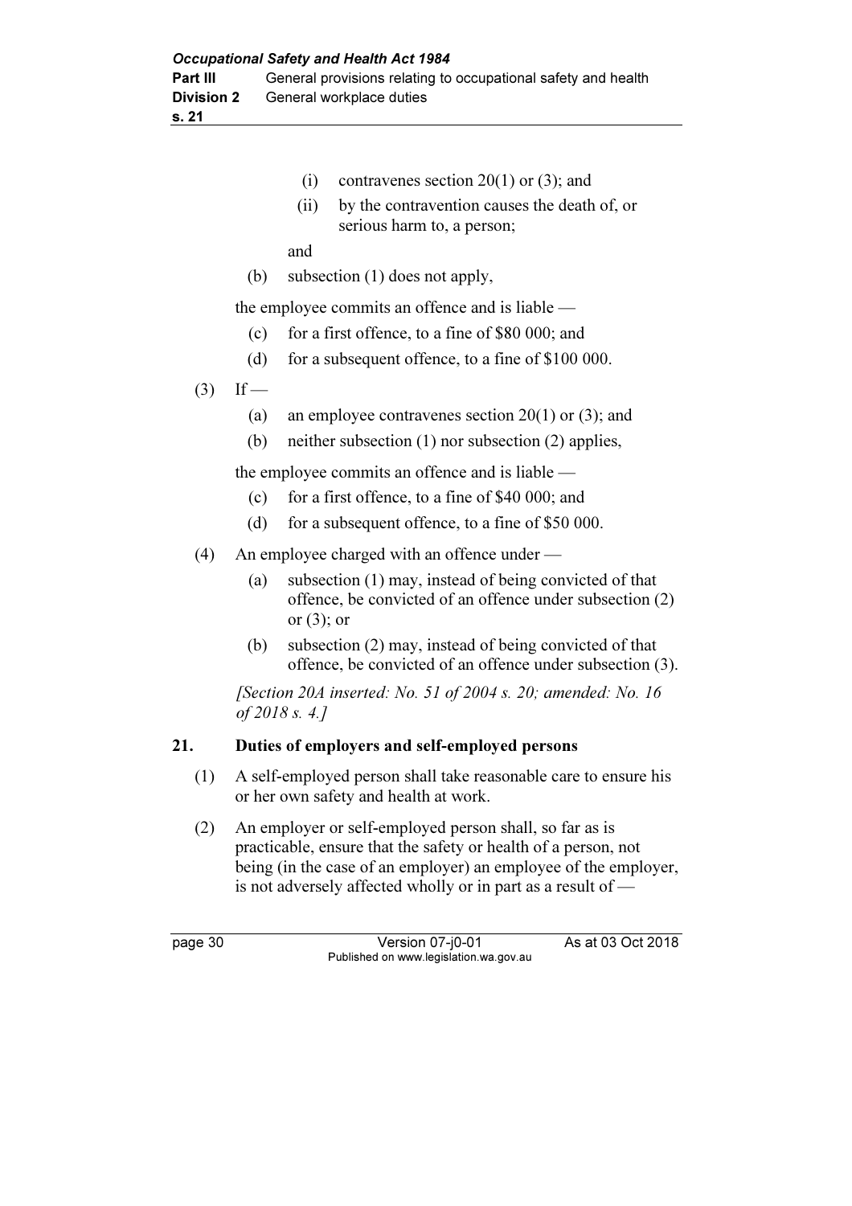(i) contravenes section 20(1) or (3); and

(ii) by the contravention causes the death of, or serious harm to, a person;

and

(b) subsection (1) does not apply,

the employee commits an offence and is liable —

(c) for a first offence, to a fine of $80 000; and

(d) for a subsequent offence, to a fine of $100 000.

(3) If —

(a) an employee contravenes section 20(1) or (3); and

(b) neither subsection (1) nor subsection (2) applies,

the employee commits an offence and is liable —

(c) for a first offence, to a fine of $40 000; and

(d) for a subsequent offence, to a fine of $50 000.

(4) An employee charged with an offence under —

(a) subsection (1) may, instead of being convicted of that offence, be convicted of an offence under subsection (2) or (3); or

(b) subsection (2) may, instead of being convicted of that offence, be convicted of an offence under subsection (3).

*[Section 20A inserted: No. 51 of 2004 s. 20; amended: No. 16 of 2018 s. 4.]*

### 21. Duties of employers and self-employed persons

(1) A self-employed person shall take reasonable care to ensure his or her own safety and health at work.

(2) An employer or self-employed person shall, so far as is practicable, ensure that the safety or health of a person, not being (in the case of an employer) an employee of the employer, is not adversely affected wholly or in part as a result of —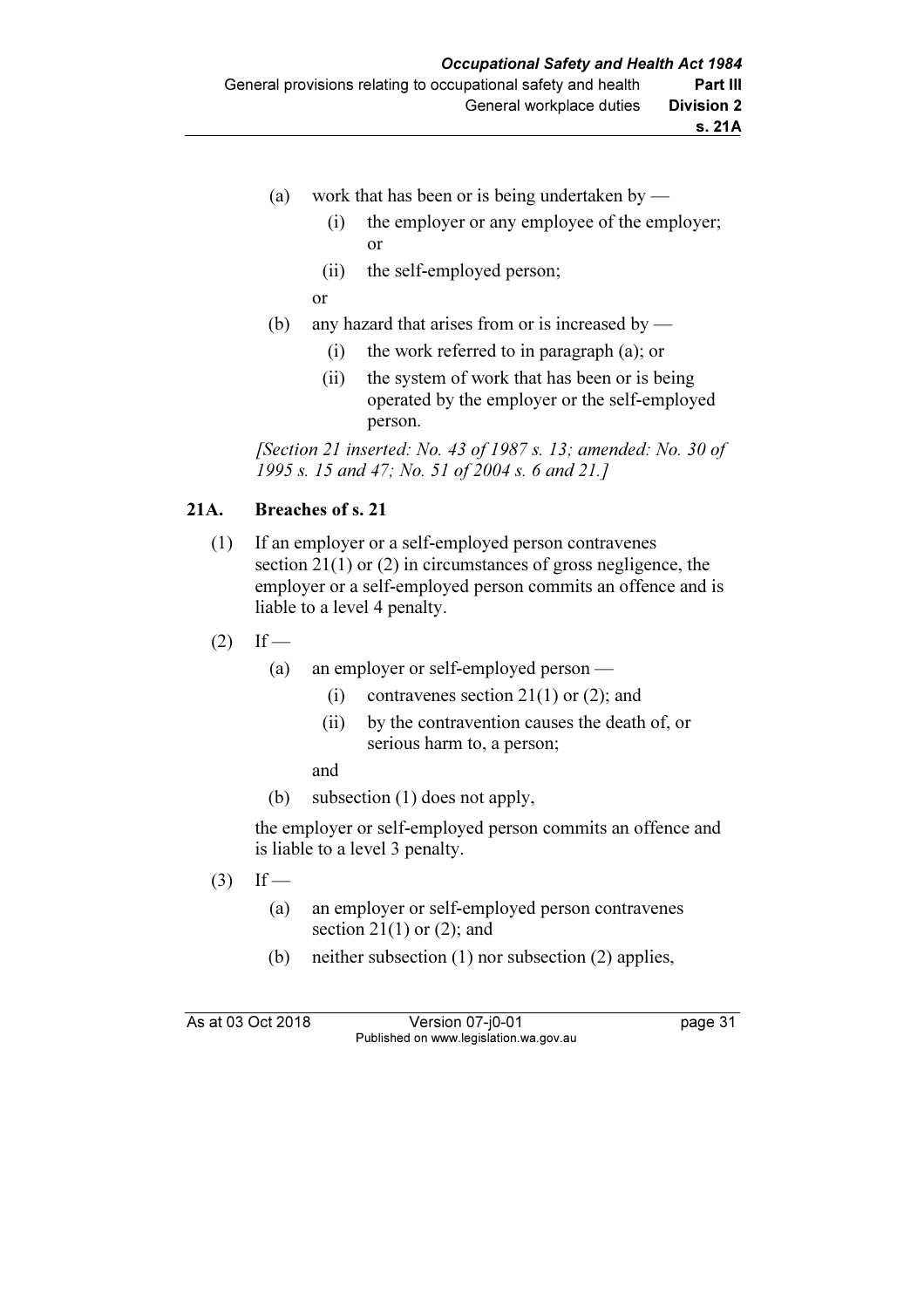(a) work that has been or is being undertaken by —

  (i) the employer or any employee of the employer; or

  (ii) the self-employed person;

  or

(b) any hazard that arises from or is increased by —

  (i) the work referred to in paragraph (a); or

  (ii) the system of work that has been or is being operated by the employer or the self-employed person.

*[Section 21 inserted: No. 43 of 1987 s. 13; amended: No. 30 of 1995 s. 15 and 47; No. 51 of 2004 s. 6 and 21.]*

## 21A. Breaches of s. 21

(1) If an employer or a self-employed person contravenes section 21(1) or (2) in circumstances of gross negligence, the employer or a self-employed person commits an offence and is liable to a level 4 penalty.

(2) If —

  (a) an employer or self-employed person —

    (i) contravenes section 21(1) or (2); and

    (ii) by the contravention causes the death of, or serious harm to, a person;

    and

  (b) subsection (1) does not apply,

  the employer or self-employed person commits an offence and is liable to a level 3 penalty.

(3) If —

  (a) an employer or self-employed person contravenes section 21(1) or (2); and

  (b) neither subsection (1) nor subsection (2) applies,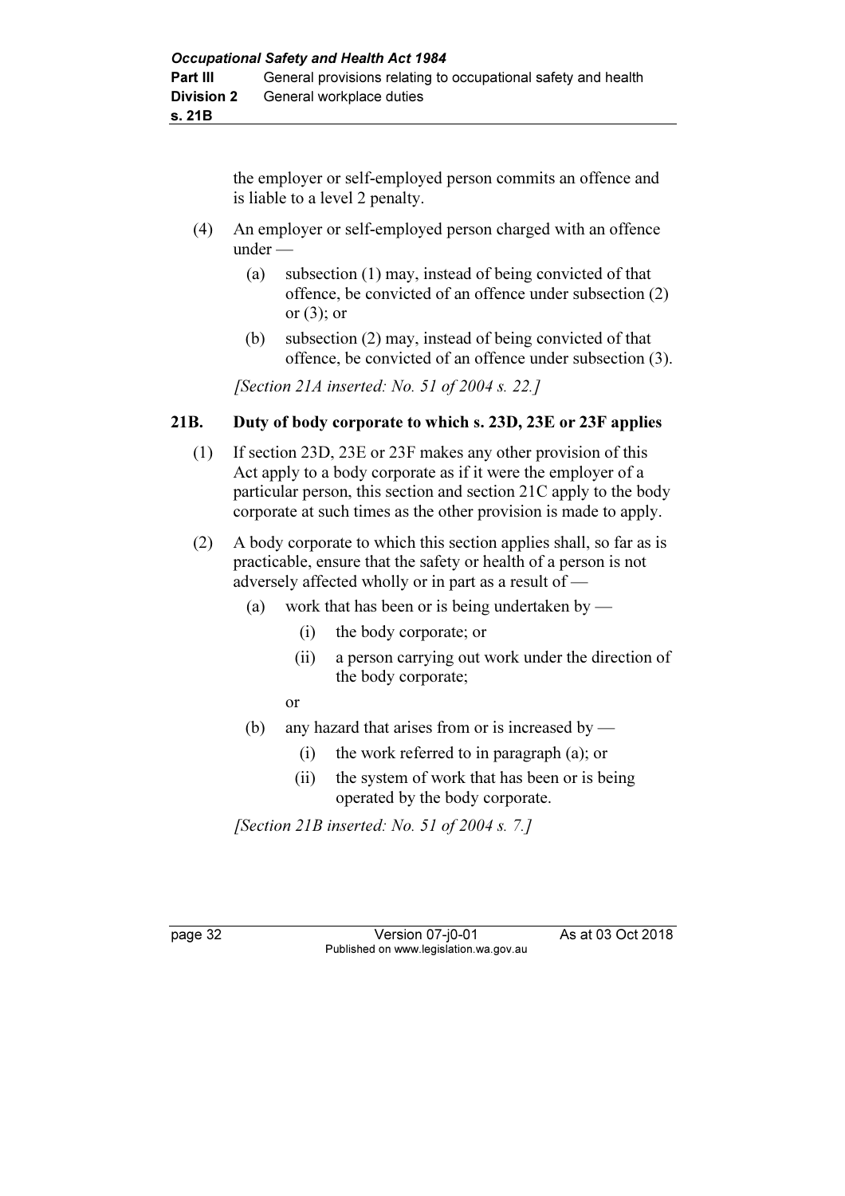the employer or self-employed person commits an offence and is liable to a level 2 penalty.

(4) An employer or self-employed person charged with an offence under —

(a) subsection (1) may, instead of being convicted of that offence, be convicted of an offence under subsection (2) or (3); or

(b) subsection (2) may, instead of being convicted of that offence, be convicted of an offence under subsection (3).

*[Section 21A inserted: No. 51 of 2004 s. 22.]*

### 21B. Duty of body corporate to which s. 23D, 23E or 23F applies

(1) If section 23D, 23E or 23F makes any other provision of this Act apply to a body corporate as if it were the employer of a particular person, this section and section 21C apply to the body corporate at such times as the other provision is made to apply.

(2) A body corporate to which this section applies shall, so far as is practicable, ensure that the safety or health of a person is not adversely affected wholly or in part as a result of —

(a) work that has been or is being undertaken by —

(i) the body corporate; or

(ii) a person carrying out work under the direction of the body corporate;

or

(b) any hazard that arises from or is increased by —

(i) the work referred to in paragraph (a); or

(ii) the system of work that has been or is being operated by the body corporate.

*[Section 21B inserted: No. 51 of 2004 s. 7.]*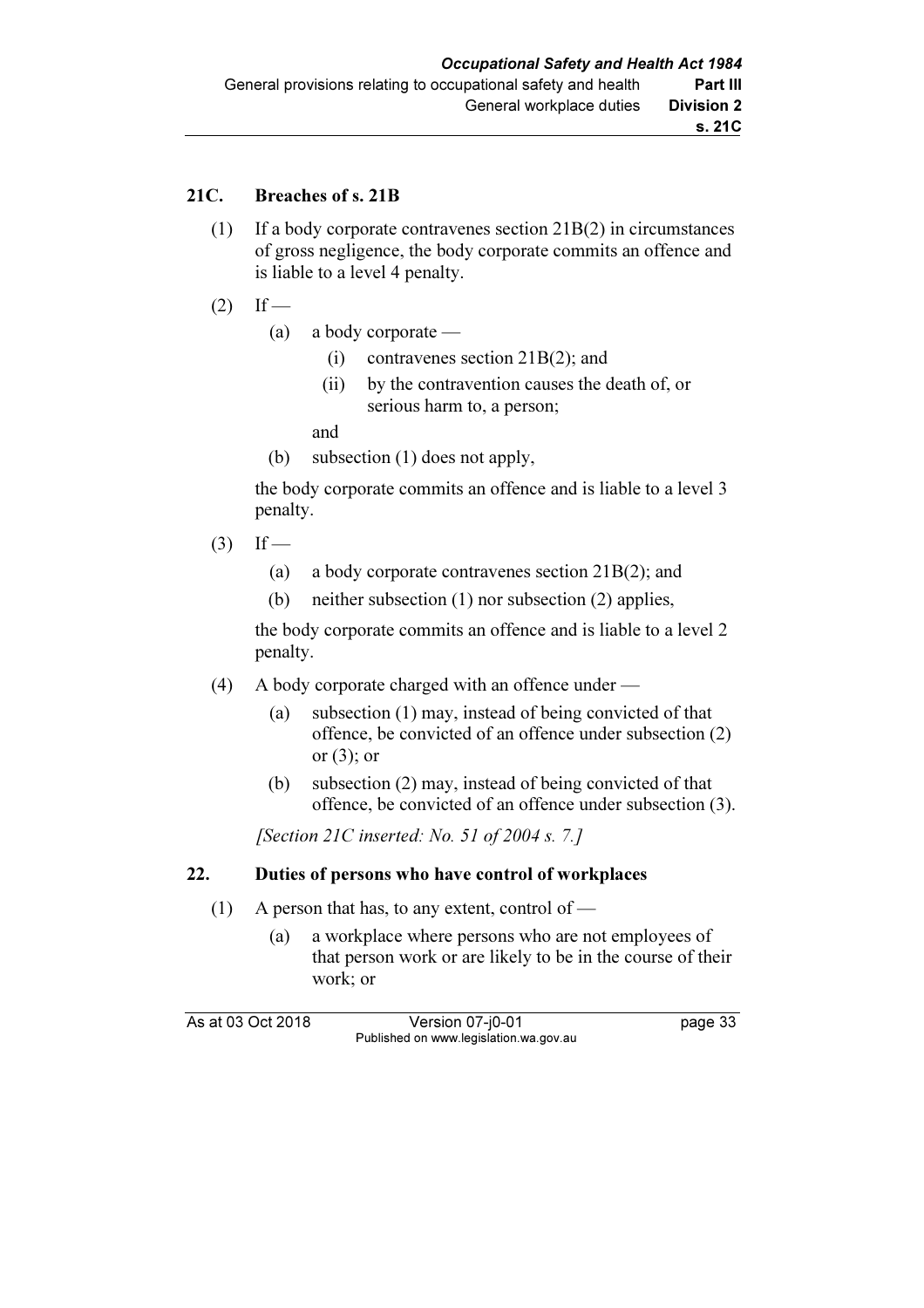## 21C. Breaches of s. 21B

(1) If a body corporate contravenes section 21B(2) in circumstances of gross negligence, the body corporate commits an offence and is liable to a level 4 penalty.

(2) If —

- (a) a body corporate —
  - (i) contravenes section 21B(2); and
  - (ii) by the contravention causes the death of, or serious harm to, a person;

  and
- (b) subsection (1) does not apply,

the body corporate commits an offence and is liable to a level 3 penalty.

(3) If —

- (a) a body corporate contravenes section 21B(2); and
- (b) neither subsection (1) nor subsection (2) applies,

the body corporate commits an offence and is liable to a level 2 penalty.

(4) A body corporate charged with an offence under —

- (a) subsection (1) may, instead of being convicted of that offence, be convicted of an offence under subsection (2) or (3); or
- (b) subsection (2) may, instead of being convicted of that offence, be convicted of an offence under subsection (3).

*[Section 21C inserted: No. 51 of 2004 s. 7.]*

## 22. Duties of persons who have control of workplaces

(1) A person that has, to any extent, control of —

- (a) a workplace where persons who are not employees of that person work or are likely to be in the course of their work; or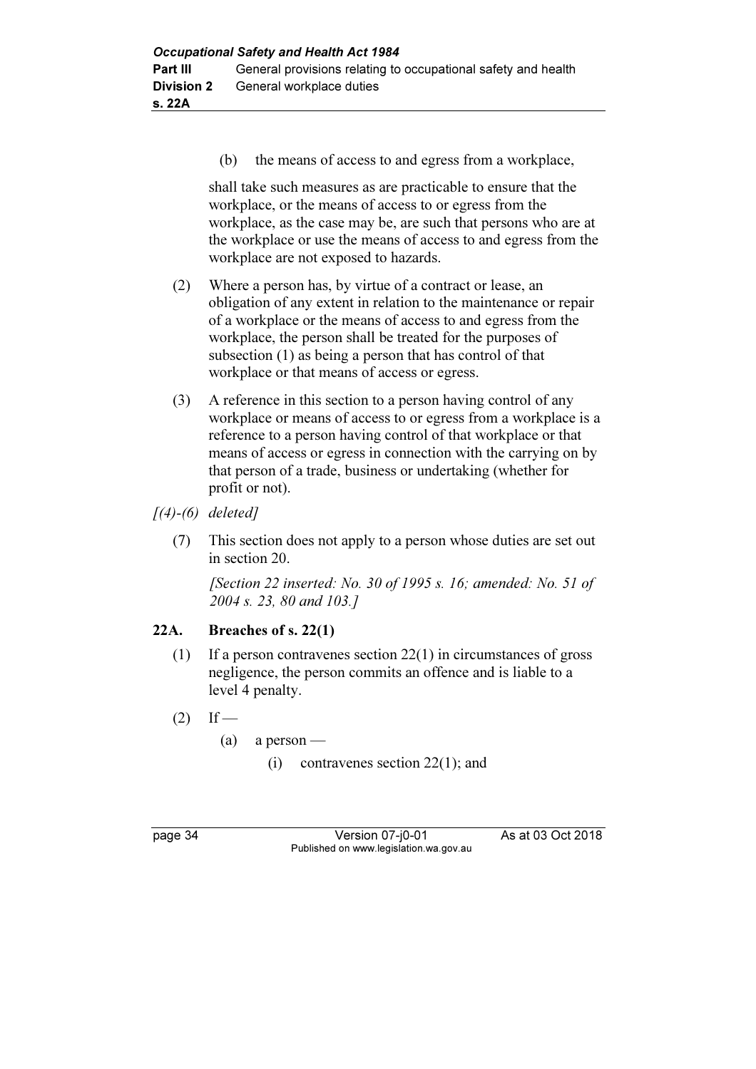(b) the means of access to and egress from a workplace,

shall take such measures as are practicable to ensure that the workplace, or the means of access to or egress from the workplace, as the case may be, are such that persons who are at the workplace or use the means of access to and egress from the workplace are not exposed to hazards.

(2) Where a person has, by virtue of a contract or lease, an obligation of any extent in relation to the maintenance or repair of a workplace or the means of access to and egress from the workplace, the person shall be treated for the purposes of subsection (1) as being a person that has control of that workplace or that means of access or egress.

(3) A reference in this section to a person having control of any workplace or means of access to or egress from a workplace is a reference to a person having control of that workplace or that means of access or egress in connection with the carrying on by that person of a trade, business or undertaking (whether for profit or not).

*[(4)-(6) deleted]*

(7) This section does not apply to a person whose duties are set out in section 20.

*[Section 22 inserted: No. 30 of 1995 s. 16; amended: No. 51 of 2004 s. 23, 80 and 103.]*

### 22A. Breaches of s. 22(1)

(1) If a person contravenes section 22(1) in circumstances of gross negligence, the person commits an offence and is liable to a level 4 penalty.

(2) If —

(a) a person —

(i) contravenes section 22(1); and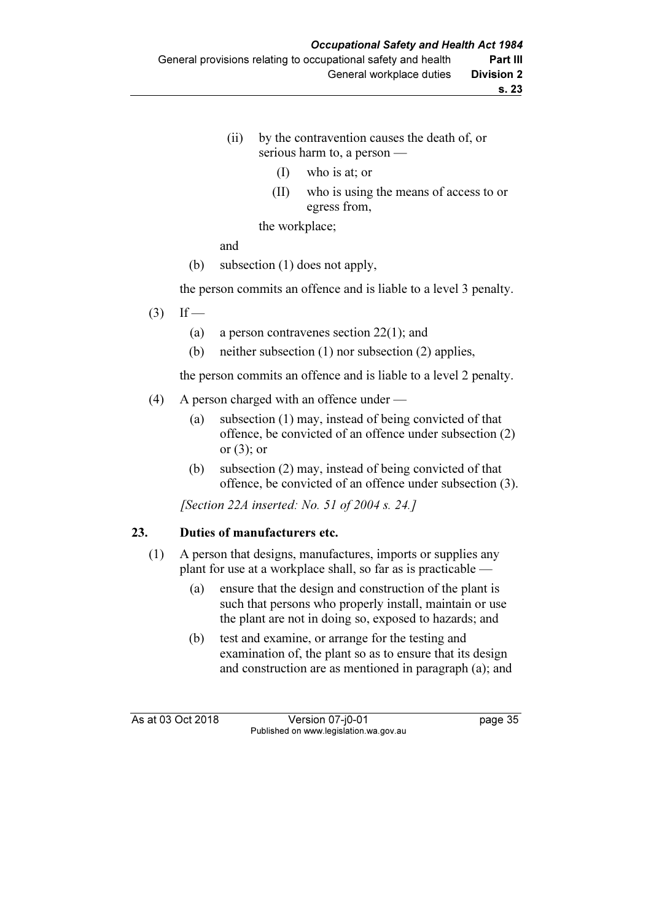(ii) by the contravention causes the death of, or serious harm to, a person —

(I) who is at; or

(II) who is using the means of access to or egress from,

the workplace;

and

(b) subsection (1) does not apply,

the person commits an offence and is liable to a level 3 penalty.

(3) If —

(a) a person contravenes section 22(1); and

(b) neither subsection (1) nor subsection (2) applies,

the person commits an offence and is liable to a level 2 penalty.

(4) A person charged with an offence under —

(a) subsection (1) may, instead of being convicted of that offence, be convicted of an offence under subsection (2) or (3); or

(b) subsection (2) may, instead of being convicted of that offence, be convicted of an offence under subsection (3).

*[Section 22A inserted: No. 51 of 2004 s. 24.]*

## 23. Duties of manufacturers etc.

(1) A person that designs, manufactures, imports or supplies any plant for use at a workplace shall, so far as is practicable —

(a) ensure that the design and construction of the plant is such that persons who properly install, maintain or use the plant are not in doing so, exposed to hazards; and

(b) test and examine, or arrange for the testing and examination of, the plant so as to ensure that its design and construction are as mentioned in paragraph (a); and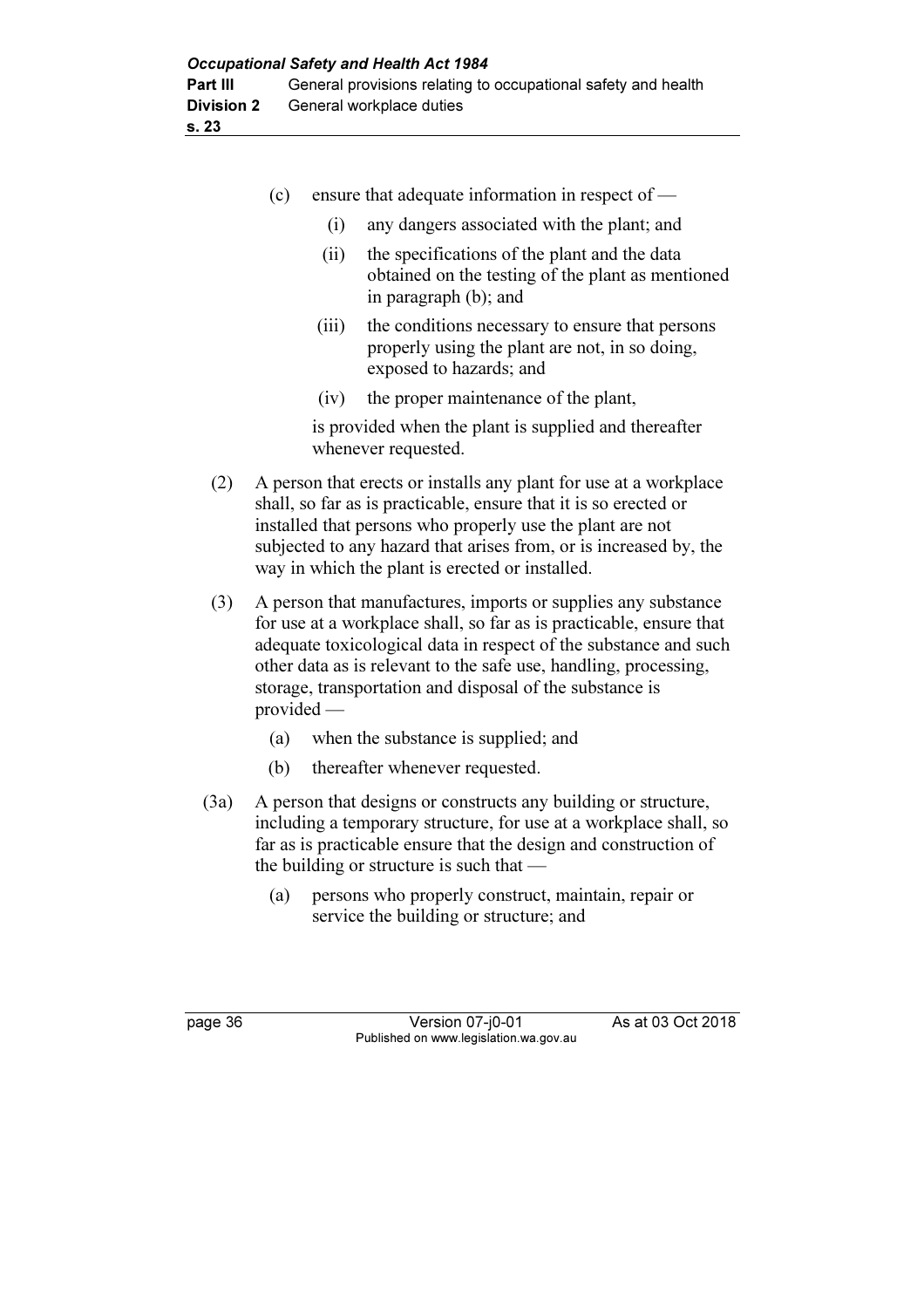(c) ensure that adequate information in respect of —

   (i) any dangers associated with the plant; and

   (ii) the specifications of the plant and the data obtained on the testing of the plant as mentioned in paragraph (b); and

   (iii) the conditions necessary to ensure that persons properly using the plant are not, in so doing, exposed to hazards; and

   (iv) the proper maintenance of the plant,

is provided when the plant is supplied and thereafter whenever requested.

(2) A person that erects or installs any plant for use at a workplace shall, so far as is practicable, ensure that it is so erected or installed that persons who properly use the plant are not subjected to any hazard that arises from, or is increased by, the way in which the plant is erected or installed.

(3) A person that manufactures, imports or supplies any substance for use at a workplace shall, so far as is practicable, ensure that adequate toxicological data in respect of the substance and such other data as is relevant to the safe use, handling, processing, storage, transportation and disposal of the substance is provided —

   (a) when the substance is supplied; and

   (b) thereafter whenever requested.

(3a) A person that designs or constructs any building or structure, including a temporary structure, for use at a workplace shall, so far as is practicable ensure that the design and construction of the building or structure is such that —

   (a) persons who properly construct, maintain, repair or service the building or structure; and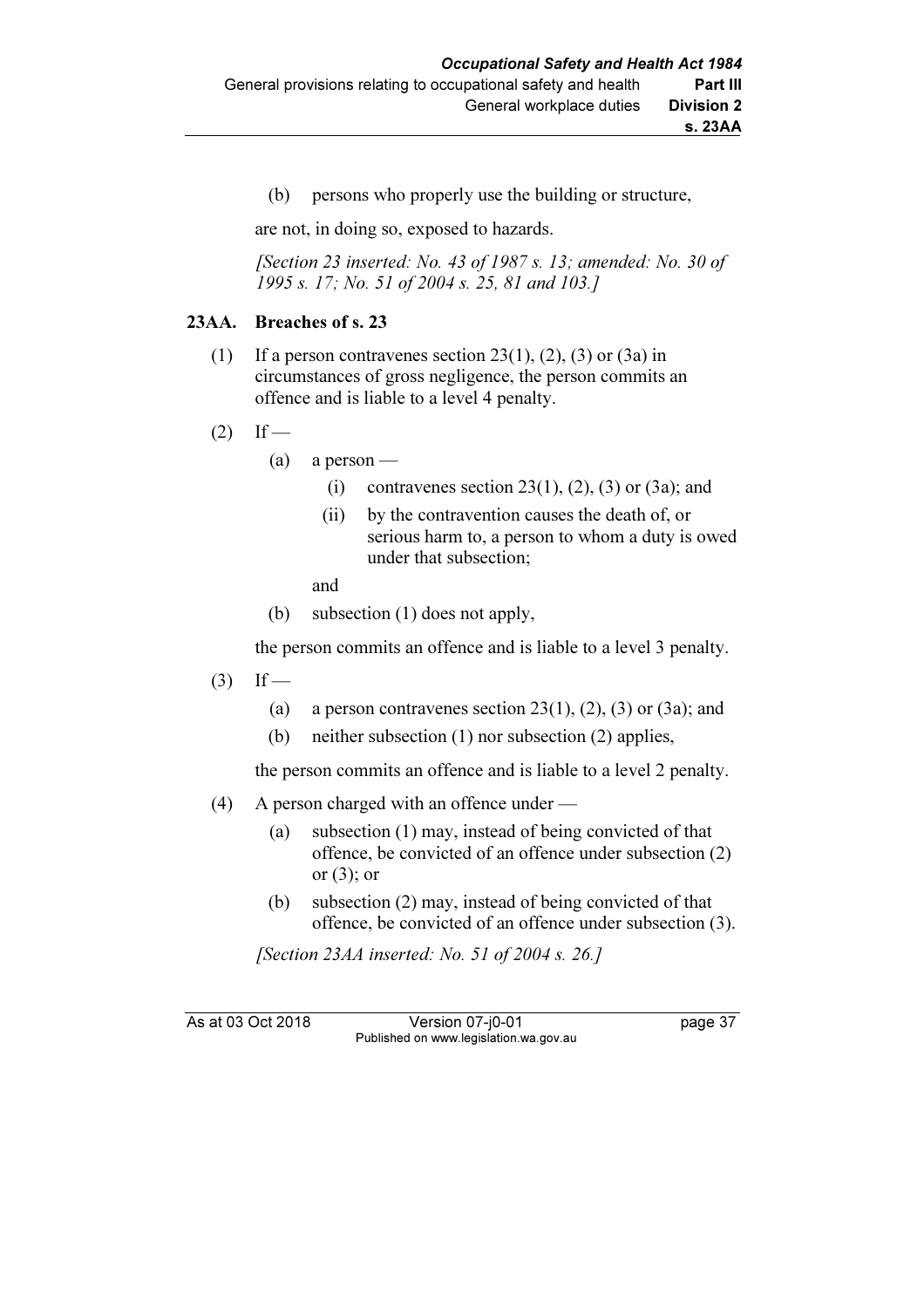(b) persons who properly use the building or structure,

are not, in doing so, exposed to hazards.

*[Section 23 inserted: No. 43 of 1987 s. 13; amended: No. 30 of 1995 s. 17; No. 51 of 2004 s. 25, 81 and 103.]*

## 23AA. Breaches of s. 23

(1) If a person contravenes section 23(1), (2), (3) or (3a) in circumstances of gross negligence, the person commits an offence and is liable to a level 4 penalty.

(2) If —

  (a) a person —

    (i) contravenes section 23(1), (2), (3) or (3a); and

    (ii) by the contravention causes the death of, or serious harm to, a person to whom a duty is owed under that subsection;

  and

  (b) subsection (1) does not apply,

the person commits an offence and is liable to a level 3 penalty.

(3) If —

  (a) a person contravenes section 23(1), (2), (3) or (3a); and

  (b) neither subsection (1) nor subsection (2) applies,

the person commits an offence and is liable to a level 2 penalty.

(4) A person charged with an offence under —

  (a) subsection (1) may, instead of being convicted of that offence, be convicted of an offence under subsection (2) or (3); or

  (b) subsection (2) may, instead of being convicted of that offence, be convicted of an offence under subsection (3).

*[Section 23AA inserted: No. 51 of 2004 s. 26.]*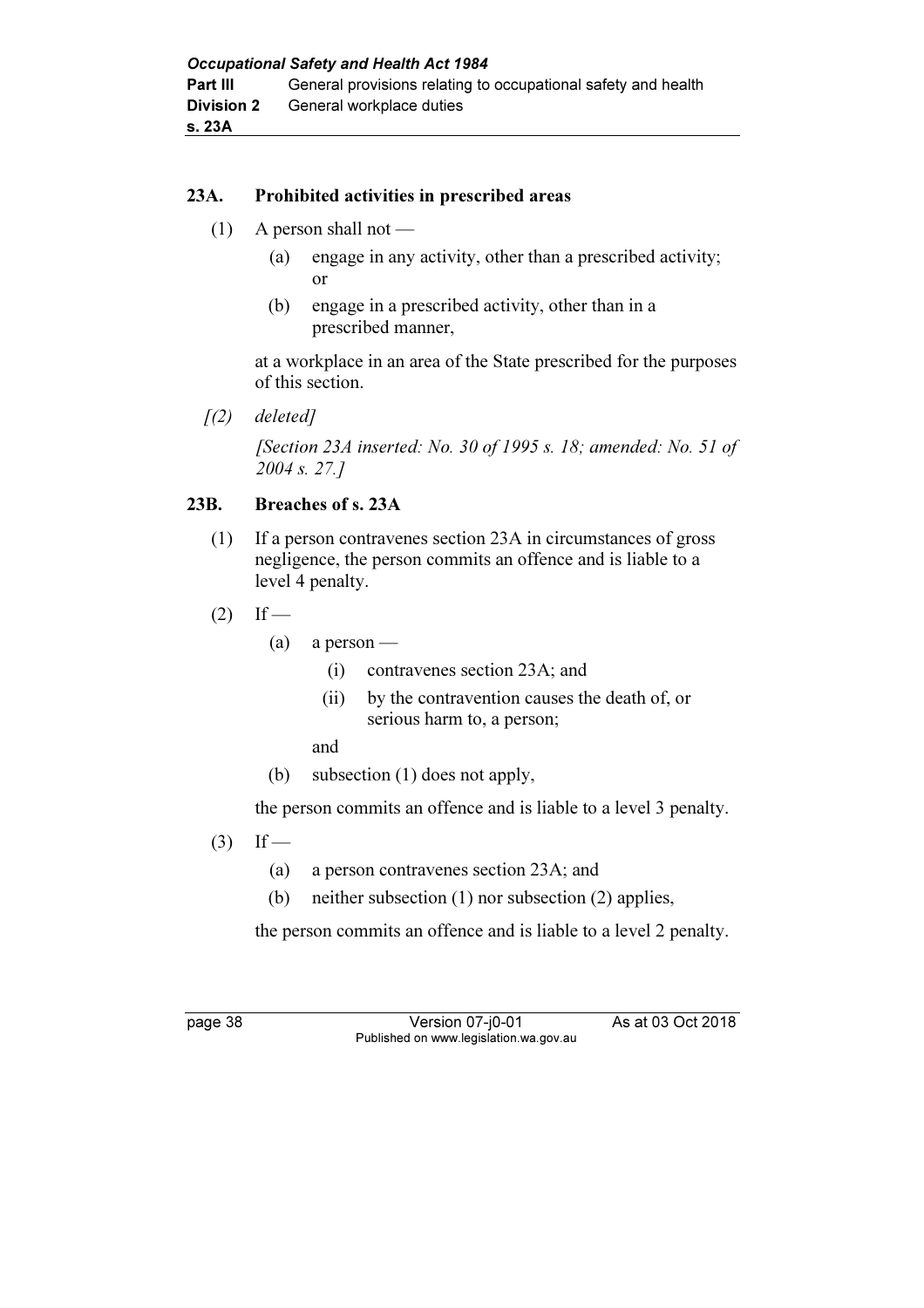### 23A. Prohibited activities in prescribed areas

(1) A person shall not —

(a) engage in any activity, other than a prescribed activity; or

(b) engage in a prescribed activity, other than in a prescribed manner,

at a workplace in an area of the State prescribed for the purposes of this section.

*[(2) deleted]*

*[Section 23A inserted: No. 30 of 1995 s. 18; amended: No. 51 of 2004 s. 27.]*

### 23B. Breaches of s. 23A

(1) If a person contravenes section 23A in circumstances of gross negligence, the person commits an offence and is liable to a level 4 penalty.

(2) If —

(a) a person —

(i) contravenes section 23A; and

(ii) by the contravention causes the death of, or serious harm to, a person;

and

(b) subsection (1) does not apply,

the person commits an offence and is liable to a level 3 penalty.

(3) If —

(a) a person contravenes section 23A; and

(b) neither subsection (1) nor subsection (2) applies,

the person commits an offence and is liable to a level 2 penalty.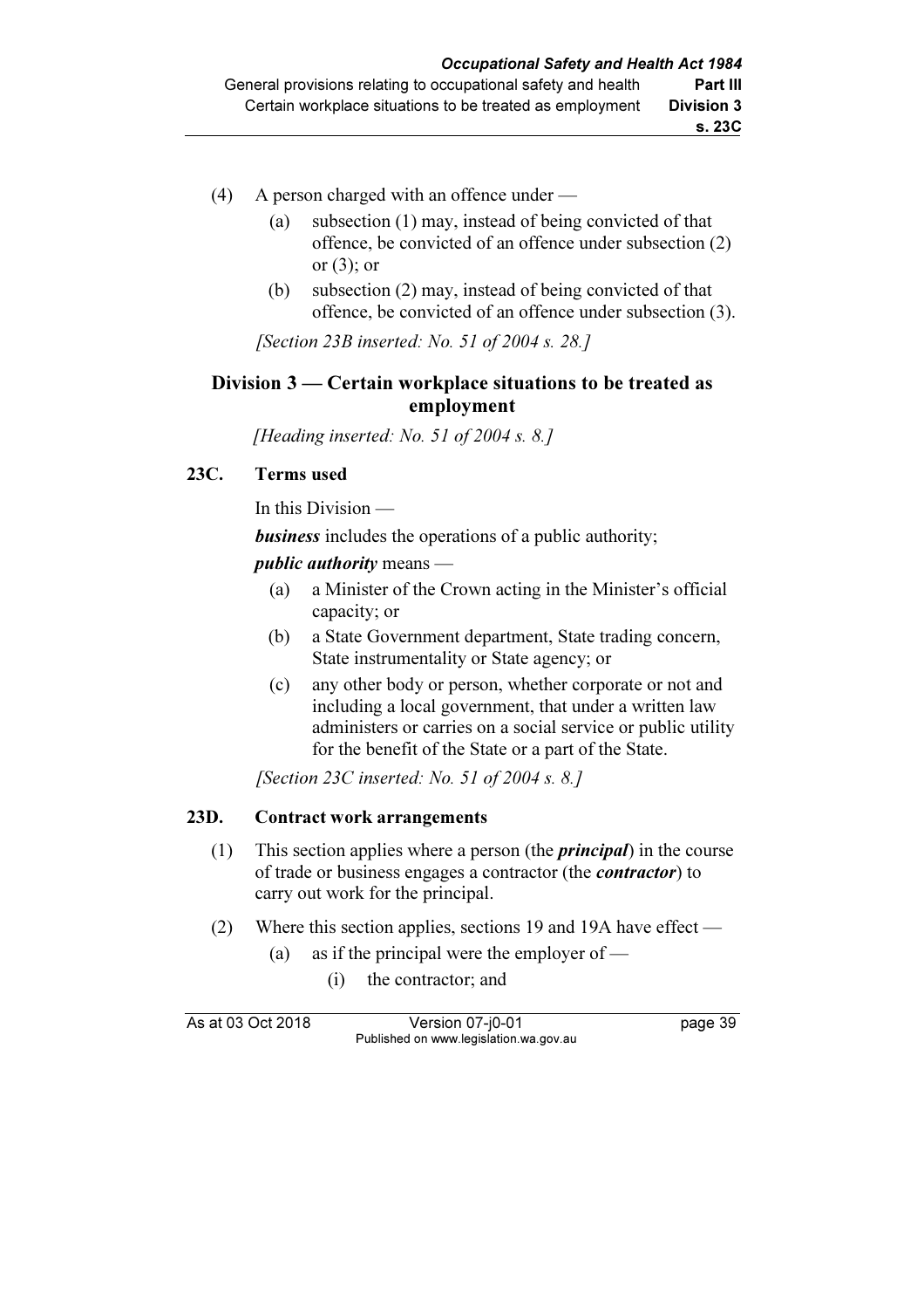(4) A person charged with an offence under —

  (a) subsection (1) may, instead of being convicted of that offence, be convicted of an offence under subsection (2) or (3); or

  (b) subsection (2) may, instead of being convicted of that offence, be convicted of an offence under subsection (3).

*[Section 23B inserted: No. 51 of 2004 s. 28.]*

## Division 3 — Certain workplace situations to be treated as employment

*[Heading inserted: No. 51 of 2004 s. 8.]*

### 23C. Terms used

In this Division —

***business*** includes the operations of a public authority;

***public authority*** means —

  (a) a Minister of the Crown acting in the Minister's official capacity; or

  (b) a State Government department, State trading concern, State instrumentality or State agency; or

  (c) any other body or person, whether corporate or not and including a local government, that under a written law administers or carries on a social service or public utility for the benefit of the State or a part of the State.

*[Section 23C inserted: No. 51 of 2004 s. 8.]*

### 23D. Contract work arrangements

(1) This section applies where a person (the ***principal***) in the course of trade or business engages a contractor (the ***contractor***) to carry out work for the principal.

(2) Where this section applies, sections 19 and 19A have effect —

  (a) as if the principal were the employer of —

    (i) the contractor; and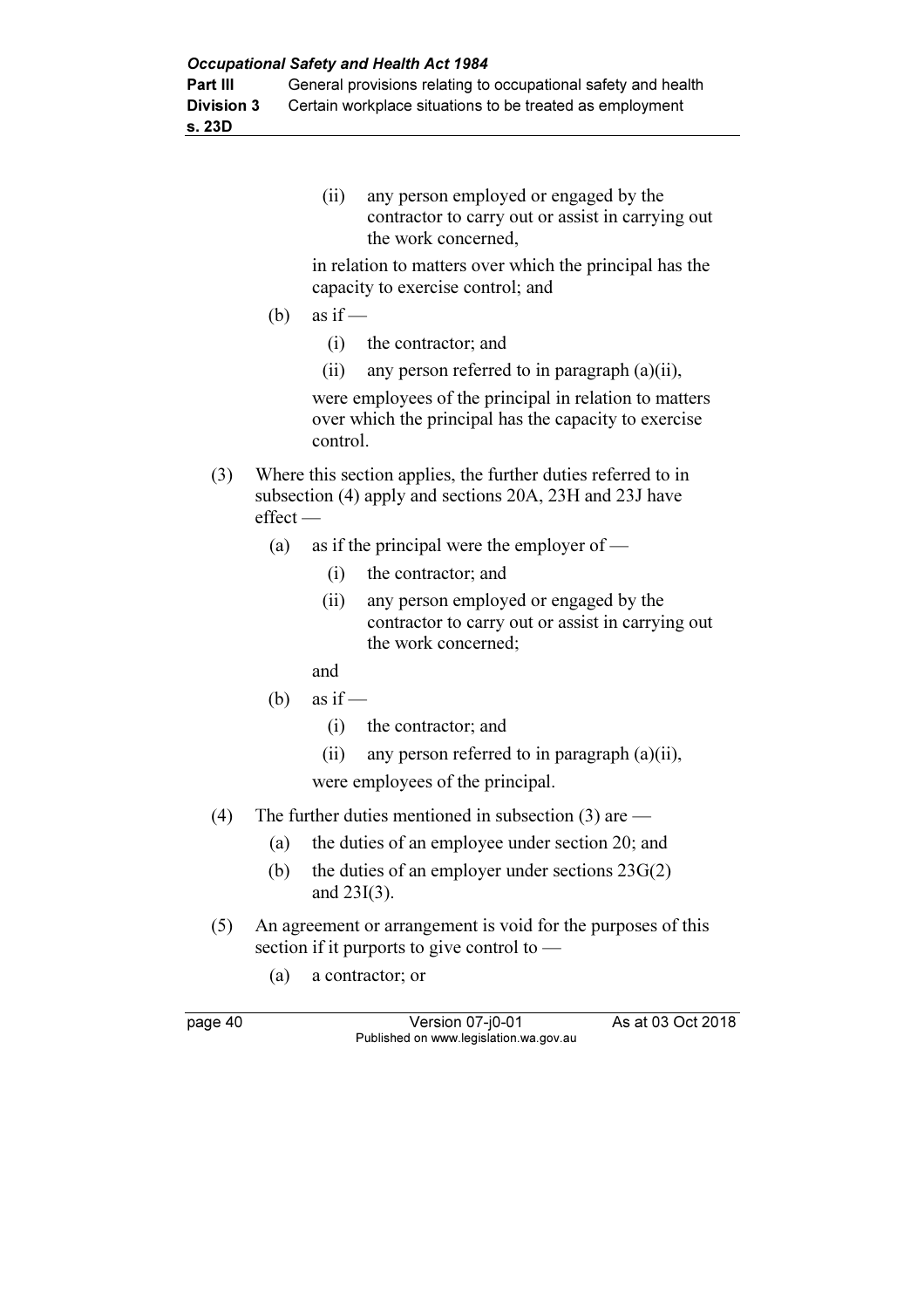(ii) any person employed or engaged by the contractor to carry out or assist in carrying out the work concerned,

in relation to matters over which the principal has the capacity to exercise control; and

(b) as if —

(i) the contractor; and

(ii) any person referred to in paragraph (a)(ii),

were employees of the principal in relation to matters over which the principal has the capacity to exercise control.

(3) Where this section applies, the further duties referred to in subsection (4) apply and sections 20A, 23H and 23J have effect —

(a) as if the principal were the employer of —

(i) the contractor; and

(ii) any person employed or engaged by the contractor to carry out or assist in carrying out the work concerned;

and

(b) as if —

(i) the contractor; and

(ii) any person referred to in paragraph (a)(ii),

were employees of the principal.

(4) The further duties mentioned in subsection (3) are —

(a) the duties of an employee under section 20; and

(b) the duties of an employer under sections 23G(2) and 23I(3).

(5) An agreement or arrangement is void for the purposes of this section if it purports to give control to —

(a) a contractor; or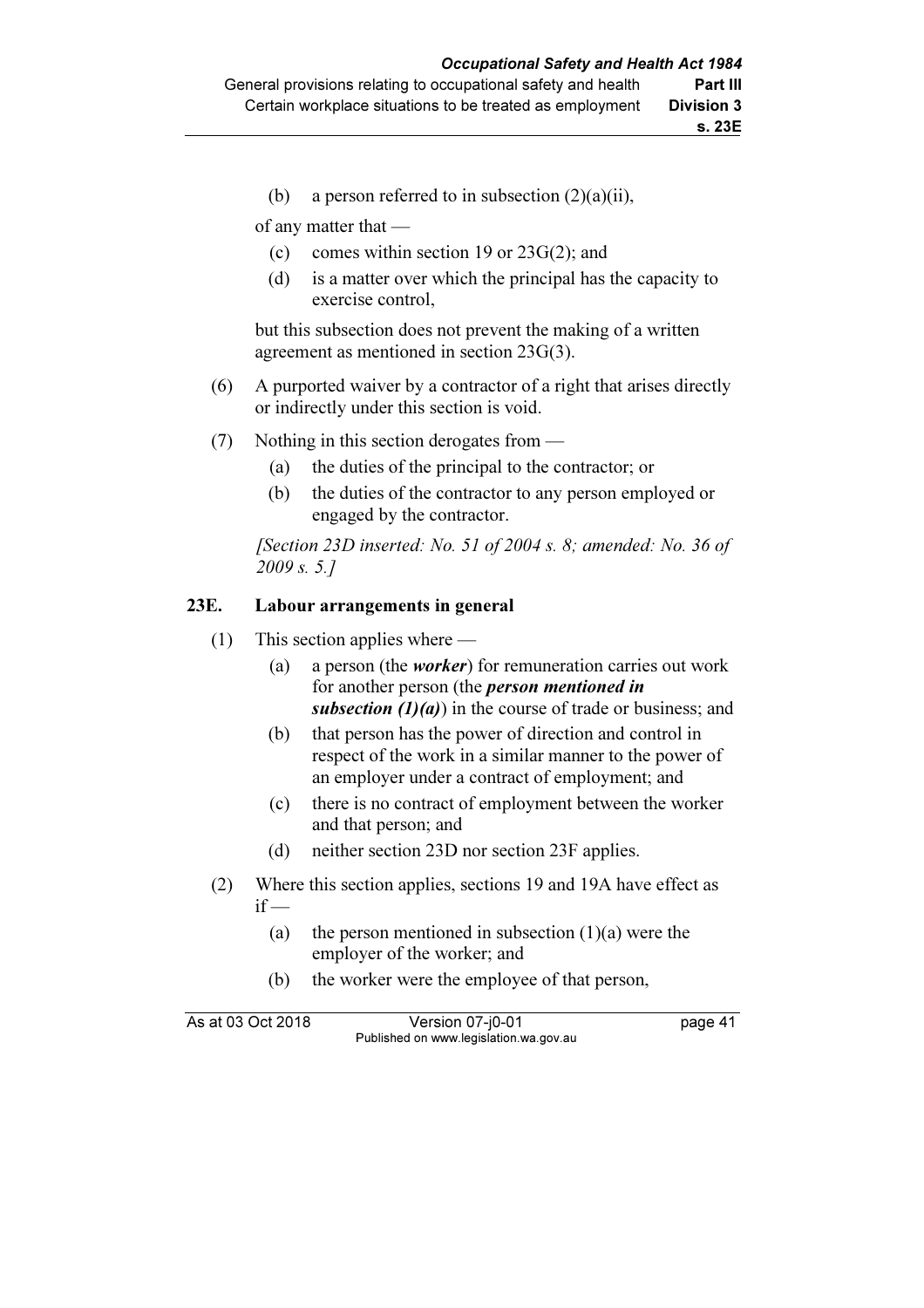(b) a person referred to in subsection (2)(a)(ii),

of any matter that —

(c) comes within section 19 or 23G(2); and

(d) is a matter over which the principal has the capacity to exercise control,

but this subsection does not prevent the making of a written agreement as mentioned in section 23G(3).

(6) A purported waiver by a contractor of a right that arises directly or indirectly under this section is void.

(7) Nothing in this section derogates from —

(a) the duties of the principal to the contractor; or

(b) the duties of the contractor to any person employed or engaged by the contractor.

*[Section 23D inserted: No. 51 of 2004 s. 8; amended: No. 36 of 2009 s. 5.]*

### 23E. Labour arrangements in general

(1) This section applies where —

(a) a person (the ***worker***) for remuneration carries out work for another person (the ***person mentioned in subsection (1)(a)***) in the course of trade or business; and

(b) that person has the power of direction and control in respect of the work in a similar manner to the power of an employer under a contract of employment; and

(c) there is no contract of employment between the worker and that person; and

(d) neither section 23D nor section 23F applies.

(2) Where this section applies, sections 19 and 19A have effect as if —

(a) the person mentioned in subsection (1)(a) were the employer of the worker; and

(b) the worker were the employee of that person,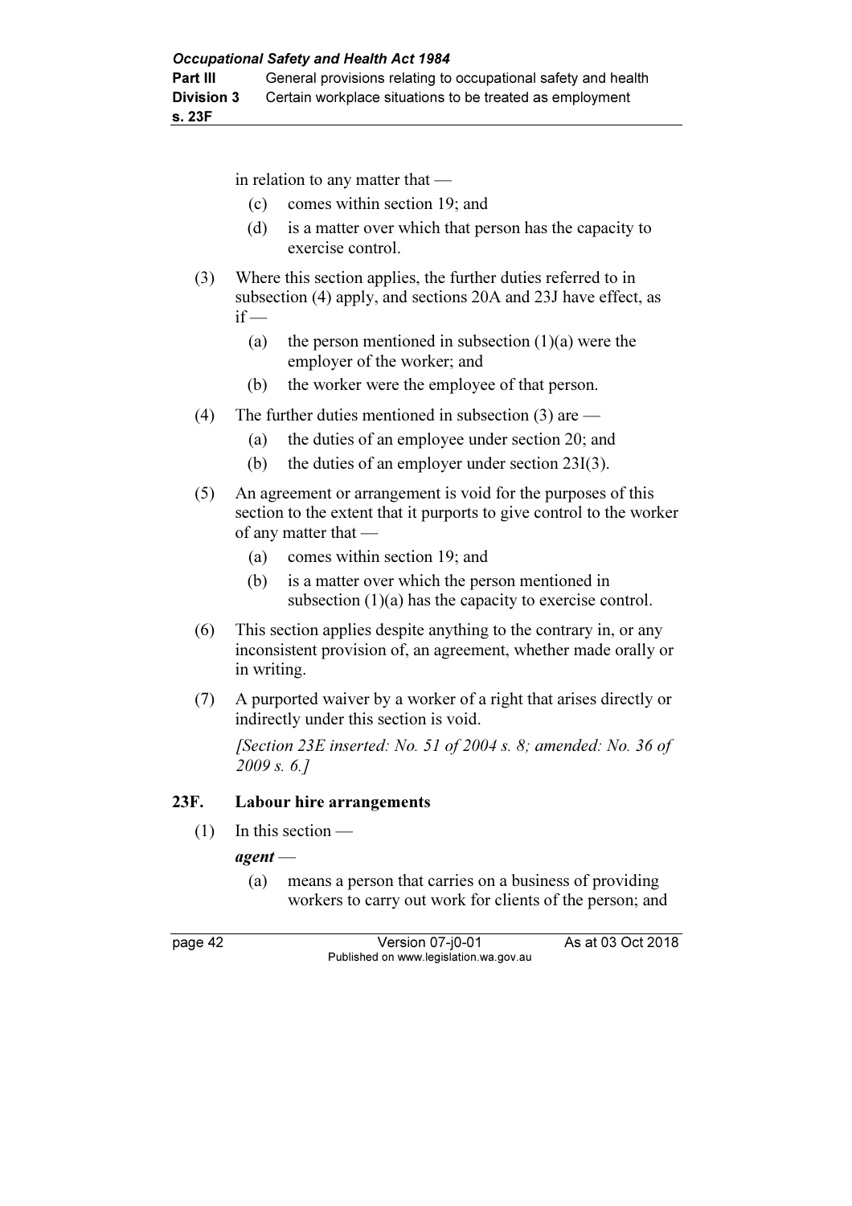in relation to any matter that —

(c) comes within section 19; and

(d) is a matter over which that person has the capacity to exercise control.

(3) Where this section applies, the further duties referred to in subsection (4) apply, and sections 20A and 23J have effect, as if —

(a) the person mentioned in subsection (1)(a) were the employer of the worker; and

(b) the worker were the employee of that person.

(4) The further duties mentioned in subsection (3) are —

(a) the duties of an employee under section 20; and

(b) the duties of an employer under section 23I(3).

(5) An agreement or arrangement is void for the purposes of this section to the extent that it purports to give control to the worker of any matter that —

(a) comes within section 19; and

(b) is a matter over which the person mentioned in subsection (1)(a) has the capacity to exercise control.

(6) This section applies despite anything to the contrary in, or any inconsistent provision of, an agreement, whether made orally or in writing.

(7) A purported waiver by a worker of a right that arises directly or indirectly under this section is void.

*[Section 23E inserted: No. 51 of 2004 s. 8; amended: No. 36 of 2009 s. 6.]*

## 23F. Labour hire arrangements

(1) In this section —

***agent*** —

(a) means a person that carries on a business of providing workers to carry out work for clients of the person; and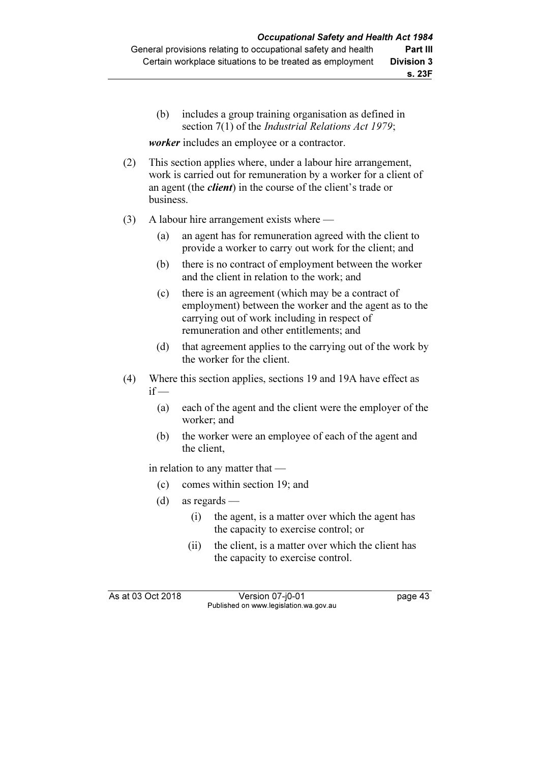(b) includes a group training organisation as defined in section 7(1) of the *Industrial Relations Act 1979*;

***worker*** includes an employee or a contractor.

(2) This section applies where, under a labour hire arrangement, work is carried out for remuneration by a worker for a client of an agent (the ***client***) in the course of the client's trade or business.

(3) A labour hire arrangement exists where —

(a) an agent has for remuneration agreed with the client to provide a worker to carry out work for the client; and

(b) there is no contract of employment between the worker and the client in relation to the work; and

(c) there is an agreement (which may be a contract of employment) between the worker and the agent as to the carrying out of work including in respect of remuneration and other entitlements; and

(d) that agreement applies to the carrying out of the work by the worker for the client.

(4) Where this section applies, sections 19 and 19A have effect as if —

(a) each of the agent and the client were the employer of the worker; and

(b) the worker were an employee of each of the agent and the client,

in relation to any matter that —

(c) comes within section 19; and

(d) as regards —

(i) the agent, is a matter over which the agent has the capacity to exercise control; or

(ii) the client, is a matter over which the client has the capacity to exercise control.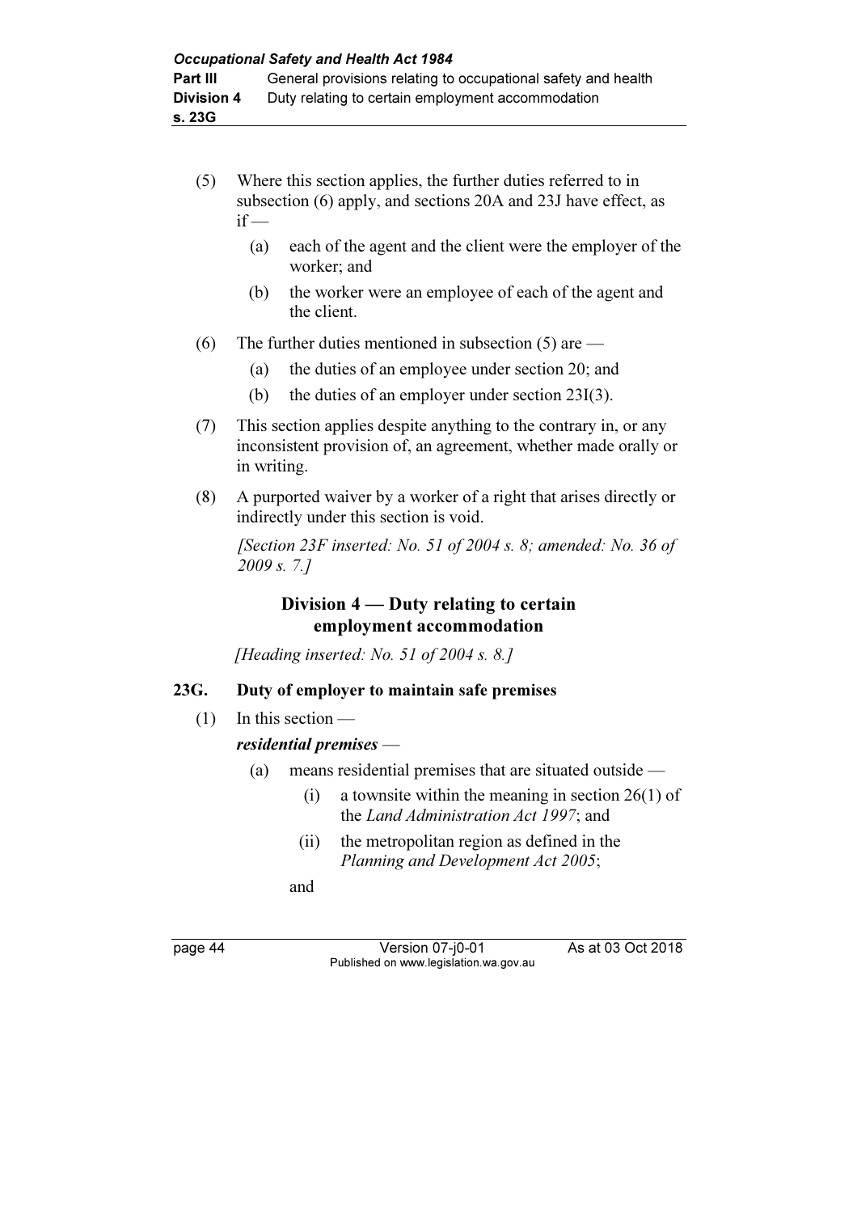(5) Where this section applies, the further duties referred to in subsection (6) apply, and sections 20A and 23J have effect, as if —

 (a) each of the agent and the client were the employer of the worker; and

 (b) the worker were an employee of each of the agent and the client.

(6) The further duties mentioned in subsection (5) are —

 (a) the duties of an employee under section 20; and

 (b) the duties of an employer under section 23I(3).

(7) This section applies despite anything to the contrary in, or any inconsistent provision of, an agreement, whether made orally or in writing.

(8) A purported waiver by a worker of a right that arises directly or indirectly under this section is void.

*[Section 23F inserted: No. 51 of 2004 s. 8; amended: No. 36 of 2009 s. 7.]*

## Division 4 — Duty relating to certain employment accommodation

*[Heading inserted: No. 51 of 2004 s. 8.]*

### 23G. Duty of employer to maintain safe premises

(1) In this section —

***residential premises*** —

 (a) means residential premises that are situated outside —

  (i) a townsite within the meaning in section 26(1) of the *Land Administration Act 1997*; and

  (ii) the metropolitan region as defined in the *Planning and Development Act 2005*;

 and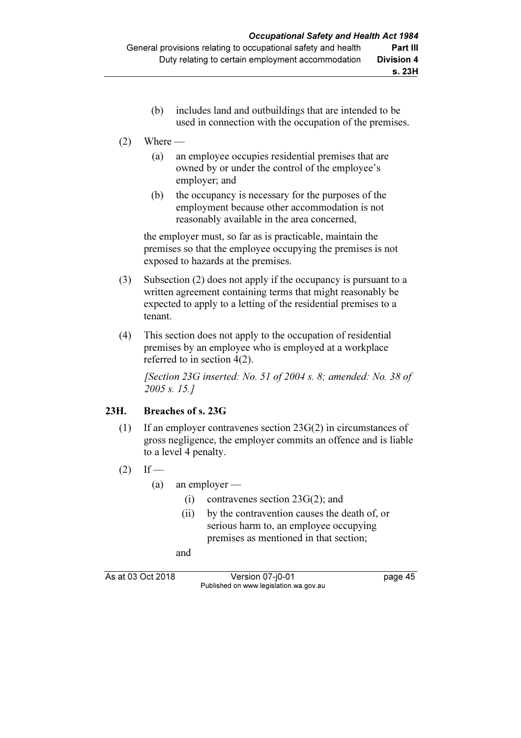(b) includes land and outbuildings that are intended to be used in connection with the occupation of the premises.

(2) Where —

(a) an employee occupies residential premises that are owned by or under the control of the employee's employer; and

(b) the occupancy is necessary for the purposes of the employment because other accommodation is not reasonably available in the area concerned,

the employer must, so far as is practicable, maintain the premises so that the employee occupying the premises is not exposed to hazards at the premises.

(3) Subsection (2) does not apply if the occupancy is pursuant to a written agreement containing terms that might reasonably be expected to apply to a letting of the residential premises to a tenant.

(4) This section does not apply to the occupation of residential premises by an employee who is employed at a workplace referred to in section 4(2).

*[Section 23G inserted: No. 51 of 2004 s. 8; amended: No. 38 of 2005 s. 15.]*

### 23H. Breaches of s. 23G

(1) If an employer contravenes section 23G(2) in circumstances of gross negligence, the employer commits an offence and is liable to a level 4 penalty.

(2) If —

(a) an employer —

(i) contravenes section 23G(2); and

(ii) by the contravention causes the death of, or serious harm to, an employee occupying premises as mentioned in that section;

and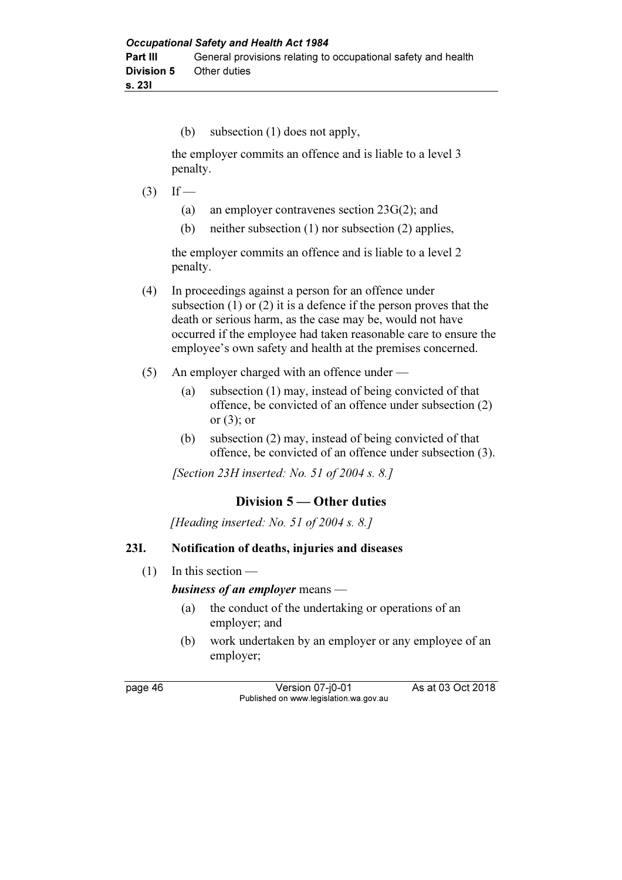(b) subsection (1) does not apply,

the employer commits an offence and is liable to a level 3 penalty.

(3) If —

(a) an employer contravenes section 23G(2); and

(b) neither subsection (1) nor subsection (2) applies,

the employer commits an offence and is liable to a level 2 penalty.

(4) In proceedings against a person for an offence under subsection (1) or (2) it is a defence if the person proves that the death or serious harm, as the case may be, would not have occurred if the employee had taken reasonable care to ensure the employee's own safety and health at the premises concerned.

(5) An employer charged with an offence under —

(a) subsection (1) may, instead of being convicted of that offence, be convicted of an offence under subsection (2) or (3); or

(b) subsection (2) may, instead of being convicted of that offence, be convicted of an offence under subsection (3).

*[Section 23H inserted: No. 51 of 2004 s. 8.]*

## Division 5 — Other duties

*[Heading inserted: No. 51 of 2004 s. 8.]*

### 23I. Notification of deaths, injuries and diseases

(1) In this section —

***business of an employer*** means —

(a) the conduct of the undertaking or operations of an employer; and

(b) work undertaken by an employer or any employee of an employer;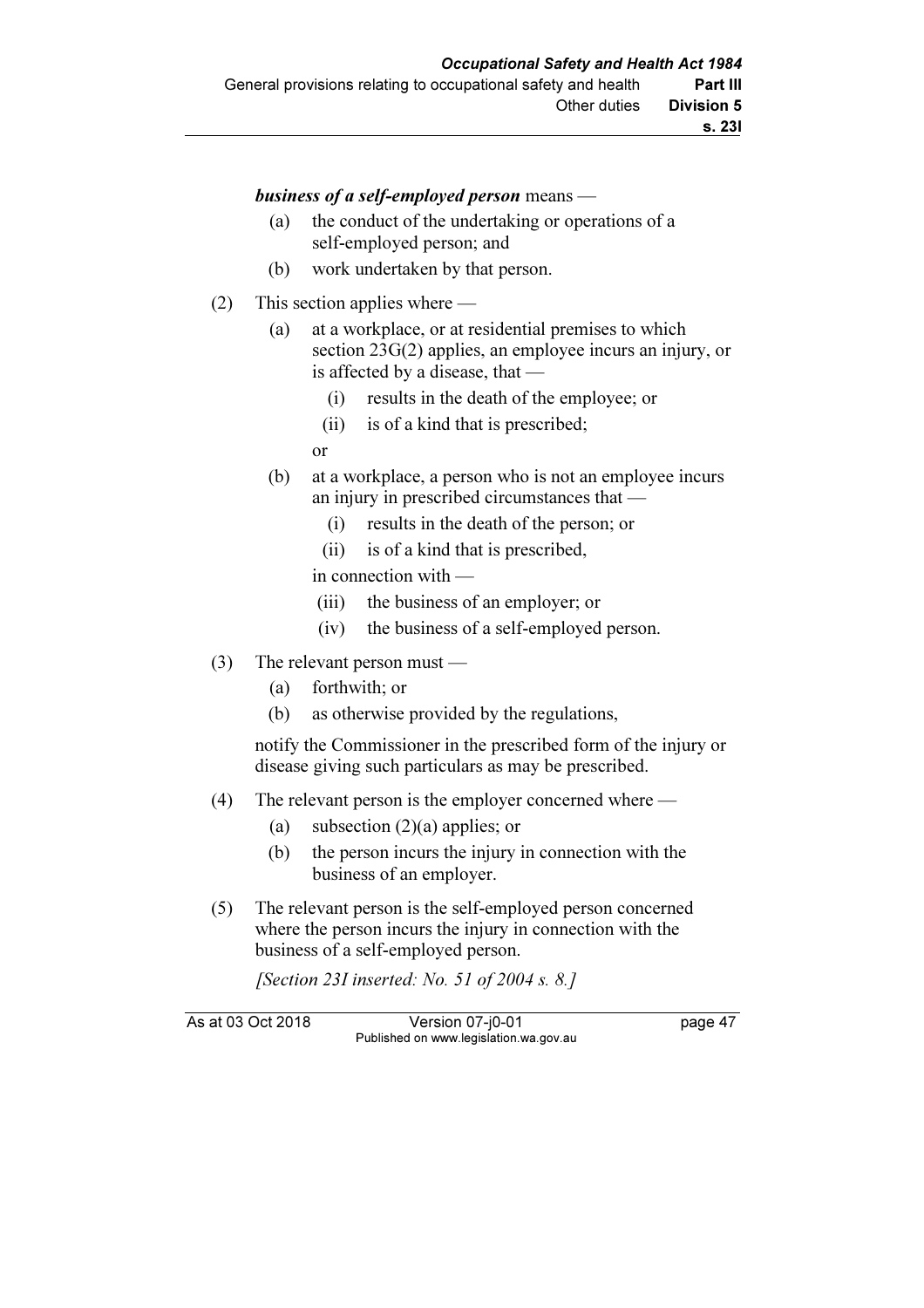***business of a self-employed person*** means —

(a) the conduct of the undertaking or operations of a self-employed person; and

(b) work undertaken by that person.

(2) This section applies where —

(a) at a workplace, or at residential premises to which section 23G(2) applies, an employee incurs an injury, or is affected by a disease, that —

(i) results in the death of the employee; or

(ii) is of a kind that is prescribed;

or

(b) at a workplace, a person who is not an employee incurs an injury in prescribed circumstances that —

(i) results in the death of the person; or

(ii) is of a kind that is prescribed,

in connection with —

(iii) the business of an employer; or

(iv) the business of a self-employed person.

(3) The relevant person must —

(a) forthwith; or

(b) as otherwise provided by the regulations,

notify the Commissioner in the prescribed form of the injury or disease giving such particulars as may be prescribed.

(4) The relevant person is the employer concerned where —

(a) subsection (2)(a) applies; or

(b) the person incurs the injury in connection with the business of an employer.

(5) The relevant person is the self-employed person concerned where the person incurs the injury in connection with the business of a self-employed person.

*[Section 23I inserted: No. 51 of 2004 s. 8.]*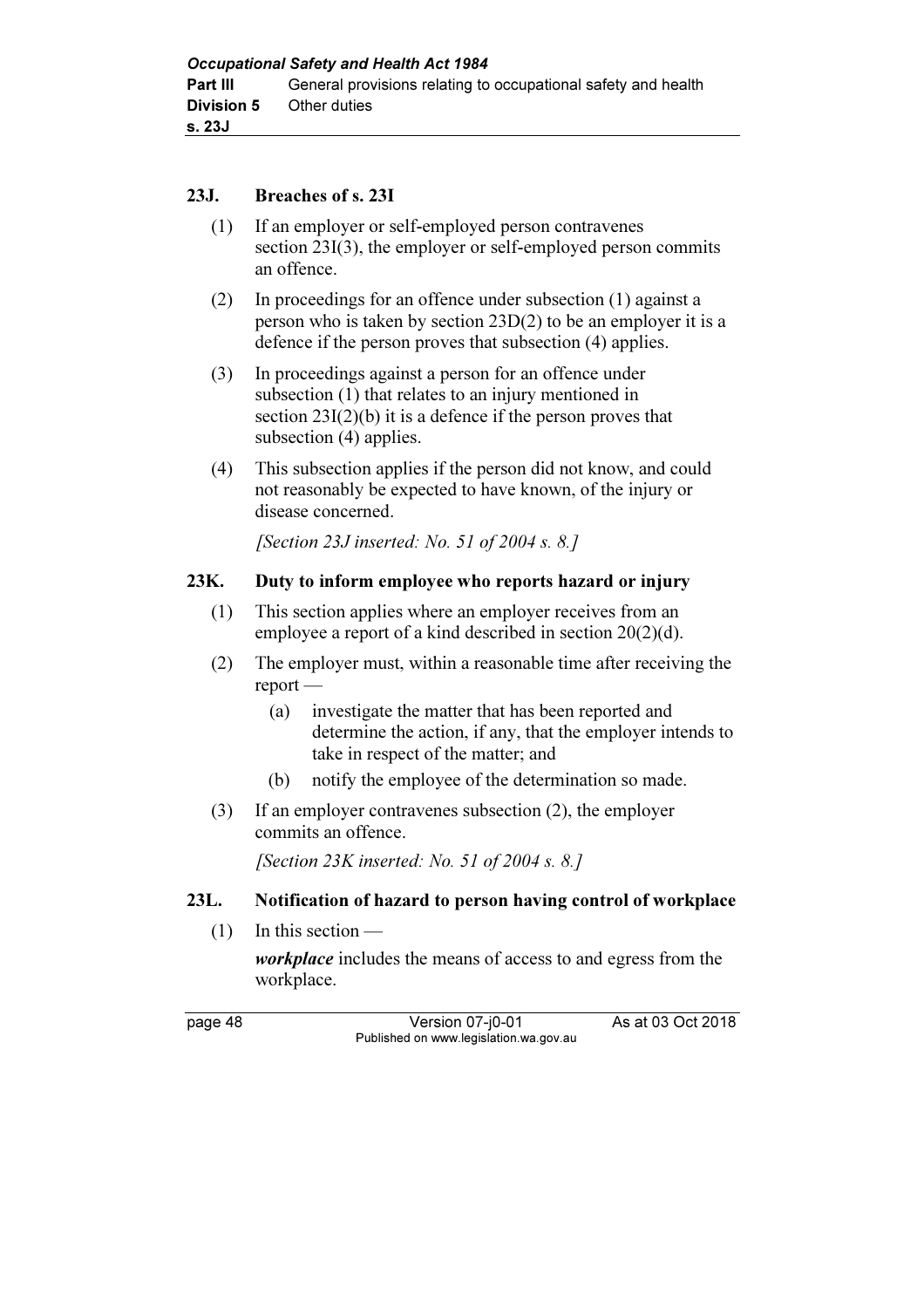## 23J. Breaches of s. 23I

(1) If an employer or self-employed person contravenes section 23I(3), the employer or self-employed person commits an offence.

(2) In proceedings for an offence under subsection (1) against a person who is taken by section 23D(2) to be an employer it is a defence if the person proves that subsection (4) applies.

(3) In proceedings against a person for an offence under subsection (1) that relates to an injury mentioned in section 23I(2)(b) it is a defence if the person proves that subsection (4) applies.

(4) This subsection applies if the person did not know, and could not reasonably be expected to have known, of the injury or disease concerned.

*[Section 23J inserted: No. 51 of 2004 s. 8.]*

## 23K. Duty to inform employee who reports hazard or injury

(1) This section applies where an employer receives from an employee a report of a kind described in section 20(2)(d).

(2) The employer must, within a reasonable time after receiving the report —

(a) investigate the matter that has been reported and determine the action, if any, that the employer intends to take in respect of the matter; and

(b) notify the employee of the determination so made.

(3) If an employer contravenes subsection (2), the employer commits an offence.

*[Section 23K inserted: No. 51 of 2004 s. 8.]*

## 23L. Notification of hazard to person having control of workplace

(1) In this section —

***workplace*** includes the means of access to and egress from the workplace.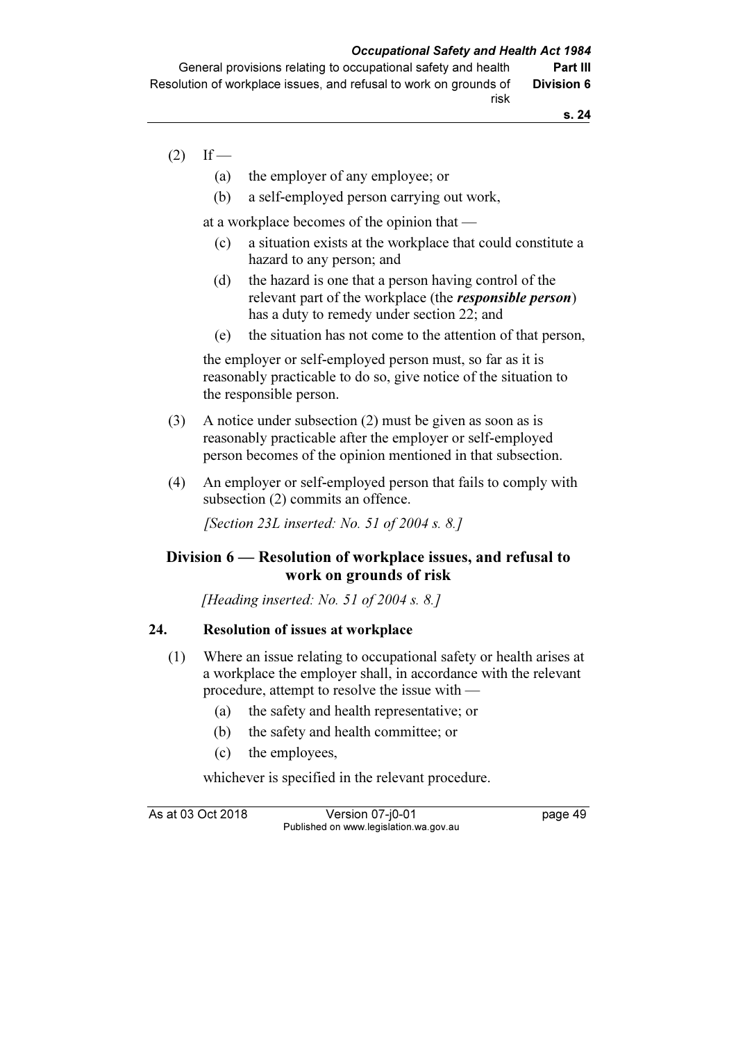(2) If —

  (a) the employer of any employee; or

  (b) a self-employed person carrying out work,

at a workplace becomes of the opinion that —

  (c) a situation exists at the workplace that could constitute a hazard to any person; and

  (d) the hazard is one that a person having control of the relevant part of the workplace (the ***responsible person***) has a duty to remedy under section 22; and

  (e) the situation has not come to the attention of that person,

the employer or self-employed person must, so far as it is reasonably practicable to do so, give notice of the situation to the responsible person.

(3) A notice under subsection (2) must be given as soon as is reasonably practicable after the employer or self-employed person becomes of the opinion mentioned in that subsection.

(4) An employer or self-employed person that fails to comply with subsection (2) commits an offence.

*[Section 23L inserted: No. 51 of 2004 s. 8.]*

## Division 6 — Resolution of workplace issues, and refusal to work on grounds of risk

*[Heading inserted: No. 51 of 2004 s. 8.]*

### 24. Resolution of issues at workplace

(1) Where an issue relating to occupational safety or health arises at a workplace the employer shall, in accordance with the relevant procedure, attempt to resolve the issue with —

  (a) the safety and health representative; or

  (b) the safety and health committee; or

  (c) the employees,

whichever is specified in the relevant procedure.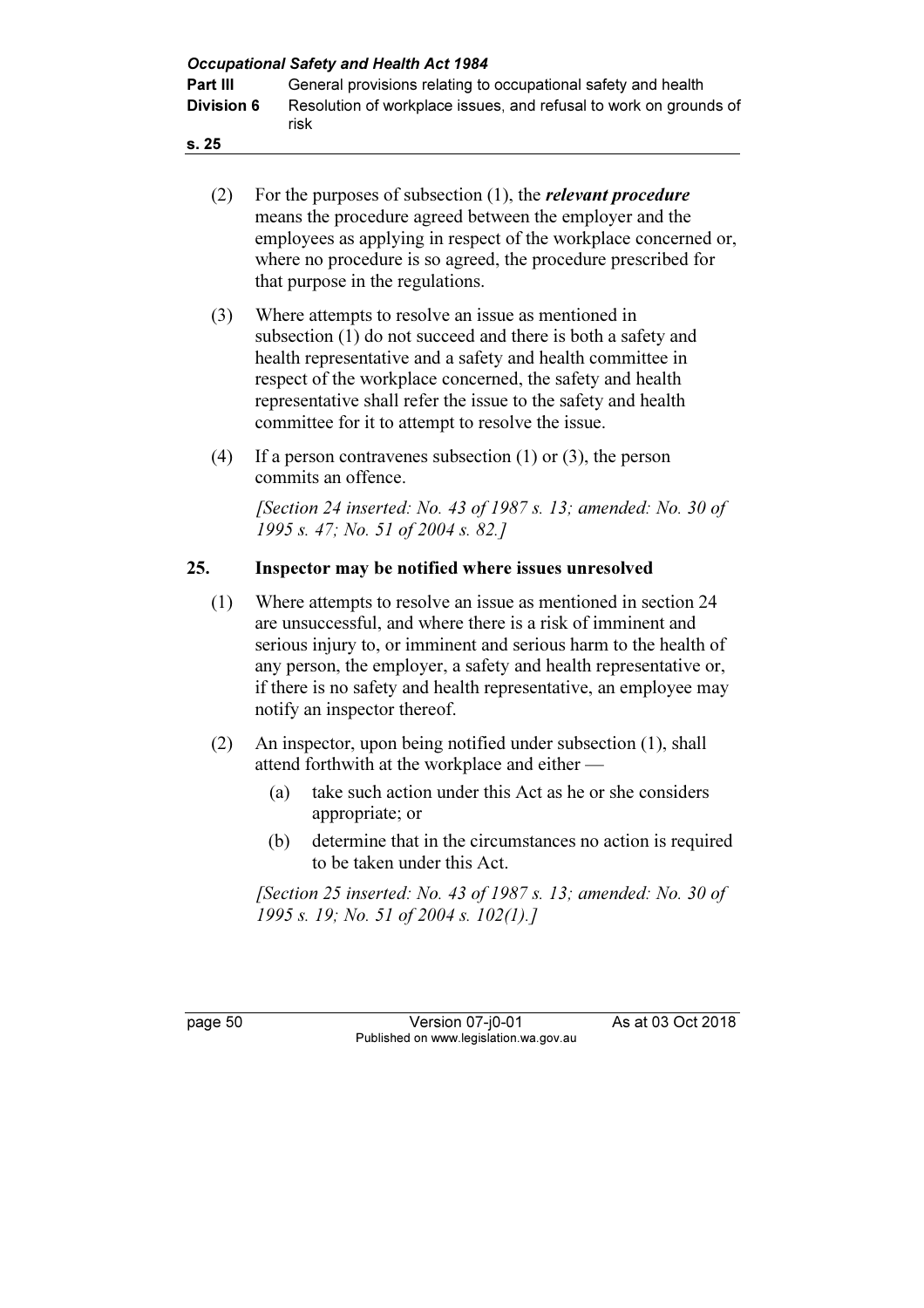(2) For the purposes of subsection (1), the ***relevant procedure*** means the procedure agreed between the employer and the employees as applying in respect of the workplace concerned or, where no procedure is so agreed, the procedure prescribed for that purpose in the regulations.

(3) Where attempts to resolve an issue as mentioned in subsection (1) do not succeed and there is both a safety and health representative and a safety and health committee in respect of the workplace concerned, the safety and health representative shall refer the issue to the safety and health committee for it to attempt to resolve the issue.

(4) If a person contravenes subsection (1) or (3), the person commits an offence.

*[Section 24 inserted: No. 43 of 1987 s. 13; amended: No. 30 of 1995 s. 47; No. 51 of 2004 s. 82.]*

## 25. Inspector may be notified where issues unresolved

(1) Where attempts to resolve an issue as mentioned in section 24 are unsuccessful, and where there is a risk of imminent and serious injury to, or imminent and serious harm to the health of any person, the employer, a safety and health representative or, if there is no safety and health representative, an employee may notify an inspector thereof.

(2) An inspector, upon being notified under subsection (1), shall attend forthwith at the workplace and either —

(a) take such action under this Act as he or she considers appropriate; or

(b) determine that in the circumstances no action is required to be taken under this Act.

*[Section 25 inserted: No. 43 of 1987 s. 13; amended: No. 30 of 1995 s. 19; No. 51 of 2004 s. 102(1).]*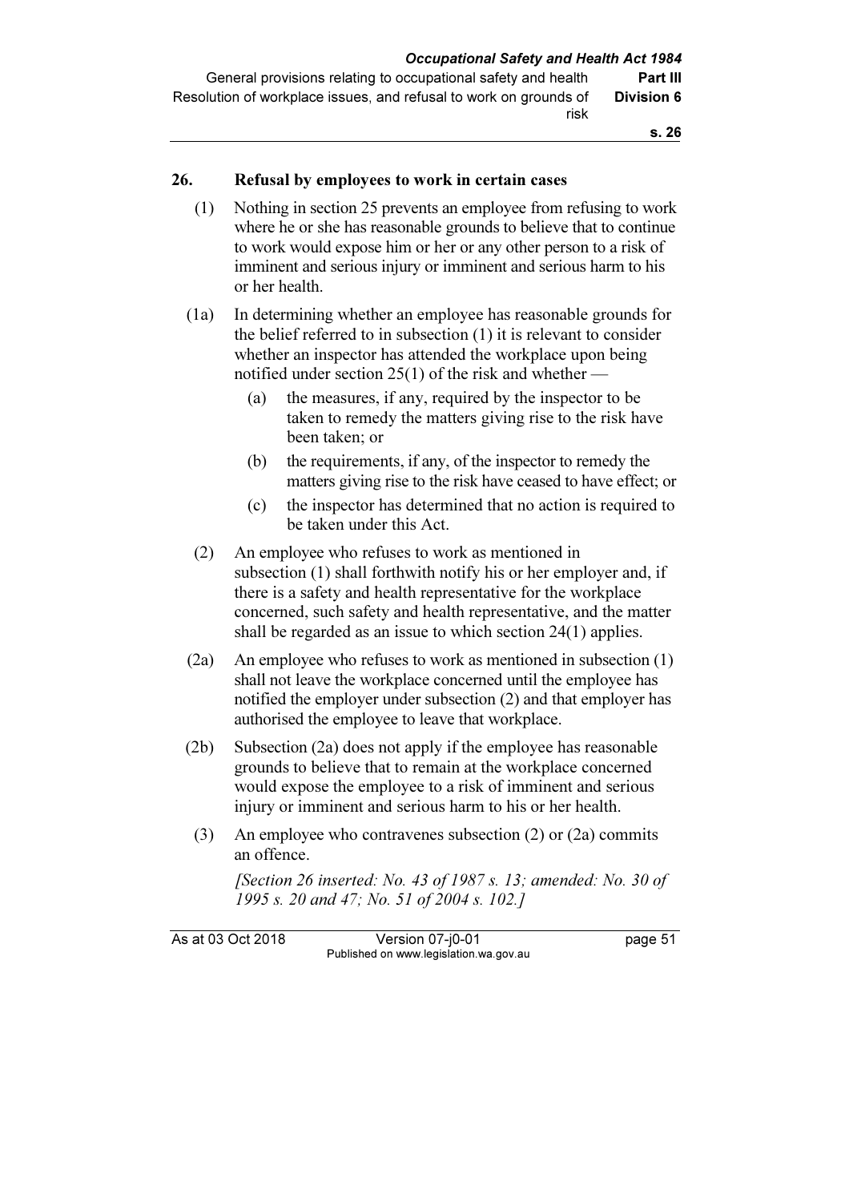## 26. Refusal by employees to work in certain cases

(1) Nothing in section 25 prevents an employee from refusing to work where he or she has reasonable grounds to believe that to continue to work would expose him or her or any other person to a risk of imminent and serious injury or imminent and serious harm to his or her health.

(1a) In determining whether an employee has reasonable grounds for the belief referred to in subsection (1) it is relevant to consider whether an inspector has attended the workplace upon being notified under section 25(1) of the risk and whether —

- (a) the measures, if any, required by the inspector to be taken to remedy the matters giving rise to the risk have been taken; or
- (b) the requirements, if any, of the inspector to remedy the matters giving rise to the risk have ceased to have effect; or
- (c) the inspector has determined that no action is required to be taken under this Act.

(2) An employee who refuses to work as mentioned in subsection (1) shall forthwith notify his or her employer and, if there is a safety and health representative for the workplace concerned, such safety and health representative, and the matter shall be regarded as an issue to which section 24(1) applies.

(2a) An employee who refuses to work as mentioned in subsection (1) shall not leave the workplace concerned until the employee has notified the employer under subsection (2) and that employer has authorised the employee to leave that workplace.

(2b) Subsection (2a) does not apply if the employee has reasonable grounds to believe that to remain at the workplace concerned would expose the employee to a risk of imminent and serious injury or imminent and serious harm to his or her health.

(3) An employee who contravenes subsection (2) or (2a) commits an offence.

*[Section 26 inserted: No. 43 of 1987 s. 13; amended: No. 30 of 1995 s. 20 and 47; No. 51 of 2004 s. 102.]*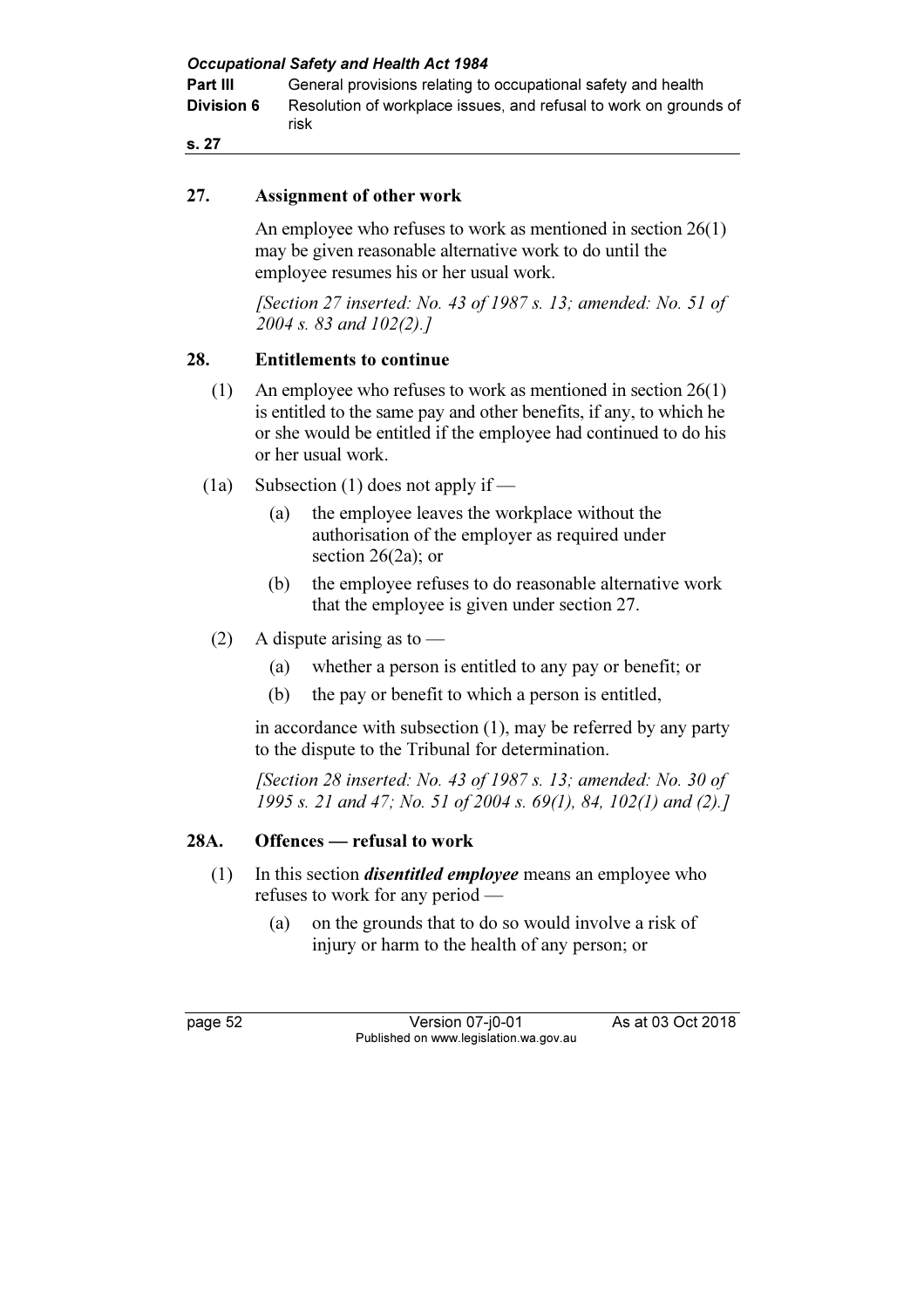## 27. Assignment of other work

An employee who refuses to work as mentioned in section 26(1) may be given reasonable alternative work to do until the employee resumes his or her usual work.

*[Section 27 inserted: No. 43 of 1987 s. 13; amended: No. 51 of 2004 s. 83 and 102(2).]*

## 28. Entitlements to continue

(1) An employee who refuses to work as mentioned in section 26(1) is entitled to the same pay and other benefits, if any, to which he or she would be entitled if the employee had continued to do his or her usual work.

(1a) Subsection (1) does not apply if —

(a) the employee leaves the workplace without the authorisation of the employer as required under section 26(2a); or

(b) the employee refuses to do reasonable alternative work that the employee is given under section 27.

(2) A dispute arising as to —

(a) whether a person is entitled to any pay or benefit; or

(b) the pay or benefit to which a person is entitled,

in accordance with subsection (1), may be referred by any party to the dispute to the Tribunal for determination.

*[Section 28 inserted: No. 43 of 1987 s. 13; amended: No. 30 of 1995 s. 21 and 47; No. 51 of 2004 s. 69(1), 84, 102(1) and (2).]*

## 28A. Offences — refusal to work

(1) In this section ***disentitled employee*** means an employee who refuses to work for any period —

(a) on the grounds that to do so would involve a risk of injury or harm to the health of any person; or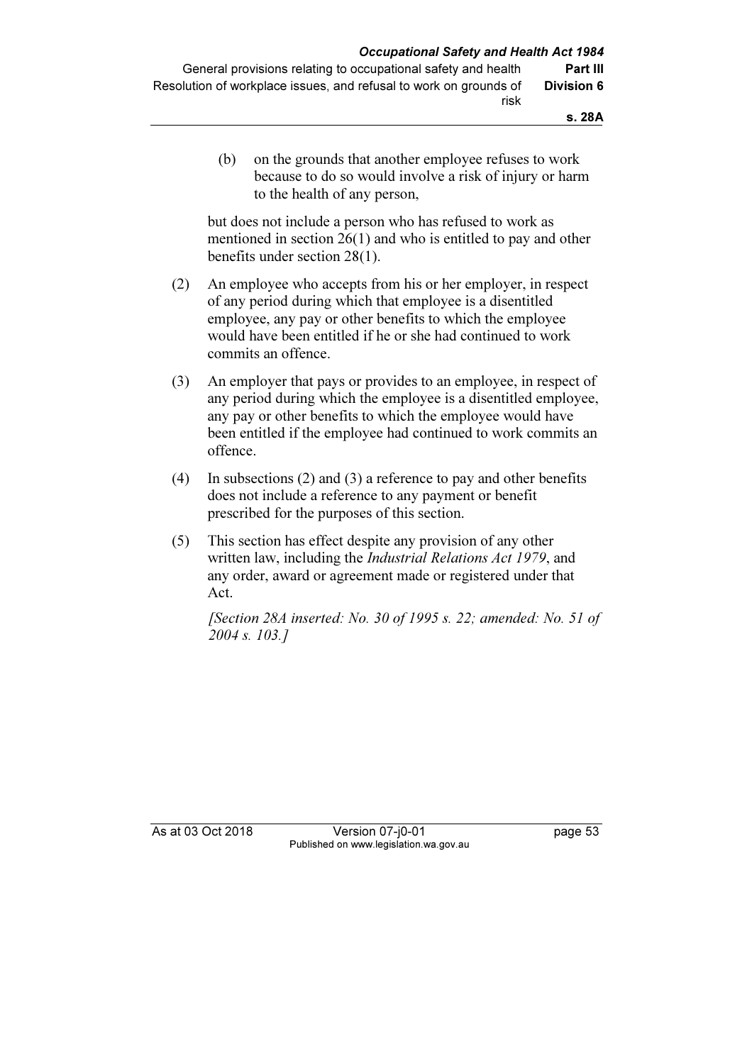(b) on the grounds that another employee refuses to work because to do so would involve a risk of injury or harm to the health of any person,

but does not include a person who has refused to work as mentioned in section 26(1) and who is entitled to pay and other benefits under section 28(1).

(2) An employee who accepts from his or her employer, in respect of any period during which that employee is a disentitled employee, any pay or other benefits to which the employee would have been entitled if he or she had continued to work commits an offence.

(3) An employer that pays or provides to an employee, in respect of any period during which the employee is a disentitled employee, any pay or other benefits to which the employee would have been entitled if the employee had continued to work commits an offence.

(4) In subsections (2) and (3) a reference to pay and other benefits does not include a reference to any payment or benefit prescribed for the purposes of this section.

(5) This section has effect despite any provision of any other written law, including the *Industrial Relations Act 1979*, and any order, award or agreement made or registered under that Act.

*[Section 28A inserted: No. 30 of 1995 s. 22; amended: No. 51 of 2004 s. 103.]*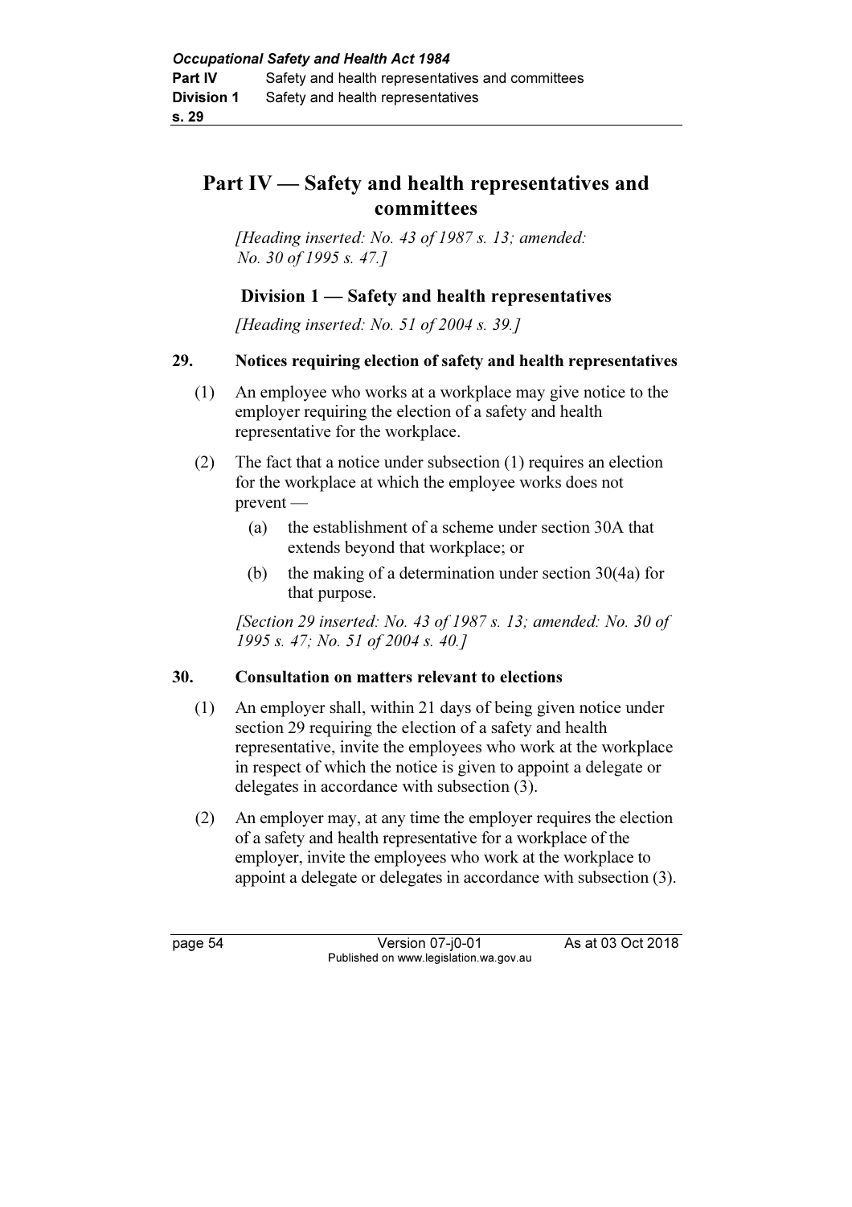# Part IV — Safety and health representatives and committees

*[Heading inserted: No. 43 of 1987 s. 13; amended: No. 30 of 1995 s. 47.]*

## Division 1 — Safety and health representatives

*[Heading inserted: No. 51 of 2004 s. 39.]*

### 29. Notices requiring election of safety and health representatives

(1) An employee who works at a workplace may give notice to the employer requiring the election of a safety and health representative for the workplace.

(2) The fact that a notice under subsection (1) requires an election for the workplace at which the employee works does not prevent —

- (a) the establishment of a scheme under section 30A that extends beyond that workplace; or
- (b) the making of a determination under section 30(4a) for that purpose.

*[Section 29 inserted: No. 43 of 1987 s. 13; amended: No. 30 of 1995 s. 47; No. 51 of 2004 s. 40.]*

### 30. Consultation on matters relevant to elections

(1) An employer shall, within 21 days of being given notice under section 29 requiring the election of a safety and health representative, invite the employees who work at the workplace in respect of which the notice is given to appoint a delegate or delegates in accordance with subsection (3).

(2) An employer may, at any time the employer requires the election of a safety and health representative for a workplace of the employer, invite the employees who work at the workplace to appoint a delegate or delegates in accordance with subsection (3).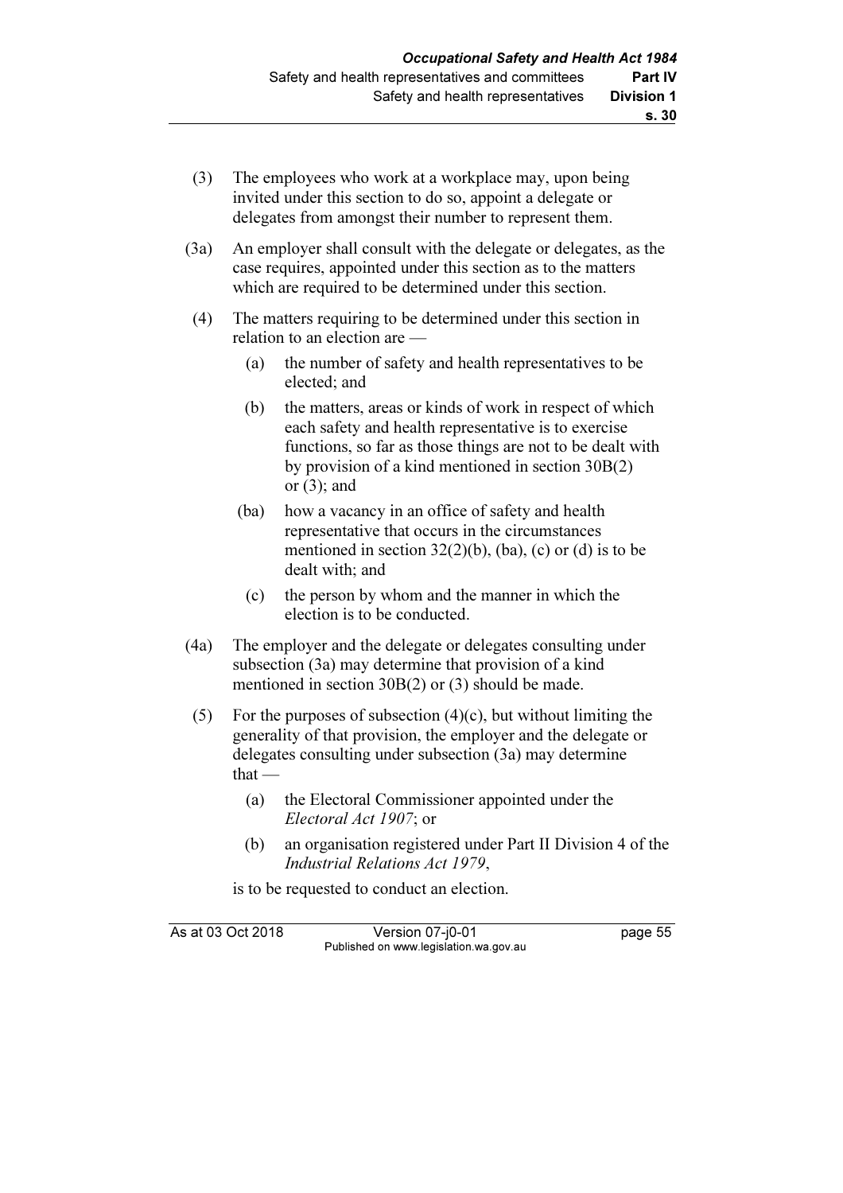(3) The employees who work at a workplace may, upon being invited under this section to do so, appoint a delegate or delegates from amongst their number to represent them.

(3a) An employer shall consult with the delegate or delegates, as the case requires, appointed under this section as to the matters which are required to be determined under this section.

(4) The matters requiring to be determined under this section in relation to an election are —

(a) the number of safety and health representatives to be elected; and

(b) the matters, areas or kinds of work in respect of which each safety and health representative is to exercise functions, so far as those things are not to be dealt with by provision of a kind mentioned in section 30B(2) or (3); and

(ba) how a vacancy in an office of safety and health representative that occurs in the circumstances mentioned in section 32(2)(b), (ba), (c) or (d) is to be dealt with; and

(c) the person by whom and the manner in which the election is to be conducted.

(4a) The employer and the delegate or delegates consulting under subsection (3a) may determine that provision of a kind mentioned in section 30B(2) or (3) should be made.

(5) For the purposes of subsection (4)(c), but without limiting the generality of that provision, the employer and the delegate or delegates consulting under subsection (3a) may determine that —

(a) the Electoral Commissioner appointed under the *Electoral Act 1907*; or

(b) an organisation registered under Part II Division 4 of the *Industrial Relations Act 1979*,

is to be requested to conduct an election.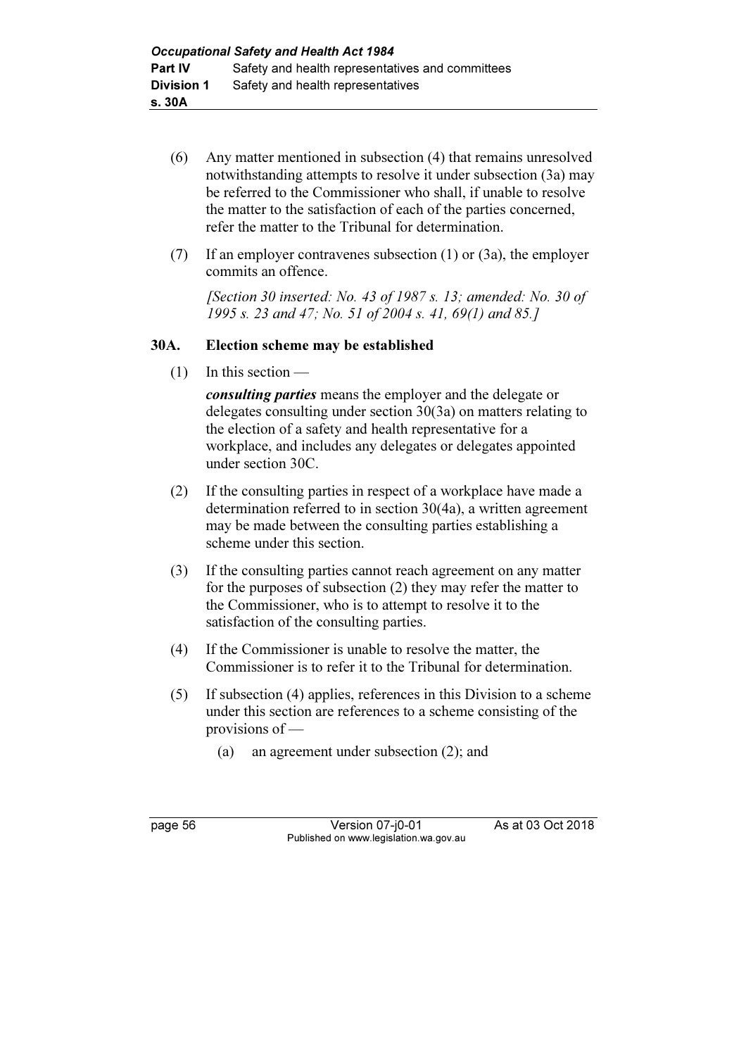(6) Any matter mentioned in subsection (4) that remains unresolved notwithstanding attempts to resolve it under subsection (3a) may be referred to the Commissioner who shall, if unable to resolve the matter to the satisfaction of each of the parties concerned, refer the matter to the Tribunal for determination.

(7) If an employer contravenes subsection (1) or (3a), the employer commits an offence.

*[Section 30 inserted: No. 43 of 1987 s. 13; amended: No. 30 of 1995 s. 23 and 47; No. 51 of 2004 s. 41, 69(1) and 85.]*

## 30A. Election scheme may be established

(1) In this section —

***consulting parties*** means the employer and the delegate or delegates consulting under section 30(3a) on matters relating to the election of a safety and health representative for a workplace, and includes any delegates or delegates appointed under section 30C.

(2) If the consulting parties in respect of a workplace have made a determination referred to in section 30(4a), a written agreement may be made between the consulting parties establishing a scheme under this section.

(3) If the consulting parties cannot reach agreement on any matter for the purposes of subsection (2) they may refer the matter to the Commissioner, who is to attempt to resolve it to the satisfaction of the consulting parties.

(4) If the Commissioner is unable to resolve the matter, the Commissioner is to refer it to the Tribunal for determination.

(5) If subsection (4) applies, references in this Division to a scheme under this section are references to a scheme consisting of the provisions of —

(a) an agreement under subsection (2); and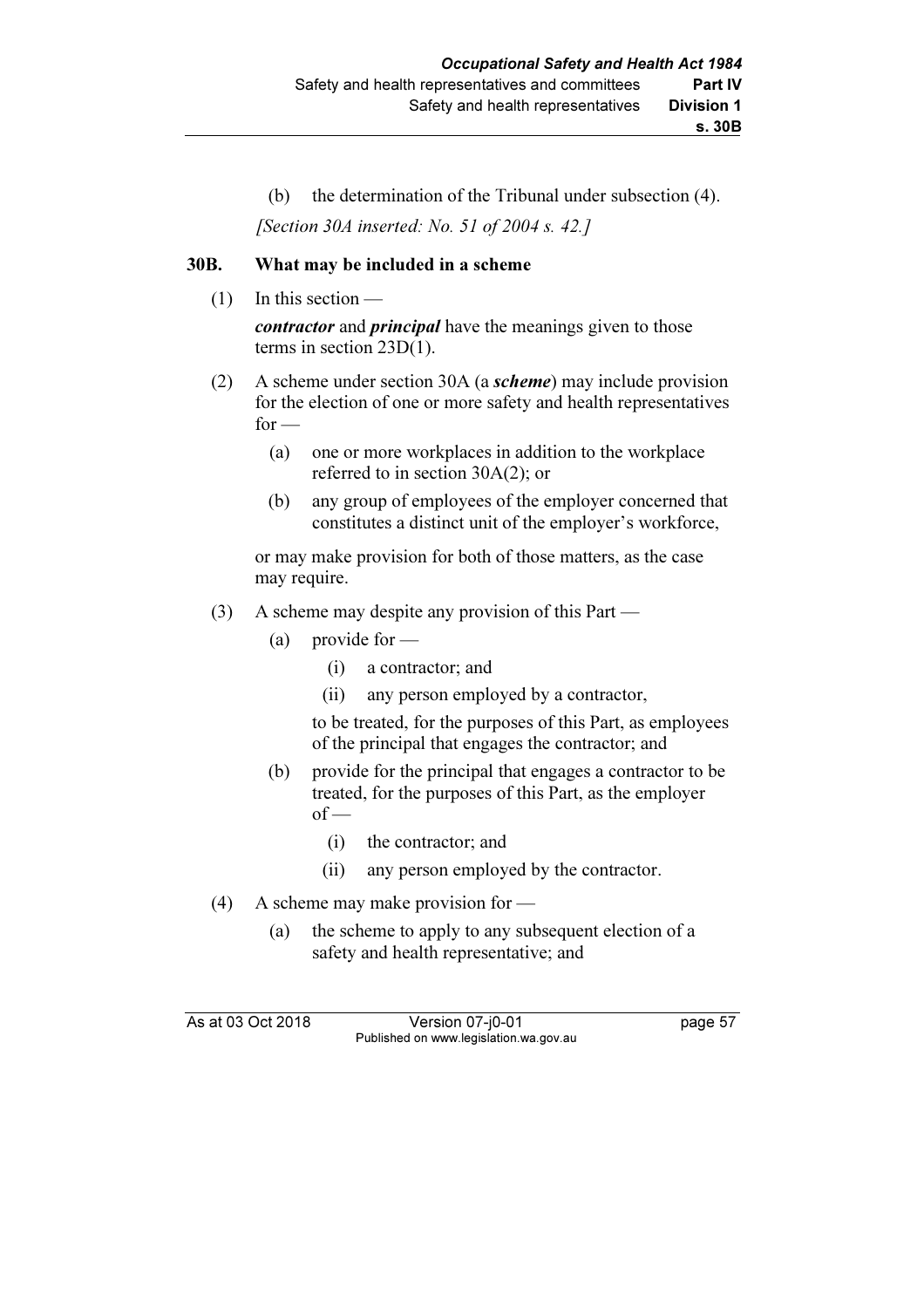(b) the determination of the Tribunal under subsection (4).

*[Section 30A inserted: No. 51 of 2004 s. 42.]*

### 30B. What may be included in a scheme

(1) In this section —

***contractor*** and ***principal*** have the meanings given to those terms in section 23D(1).

(2) A scheme under section 30A (a ***scheme***) may include provision for the election of one or more safety and health representatives for —

- (a) one or more workplaces in addition to the workplace referred to in section 30A(2); or
- (b) any group of employees of the employer concerned that constitutes a distinct unit of the employer's workforce,

or may make provision for both of those matters, as the case may require.

(3) A scheme may despite any provision of this Part —

- (a) provide for —
  - (i) a contractor; and
  - (ii) any person employed by a contractor,

  to be treated, for the purposes of this Part, as employees of the principal that engages the contractor; and
- (b) provide for the principal that engages a contractor to be treated, for the purposes of this Part, as the employer of —
  - (i) the contractor; and
  - (ii) any person employed by the contractor.

(4) A scheme may make provision for —

- (a) the scheme to apply to any subsequent election of a safety and health representative; and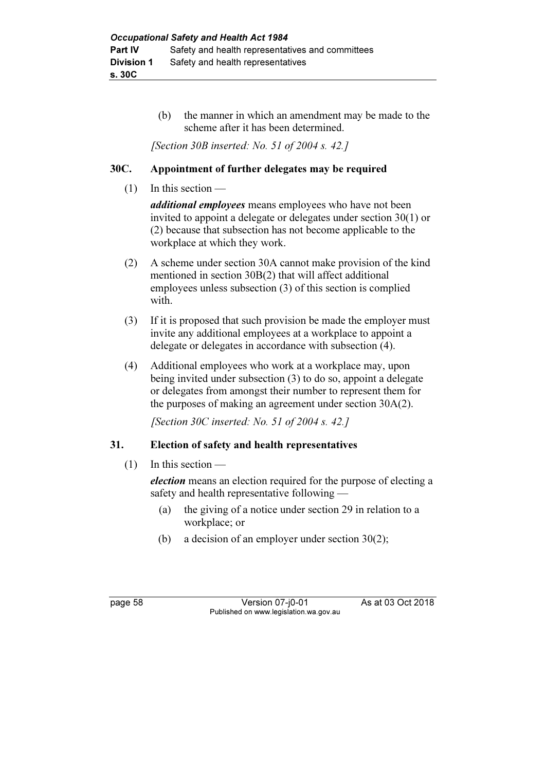(b) the manner in which an amendment may be made to the scheme after it has been determined.

*[Section 30B inserted: No. 51 of 2004 s. 42.]*

## 30C. Appointment of further delegates may be required

(1) In this section —

***additional employees*** means employees who have not been invited to appoint a delegate or delegates under section 30(1) or (2) because that subsection has not become applicable to the workplace at which they work.

(2) A scheme under section 30A cannot make provision of the kind mentioned in section 30B(2) that will affect additional employees unless subsection (3) of this section is complied with.

(3) If it is proposed that such provision be made the employer must invite any additional employees at a workplace to appoint a delegate or delegates in accordance with subsection (4).

(4) Additional employees who work at a workplace may, upon being invited under subsection (3) to do so, appoint a delegate or delegates from amongst their number to represent them for the purposes of making an agreement under section 30A(2).

*[Section 30C inserted: No. 51 of 2004 s. 42.]*

## 31. Election of safety and health representatives

(1) In this section —

***election*** means an election required for the purpose of electing a safety and health representative following —

(a) the giving of a notice under section 29 in relation to a workplace; or

(b) a decision of an employer under section 30(2);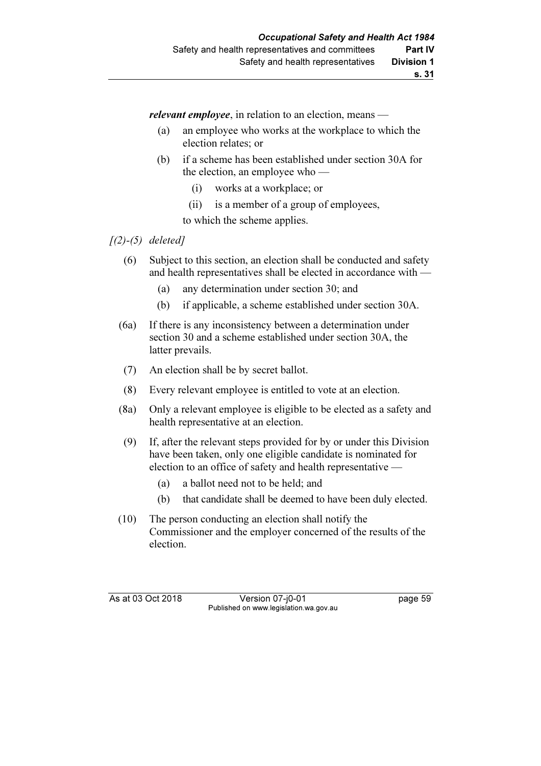***relevant employee***, in relation to an election, means —

(a) an employee who works at the workplace to which the election relates; or

(b) if a scheme has been established under section 30A for the election, an employee who —

(i) works at a workplace; or

(ii) is a member of a group of employees,

to which the scheme applies.

*[(2)-(5) deleted]*

(6) Subject to this section, an election shall be conducted and safety and health representatives shall be elected in accordance with —

(a) any determination under section 30; and

(b) if applicable, a scheme established under section 30A.

(6a) If there is any inconsistency between a determination under section 30 and a scheme established under section 30A, the latter prevails.

(7) An election shall be by secret ballot.

(8) Every relevant employee is entitled to vote at an election.

(8a) Only a relevant employee is eligible to be elected as a safety and health representative at an election.

(9) If, after the relevant steps provided for by or under this Division have been taken, only one eligible candidate is nominated for election to an office of safety and health representative —

(a) a ballot need not to be held; and

(b) that candidate shall be deemed to have been duly elected.

(10) The person conducting an election shall notify the Commissioner and the employer concerned of the results of the election.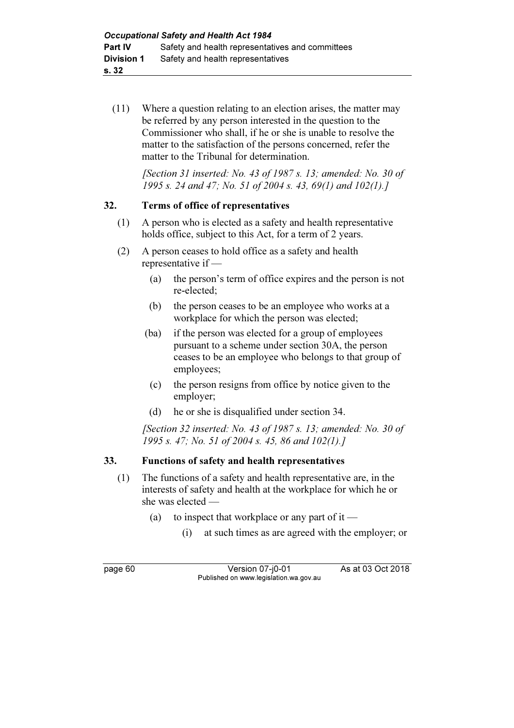(11) Where a question relating to an election arises, the matter may be referred by any person interested in the question to the Commissioner who shall, if he or she is unable to resolve the matter to the satisfaction of the persons concerned, refer the matter to the Tribunal for determination.

*[Section 31 inserted: No. 43 of 1987 s. 13; amended: No. 30 of 1995 s. 24 and 47; No. 51 of 2004 s. 43, 69(1) and 102(1).]*

## 32. Terms of office of representatives

(1) A person who is elected as a safety and health representative holds office, subject to this Act, for a term of 2 years.

(2) A person ceases to hold office as a safety and health representative if —

- (a) the person's term of office expires and the person is not re-elected;
- (b) the person ceases to be an employee who works at a workplace for which the person was elected;
- (ba) if the person was elected for a group of employees pursuant to a scheme under section 30A, the person ceases to be an employee who belongs to that group of employees;
- (c) the person resigns from office by notice given to the employer;
- (d) he or she is disqualified under section 34.

*[Section 32 inserted: No. 43 of 1987 s. 13; amended: No. 30 of 1995 s. 47; No. 51 of 2004 s. 45, 86 and 102(1).]*

## 33. Functions of safety and health representatives

(1) The functions of a safety and health representative are, in the interests of safety and health at the workplace for which he or she was elected —

- (a) to inspect that workplace or any part of it —
  - (i) at such times as are agreed with the employer; or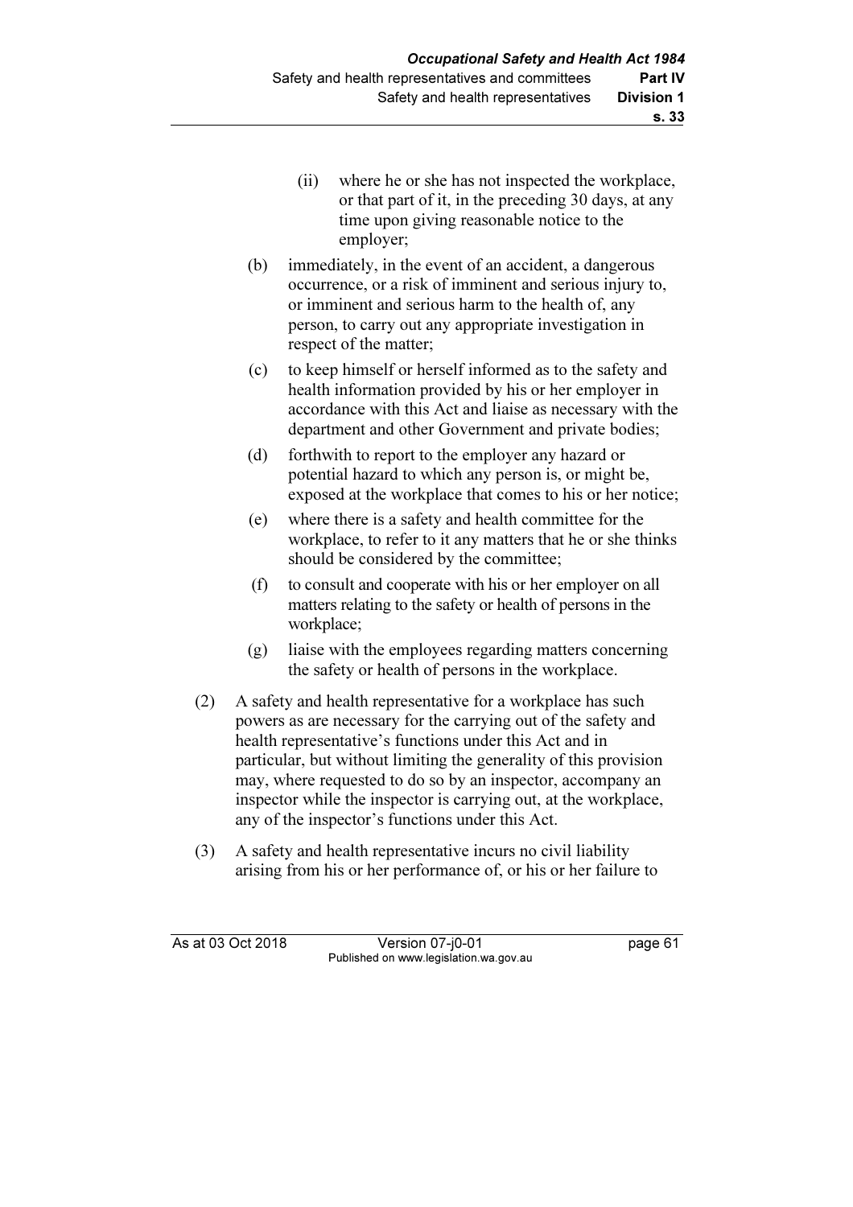(ii) where he or she has not inspected the workplace, or that part of it, in the preceding 30 days, at any time upon giving reasonable notice to the employer;

(b) immediately, in the event of an accident, a dangerous occurrence, or a risk of imminent and serious injury to, or imminent and serious harm to the health of, any person, to carry out any appropriate investigation in respect of the matter;

(c) to keep himself or herself informed as to the safety and health information provided by his or her employer in accordance with this Act and liaise as necessary with the department and other Government and private bodies;

(d) forthwith to report to the employer any hazard or potential hazard to which any person is, or might be, exposed at the workplace that comes to his or her notice;

(e) where there is a safety and health committee for the workplace, to refer to it any matters that he or she thinks should be considered by the committee;

(f) to consult and cooperate with his or her employer on all matters relating to the safety or health of persons in the workplace;

(g) liaise with the employees regarding matters concerning the safety or health of persons in the workplace.

(2) A safety and health representative for a workplace has such powers as are necessary for the carrying out of the safety and health representative's functions under this Act and in particular, but without limiting the generality of this provision may, where requested to do so by an inspector, accompany an inspector while the inspector is carrying out, at the workplace, any of the inspector's functions under this Act.

(3) A safety and health representative incurs no civil liability arising from his or her performance of, or his or her failure to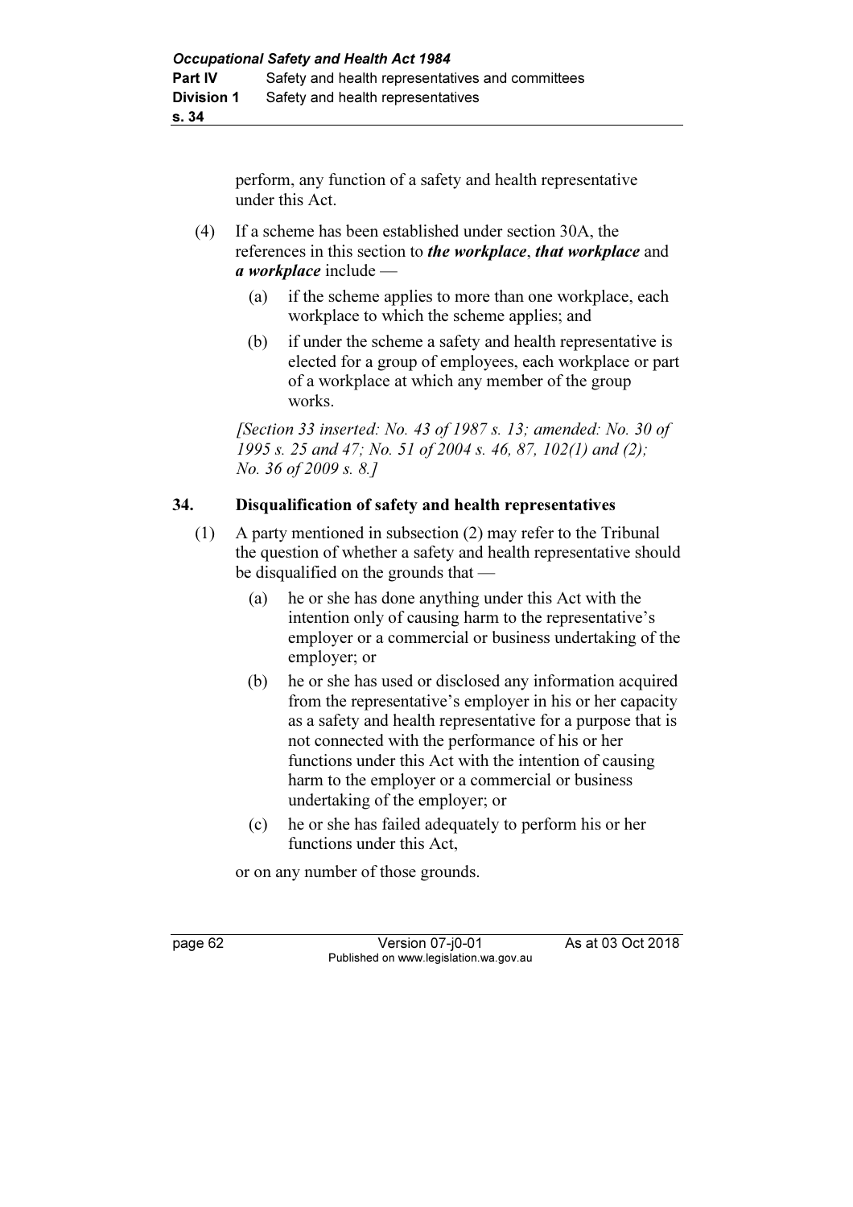perform, any function of a safety and health representative under this Act.

(4) If a scheme has been established under section 30A, the references in this section to ***the workplace***, ***that workplace*** and ***a workplace*** include —

  (a) if the scheme applies to more than one workplace, each workplace to which the scheme applies; and

  (b) if under the scheme a safety and health representative is elected for a group of employees, each workplace or part of a workplace at which any member of the group works.

*[Section 33 inserted: No. 43 of 1987 s. 13; amended: No. 30 of 1995 s. 25 and 47; No. 51 of 2004 s. 46, 87, 102(1) and (2); No. 36 of 2009 s. 8.]*

## 34. Disqualification of safety and health representatives

(1) A party mentioned in subsection (2) may refer to the Tribunal the question of whether a safety and health representative should be disqualified on the grounds that —

  (a) he or she has done anything under this Act with the intention only of causing harm to the representative's employer or a commercial or business undertaking of the employer; or

  (b) he or she has used or disclosed any information acquired from the representative's employer in his or her capacity as a safety and health representative for a purpose that is not connected with the performance of his or her functions under this Act with the intention of causing harm to the employer or a commercial or business undertaking of the employer; or

  (c) he or she has failed adequately to perform his or her functions under this Act,

or on any number of those grounds.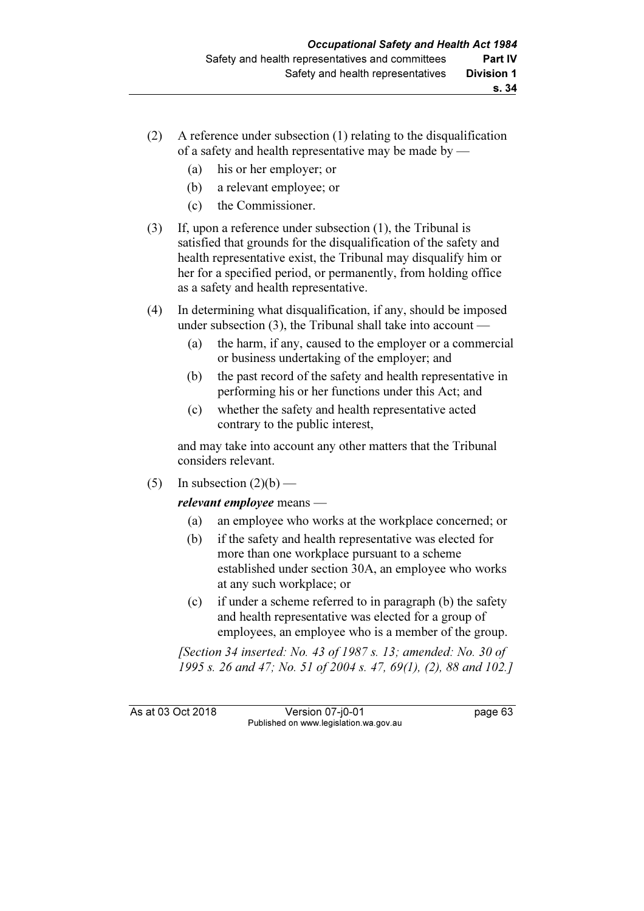(2) A reference under subsection (1) relating to the disqualification of a safety and health representative may be made by —

  (a) his or her employer; or

  (b) a relevant employee; or

  (c) the Commissioner.

(3) If, upon a reference under subsection (1), the Tribunal is satisfied that grounds for the disqualification of the safety and health representative exist, the Tribunal may disqualify him or her for a specified period, or permanently, from holding office as a safety and health representative.

(4) In determining what disqualification, if any, should be imposed under subsection (3), the Tribunal shall take into account —

  (a) the harm, if any, caused to the employer or a commercial or business undertaking of the employer; and

  (b) the past record of the safety and health representative in performing his or her functions under this Act; and

  (c) whether the safety and health representative acted contrary to the public interest,

and may take into account any other matters that the Tribunal considers relevant.

(5) In subsection (2)(b) —

***relevant employee*** means —

  (a) an employee who works at the workplace concerned; or

  (b) if the safety and health representative was elected for more than one workplace pursuant to a scheme established under section 30A, an employee who works at any such workplace; or

  (c) if under a scheme referred to in paragraph (b) the safety and health representative was elected for a group of employees, an employee who is a member of the group.

*[Section 34 inserted: No. 43 of 1987 s. 13; amended: No. 30 of 1995 s. 26 and 47; No. 51 of 2004 s. 47, 69(1), (2), 88 and 102.]*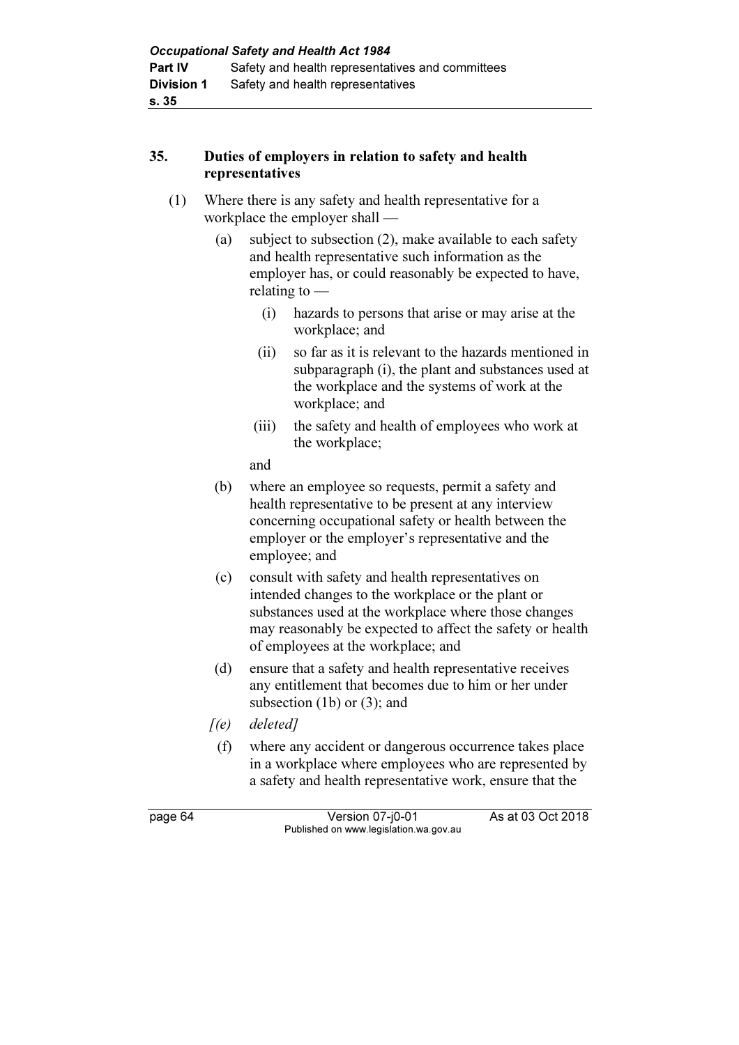## 35. Duties of employers in relation to safety and health representatives

(1) Where there is any safety and health representative for a workplace the employer shall —

(a) subject to subsection (2), make available to each safety and health representative such information as the employer has, or could reasonably be expected to have, relating to —

(i) hazards to persons that arise or may arise at the workplace; and

(ii) so far as it is relevant to the hazards mentioned in subparagraph (i), the plant and substances used at the workplace and the systems of work at the workplace; and

(iii) the safety and health of employees who work at the workplace;

and

(b) where an employee so requests, permit a safety and health representative to be present at any interview concerning occupational safety or health between the employer or the employer's representative and the employee; and

(c) consult with safety and health representatives on intended changes to the workplace or the plant or substances used at the workplace where those changes may reasonably be expected to affect the safety or health of employees at the workplace; and

(d) ensure that a safety and health representative receives any entitlement that becomes due to him or her under subsection (1b) or (3); and

*[(e) deleted]*

(f) where any accident or dangerous occurrence takes place in a workplace where employees who are represented by a safety and health representative work, ensure that the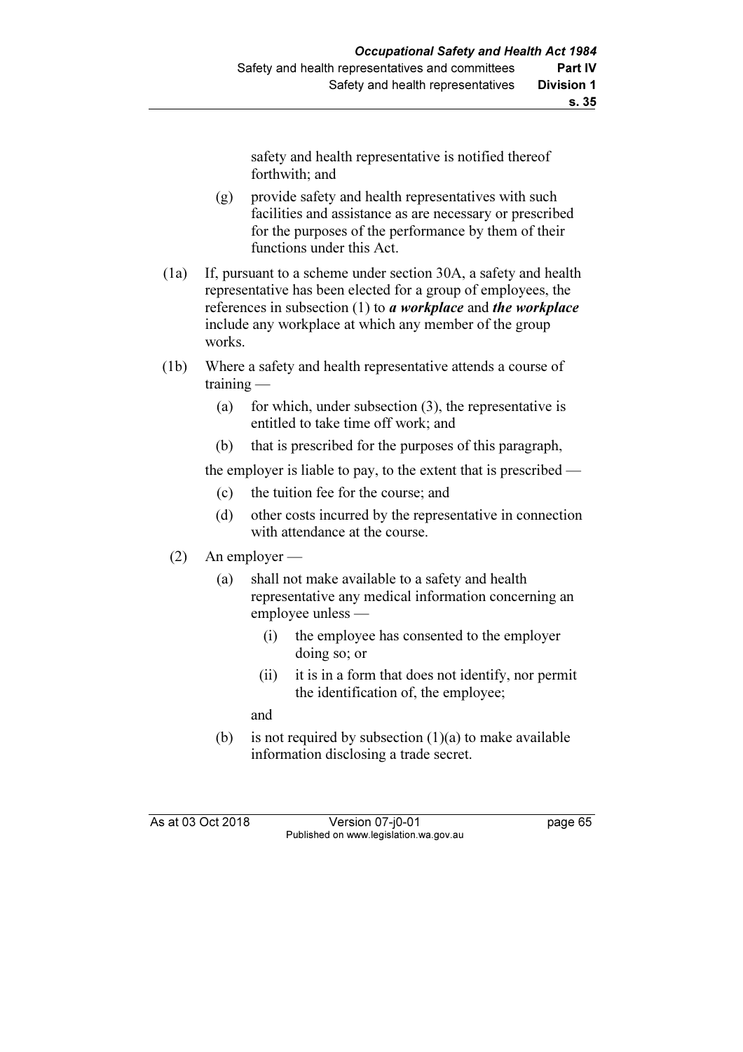safety and health representative is notified thereof forthwith; and

(g) provide safety and health representatives with such facilities and assistance as are necessary or prescribed for the purposes of the performance by them of their functions under this Act.

(1a) If, pursuant to a scheme under section 30A, a safety and health representative has been elected for a group of employees, the references in subsection (1) to ***a workplace*** and ***the workplace*** include any workplace at which any member of the group works.

(1b) Where a safety and health representative attends a course of training —

(a) for which, under subsection (3), the representative is entitled to take time off work; and

(b) that is prescribed for the purposes of this paragraph,

the employer is liable to pay, to the extent that is prescribed —

(c) the tuition fee for the course; and

(d) other costs incurred by the representative in connection with attendance at the course.

(2) An employer —

(a) shall not make available to a safety and health representative any medical information concerning an employee unless —

(i) the employee has consented to the employer doing so; or

(ii) it is in a form that does not identify, nor permit the identification of, the employee;

and

(b) is not required by subsection (1)(a) to make available information disclosing a trade secret.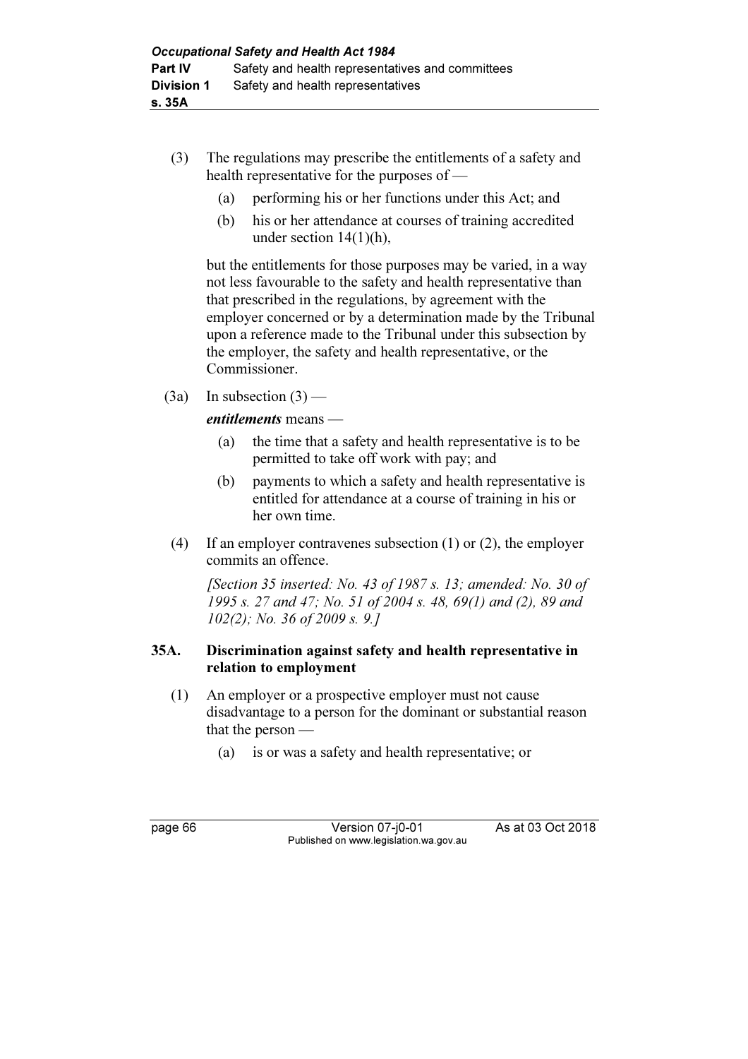(3) The regulations may prescribe the entitlements of a safety and health representative for the purposes of —

 (a) performing his or her functions under this Act; and

 (b) his or her attendance at courses of training accredited under section 14(1)(h),

 but the entitlements for those purposes may be varied, in a way not less favourable to the safety and health representative than that prescribed in the regulations, by agreement with the employer concerned or by a determination made by the Tribunal upon a reference made to the Tribunal under this subsection by the employer, the safety and health representative, or the Commissioner.

(3a) In subsection (3) —

 ***entitlements*** means —

 (a) the time that a safety and health representative is to be permitted to take off work with pay; and

 (b) payments to which a safety and health representative is entitled for attendance at a course of training in his or her own time.

(4) If an employer contravenes subsection (1) or (2), the employer commits an offence.

 *[Section 35 inserted: No. 43 of 1987 s. 13; amended: No. 30 of 1995 s. 27 and 47; No. 51 of 2004 s. 48, 69(1) and (2), 89 and 102(2); No. 36 of 2009 s. 9.]*

### 35A. Discrimination against safety and health representative in relation to employment

(1) An employer or a prospective employer must not cause disadvantage to a person for the dominant or substantial reason that the person —

 (a) is or was a safety and health representative; or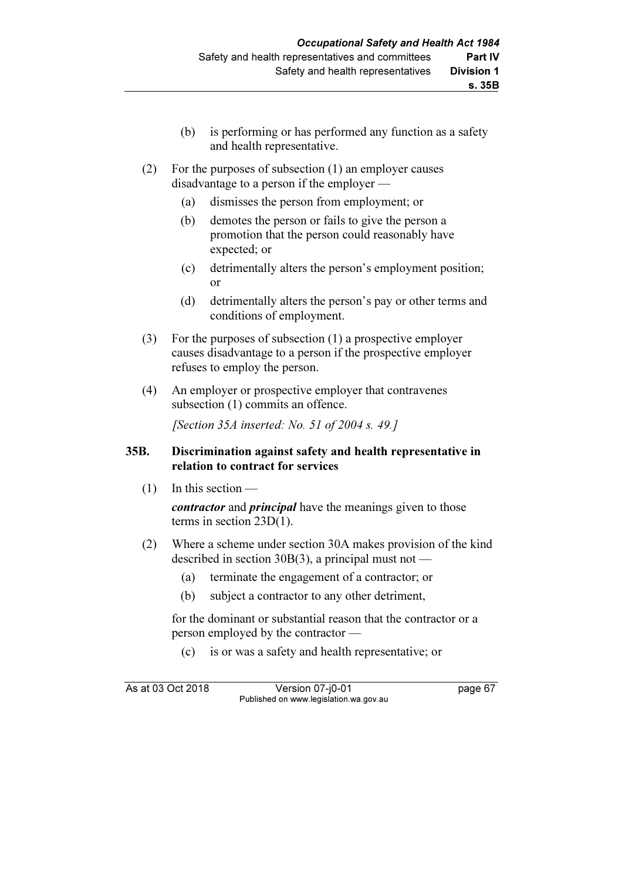(b) is performing or has performed any function as a safety and health representative.

(2) For the purposes of subsection (1) an employer causes disadvantage to a person if the employer —

(a) dismisses the person from employment; or

(b) demotes the person or fails to give the person a promotion that the person could reasonably have expected; or

(c) detrimentally alters the person's employment position; or

(d) detrimentally alters the person's pay or other terms and conditions of employment.

(3) For the purposes of subsection (1) a prospective employer causes disadvantage to a person if the prospective employer refuses to employ the person.

(4) An employer or prospective employer that contravenes subsection (1) commits an offence.

*[Section 35A inserted: No. 51 of 2004 s. 49.]*

### 35B. Discrimination against safety and health representative in relation to contract for services

(1) In this section —

***contractor*** and ***principal*** have the meanings given to those terms in section 23D(1).

(2) Where a scheme under section 30A makes provision of the kind described in section 30B(3), a principal must not —

(a) terminate the engagement of a contractor; or

(b) subject a contractor to any other detriment,

for the dominant or substantial reason that the contractor or a person employed by the contractor —

(c) is or was a safety and health representative; or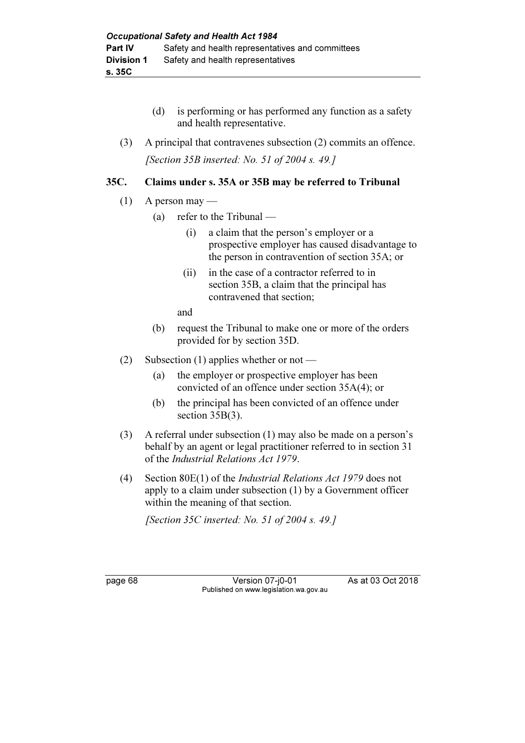(d) is performing or has performed any function as a safety and health representative.

(3) A principal that contravenes subsection (2) commits an offence.

*[Section 35B inserted: No. 51 of 2004 s. 49.]*

## 35C. Claims under s. 35A or 35B may be referred to Tribunal

(1) A person may —

(a) refer to the Tribunal —

(i) a claim that the person's employer or a prospective employer has caused disadvantage to the person in contravention of section 35A; or

(ii) in the case of a contractor referred to in section 35B, a claim that the principal has contravened that section;

and

(b) request the Tribunal to make one or more of the orders provided for by section 35D.

(2) Subsection (1) applies whether or not —

(a) the employer or prospective employer has been convicted of an offence under section 35A(4); or

(b) the principal has been convicted of an offence under section 35B(3).

(3) A referral under subsection (1) may also be made on a person's behalf by an agent or legal practitioner referred to in section 31 of the *Industrial Relations Act 1979*.

(4) Section 80E(1) of the *Industrial Relations Act 1979* does not apply to a claim under subsection (1) by a Government officer within the meaning of that section.

*[Section 35C inserted: No. 51 of 2004 s. 49.]*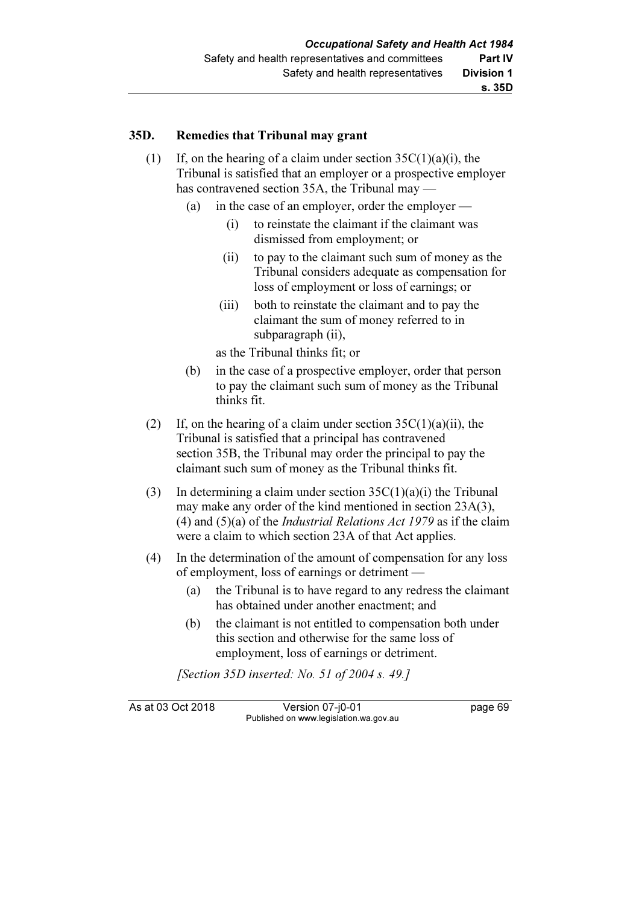## 35D. Remedies that Tribunal may grant

(1) If, on the hearing of a claim under section 35C(1)(a)(i), the Tribunal is satisfied that an employer or a prospective employer has contravened section 35A, the Tribunal may —

  (a) in the case of an employer, order the employer —

    (i) to reinstate the claimant if the claimant was dismissed from employment; or

    (ii) to pay to the claimant such sum of money as the Tribunal considers adequate as compensation for loss of employment or loss of earnings; or

    (iii) both to reinstate the claimant and to pay the claimant the sum of money referred to in subparagraph (ii),

  as the Tribunal thinks fit; or

  (b) in the case of a prospective employer, order that person to pay the claimant such sum of money as the Tribunal thinks fit.

(2) If, on the hearing of a claim under section 35C(1)(a)(ii), the Tribunal is satisfied that a principal has contravened section 35B, the Tribunal may order the principal to pay the claimant such sum of money as the Tribunal thinks fit.

(3) In determining a claim under section 35C(1)(a)(i) the Tribunal may make any order of the kind mentioned in section 23A(3), (4) and (5)(a) of the *Industrial Relations Act 1979* as if the claim were a claim to which section 23A of that Act applies.

(4) In the determination of the amount of compensation for any loss of employment, loss of earnings or detriment —

  (a) the Tribunal is to have regard to any redress the claimant has obtained under another enactment; and

  (b) the claimant is not entitled to compensation both under this section and otherwise for the same loss of employment, loss of earnings or detriment.

*[Section 35D inserted: No. 51 of 2004 s. 49.]*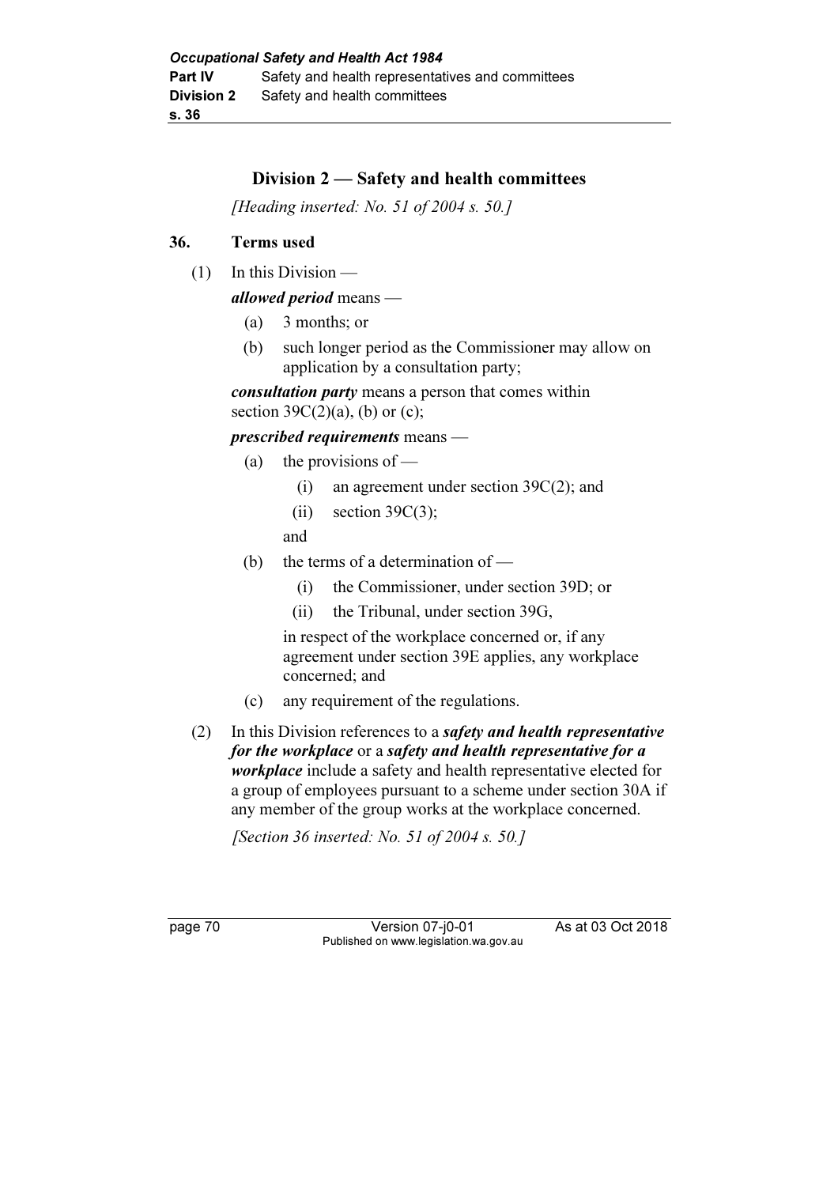## Division 2 — Safety and health committees

*[Heading inserted: No. 51 of 2004 s. 50.]*

### 36. Terms used

(1) In this Division —

***allowed period*** means —

- (a) 3 months; or
- (b) such longer period as the Commissioner may allow on application by a consultation party;

***consultation party*** means a person that comes within section 39C(2)(a), (b) or (c);

***prescribed requirements*** means —

- (a) the provisions of —
  - (i) an agreement under section 39C(2); and
  - (ii) section 39C(3);

  and
- (b) the terms of a determination of —
  - (i) the Commissioner, under section 39D; or
  - (ii) the Tribunal, under section 39G,

  in respect of the workplace concerned or, if any agreement under section 39E applies, any workplace concerned; and
- (c) any requirement of the regulations.

(2) In this Division references to a ***safety and health representative for the workplace*** or a ***safety and health representative for a workplace*** include a safety and health representative elected for a group of employees pursuant to a scheme under section 30A if any member of the group works at the workplace concerned.

*[Section 36 inserted: No. 51 of 2004 s. 50.]*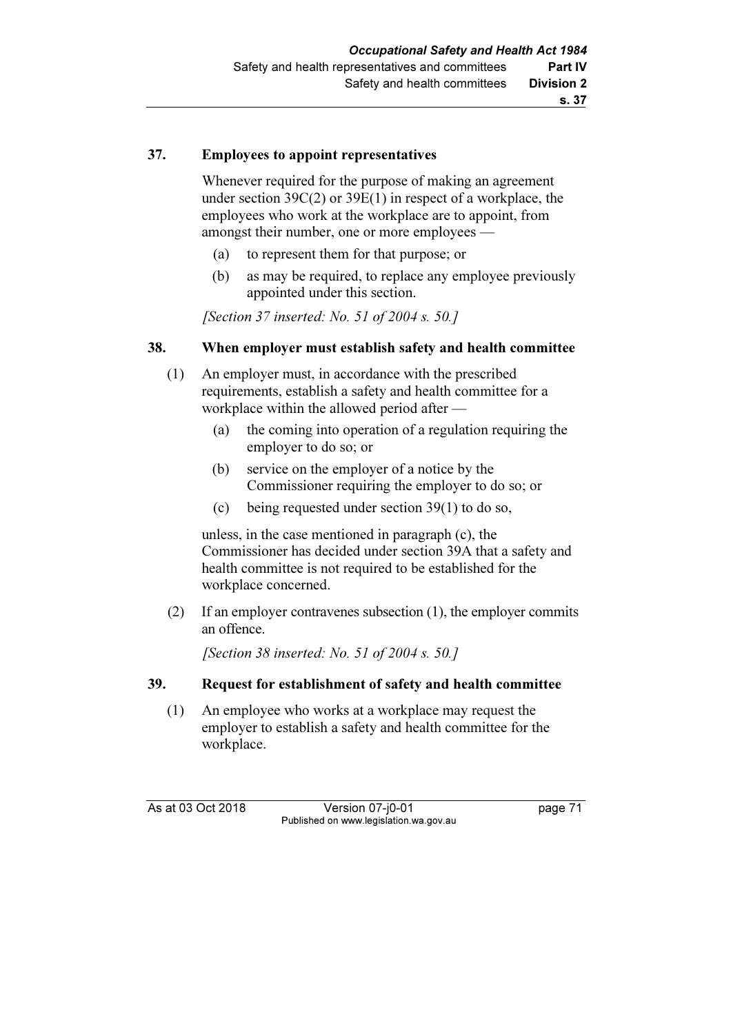## 37. Employees to appoint representatives

Whenever required for the purpose of making an agreement under section 39C(2) or 39E(1) in respect of a workplace, the employees who work at the workplace are to appoint, from amongst their number, one or more employees —

(a) to represent them for that purpose; or

(b) as may be required, to replace any employee previously appointed under this section.

*[Section 37 inserted: No. 51 of 2004 s. 50.]*

## 38. When employer must establish safety and health committee

(1) An employer must, in accordance with the prescribed requirements, establish a safety and health committee for a workplace within the allowed period after —

(a) the coming into operation of a regulation requiring the employer to do so; or

(b) service on the employer of a notice by the Commissioner requiring the employer to do so; or

(c) being requested under section 39(1) to do so,

unless, in the case mentioned in paragraph (c), the Commissioner has decided under section 39A that a safety and health committee is not required to be established for the workplace concerned.

(2) If an employer contravenes subsection (1), the employer commits an offence.

*[Section 38 inserted: No. 51 of 2004 s. 50.]*

## 39. Request for establishment of safety and health committee

(1) An employee who works at a workplace may request the employer to establish a safety and health committee for the workplace.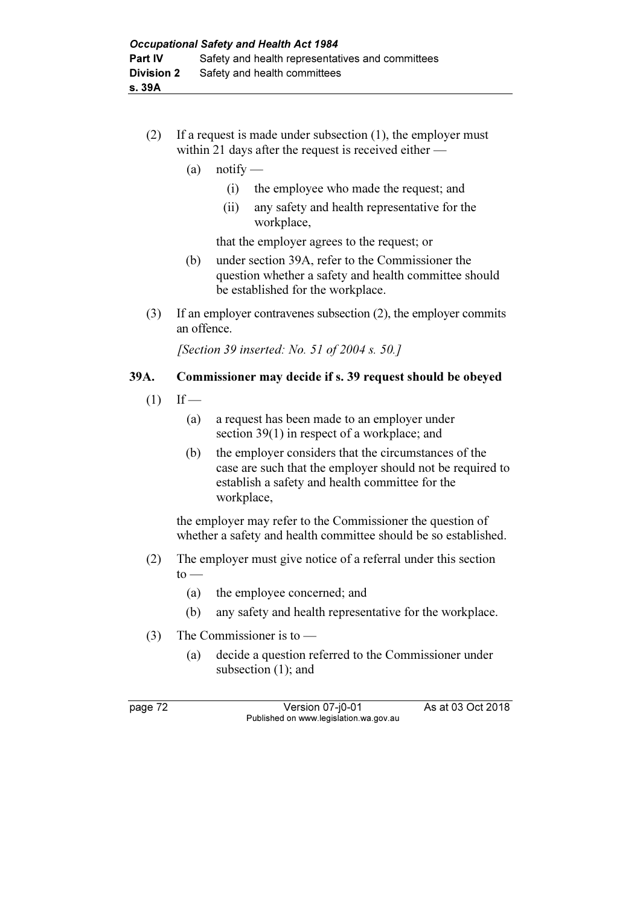(2) If a request is made under subsection (1), the employer must within 21 days after the request is received either —

(a) notify —

(i) the employee who made the request; and

(ii) any safety and health representative for the workplace,

that the employer agrees to the request; or

(b) under section 39A, refer to the Commissioner the question whether a safety and health committee should be established for the workplace.

(3) If an employer contravenes subsection (2), the employer commits an offence.

*[Section 39 inserted: No. 51 of 2004 s. 50.]*

### 39A. Commissioner may decide if s. 39 request should be obeyed

(1) If —

(a) a request has been made to an employer under section 39(1) in respect of a workplace; and

(b) the employer considers that the circumstances of the case are such that the employer should not be required to establish a safety and health committee for the workplace,

the employer may refer to the Commissioner the question of whether a safety and health committee should be so established.

(2) The employer must give notice of a referral under this section to —

(a) the employee concerned; and

(b) any safety and health representative for the workplace.

(3) The Commissioner is to —

(a) decide a question referred to the Commissioner under subsection (1); and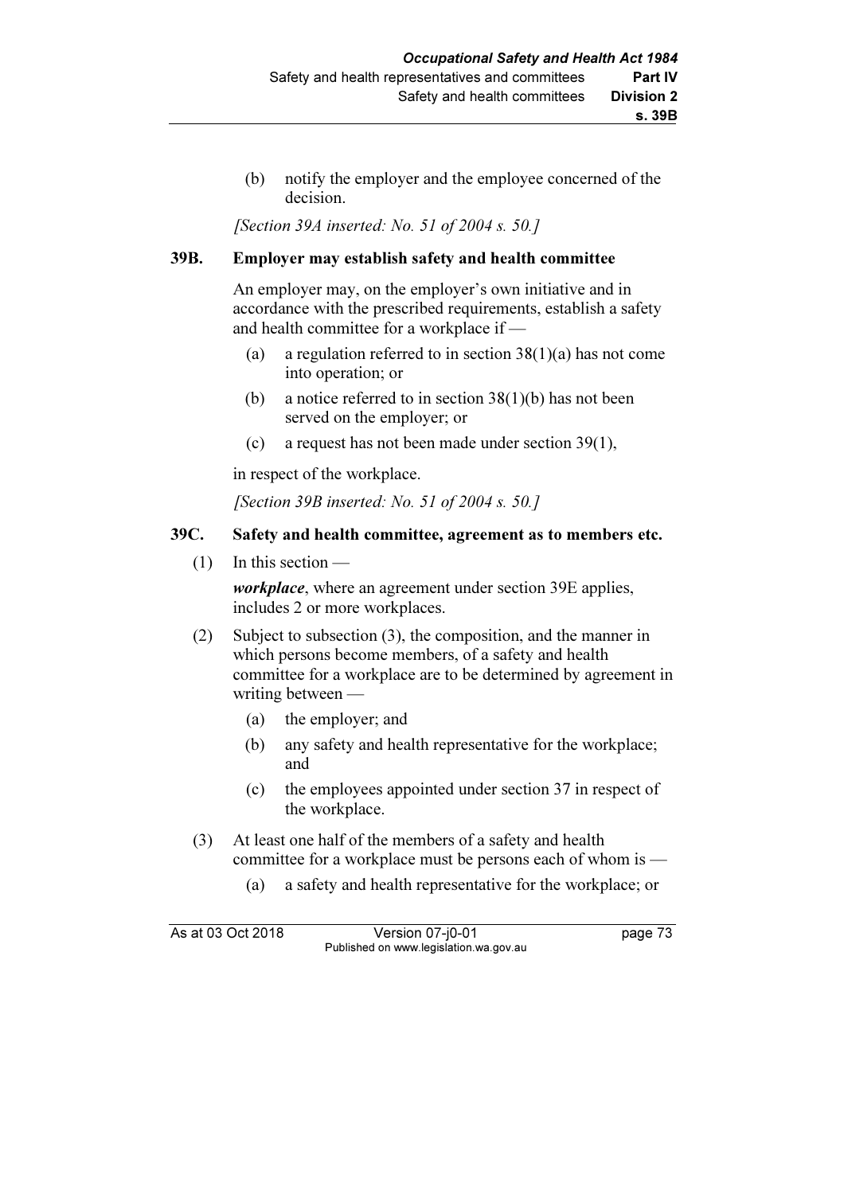(b) notify the employer and the employee concerned of the decision.

*[Section 39A inserted: No. 51 of 2004 s. 50.]*

### 39B. Employer may establish safety and health committee

An employer may, on the employer's own initiative and in accordance with the prescribed requirements, establish a safety and health committee for a workplace if —

(a) a regulation referred to in section 38(1)(a) has not come into operation; or

(b) a notice referred to in section 38(1)(b) has not been served on the employer; or

(c) a request has not been made under section 39(1),

in respect of the workplace.

*[Section 39B inserted: No. 51 of 2004 s. 50.]*

### 39C. Safety and health committee, agreement as to members etc.

(1) In this section —

***workplace***, where an agreement under section 39E applies, includes 2 or more workplaces.

(2) Subject to subsection (3), the composition, and the manner in which persons become members, of a safety and health committee for a workplace are to be determined by agreement in writing between —

(a) the employer; and

(b) any safety and health representative for the workplace; and

(c) the employees appointed under section 37 in respect of the workplace.

(3) At least one half of the members of a safety and health committee for a workplace must be persons each of whom is —

(a) a safety and health representative for the workplace; or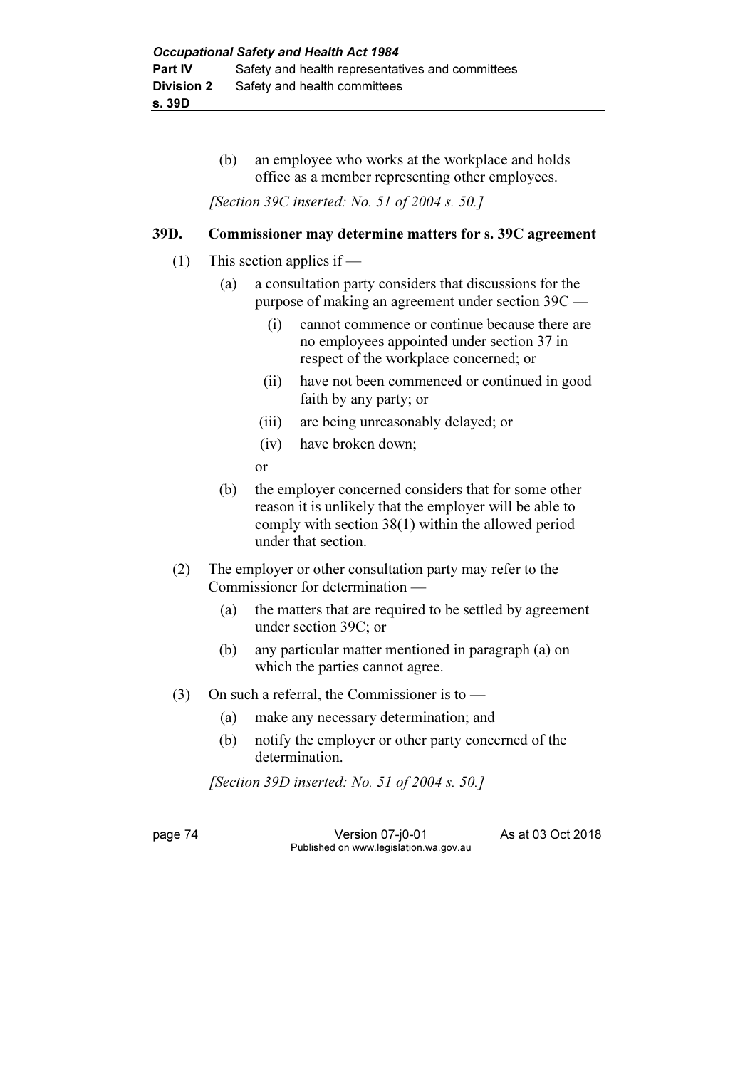(b) an employee who works at the workplace and holds office as a member representing other employees.

*[Section 39C inserted: No. 51 of 2004 s. 50.]*

## 39D. Commissioner may determine matters for s. 39C agreement

(1) This section applies if —

(a) a consultation party considers that discussions for the purpose of making an agreement under section 39C —

(i) cannot commence or continue because there are no employees appointed under section 37 in respect of the workplace concerned; or

(ii) have not been commenced or continued in good faith by any party; or

(iii) are being unreasonably delayed; or

(iv) have broken down;

or

(b) the employer concerned considers that for some other reason it is unlikely that the employer will be able to comply with section 38(1) within the allowed period under that section.

(2) The employer or other consultation party may refer to the Commissioner for determination —

(a) the matters that are required to be settled by agreement under section 39C; or

(b) any particular matter mentioned in paragraph (a) on which the parties cannot agree.

(3) On such a referral, the Commissioner is to —

(a) make any necessary determination; and

(b) notify the employer or other party concerned of the determination.

*[Section 39D inserted: No. 51 of 2004 s. 50.]*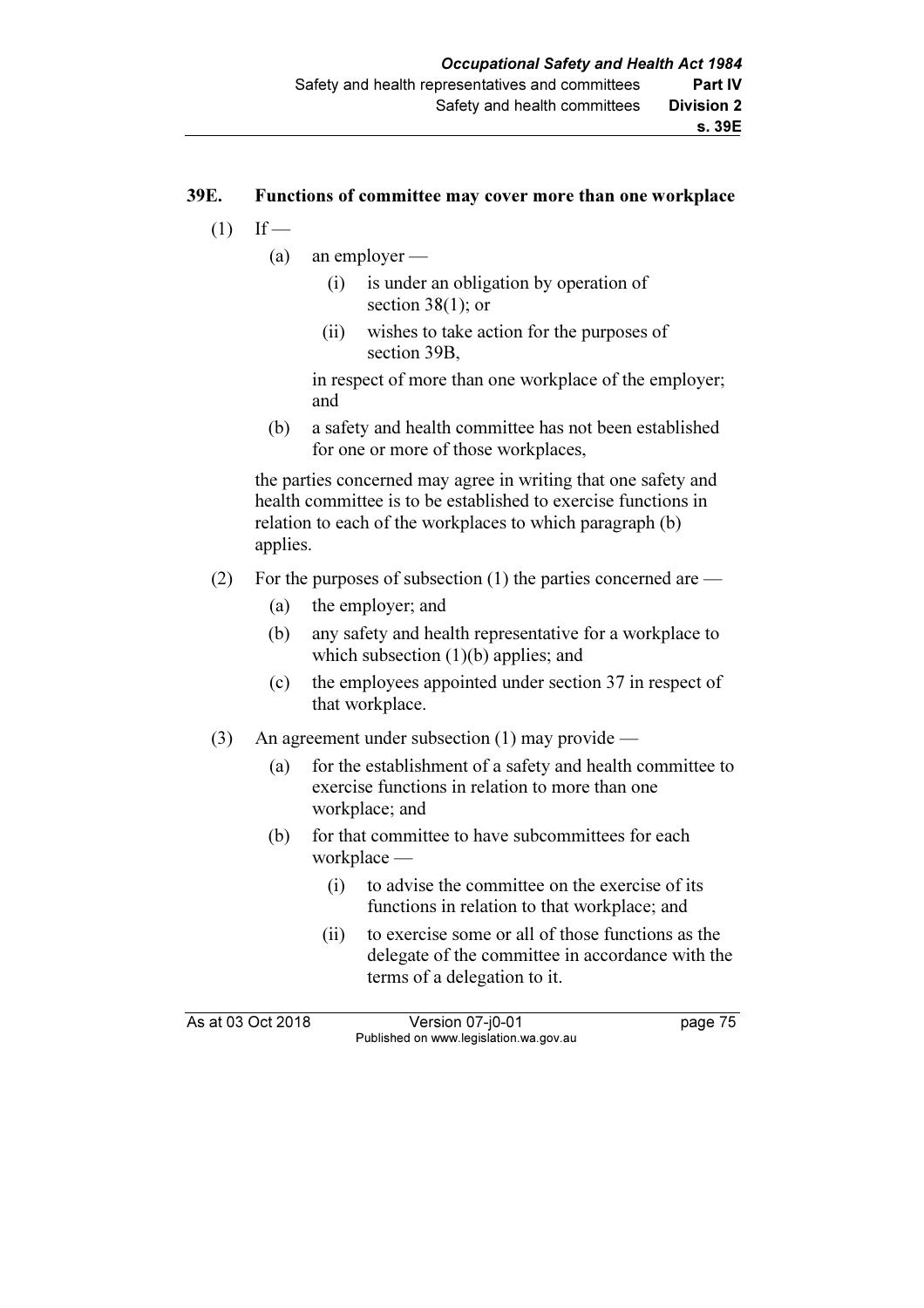### 39E. Functions of committee may cover more than one workplace

(1) If —

  (a) an employer —

    (i) is under an obligation by operation of section 38(1); or

    (ii) wishes to take action for the purposes of section 39B,

  in respect of more than one workplace of the employer; and

  (b) a safety and health committee has not been established for one or more of those workplaces,

the parties concerned may agree in writing that one safety and health committee is to be established to exercise functions in relation to each of the workplaces to which paragraph (b) applies.

(2) For the purposes of subsection (1) the parties concerned are —

  (a) the employer; and

  (b) any safety and health representative for a workplace to which subsection (1)(b) applies; and

  (c) the employees appointed under section 37 in respect of that workplace.

(3) An agreement under subsection (1) may provide —

  (a) for the establishment of a safety and health committee to exercise functions in relation to more than one workplace; and

  (b) for that committee to have subcommittees for each workplace —

    (i) to advise the committee on the exercise of its functions in relation to that workplace; and

    (ii) to exercise some or all of those functions as the delegate of the committee in accordance with the terms of a delegation to it.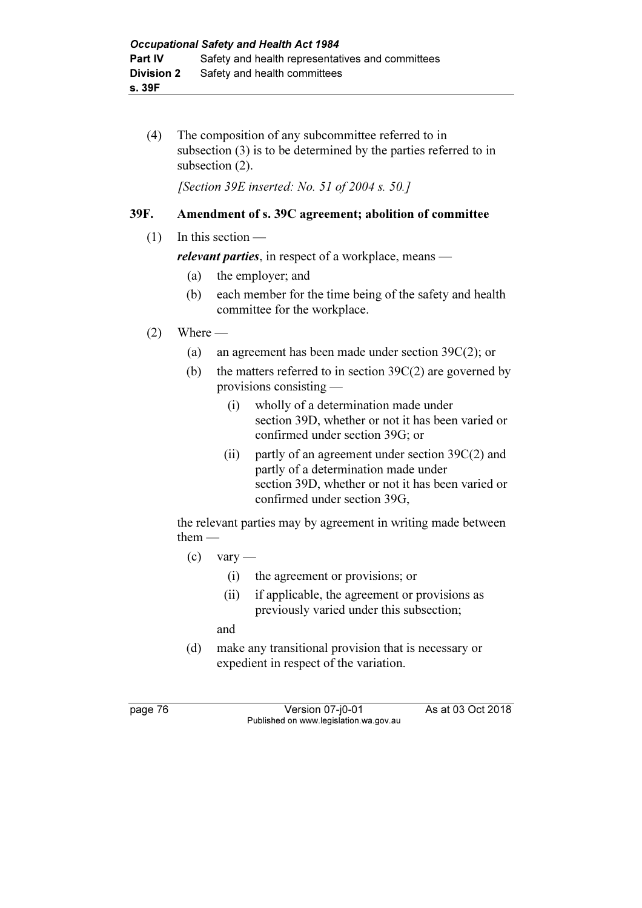(4) The composition of any subcommittee referred to in subsection (3) is to be determined by the parties referred to in subsection (2).

*[Section 39E inserted: No. 51 of 2004 s. 50.]*

### 39F. Amendment of s. 39C agreement; abolition of committee

(1) In this section —

***relevant parties***, in respect of a workplace, means —

- (a) the employer; and
- (b) each member for the time being of the safety and health committee for the workplace.

(2) Where —

- (a) an agreement has been made under section 39C(2); or
- (b) the matters referred to in section 39C(2) are governed by provisions consisting —
  - (i) wholly of a determination made under section 39D, whether or not it has been varied or confirmed under section 39G; or
  - (ii) partly of an agreement under section 39C(2) and partly of a determination made under section 39D, whether or not it has been varied or confirmed under section 39G,

the relevant parties may by agreement in writing made between them —

- (c) vary —
  - (i) the agreement or provisions; or
  - (ii) if applicable, the agreement or provisions as previously varied under this subsection;

  and
- (d) make any transitional provision that is necessary or expedient in respect of the variation.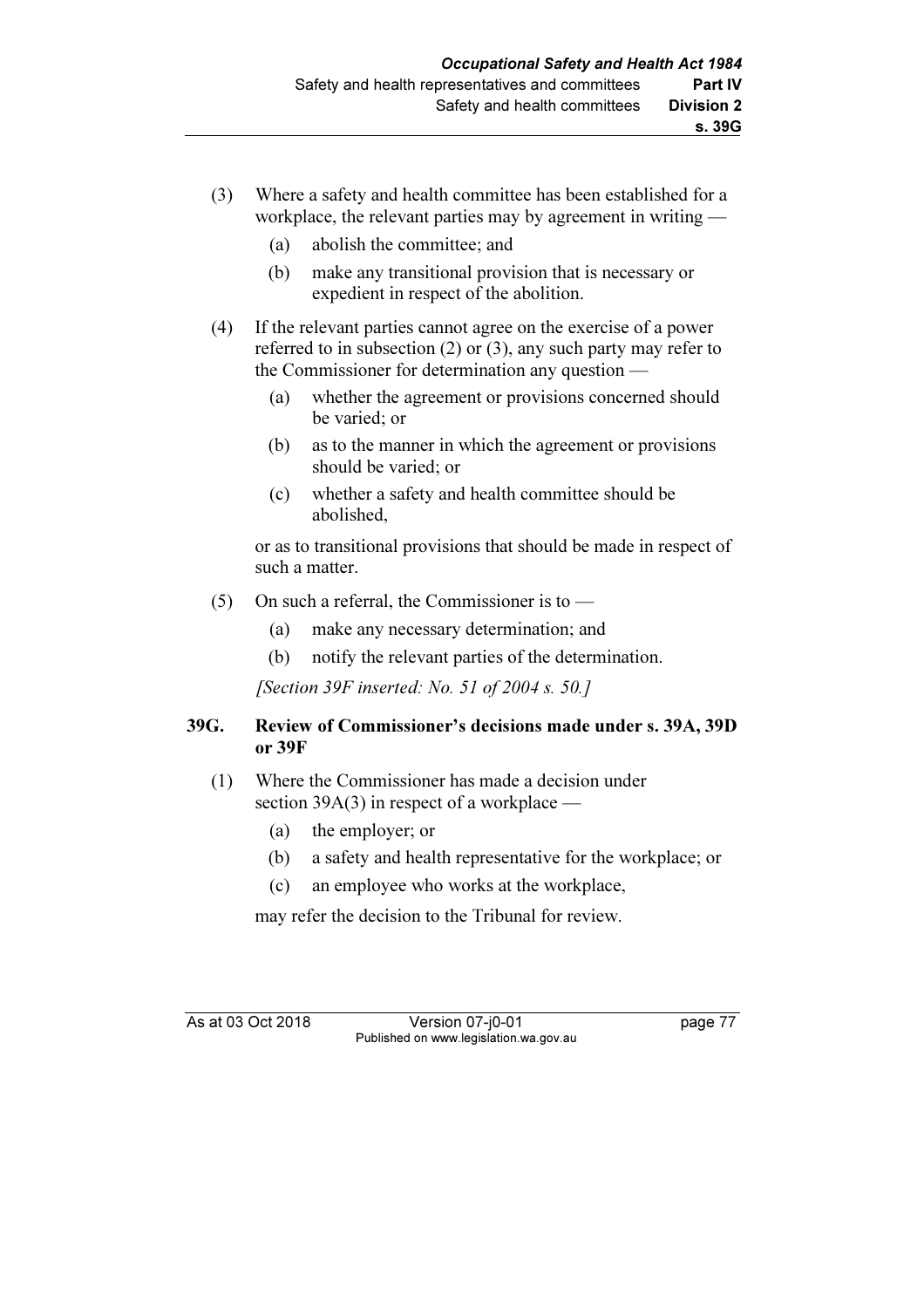(3) Where a safety and health committee has been established for a workplace, the relevant parties may by agreement in writing —

(a) abolish the committee; and

(b) make any transitional provision that is necessary or expedient in respect of the abolition.

(4) If the relevant parties cannot agree on the exercise of a power referred to in subsection (2) or (3), any such party may refer to the Commissioner for determination any question —

(a) whether the agreement or provisions concerned should be varied; or

(b) as to the manner in which the agreement or provisions should be varied; or

(c) whether a safety and health committee should be abolished,

or as to transitional provisions that should be made in respect of such a matter.

(5) On such a referral, the Commissioner is to —

(a) make any necessary determination; and

(b) notify the relevant parties of the determination.

*[Section 39F inserted: No. 51 of 2004 s. 50.]*

### 39G. Review of Commissioner's decisions made under s. 39A, 39D or 39F

(1) Where the Commissioner has made a decision under section 39A(3) in respect of a workplace —

(a) the employer; or

(b) a safety and health representative for the workplace; or

(c) an employee who works at the workplace,

may refer the decision to the Tribunal for review.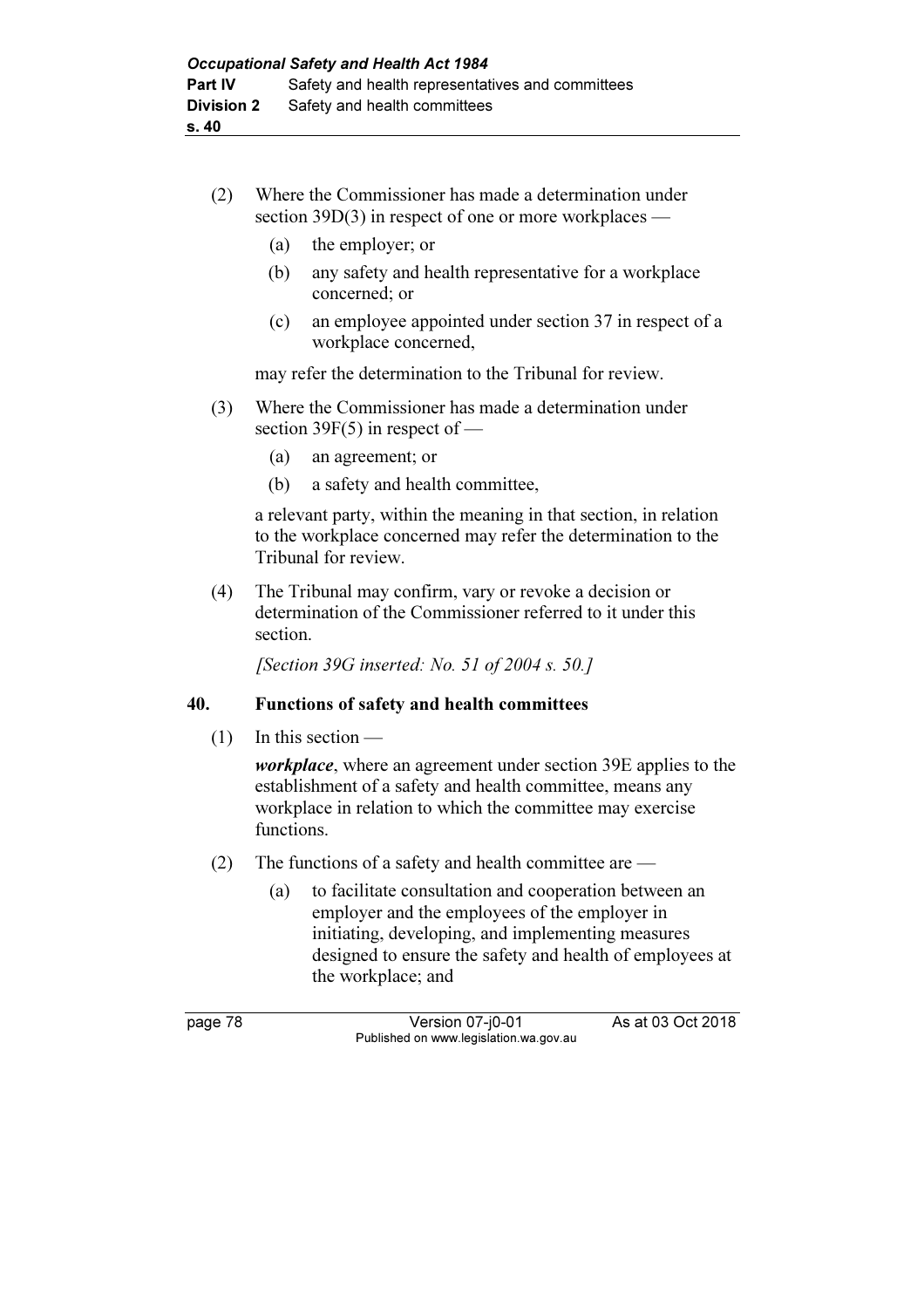(2) Where the Commissioner has made a determination under section 39D(3) in respect of one or more workplaces —

(a) the employer; or

(b) any safety and health representative for a workplace concerned; or

(c) an employee appointed under section 37 in respect of a workplace concerned,

may refer the determination to the Tribunal for review.

(3) Where the Commissioner has made a determination under section 39F(5) in respect of —

(a) an agreement; or

(b) a safety and health committee,

a relevant party, within the meaning in that section, in relation to the workplace concerned may refer the determination to the Tribunal for review.

(4) The Tribunal may confirm, vary or revoke a decision or determination of the Commissioner referred to it under this section.

*[Section 39G inserted: No. 51 of 2004 s. 50.]*

## 40. Functions of safety and health committees

(1) In this section —

***workplace***, where an agreement under section 39E applies to the establishment of a safety and health committee, means any workplace in relation to which the committee may exercise functions.

(2) The functions of a safety and health committee are —

(a) to facilitate consultation and cooperation between an employer and the employees of the employer in initiating, developing, and implementing measures designed to ensure the safety and health of employees at the workplace; and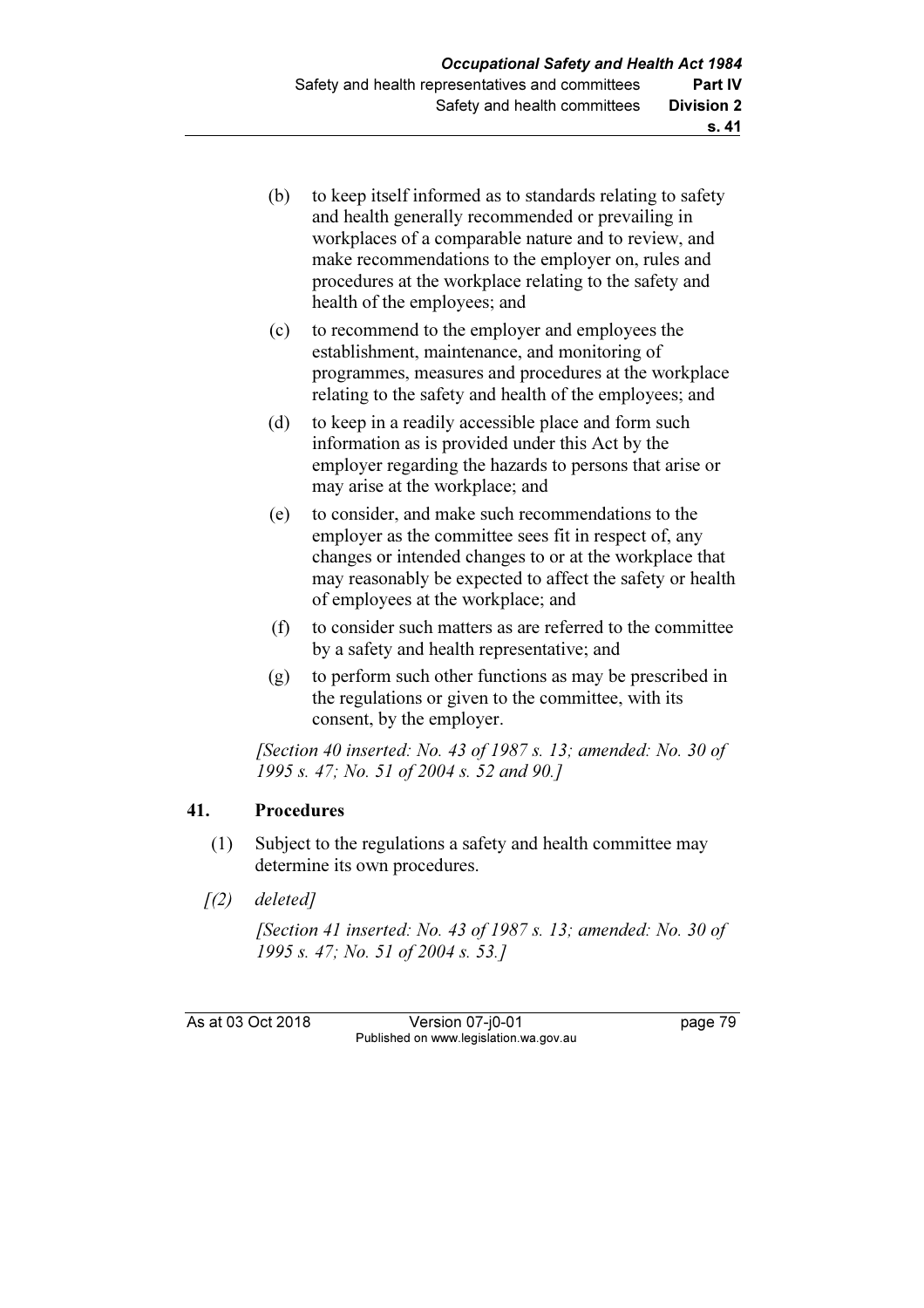(b) to keep itself informed as to standards relating to safety and health generally recommended or prevailing in workplaces of a comparable nature and to review, and make recommendations to the employer on, rules and procedures at the workplace relating to the safety and health of the employees; and

(c) to recommend to the employer and employees the establishment, maintenance, and monitoring of programmes, measures and procedures at the workplace relating to the safety and health of the employees; and

(d) to keep in a readily accessible place and form such information as is provided under this Act by the employer regarding the hazards to persons that arise or may arise at the workplace; and

(e) to consider, and make such recommendations to the employer as the committee sees fit in respect of, any changes or intended changes to or at the workplace that may reasonably be expected to affect the safety or health of employees at the workplace; and

(f) to consider such matters as are referred to the committee by a safety and health representative; and

(g) to perform such other functions as may be prescribed in the regulations or given to the committee, with its consent, by the employer.

*[Section 40 inserted: No. 43 of 1987 s. 13; amended: No. 30 of 1995 s. 47; No. 51 of 2004 s. 52 and 90.]*

### 41. Procedures

(1) Subject to the regulations a safety and health committee may determine its own procedures.

*[(2) deleted]*

*[Section 41 inserted: No. 43 of 1987 s. 13; amended: No. 30 of 1995 s. 47; No. 51 of 2004 s. 53.]*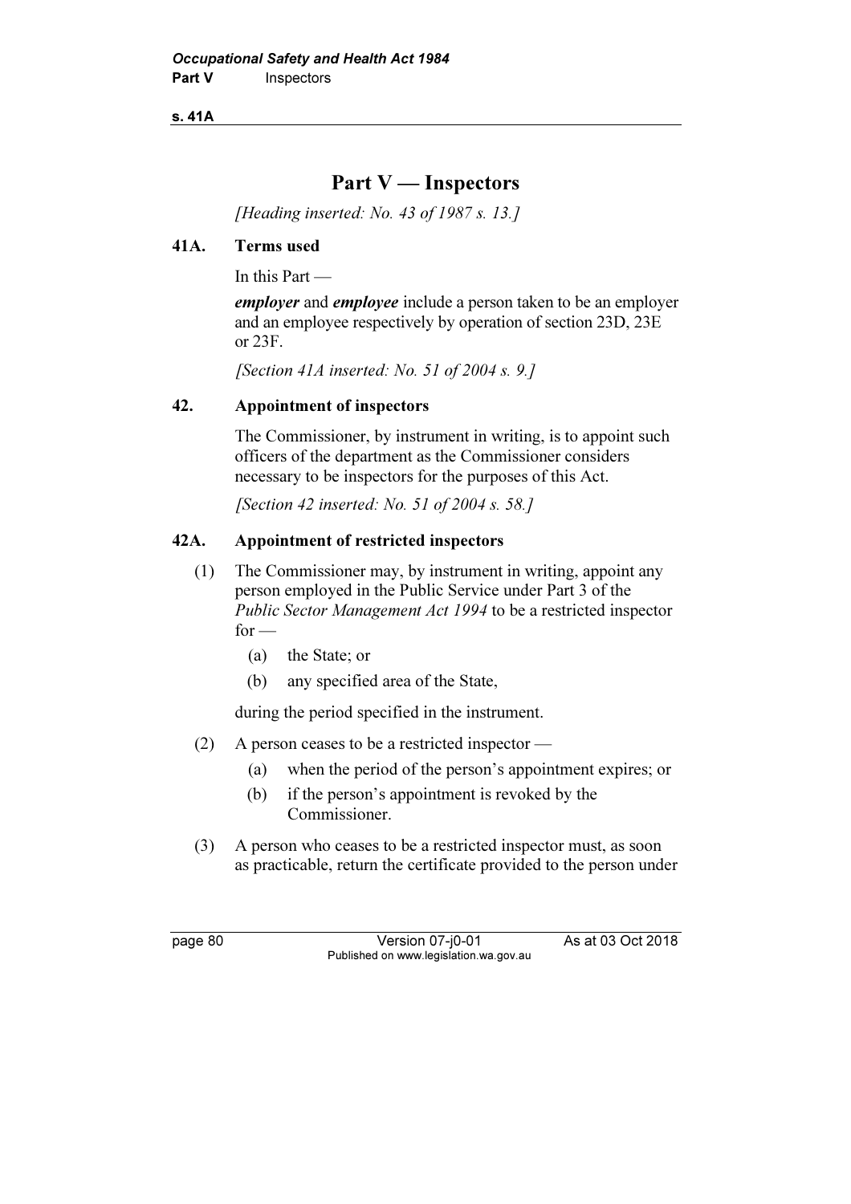# Part V — Inspectors

*[Heading inserted: No. 43 of 1987 s. 13.]*

## 41A. Terms used

In this Part —

***employer*** and ***employee*** include a person taken to be an employer and an employee respectively by operation of section 23D, 23E or 23F.

*[Section 41A inserted: No. 51 of 2004 s. 9.]*

## 42. Appointment of inspectors

The Commissioner, by instrument in writing, is to appoint such officers of the department as the Commissioner considers necessary to be inspectors for the purposes of this Act.

*[Section 42 inserted: No. 51 of 2004 s. 58.]*

## 42A. Appointment of restricted inspectors

(1) The Commissioner may, by instrument in writing, appoint any person employed in the Public Service under Part 3 of the *Public Sector Management Act 1994* to be a restricted inspector for —

- (a) the State; or
- (b) any specified area of the State,

during the period specified in the instrument.

(2) A person ceases to be a restricted inspector —

- (a) when the period of the person's appointment expires; or
- (b) if the person's appointment is revoked by the Commissioner.

(3) A person who ceases to be a restricted inspector must, as soon as practicable, return the certificate provided to the person under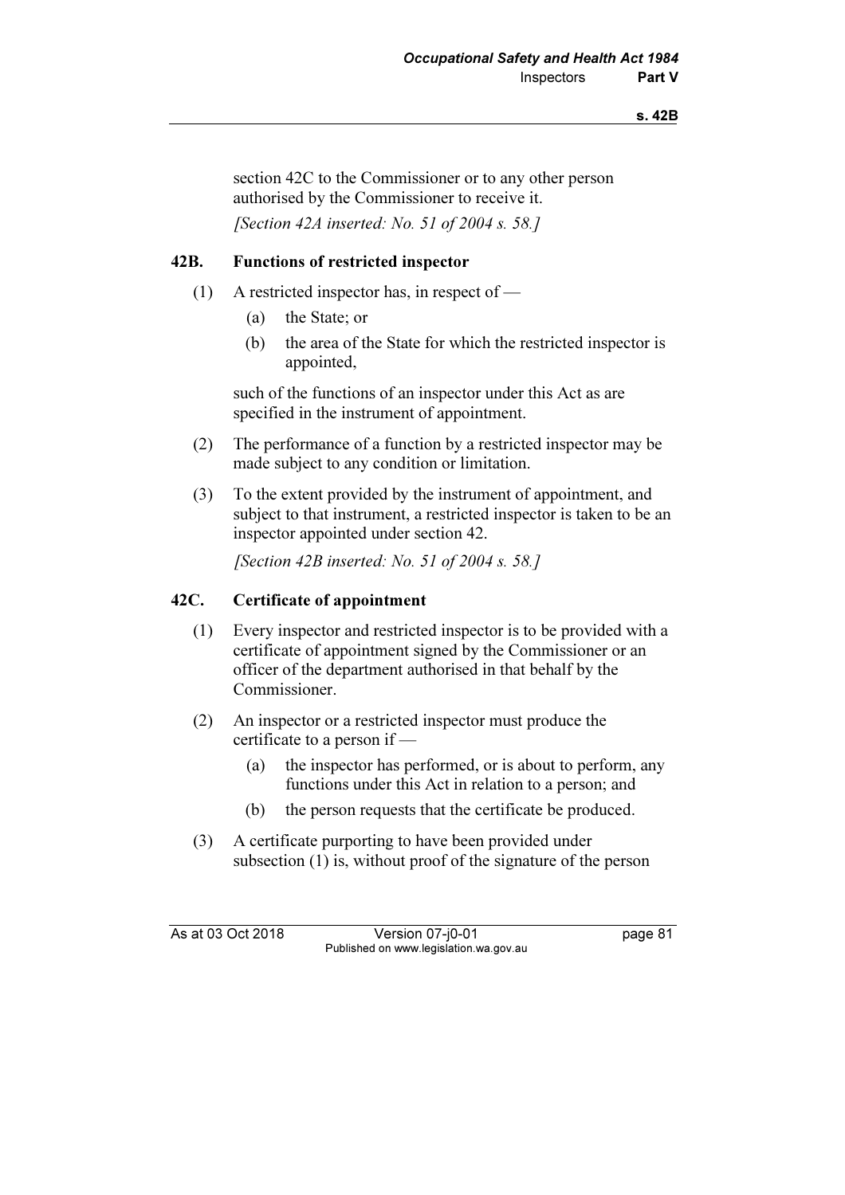section 42C to the Commissioner or to any other person authorised by the Commissioner to receive it.

*[Section 42A inserted: No. 51 of 2004 s. 58.]*

### 42B. Functions of restricted inspector

(1) A restricted inspector has, in respect of —

(a) the State; or

(b) the area of the State for which the restricted inspector is appointed,

such of the functions of an inspector under this Act as are specified in the instrument of appointment.

(2) The performance of a function by a restricted inspector may be made subject to any condition or limitation.

(3) To the extent provided by the instrument of appointment, and subject to that instrument, a restricted inspector is taken to be an inspector appointed under section 42.

*[Section 42B inserted: No. 51 of 2004 s. 58.]*

### 42C. Certificate of appointment

(1) Every inspector and restricted inspector is to be provided with a certificate of appointment signed by the Commissioner or an officer of the department authorised in that behalf by the Commissioner.

(2) An inspector or a restricted inspector must produce the certificate to a person if —

(a) the inspector has performed, or is about to perform, any functions under this Act in relation to a person; and

(b) the person requests that the certificate be produced.

(3) A certificate purporting to have been provided under subsection (1) is, without proof of the signature of the person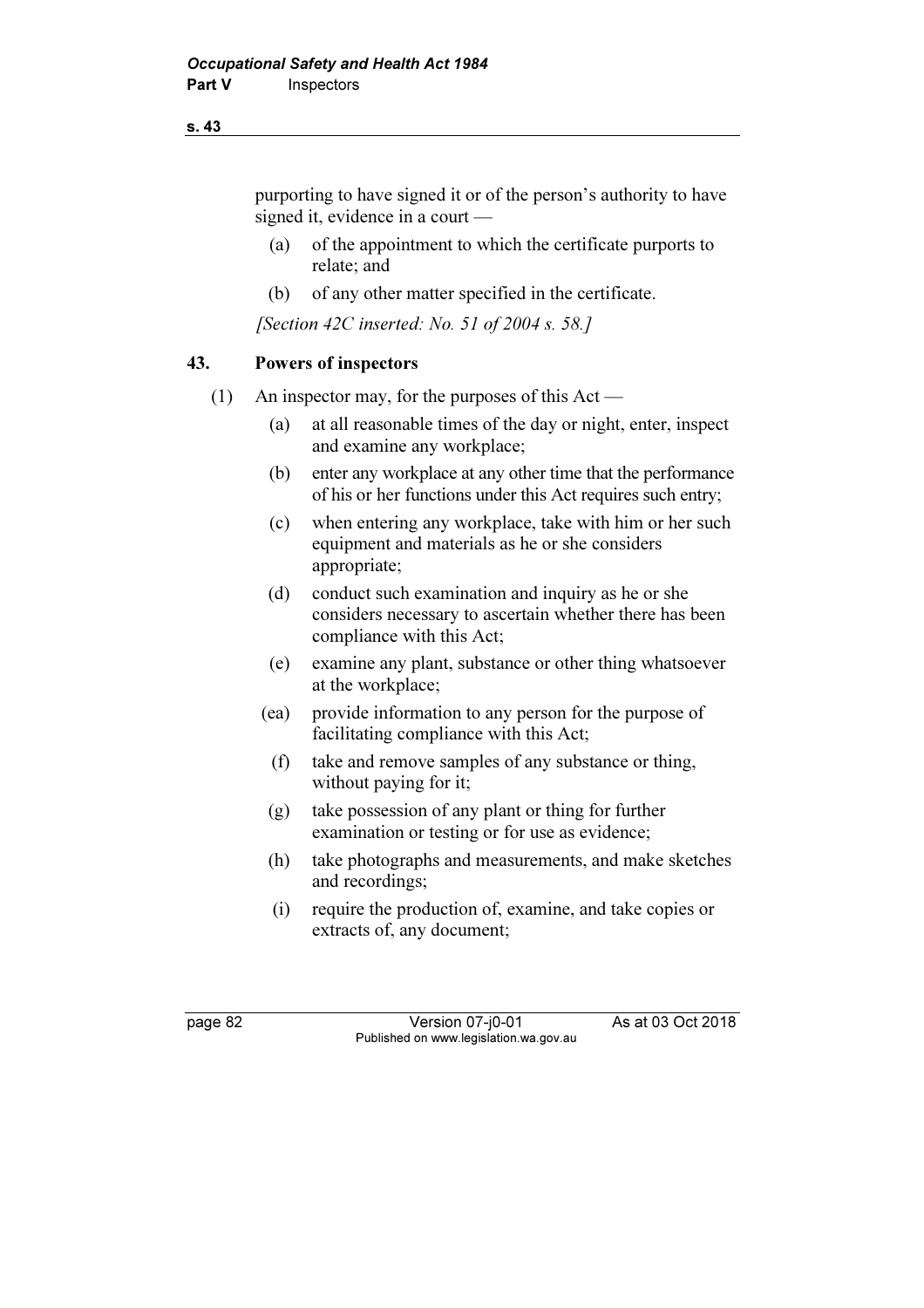purporting to have signed it or of the person's authority to have signed it, evidence in a court —

(a) of the appointment to which the certificate purports to relate; and

(b) of any other matter specified in the certificate.

*[Section 42C inserted: No. 51 of 2004 s. 58.]*

## 43. Powers of inspectors

(1) An inspector may, for the purposes of this Act —

(a) at all reasonable times of the day or night, enter, inspect and examine any workplace;

(b) enter any workplace at any other time that the performance of his or her functions under this Act requires such entry;

(c) when entering any workplace, take with him or her such equipment and materials as he or she considers appropriate;

(d) conduct such examination and inquiry as he or she considers necessary to ascertain whether there has been compliance with this Act;

(e) examine any plant, substance or other thing whatsoever at the workplace;

(ea) provide information to any person for the purpose of facilitating compliance with this Act;

(f) take and remove samples of any substance or thing, without paying for it;

(g) take possession of any plant or thing for further examination or testing or for use as evidence;

(h) take photographs and measurements, and make sketches and recordings;

(i) require the production of, examine, and take copies or extracts of, any document;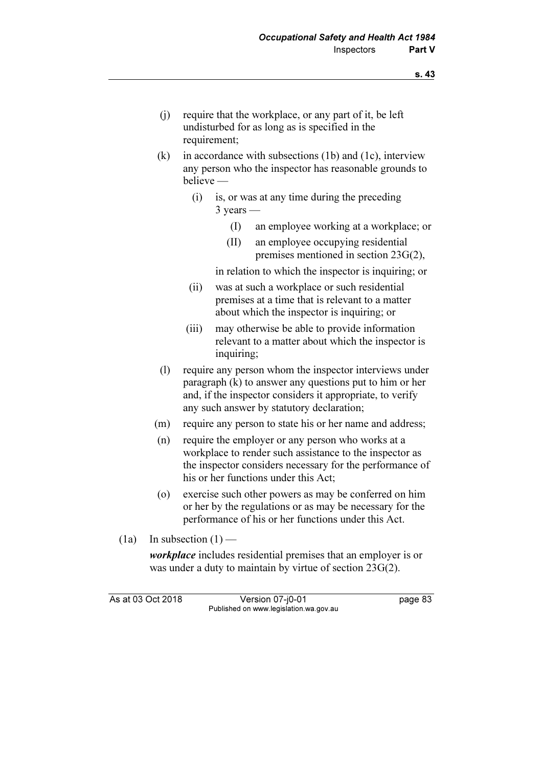(j) require that the workplace, or any part of it, be left undisturbed for as long as is specified in the requirement;

(k) in accordance with subsections (1b) and (1c), interview any person who the inspector has reasonable grounds to believe —

  (i) is, or was at any time during the preceding 3 years —

    (I) an employee working at a workplace; or

    (II) an employee occupying residential premises mentioned in section 23G(2),

  in relation to which the inspector is inquiring; or

  (ii) was at such a workplace or such residential premises at a time that is relevant to a matter about which the inspector is inquiring; or

  (iii) may otherwise be able to provide information relevant to a matter about which the inspector is inquiring;

(l) require any person whom the inspector interviews under paragraph (k) to answer any questions put to him or her and, if the inspector considers it appropriate, to verify any such answer by statutory declaration;

(m) require any person to state his or her name and address;

(n) require the employer or any person who works at a workplace to render such assistance to the inspector as the inspector considers necessary for the performance of his or her functions under this Act;

(o) exercise such other powers as may be conferred on him or her by the regulations or as may be necessary for the performance of his or her functions under this Act.

(1a) In subsection (1) —

***workplace*** includes residential premises that an employer is or was under a duty to maintain by virtue of section 23G(2).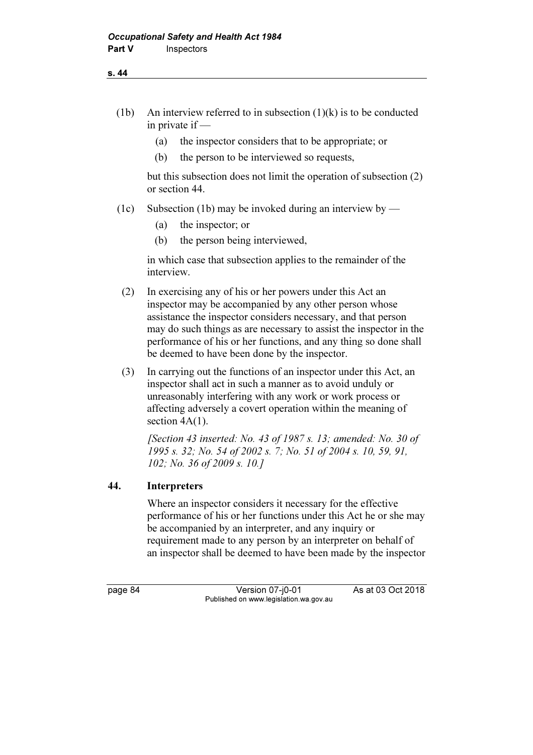(1b) An interview referred to in subsection (1)(k) is to be conducted in private if —

(a) the inspector considers that to be appropriate; or

(b) the person to be interviewed so requests,

but this subsection does not limit the operation of subsection (2) or section 44.

(1c) Subsection (1b) may be invoked during an interview by —

(a) the inspector; or

(b) the person being interviewed,

in which case that subsection applies to the remainder of the interview.

(2) In exercising any of his or her powers under this Act an inspector may be accompanied by any other person whose assistance the inspector considers necessary, and that person may do such things as are necessary to assist the inspector in the performance of his or her functions, and any thing so done shall be deemed to have been done by the inspector.

(3) In carrying out the functions of an inspector under this Act, an inspector shall act in such a manner as to avoid unduly or unreasonably interfering with any work or work process or affecting adversely a covert operation within the meaning of section 4A(1).

*[Section 43 inserted: No. 43 of 1987 s. 13; amended: No. 30 of 1995 s. 32; No. 54 of 2002 s. 7; No. 51 of 2004 s. 10, 59, 91, 102; No. 36 of 2009 s. 10.]*

## 44. Interpreters

Where an inspector considers it necessary for the effective performance of his or her functions under this Act he or she may be accompanied by an interpreter, and any inquiry or requirement made to any person by an interpreter on behalf of an inspector shall be deemed to have been made by the inspector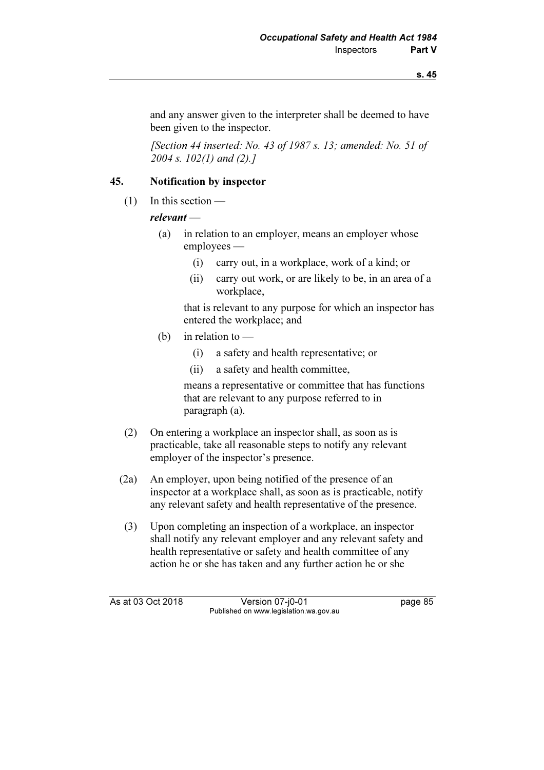and any answer given to the interpreter shall be deemed to have been given to the inspector.

*[Section 44 inserted: No. 43 of 1987 s. 13; amended: No. 51 of 2004 s. 102(1) and (2).]*

## 45. Notification by inspector

(1) In this section —

***relevant*** —

(a) in relation to an employer, means an employer whose employees —

(i) carry out, in a workplace, work of a kind; or

(ii) carry out work, or are likely to be, in an area of a workplace,

that is relevant to any purpose for which an inspector has entered the workplace; and

(b) in relation to —

(i) a safety and health representative; or

(ii) a safety and health committee,

means a representative or committee that has functions that are relevant to any purpose referred to in paragraph (a).

(2) On entering a workplace an inspector shall, as soon as is practicable, take all reasonable steps to notify any relevant employer of the inspector's presence.

(2a) An employer, upon being notified of the presence of an inspector at a workplace shall, as soon as is practicable, notify any relevant safety and health representative of the presence.

(3) Upon completing an inspection of a workplace, an inspector shall notify any relevant employer and any relevant safety and health representative or safety and health committee of any action he or she has taken and any further action he or she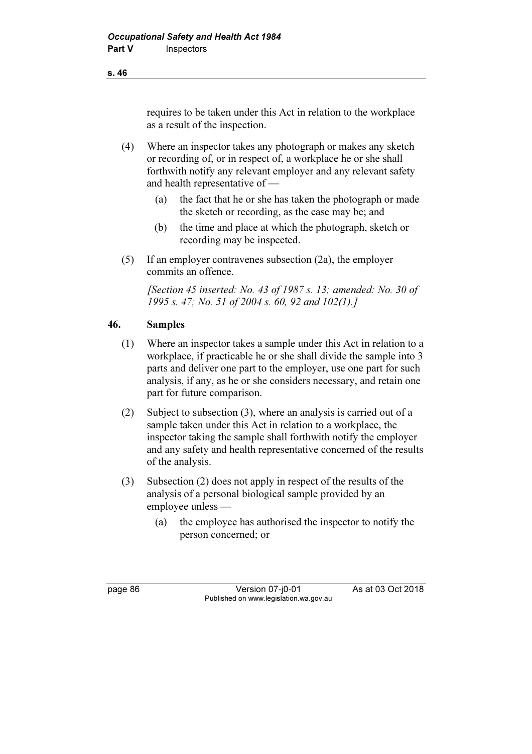requires to be taken under this Act in relation to the workplace as a result of the inspection.

(4) Where an inspector takes any photograph or makes any sketch or recording of, or in respect of, a workplace he or she shall forthwith notify any relevant employer and any relevant safety and health representative of —

(a) the fact that he or she has taken the photograph or made the sketch or recording, as the case may be; and

(b) the time and place at which the photograph, sketch or recording may be inspected.

(5) If an employer contravenes subsection (2a), the employer commits an offence.

*[Section 45 inserted: No. 43 of 1987 s. 13; amended: No. 30 of 1995 s. 47; No. 51 of 2004 s. 60, 92 and 102(1).]*

## 46. Samples

(1) Where an inspector takes a sample under this Act in relation to a workplace, if practicable he or she shall divide the sample into 3 parts and deliver one part to the employer, use one part for such analysis, if any, as he or she considers necessary, and retain one part for future comparison.

(2) Subject to subsection (3), where an analysis is carried out of a sample taken under this Act in relation to a workplace, the inspector taking the sample shall forthwith notify the employer and any safety and health representative concerned of the results of the analysis.

(3) Subsection (2) does not apply in respect of the results of the analysis of a personal biological sample provided by an employee unless —

(a) the employee has authorised the inspector to notify the person concerned; or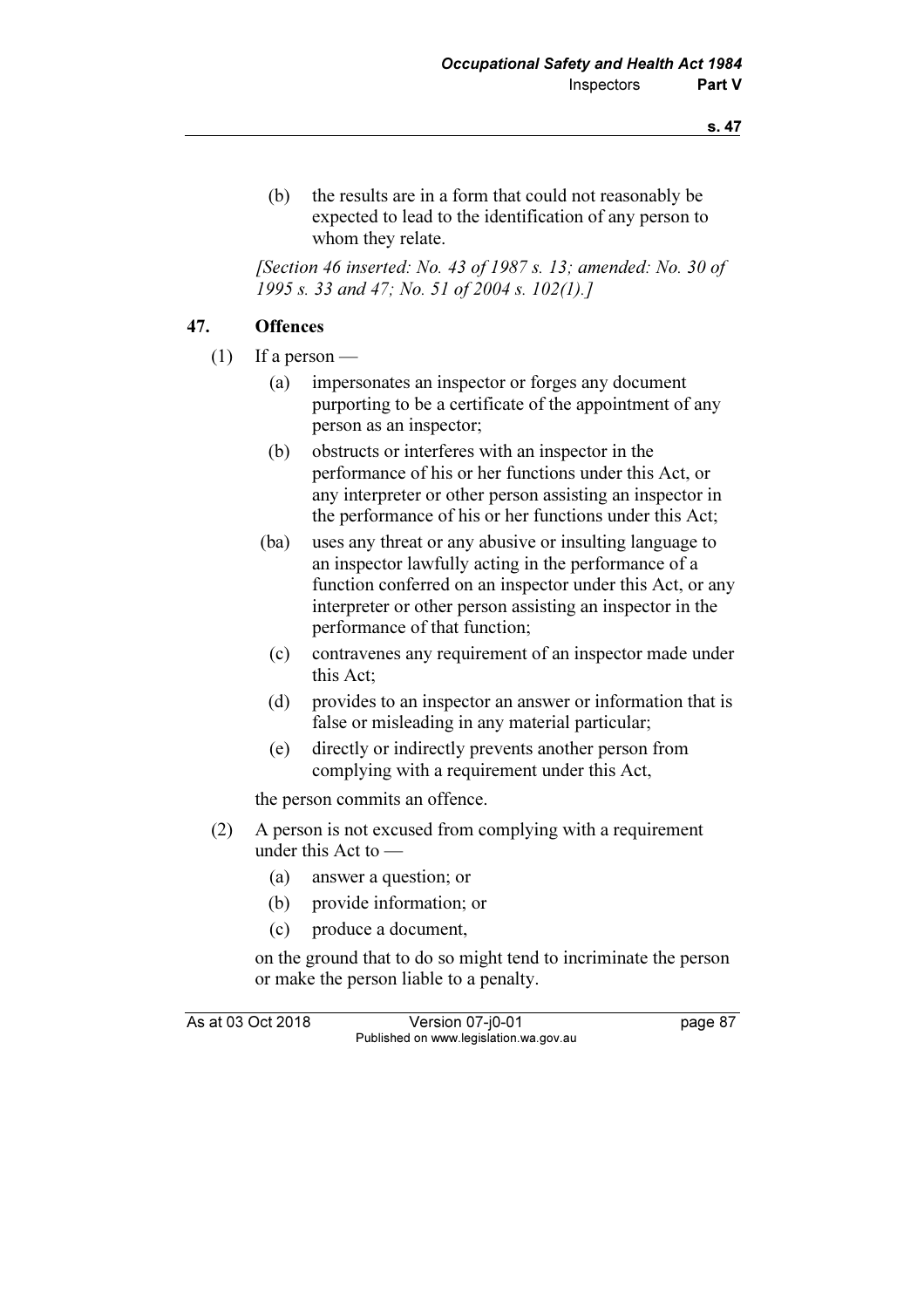(b) the results are in a form that could not reasonably be expected to lead to the identification of any person to whom they relate.

*[Section 46 inserted: No. 43 of 1987 s. 13; amended: No. 30 of 1995 s. 33 and 47; No. 51 of 2004 s. 102(1).]*

## 47. Offences

(1) If a person —

  (a) impersonates an inspector or forges any document purporting to be a certificate of the appointment of any person as an inspector;

  (b) obstructs or interferes with an inspector in the performance of his or her functions under this Act, or any interpreter or other person assisting an inspector in the performance of his or her functions under this Act;

  (ba) uses any threat or any abusive or insulting language to an inspector lawfully acting in the performance of a function conferred on an inspector under this Act, or any interpreter or other person assisting an inspector in the performance of that function;

  (c) contravenes any requirement of an inspector made under this Act;

  (d) provides to an inspector an answer or information that is false or misleading in any material particular;

  (e) directly or indirectly prevents another person from complying with a requirement under this Act,

the person commits an offence.

(2) A person is not excused from complying with a requirement under this Act to —

  (a) answer a question; or

  (b) provide information; or

  (c) produce a document,

on the ground that to do so might tend to incriminate the person or make the person liable to a penalty.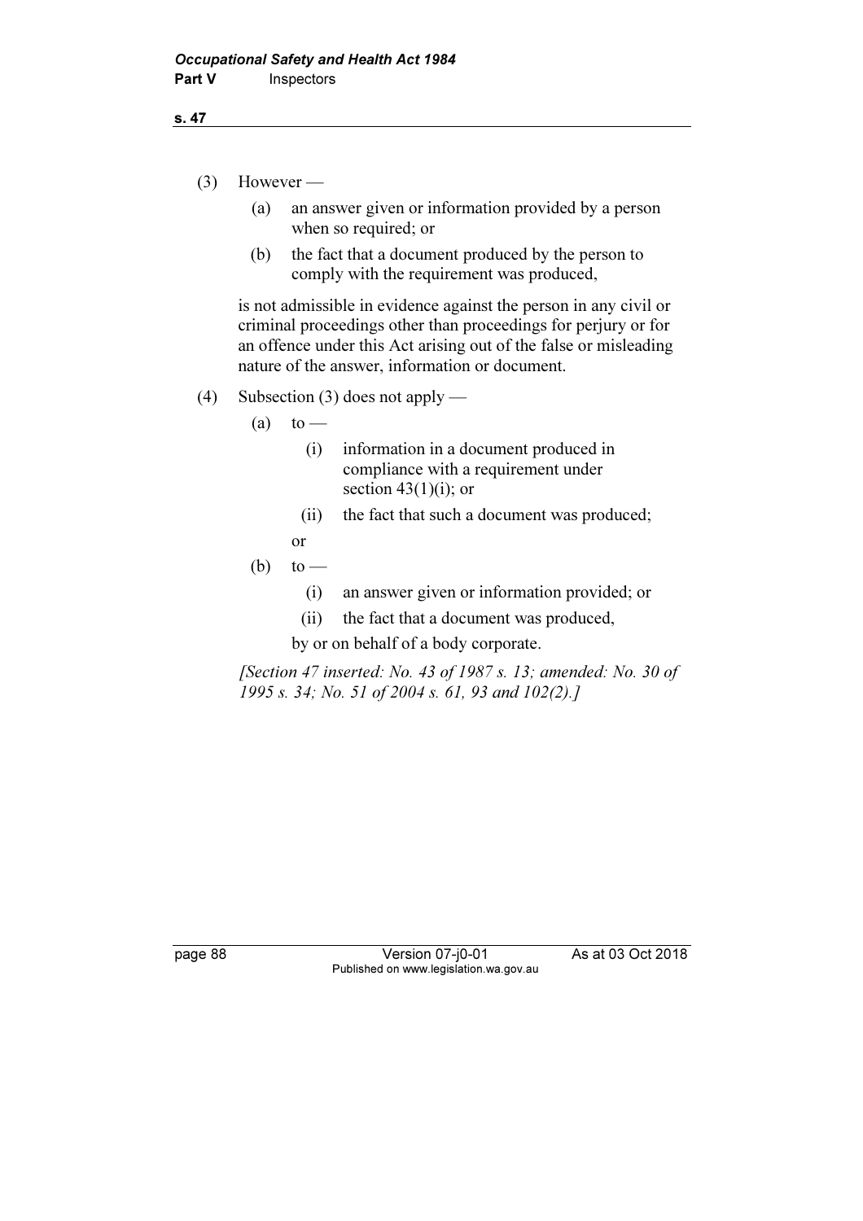(3) However —

(a) an answer given or information provided by a person when so required; or

(b) the fact that a document produced by the person to comply with the requirement was produced,

is not admissible in evidence against the person in any civil or criminal proceedings other than proceedings for perjury or for an offence under this Act arising out of the false or misleading nature of the answer, information or document.

(4) Subsection (3) does not apply —

(a) to —

(i) information in a document produced in compliance with a requirement under section 43(1)(i); or

(ii) the fact that such a document was produced;

or

(b) to —

(i) an answer given or information provided; or

(ii) the fact that a document was produced,

by or on behalf of a body corporate.

*[Section 47 inserted: No. 43 of 1987 s. 13; amended: No. 30 of 1995 s. 34; No. 51 of 2004 s. 61, 93 and 102(2).]*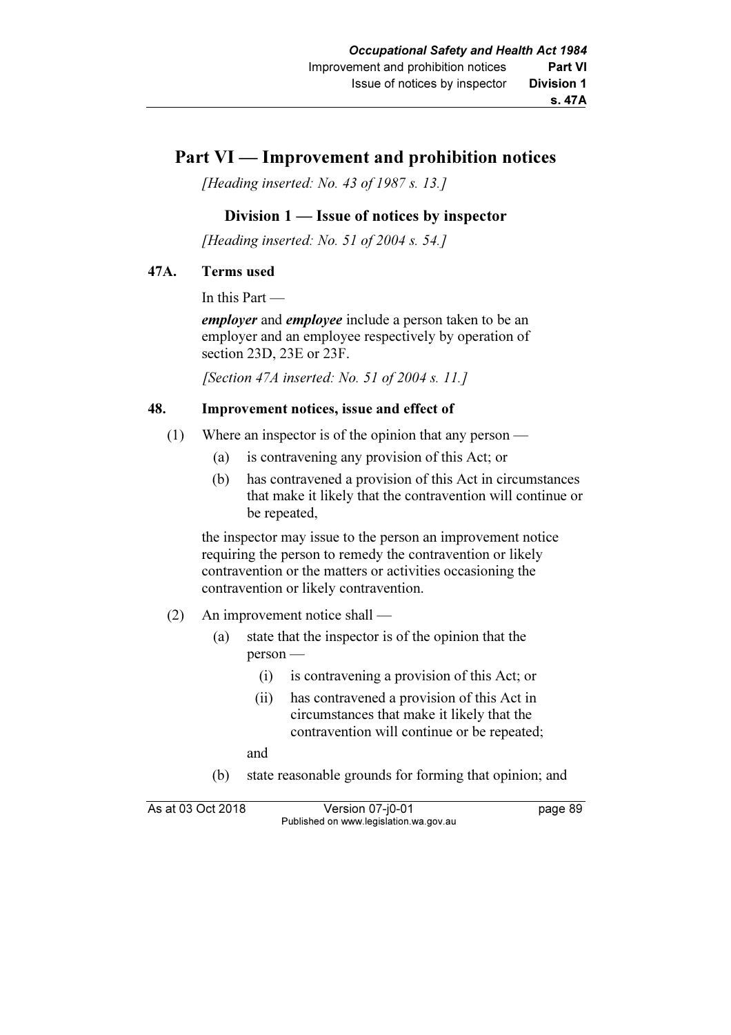# Part VI — Improvement and prohibition notices

*[Heading inserted: No. 43 of 1987 s. 13.]*

## Division 1 — Issue of notices by inspector

*[Heading inserted: No. 51 of 2004 s. 54.]*

### 47A. Terms used

In this Part —

***employer*** and ***employee*** include a person taken to be an employer and an employee respectively by operation of section 23D, 23E or 23F.

*[Section 47A inserted: No. 51 of 2004 s. 11.]*

### 48. Improvement notices, issue and effect of

(1) Where an inspector is of the opinion that any person —

- (a) is contravening any provision of this Act; or
- (b) has contravened a provision of this Act in circumstances that make it likely that the contravention will continue or be repeated,

the inspector may issue to the person an improvement notice requiring the person to remedy the contravention or likely contravention or the matters or activities occasioning the contravention or likely contravention.

(2) An improvement notice shall —

- (a) state that the inspector is of the opinion that the person —
  - (i) is contravening a provision of this Act; or
  - (ii) has contravened a provision of this Act in circumstances that make it likely that the contravention will continue or be repeated;

  and
- (b) state reasonable grounds for forming that opinion; and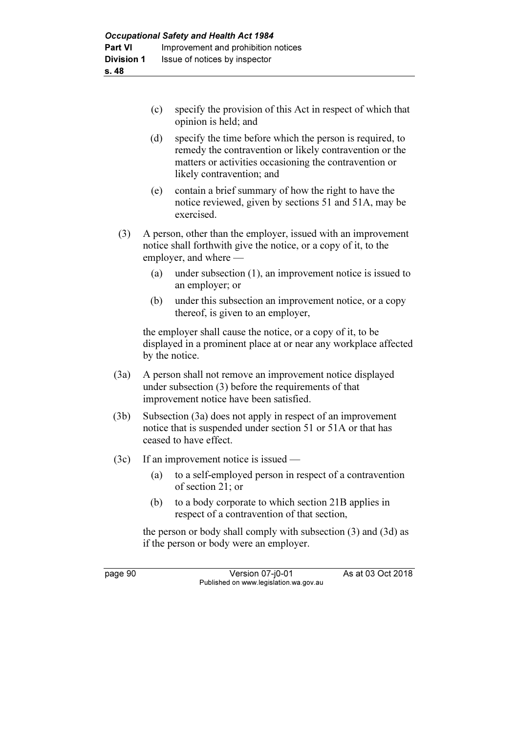(c) specify the provision of this Act in respect of which that opinion is held; and

(d) specify the time before which the person is required, to remedy the contravention or likely contravention or the matters or activities occasioning the contravention or likely contravention; and

(e) contain a brief summary of how the right to have the notice reviewed, given by sections 51 and 51A, may be exercised.

(3) A person, other than the employer, issued with an improvement notice shall forthwith give the notice, or a copy of it, to the employer, and where —

(a) under subsection (1), an improvement notice is issued to an employer; or

(b) under this subsection an improvement notice, or a copy thereof, is given to an employer,

the employer shall cause the notice, or a copy of it, to be displayed in a prominent place at or near any workplace affected by the notice.

(3a) A person shall not remove an improvement notice displayed under subsection (3) before the requirements of that improvement notice have been satisfied.

(3b) Subsection (3a) does not apply in respect of an improvement notice that is suspended under section 51 or 51A or that has ceased to have effect.

(3c) If an improvement notice is issued —

(a) to a self-employed person in respect of a contravention of section 21; or

(b) to a body corporate to which section 21B applies in respect of a contravention of that section,

the person or body shall comply with subsection (3) and (3d) as if the person or body were an employer.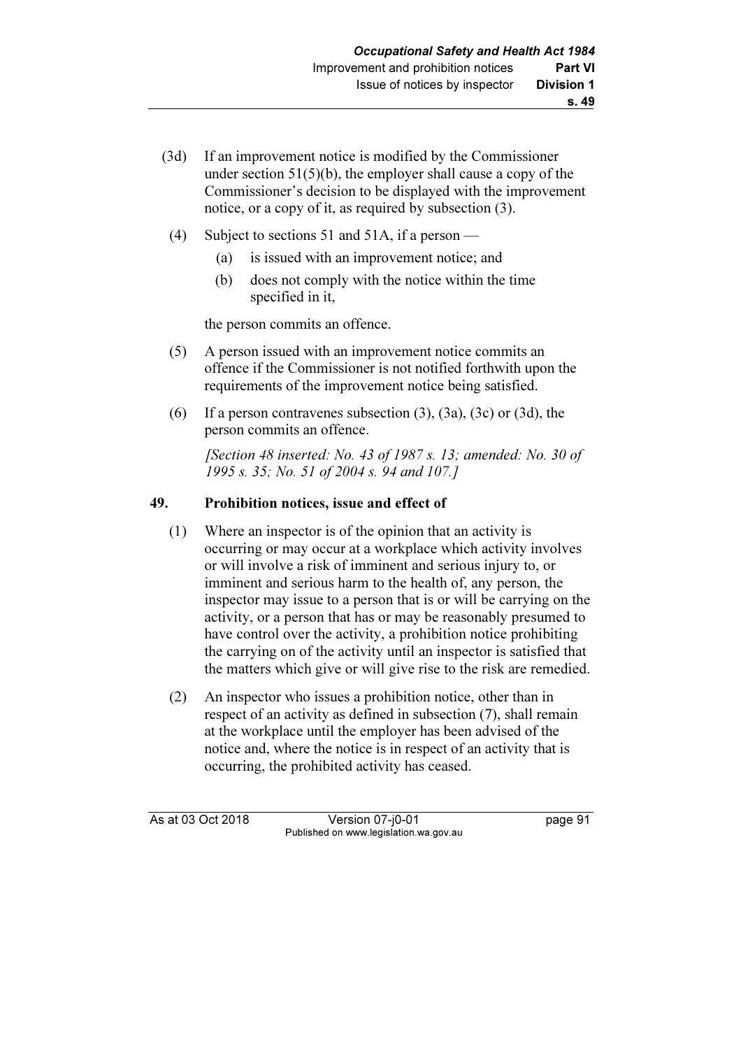(3d) If an improvement notice is modified by the Commissioner under section 51(5)(b), the employer shall cause a copy of the Commissioner's decision to be displayed with the improvement notice, or a copy of it, as required by subsection (3).

(4) Subject to sections 51 and 51A, if a person —

  (a) is issued with an improvement notice; and

  (b) does not comply with the notice within the time specified in it,

the person commits an offence.

(5) A person issued with an improvement notice commits an offence if the Commissioner is not notified forthwith upon the requirements of the improvement notice being satisfied.

(6) If a person contravenes subsection (3), (3a), (3c) or (3d), the person commits an offence.

*[Section 48 inserted: No. 43 of 1987 s. 13; amended: No. 30 of 1995 s. 35; No. 51 of 2004 s. 94 and 107.]*

## 49. Prohibition notices, issue and effect of

(1) Where an inspector is of the opinion that an activity is occurring or may occur at a workplace which activity involves or will involve a risk of imminent and serious injury to, or imminent and serious harm to the health of, any person, the inspector may issue to a person that is or will be carrying on the activity, or a person that has or may be reasonably presumed to have control over the activity, a prohibition notice prohibiting the carrying on of the activity until an inspector is satisfied that the matters which give or will give rise to the risk are remedied.

(2) An inspector who issues a prohibition notice, other than in respect of an activity as defined in subsection (7), shall remain at the workplace until the employer has been advised of the notice and, where the notice is in respect of an activity that is occurring, the prohibited activity has ceased.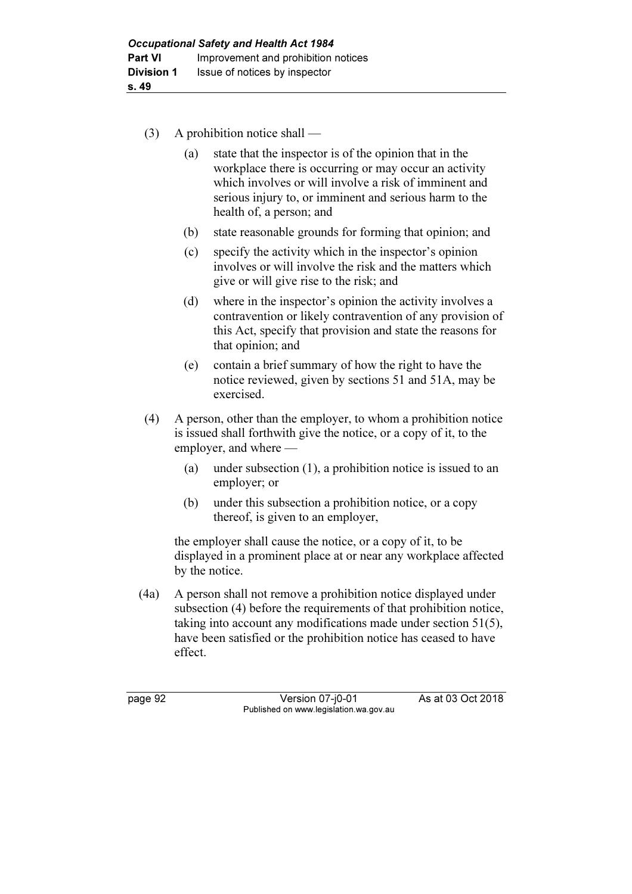(3) A prohibition notice shall —

  (a) state that the inspector is of the opinion that in the workplace there is occurring or may occur an activity which involves or will involve a risk of imminent and serious injury to, or imminent and serious harm to the health of, a person; and

  (b) state reasonable grounds for forming that opinion; and

  (c) specify the activity which in the inspector's opinion involves or will involve the risk and the matters which give or will give rise to the risk; and

  (d) where in the inspector's opinion the activity involves a contravention or likely contravention of any provision of this Act, specify that provision and state the reasons for that opinion; and

  (e) contain a brief summary of how the right to have the notice reviewed, given by sections 51 and 51A, may be exercised.

(4) A person, other than the employer, to whom a prohibition notice is issued shall forthwith give the notice, or a copy of it, to the employer, and where —

  (a) under subsection (1), a prohibition notice is issued to an employer; or

  (b) under this subsection a prohibition notice, or a copy thereof, is given to an employer,

  the employer shall cause the notice, or a copy of it, to be displayed in a prominent place at or near any workplace affected by the notice.

(4a) A person shall not remove a prohibition notice displayed under subsection (4) before the requirements of that prohibition notice, taking into account any modifications made under section 51(5), have been satisfied or the prohibition notice has ceased to have effect.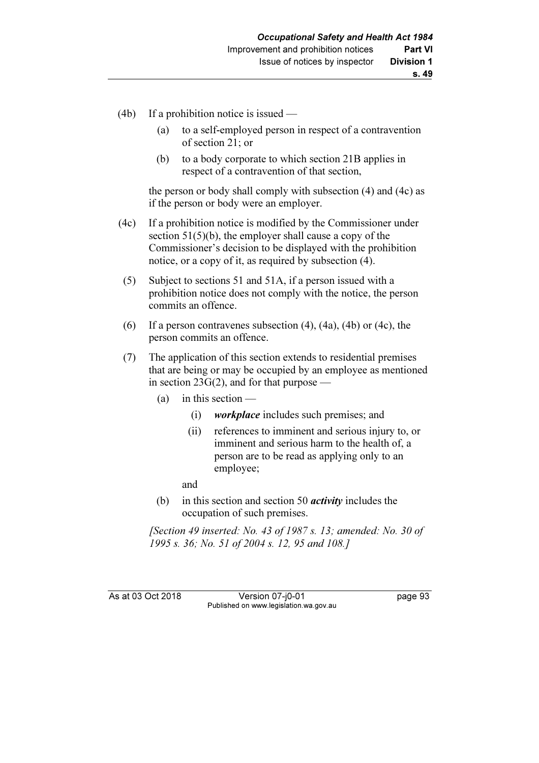(4b) If a prohibition notice is issued —

(a) to a self-employed person in respect of a contravention of section 21; or

(b) to a body corporate to which section 21B applies in respect of a contravention of that section,

the person or body shall comply with subsection (4) and (4c) as if the person or body were an employer.

(4c) If a prohibition notice is modified by the Commissioner under section 51(5)(b), the employer shall cause a copy of the Commissioner's decision to be displayed with the prohibition notice, or a copy of it, as required by subsection (4).

(5) Subject to sections 51 and 51A, if a person issued with a prohibition notice does not comply with the notice, the person commits an offence.

(6) If a person contravenes subsection (4), (4a), (4b) or (4c), the person commits an offence.

(7) The application of this section extends to residential premises that are being or may be occupied by an employee as mentioned in section 23G(2), and for that purpose —

(a) in this section —

(i) ***workplace*** includes such premises; and

(ii) references to imminent and serious injury to, or imminent and serious harm to the health of, a person are to be read as applying only to an employee;

and

(b) in this section and section 50 ***activity*** includes the occupation of such premises.

*[Section 49 inserted: No. 43 of 1987 s. 13; amended: No. 30 of 1995 s. 36; No. 51 of 2004 s. 12, 95 and 108.]*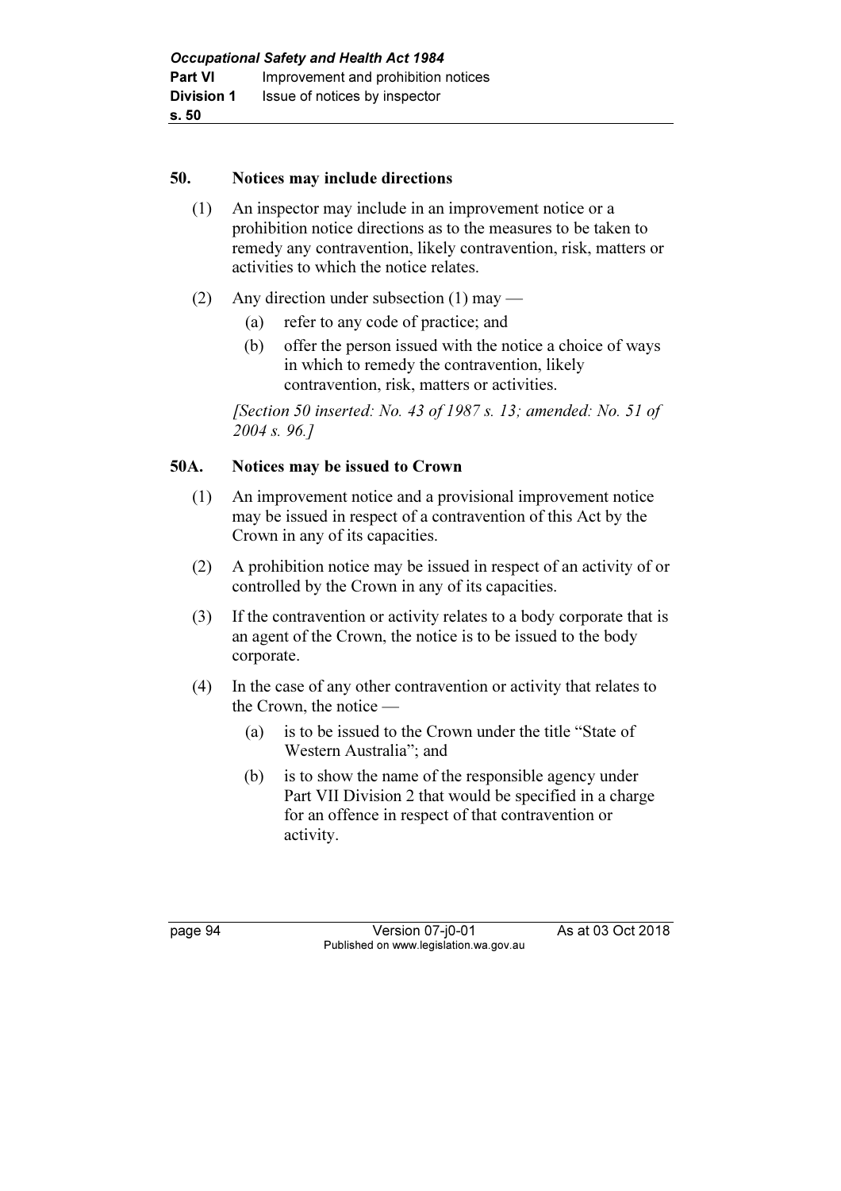## 50. Notices may include directions

(1) An inspector may include in an improvement notice or a prohibition notice directions as to the measures to be taken to remedy any contravention, likely contravention, risk, matters or activities to which the notice relates.

(2) Any direction under subsection (1) may —

- (a) refer to any code of practice; and
- (b) offer the person issued with the notice a choice of ways in which to remedy the contravention, likely contravention, risk, matters or activities.

*[Section 50 inserted: No. 43 of 1987 s. 13; amended: No. 51 of 2004 s. 96.]*

## 50A. Notices may be issued to Crown

(1) An improvement notice and a provisional improvement notice may be issued in respect of a contravention of this Act by the Crown in any of its capacities.

(2) A prohibition notice may be issued in respect of an activity of or controlled by the Crown in any of its capacities.

(3) If the contravention or activity relates to a body corporate that is an agent of the Crown, the notice is to be issued to the body corporate.

(4) In the case of any other contravention or activity that relates to the Crown, the notice —

- (a) is to be issued to the Crown under the title "State of Western Australia"; and
- (b) is to show the name of the responsible agency under Part VII Division 2 that would be specified in a charge for an offence in respect of that contravention or activity.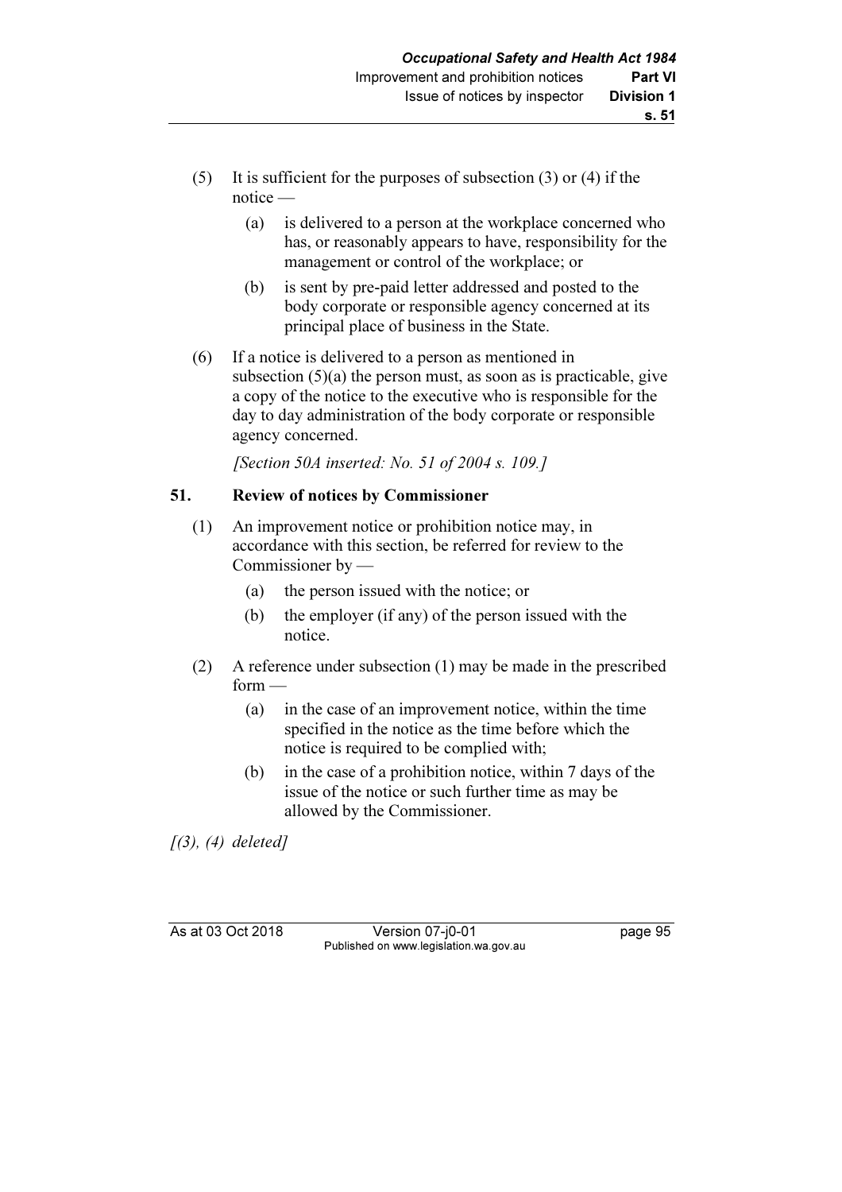(5) It is sufficient for the purposes of subsection (3) or (4) if the notice —

(a) is delivered to a person at the workplace concerned who has, or reasonably appears to have, responsibility for the management or control of the workplace; or

(b) is sent by pre-paid letter addressed and posted to the body corporate or responsible agency concerned at its principal place of business in the State.

(6) If a notice is delivered to a person as mentioned in subsection (5)(a) the person must, as soon as is practicable, give a copy of the notice to the executive who is responsible for the day to day administration of the body corporate or responsible agency concerned.

*[Section 50A inserted: No. 51 of 2004 s. 109.]*

## 51. Review of notices by Commissioner

(1) An improvement notice or prohibition notice may, in accordance with this section, be referred for review to the Commissioner by —

(a) the person issued with the notice; or

(b) the employer (if any) of the person issued with the notice.

(2) A reference under subsection (1) may be made in the prescribed form —

(a) in the case of an improvement notice, within the time specified in the notice as the time before which the notice is required to be complied with;

(b) in the case of a prohibition notice, within 7 days of the issue of the notice or such further time as may be allowed by the Commissioner.

*[(3), (4) deleted]*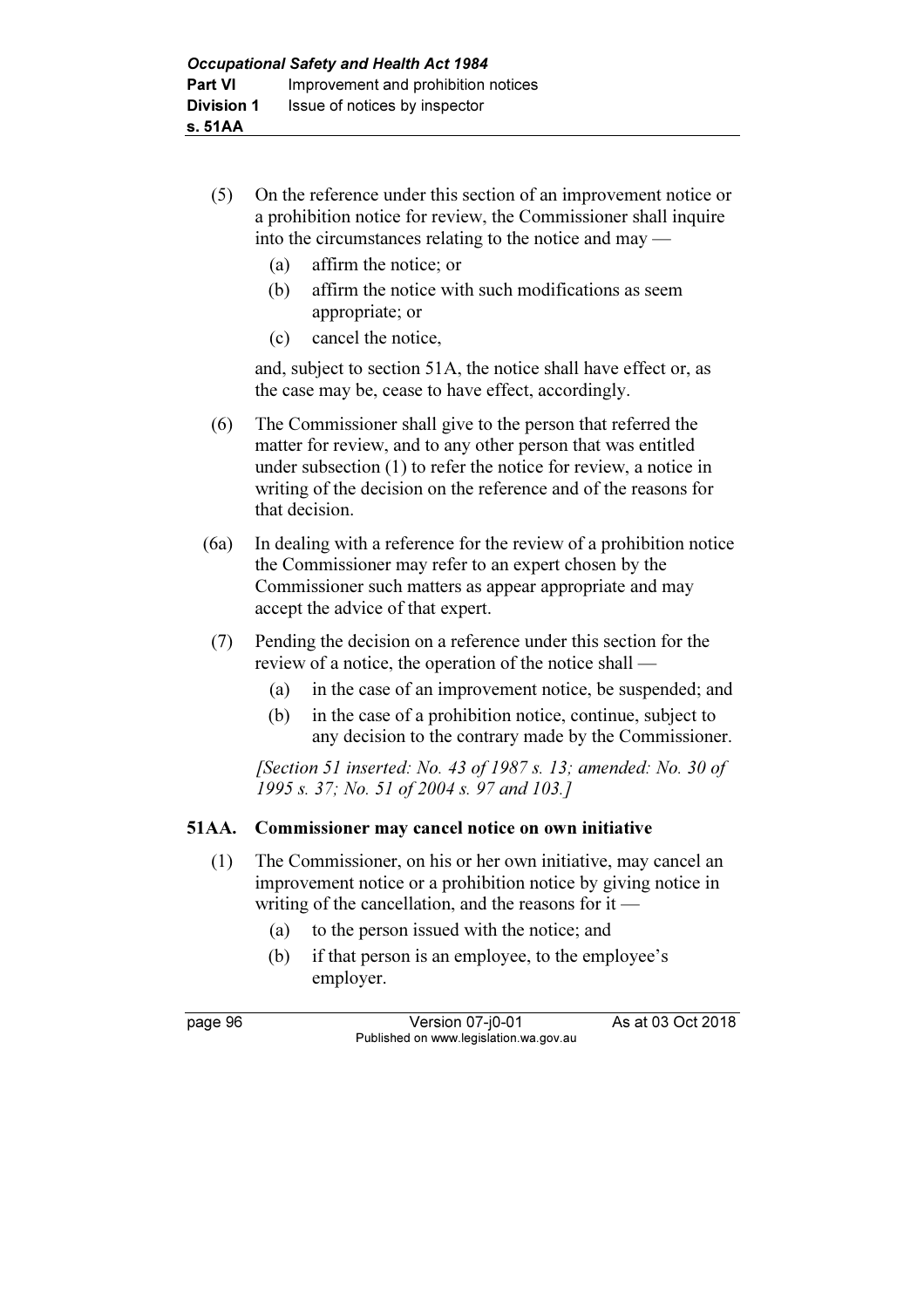(5) On the reference under this section of an improvement notice or a prohibition notice for review, the Commissioner shall inquire into the circumstances relating to the notice and may —

  (a) affirm the notice; or

  (b) affirm the notice with such modifications as seem appropriate; or

  (c) cancel the notice,

and, subject to section 51A, the notice shall have effect or, as the case may be, cease to have effect, accordingly.

(6) The Commissioner shall give to the person that referred the matter for review, and to any other person that was entitled under subsection (1) to refer the notice for review, a notice in writing of the decision on the reference and of the reasons for that decision.

(6a) In dealing with a reference for the review of a prohibition notice the Commissioner may refer to an expert chosen by the Commissioner such matters as appear appropriate and may accept the advice of that expert.

(7) Pending the decision on a reference under this section for the review of a notice, the operation of the notice shall —

  (a) in the case of an improvement notice, be suspended; and

  (b) in the case of a prohibition notice, continue, subject to any decision to the contrary made by the Commissioner.

*[Section 51 inserted: No. 43 of 1987 s. 13; amended: No. 30 of 1995 s. 37; No. 51 of 2004 s. 97 and 103.]*

### 51AA. Commissioner may cancel notice on own initiative

(1) The Commissioner, on his or her own initiative, may cancel an improvement notice or a prohibition notice by giving notice in writing of the cancellation, and the reasons for it —

  (a) to the person issued with the notice; and

  (b) if that person is an employee, to the employee's employer.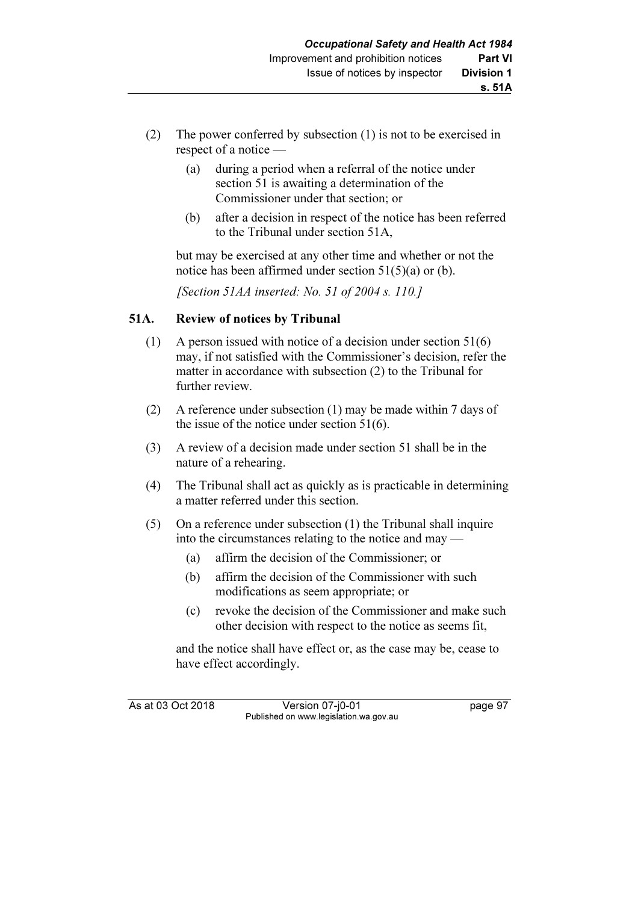(2) The power conferred by subsection (1) is not to be exercised in respect of a notice —

  (a) during a period when a referral of the notice under section 51 is awaiting a determination of the Commissioner under that section; or

  (b) after a decision in respect of the notice has been referred to the Tribunal under section 51A,

  but may be exercised at any other time and whether or not the notice has been affirmed under section 51(5)(a) or (b).

*[Section 51AA inserted: No. 51 of 2004 s. 110.]*

### 51A. Review of notices by Tribunal

(1) A person issued with notice of a decision under section 51(6) may, if not satisfied with the Commissioner's decision, refer the matter in accordance with subsection (2) to the Tribunal for further review.

(2) A reference under subsection (1) may be made within 7 days of the issue of the notice under section 51(6).

(3) A review of a decision made under section 51 shall be in the nature of a rehearing.

(4) The Tribunal shall act as quickly as is practicable in determining a matter referred under this section.

(5) On a reference under subsection (1) the Tribunal shall inquire into the circumstances relating to the notice and may —

  (a) affirm the decision of the Commissioner; or

  (b) affirm the decision of the Commissioner with such modifications as seem appropriate; or

  (c) revoke the decision of the Commissioner and make such other decision with respect to the notice as seems fit,

  and the notice shall have effect or, as the case may be, cease to have effect accordingly.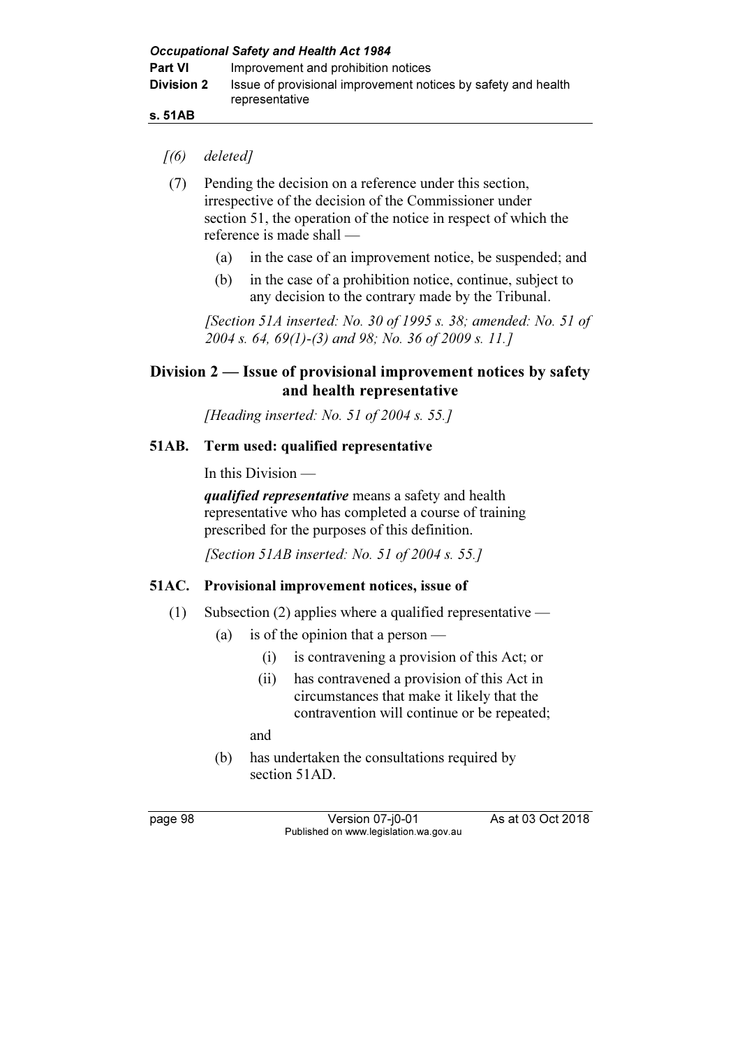[(6) *deleted*]

(7) Pending the decision on a reference under this section, irrespective of the decision of the Commissioner under section 51, the operation of the notice in respect of which the reference is made shall —

(a) in the case of an improvement notice, be suspended; and

(b) in the case of a prohibition notice, continue, subject to any decision to the contrary made by the Tribunal.

*[Section 51A inserted: No. 30 of 1995 s. 38; amended: No. 51 of 2004 s. 64, 69(1)-(3) and 98; No. 36 of 2009 s. 11.]*

## Division 2 — Issue of provisional improvement notices by safety and health representative

*[Heading inserted: No. 51 of 2004 s. 55.]*

### 51AB. Term used: qualified representative

In this Division —

***qualified representative*** means a safety and health representative who has completed a course of training prescribed for the purposes of this definition.

*[Section 51AB inserted: No. 51 of 2004 s. 55.]*

### 51AC. Provisional improvement notices, issue of

(1) Subsection (2) applies where a qualified representative —

(a) is of the opinion that a person —

(i) is contravening a provision of this Act; or

(ii) has contravened a provision of this Act in circumstances that make it likely that the contravention will continue or be repeated;

and

(b) has undertaken the consultations required by section 51AD.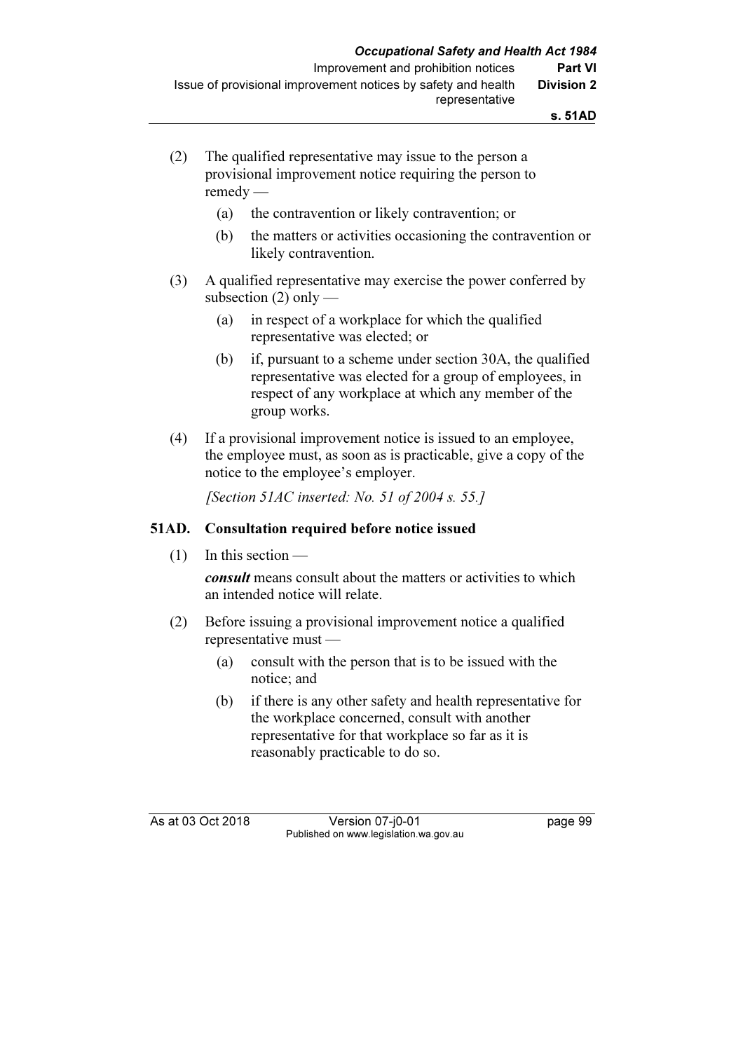(2) The qualified representative may issue to the person a provisional improvement notice requiring the person to remedy —

(a) the contravention or likely contravention; or

(b) the matters or activities occasioning the contravention or likely contravention.

(3) A qualified representative may exercise the power conferred by subsection (2) only —

(a) in respect of a workplace for which the qualified representative was elected; or

(b) if, pursuant to a scheme under section 30A, the qualified representative was elected for a group of employees, in respect of any workplace at which any member of the group works.

(4) If a provisional improvement notice is issued to an employee, the employee must, as soon as is practicable, give a copy of the notice to the employee's employer.

*[Section 51AC inserted: No. 51 of 2004 s. 55.]*

### 51AD. Consultation required before notice issued

(1) In this section —

***consult*** means consult about the matters or activities to which an intended notice will relate.

(2) Before issuing a provisional improvement notice a qualified representative must —

(a) consult with the person that is to be issued with the notice; and

(b) if there is any other safety and health representative for the workplace concerned, consult with another representative for that workplace so far as it is reasonably practicable to do so.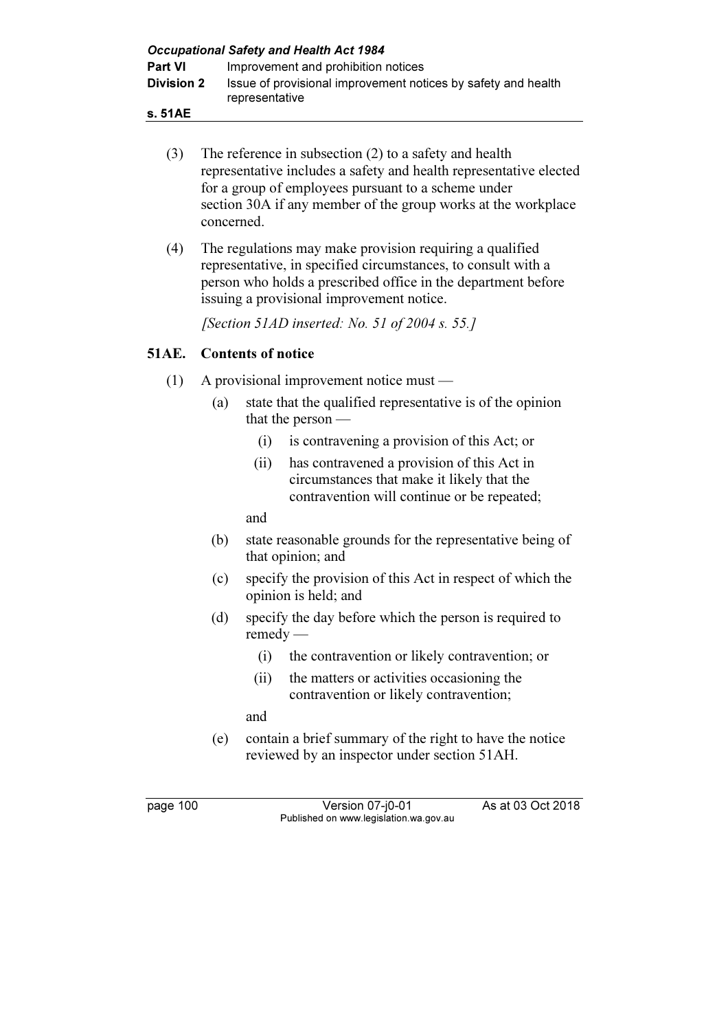(3) The reference in subsection (2) to a safety and health representative includes a safety and health representative elected for a group of employees pursuant to a scheme under section 30A if any member of the group works at the workplace concerned.

(4) The regulations may make provision requiring a qualified representative, in specified circumstances, to consult with a person who holds a prescribed office in the department before issuing a provisional improvement notice.

*[Section 51AD inserted: No. 51 of 2004 s. 55.]*

### 51AE. Contents of notice

(1) A provisional improvement notice must —

- (a) state that the qualified representative is of the opinion that the person —
  - (i) is contravening a provision of this Act; or
  - (ii) has contravened a provision of this Act in circumstances that make it likely that the contravention will continue or be repeated;

  and
- (b) state reasonable grounds for the representative being of that opinion; and
- (c) specify the provision of this Act in respect of which the opinion is held; and
- (d) specify the day before which the person is required to remedy —
  - (i) the contravention or likely contravention; or
  - (ii) the matters or activities occasioning the contravention or likely contravention;

  and
- (e) contain a brief summary of the right to have the notice reviewed by an inspector under section 51AH.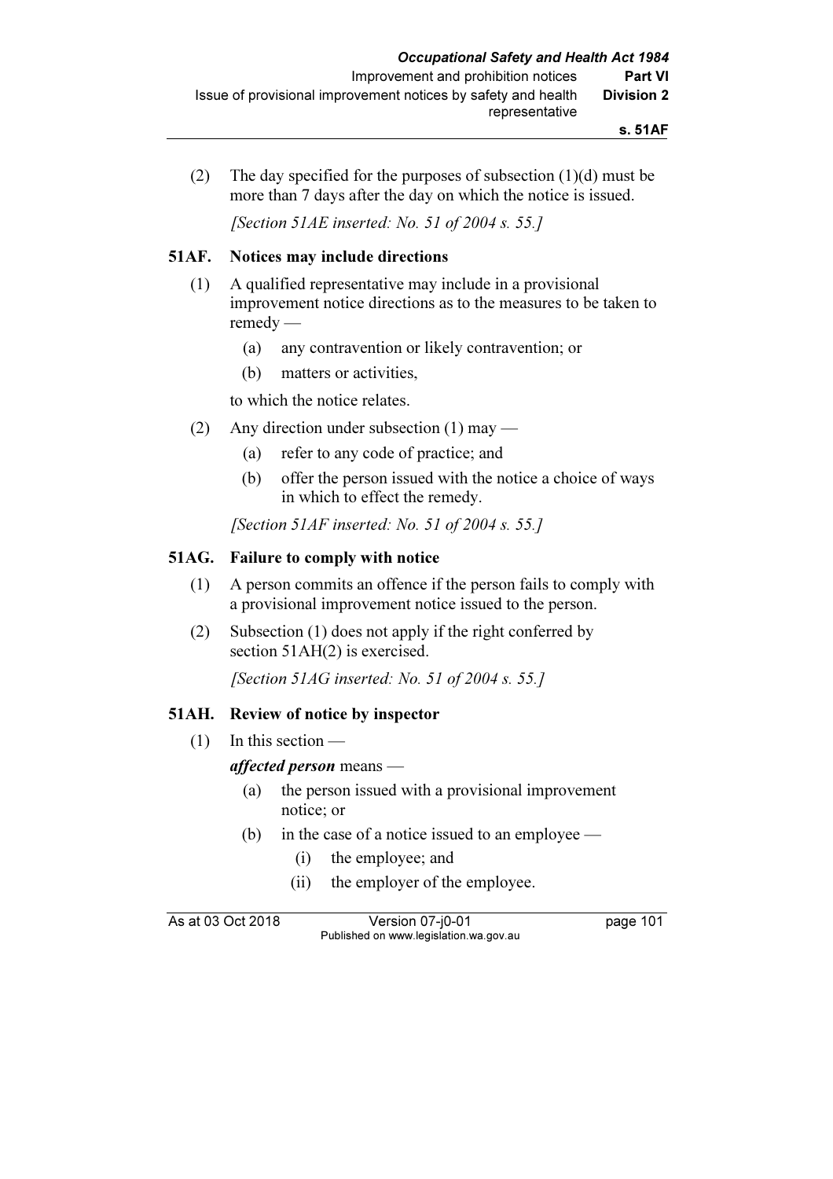(2) The day specified for the purposes of subsection (1)(d) must be more than 7 days after the day on which the notice is issued.

*[Section 51AE inserted: No. 51 of 2004 s. 55.]*

### 51AF. Notices may include directions

(1) A qualified representative may include in a provisional improvement notice directions as to the measures to be taken to remedy —

- (a) any contravention or likely contravention; or
- (b) matters or activities,

to which the notice relates.

(2) Any direction under subsection (1) may —

- (a) refer to any code of practice; and
- (b) offer the person issued with the notice a choice of ways in which to effect the remedy.

*[Section 51AF inserted: No. 51 of 2004 s. 55.]*

### 51AG. Failure to comply with notice

(1) A person commits an offence if the person fails to comply with a provisional improvement notice issued to the person.

(2) Subsection (1) does not apply if the right conferred by section 51AH(2) is exercised.

*[Section 51AG inserted: No. 51 of 2004 s. 55.]*

### 51AH. Review of notice by inspector

(1) In this section —

***affected person*** means —

- (a) the person issued with a provisional improvement notice; or
- (b) in the case of a notice issued to an employee —
  - (i) the employee; and
  - (ii) the employer of the employee.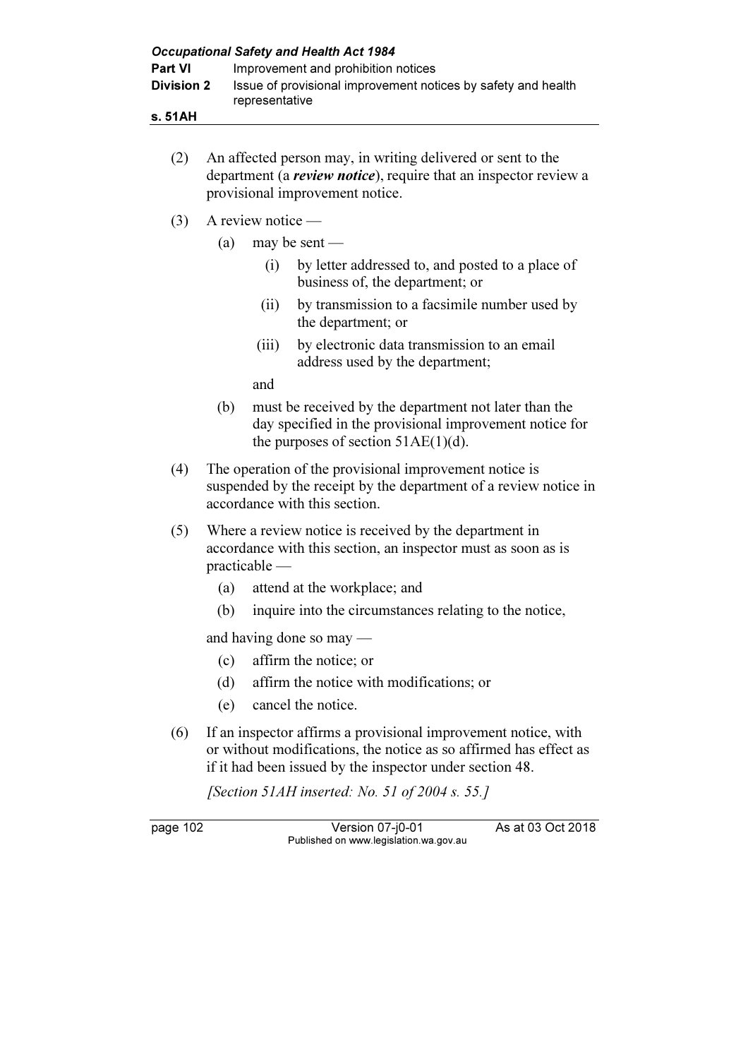(2) An affected person may, in writing delivered or sent to the department (a ***review notice***), require that an inspector review a provisional improvement notice.

(3) A review notice —

  (a) may be sent —

    (i) by letter addressed to, and posted to a place of business of, the department; or

    (ii) by transmission to a facsimile number used by the department; or

    (iii) by electronic data transmission to an email address used by the department;

  and

  (b) must be received by the department not later than the day specified in the provisional improvement notice for the purposes of section 51AE(1)(d).

(4) The operation of the provisional improvement notice is suspended by the receipt by the department of a review notice in accordance with this section.

(5) Where a review notice is received by the department in accordance with this section, an inspector must as soon as is practicable —

  (a) attend at the workplace; and

  (b) inquire into the circumstances relating to the notice,

and having done so may —

  (c) affirm the notice; or

  (d) affirm the notice with modifications; or

  (e) cancel the notice.

(6) If an inspector affirms a provisional improvement notice, with or without modifications, the notice as so affirmed has effect as if it had been issued by the inspector under section 48.

*[Section 51AH inserted: No. 51 of 2004 s. 55.]*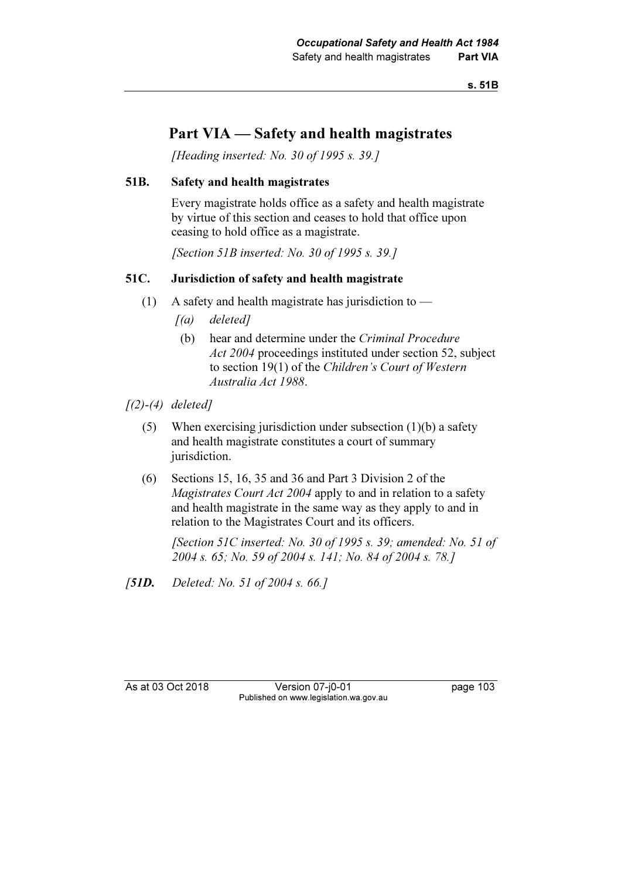# Part VIA — Safety and health magistrates

*[Heading inserted: No. 30 of 1995 s. 39.]*

## 51B. Safety and health magistrates

Every magistrate holds office as a safety and health magistrate by virtue of this section and ceases to hold that office upon ceasing to hold office as a magistrate.

*[Section 51B inserted: No. 30 of 1995 s. 39.]*

## 51C. Jurisdiction of safety and health magistrate

(1) A safety and health magistrate has jurisdiction to —

*[(a) deleted]*

(b) hear and determine under the *Criminal Procedure Act 2004* proceedings instituted under section 52, subject to section 19(1) of the *Children's Court of Western Australia Act 1988*.

*[(2)-(4) deleted]*

(5) When exercising jurisdiction under subsection (1)(b) a safety and health magistrate constitutes a court of summary jurisdiction.

(6) Sections 15, 16, 35 and 36 and Part 3 Division 2 of the *Magistrates Court Act 2004* apply to and in relation to a safety and health magistrate in the same way as they apply to and in relation to the Magistrates Court and its officers.

*[Section 51C inserted: No. 30 of 1995 s. 39; amended: No. 51 of 2004 s. 65; No. 59 of 2004 s. 141; No. 84 of 2004 s. 78.]*

*[**51D.** Deleted: No. 51 of 2004 s. 66.]*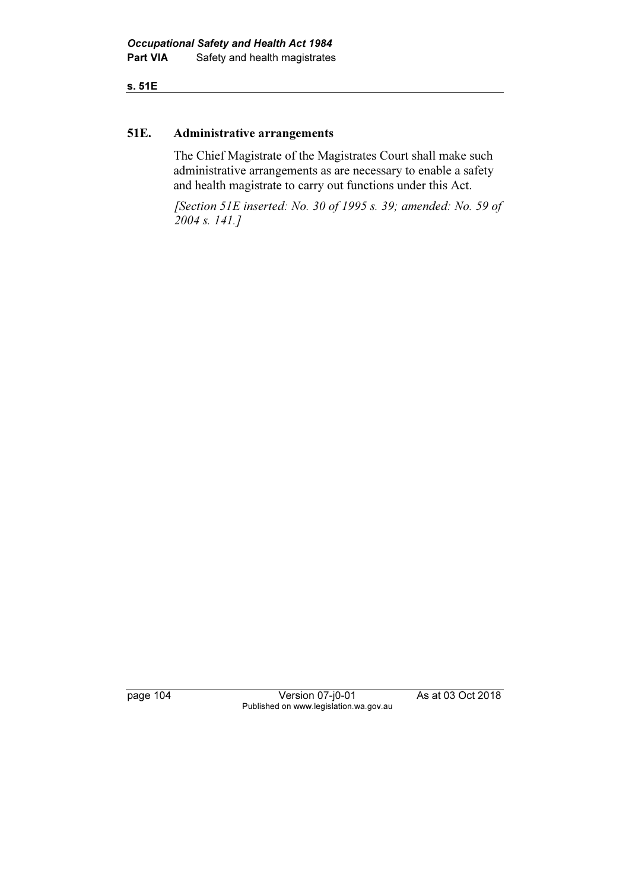## 51E. Administrative arrangements

The Chief Magistrate of the Magistrates Court shall make such administrative arrangements as are necessary to enable a safety and health magistrate to carry out functions under this Act.

*[Section 51E inserted: No. 30 of 1995 s. 39; amended: No. 59 of 2004 s. 141.]*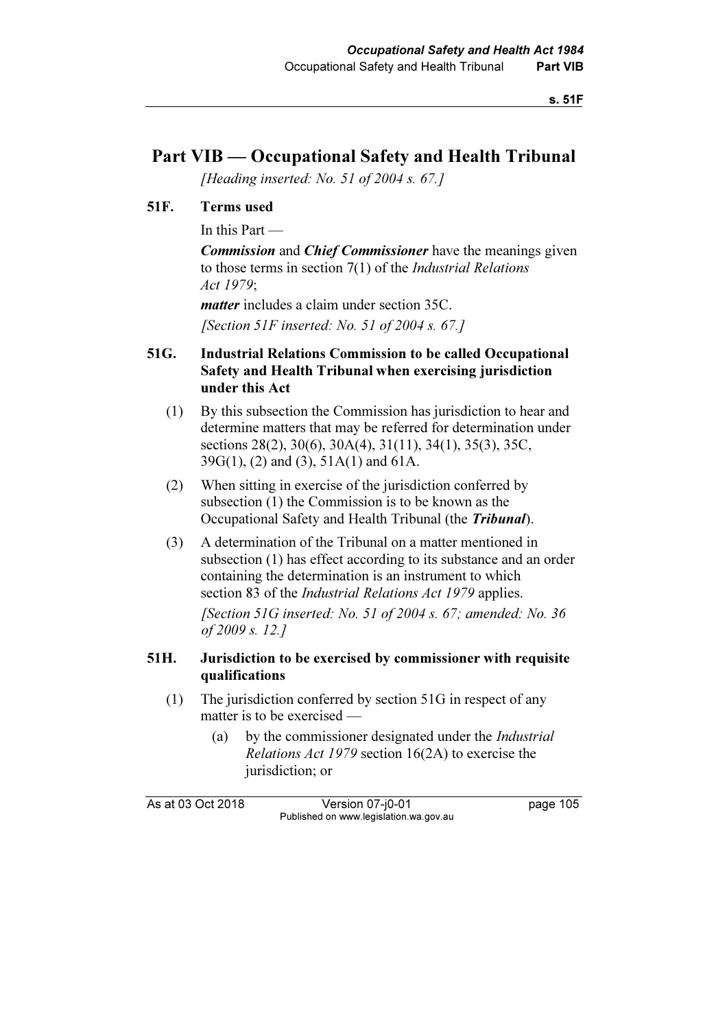# Part VIB — Occupational Safety and Health Tribunal

*[Heading inserted: No. 51 of 2004 s. 67.]*

## 51F. Terms used

In this Part —

***Commission*** and ***Chief Commissioner*** have the meanings given to those terms in section 7(1) of the *Industrial Relations Act 1979*;

***matter*** includes a claim under section 35C.

*[Section 51F inserted: No. 51 of 2004 s. 67.]*

## 51G. Industrial Relations Commission to be called Occupational Safety and Health Tribunal when exercising jurisdiction under this Act

(1) By this subsection the Commission has jurisdiction to hear and determine matters that may be referred for determination under sections 28(2), 30(6), 30A(4), 31(11), 34(1), 35(3), 35C, 39G(1), (2) and (3), 51A(1) and 61A.

(2) When sitting in exercise of the jurisdiction conferred by subsection (1) the Commission is to be known as the Occupational Safety and Health Tribunal (the ***Tribunal***).

(3) A determination of the Tribunal on a matter mentioned in subsection (1) has effect according to its substance and an order containing the determination is an instrument to which section 83 of the *Industrial Relations Act 1979* applies.

*[Section 51G inserted: No. 51 of 2004 s. 67; amended: No. 36 of 2009 s. 12.]*

## 51H. Jurisdiction to be exercised by commissioner with requisite qualifications

(1) The jurisdiction conferred by section 51G in respect of any matter is to be exercised —

(a) by the commissioner designated under the *Industrial Relations Act 1979* section 16(2A) to exercise the jurisdiction; or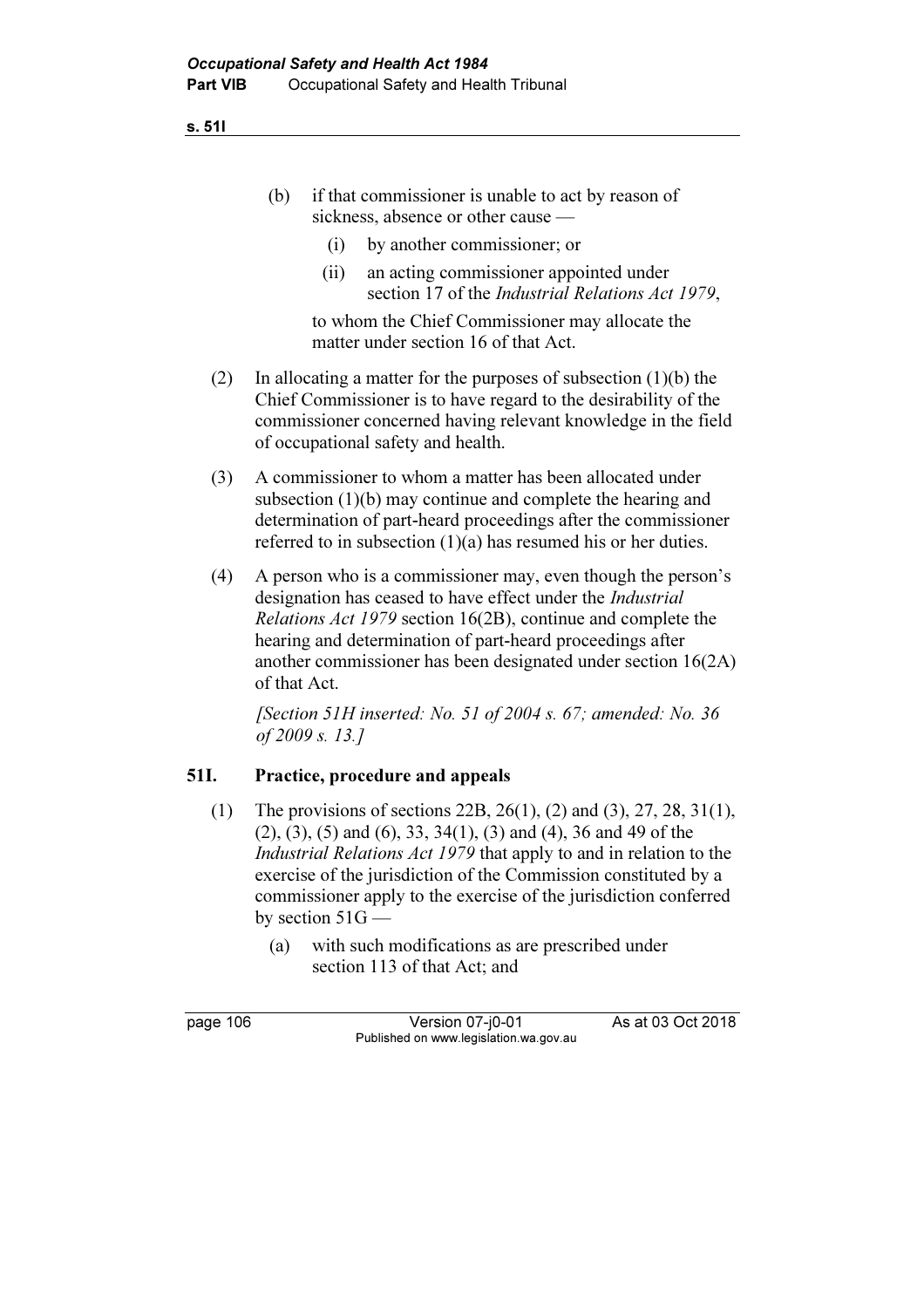(b) if that commissioner is unable to act by reason of sickness, absence or other cause —

   (i) by another commissioner; or

   (ii) an acting commissioner appointed under section 17 of the *Industrial Relations Act 1979*,

   to whom the Chief Commissioner may allocate the matter under section 16 of that Act.

(2) In allocating a matter for the purposes of subsection (1)(b) the Chief Commissioner is to have regard to the desirability of the commissioner concerned having relevant knowledge in the field of occupational safety and health.

(3) A commissioner to whom a matter has been allocated under subsection (1)(b) may continue and complete the hearing and determination of part-heard proceedings after the commissioner referred to in subsection (1)(a) has resumed his or her duties.

(4) A person who is a commissioner may, even though the person's designation has ceased to have effect under the *Industrial Relations Act 1979* section 16(2B), continue and complete the hearing and determination of part-heard proceedings after another commissioner has been designated under section 16(2A) of that Act.

*[Section 51H inserted: No. 51 of 2004 s. 67; amended: No. 36 of 2009 s. 13.]*

## 51I. Practice, procedure and appeals

(1) The provisions of sections 22B, 26(1), (2) and (3), 27, 28, 31(1), (2), (3), (5) and (6), 33, 34(1), (3) and (4), 36 and 49 of the *Industrial Relations Act 1979* that apply to and in relation to the exercise of the jurisdiction of the Commission constituted by a commissioner apply to the exercise of the jurisdiction conferred by section 51G —

   (a) with such modifications as are prescribed under section 113 of that Act; and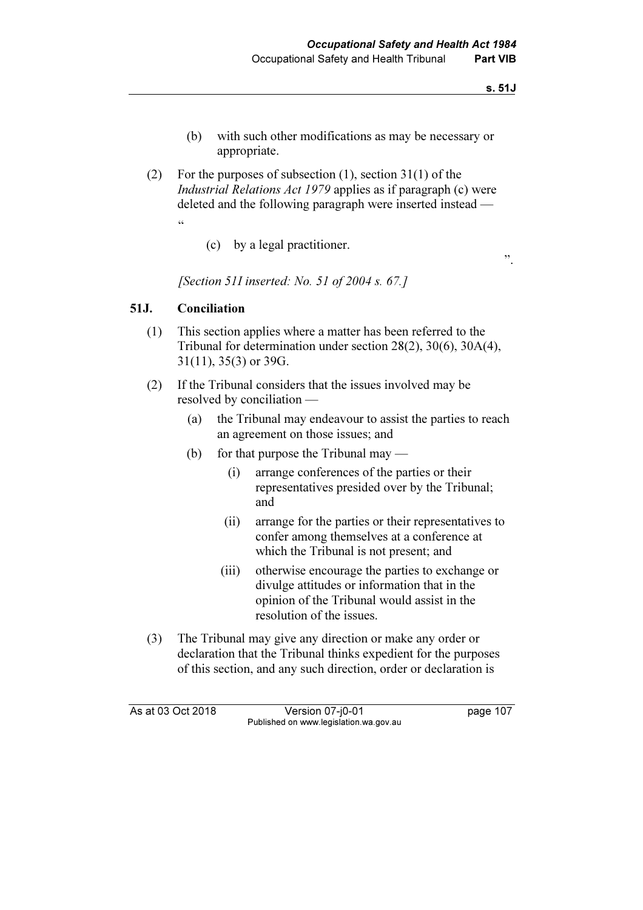(b) with such other modifications as may be necessary or appropriate.

(2) For the purposes of subsection (1), section 31(1) of the *Industrial Relations Act 1979* applies as if paragraph (c) were deleted and the following paragraph were inserted instead —

"

(c) by a legal practitioner.

".

*[Section 51I inserted: No. 51 of 2004 s. 67.]*

## 51J. Conciliation

(1) This section applies where a matter has been referred to the Tribunal for determination under section 28(2), 30(6), 30A(4), 31(11), 35(3) or 39G.

(2) If the Tribunal considers that the issues involved may be resolved by conciliation —

(a) the Tribunal may endeavour to assist the parties to reach an agreement on those issues; and

(b) for that purpose the Tribunal may —

(i) arrange conferences of the parties or their representatives presided over by the Tribunal; and

(ii) arrange for the parties or their representatives to confer among themselves at a conference at which the Tribunal is not present; and

(iii) otherwise encourage the parties to exchange or divulge attitudes or information that in the opinion of the Tribunal would assist in the resolution of the issues.

(3) The Tribunal may give any direction or make any order or declaration that the Tribunal thinks expedient for the purposes of this section, and any such direction, order or declaration is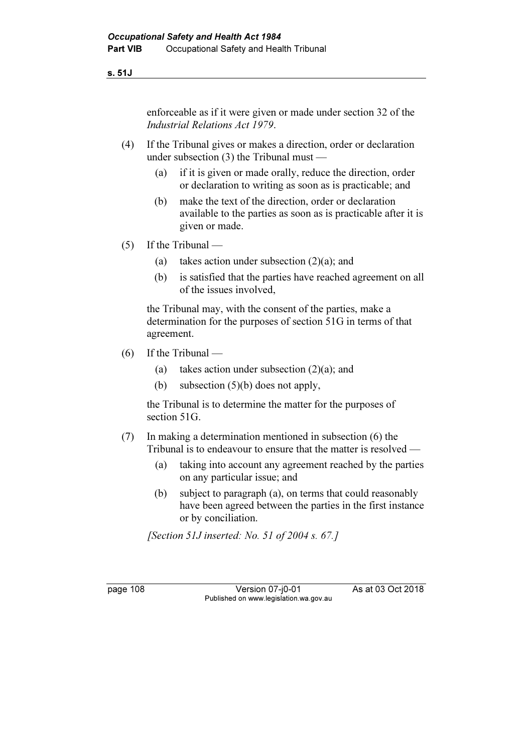enforceable as if it were given or made under section 32 of the *Industrial Relations Act 1979*.

(4) If the Tribunal gives or makes a direction, order or declaration under subsection (3) the Tribunal must —

(a) if it is given or made orally, reduce the direction, order or declaration to writing as soon as is practicable; and

(b) make the text of the direction, order or declaration available to the parties as soon as is practicable after it is given or made.

(5) If the Tribunal —

(a) takes action under subsection (2)(a); and

(b) is satisfied that the parties have reached agreement on all of the issues involved,

the Tribunal may, with the consent of the parties, make a determination for the purposes of section 51G in terms of that agreement.

(6) If the Tribunal —

(a) takes action under subsection (2)(a); and

(b) subsection (5)(b) does not apply,

the Tribunal is to determine the matter for the purposes of section 51G.

(7) In making a determination mentioned in subsection (6) the Tribunal is to endeavour to ensure that the matter is resolved —

(a) taking into account any agreement reached by the parties on any particular issue; and

(b) subject to paragraph (a), on terms that could reasonably have been agreed between the parties in the first instance or by conciliation.

*[Section 51J inserted: No. 51 of 2004 s. 67.]*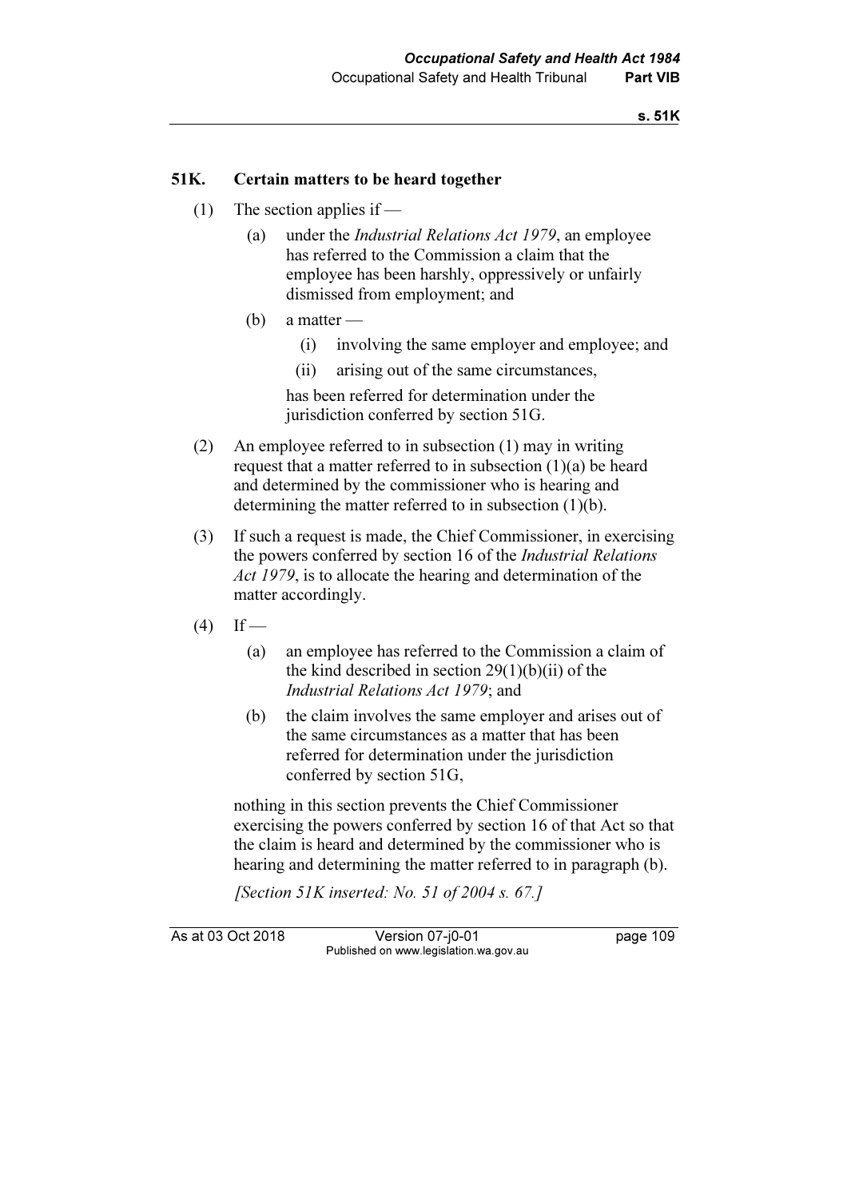## 51K. Certain matters to be heard together

(1) The section applies if —

   (a) under the *Industrial Relations Act 1979*, an employee has referred to the Commission a claim that the employee has been harshly, oppressively or unfairly dismissed from employment; and

   (b) a matter —

      (i) involving the same employer and employee; and

      (ii) arising out of the same circumstances,

   has been referred for determination under the jurisdiction conferred by section 51G.

(2) An employee referred to in subsection (1) may in writing request that a matter referred to in subsection (1)(a) be heard and determined by the commissioner who is hearing and determining the matter referred to in subsection (1)(b).

(3) If such a request is made, the Chief Commissioner, in exercising the powers conferred by section 16 of the *Industrial Relations Act 1979*, is to allocate the hearing and determination of the matter accordingly.

(4) If —

   (a) an employee has referred to the Commission a claim of the kind described in section 29(1)(b)(ii) of the *Industrial Relations Act 1979*; and

   (b) the claim involves the same employer and arises out of the same circumstances as a matter that has been referred for determination under the jurisdiction conferred by section 51G,

nothing in this section prevents the Chief Commissioner exercising the powers conferred by section 16 of that Act so that the claim is heard and determined by the commissioner who is hearing and determining the matter referred to in paragraph (b).

*[Section 51K inserted: No. 51 of 2004 s. 67.]*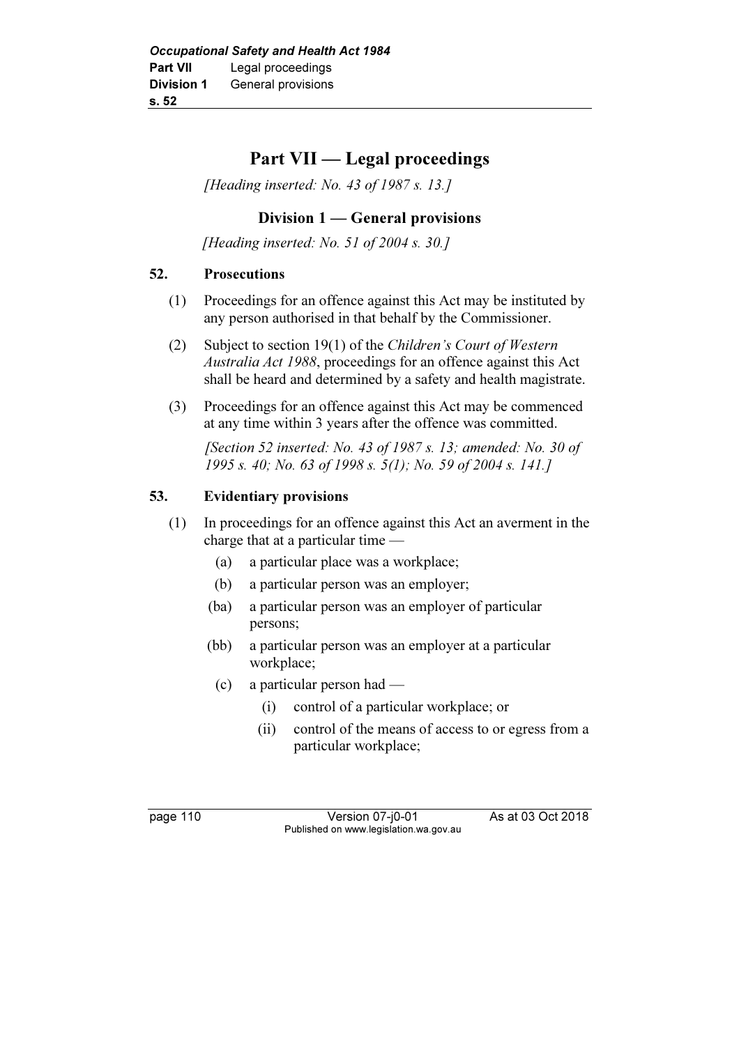# Part VII — Legal proceedings

*[Heading inserted: No. 43 of 1987 s. 13.]*

## Division 1 — General provisions

*[Heading inserted: No. 51 of 2004 s. 30.]*

### 52. Prosecutions

(1) Proceedings for an offence against this Act may be instituted by any person authorised in that behalf by the Commissioner.

(2) Subject to section 19(1) of the *Children's Court of Western Australia Act 1988*, proceedings for an offence against this Act shall be heard and determined by a safety and health magistrate.

(3) Proceedings for an offence against this Act may be commenced at any time within 3 years after the offence was committed.

*[Section 52 inserted: No. 43 of 1987 s. 13; amended: No. 30 of 1995 s. 40; No. 63 of 1998 s. 5(1); No. 59 of 2004 s. 141.]*

### 53. Evidentiary provisions

(1) In proceedings for an offence against this Act an averment in the charge that at a particular time —

- (a) a particular place was a workplace;
- (b) a particular person was an employer;
- (ba) a particular person was an employer of particular persons;
- (bb) a particular person was an employer at a particular workplace;
- (c) a particular person had —
  - (i) control of a particular workplace; or
  - (ii) control of the means of access to or egress from a particular workplace;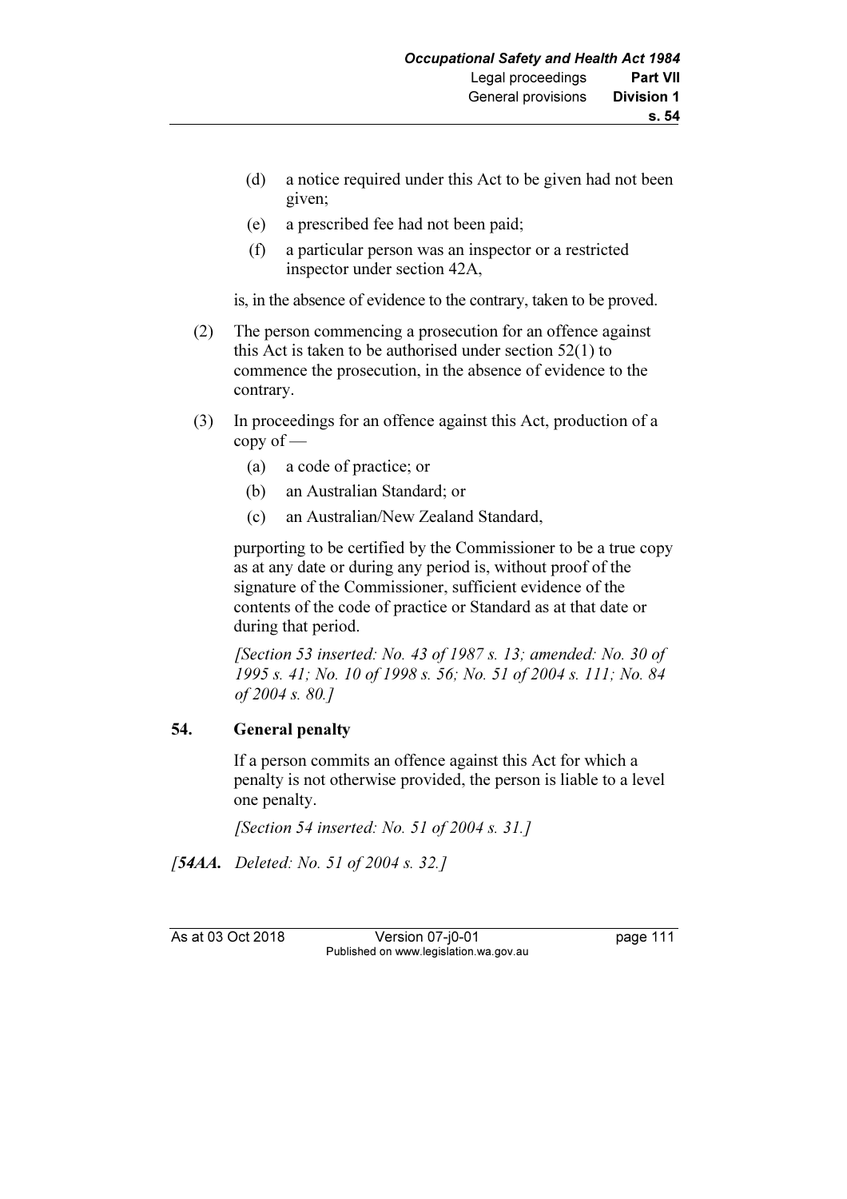(d) a notice required under this Act to be given had not been given;

(e) a prescribed fee had not been paid;

(f) a particular person was an inspector or a restricted inspector under section 42A,

is, in the absence of evidence to the contrary, taken to be proved.

(2) The person commencing a prosecution for an offence against this Act is taken to be authorised under section 52(1) to commence the prosecution, in the absence of evidence to the contrary.

(3) In proceedings for an offence against this Act, production of a copy of —

(a) a code of practice; or

(b) an Australian Standard; or

(c) an Australian/New Zealand Standard,

purporting to be certified by the Commissioner to be a true copy as at any date or during any period is, without proof of the signature of the Commissioner, sufficient evidence of the contents of the code of practice or Standard as at that date or during that period.

*[Section 53 inserted: No. 43 of 1987 s. 13; amended: No. 30 of 1995 s. 41; No. 10 of 1998 s. 56; No. 51 of 2004 s. 111; No. 84 of 2004 s. 80.]*

## 54. General penalty

If a person commits an offence against this Act for which a penalty is not otherwise provided, the person is liable to a level one penalty.

*[Section 54 inserted: No. 51 of 2004 s. 31.]*

*[**54AA.** Deleted: No. 51 of 2004 s. 32.]*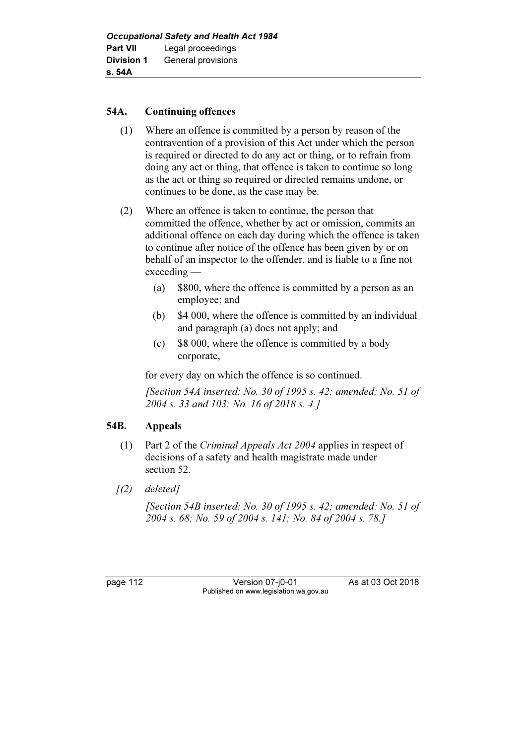## 54A. Continuing offences

(1) Where an offence is committed by a person by reason of the contravention of a provision of this Act under which the person is required or directed to do any act or thing, or to refrain from doing any act or thing, that offence is taken to continue so long as the act or thing so required or directed remains undone, or continues to be done, as the case may be.

(2) Where an offence is taken to continue, the person that committed the offence, whether by act or omission, commits an additional offence on each day during which the offence is taken to continue after notice of the offence has been given by or on behalf of an inspector to the offender, and is liable to a fine not exceeding —

(a) $800, where the offence is committed by a person as an employee; and

(b) $4 000, where the offence is committed by an individual and paragraph (a) does not apply; and

(c) $8 000, where the offence is committed by a body corporate,

for every day on which the offence is so continued.

*[Section 54A inserted: No. 30 of 1995 s. 42; amended: No. 51 of 2004 s. 33 and 103; No. 16 of 2018 s. 4.]*

## 54B. Appeals

(1) Part 2 of the *Criminal Appeals Act 2004* applies in respect of decisions of a safety and health magistrate made under section 52.

*[(2) deleted]*

*[Section 54B inserted: No. 30 of 1995 s. 42; amended: No. 51 of 2004 s. 68; No. 59 of 2004 s. 141; No. 84 of 2004 s. 78.]*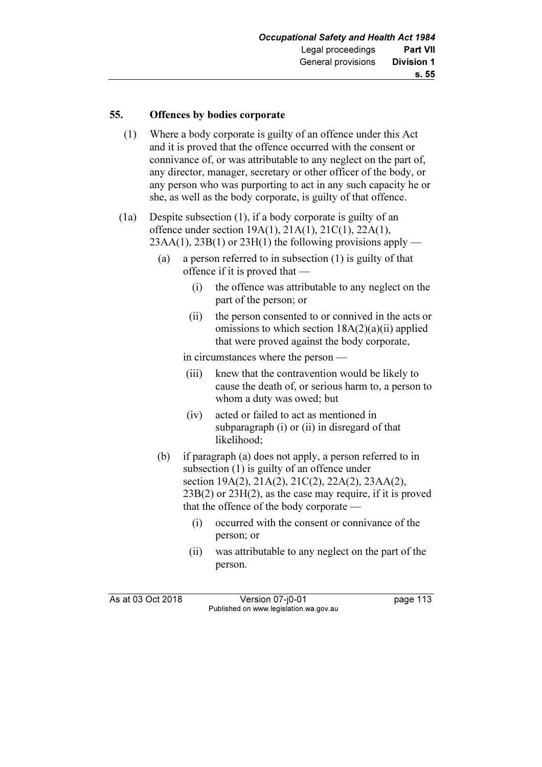## 55. Offences by bodies corporate

(1) Where a body corporate is guilty of an offence under this Act and it is proved that the offence occurred with the consent or connivance of, or was attributable to any neglect on the part of, any director, manager, secretary or other officer of the body, or any person who was purporting to act in any such capacity he or she, as well as the body corporate, is guilty of that offence.

(1a) Despite subsection (1), if a body corporate is guilty of an offence under section 19A(1), 21A(1), 21C(1), 22A(1), 23AA(1), 23B(1) or 23H(1) the following provisions apply —

- (a) a person referred to in subsection (1) is guilty of that offence if it is proved that —
  - (i) the offence was attributable to any neglect on the part of the person; or
  - (ii) the person consented to or connived in the acts or omissions to which section 18A(2)(a)(ii) applied that were proved against the body corporate,

  in circumstances where the person —

  - (iii) knew that the contravention would be likely to cause the death of, or serious harm to, a person to whom a duty was owed; but
  - (iv) acted or failed to act as mentioned in subparagraph (i) or (ii) in disregard of that likelihood;
- (b) if paragraph (a) does not apply, a person referred to in subsection (1) is guilty of an offence under section 19A(2), 21A(2), 21C(2), 22A(2), 23AA(2), 23B(2) or 23H(2), as the case may require, if it is proved that the offence of the body corporate —
  - (i) occurred with the consent or connivance of the person; or
  - (ii) was attributable to any neglect on the part of the person.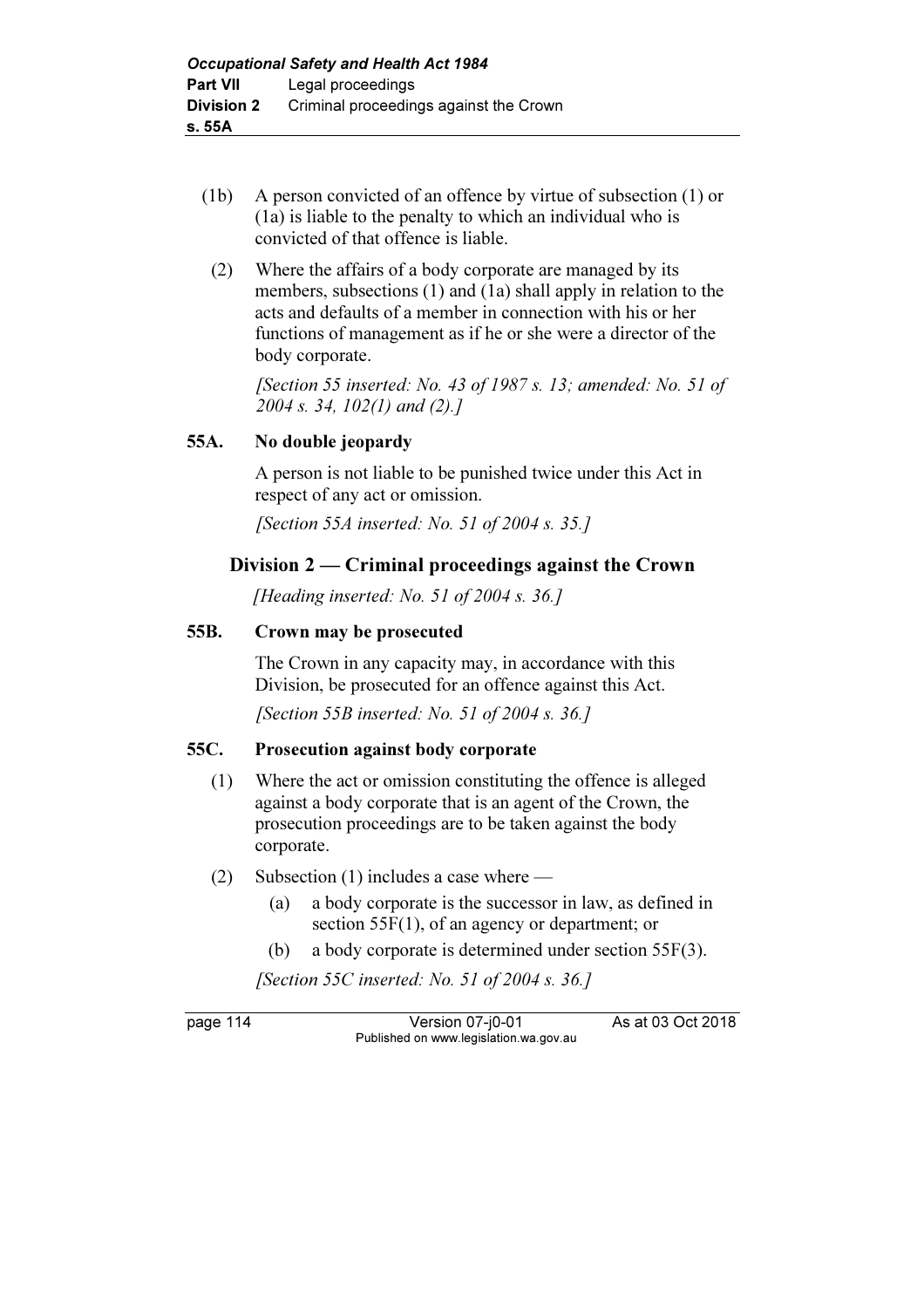(1b) A person convicted of an offence by virtue of subsection (1) or (1a) is liable to the penalty to which an individual who is convicted of that offence is liable.

(2) Where the affairs of a body corporate are managed by its members, subsections (1) and (1a) shall apply in relation to the acts and defaults of a member in connection with his or her functions of management as if he or she were a director of the body corporate.

*[Section 55 inserted: No. 43 of 1987 s. 13; amended: No. 51 of 2004 s. 34, 102(1) and (2).]*

### 55A. No double jeopardy

A person is not liable to be punished twice under this Act in respect of any act or omission.

*[Section 55A inserted: No. 51 of 2004 s. 35.]*

## Division 2 — Criminal proceedings against the Crown

*[Heading inserted: No. 51 of 2004 s. 36.]*

### 55B. Crown may be prosecuted

The Crown in any capacity may, in accordance with this Division, be prosecuted for an offence against this Act.

*[Section 55B inserted: No. 51 of 2004 s. 36.]*

### 55C. Prosecution against body corporate

(1) Where the act or omission constituting the offence is alleged against a body corporate that is an agent of the Crown, the prosecution proceedings are to be taken against the body corporate.

(2) Subsection (1) includes a case where —

(a) a body corporate is the successor in law, as defined in section 55F(1), of an agency or department; or

(b) a body corporate is determined under section 55F(3).

*[Section 55C inserted: No. 51 of 2004 s. 36.]*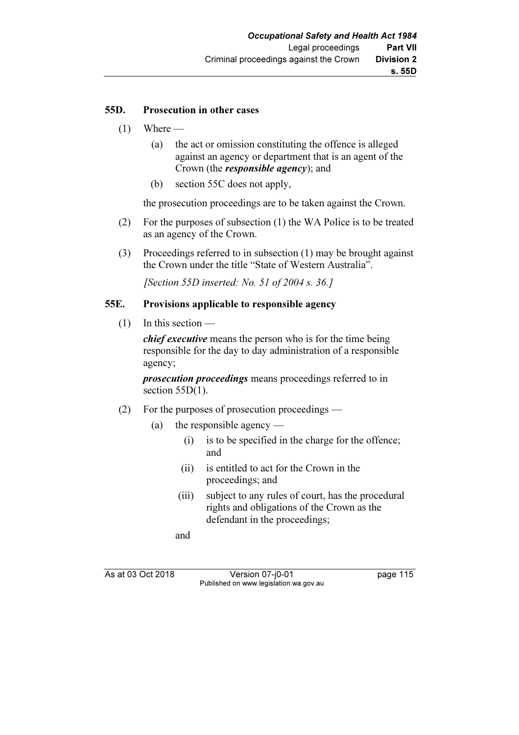### 55D. Prosecution in other cases

(1) Where —

  (a) the act or omission constituting the offence is alleged against an agency or department that is an agent of the Crown (the ***responsible agency***); and

  (b) section 55C does not apply,

the prosecution proceedings are to be taken against the Crown.

(2) For the purposes of subsection (1) the WA Police is to be treated as an agency of the Crown.

(3) Proceedings referred to in subsection (1) may be brought against the Crown under the title "State of Western Australia".

*[Section 55D inserted: No. 51 of 2004 s. 36.]*

### 55E. Provisions applicable to responsible agency

(1) In this section —

***chief executive*** means the person who is for the time being responsible for the day to day administration of a responsible agency;

***prosecution proceedings*** means proceedings referred to in section 55D(1).

(2) For the purposes of prosecution proceedings —

  (a) the responsible agency —

    (i) is to be specified in the charge for the offence; and

    (ii) is entitled to act for the Crown in the proceedings; and

    (iii) subject to any rules of court, has the procedural rights and obligations of the Crown as the defendant in the proceedings;

  and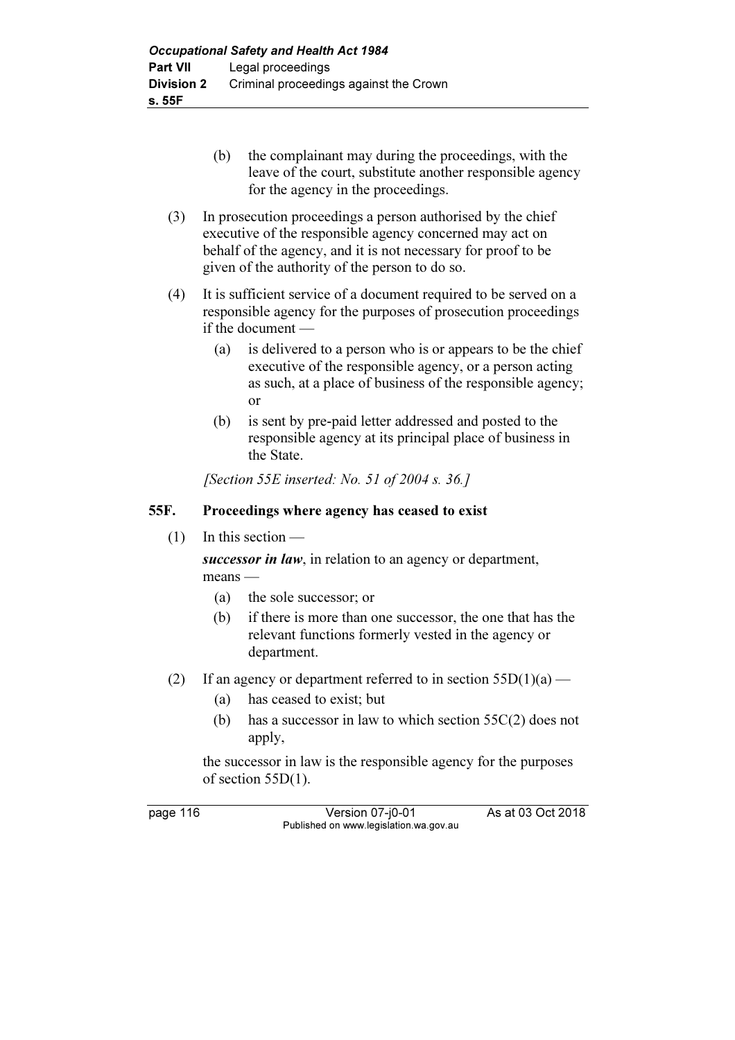(b) the complainant may during the proceedings, with the leave of the court, substitute another responsible agency for the agency in the proceedings.

(3) In prosecution proceedings a person authorised by the chief executive of the responsible agency concerned may act on behalf of the agency, and it is not necessary for proof to be given of the authority of the person to do so.

(4) It is sufficient service of a document required to be served on a responsible agency for the purposes of prosecution proceedings if the document —

(a) is delivered to a person who is or appears to be the chief executive of the responsible agency, or a person acting as such, at a place of business of the responsible agency; or

(b) is sent by pre-paid letter addressed and posted to the responsible agency at its principal place of business in the State.

*[Section 55E inserted: No. 51 of 2004 s. 36.]*

## 55F. Proceedings where agency has ceased to exist

(1) In this section —

***successor in law***, in relation to an agency or department, means —

(a) the sole successor; or

(b) if there is more than one successor, the one that has the relevant functions formerly vested in the agency or department.

(2) If an agency or department referred to in section 55D(1)(a) —

(a) has ceased to exist; but

(b) has a successor in law to which section 55C(2) does not apply,

the successor in law is the responsible agency for the purposes of section 55D(1).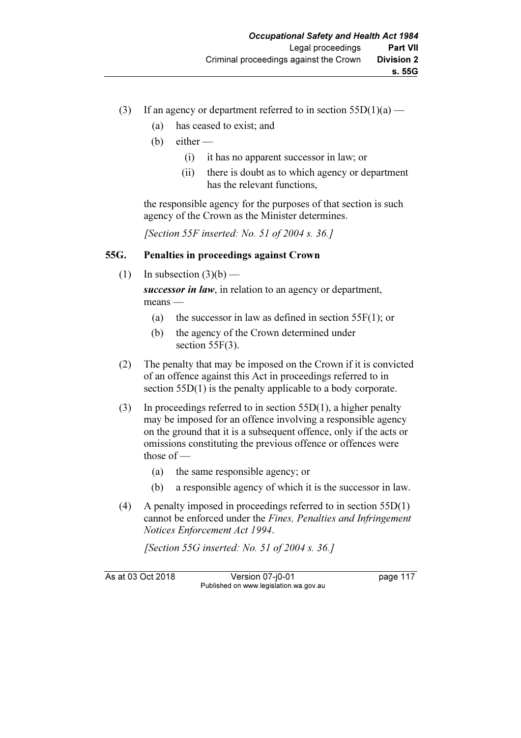(3) If an agency or department referred to in section 55D(1)(a) —

  (a) has ceased to exist; and

  (b) either —

    (i) it has no apparent successor in law; or

    (ii) there is doubt as to which agency or department has the relevant functions,

the responsible agency for the purposes of that section is such agency of the Crown as the Minister determines.

*[Section 55F inserted: No. 51 of 2004 s. 36.]*

## 55G. Penalties in proceedings against Crown

(1) In subsection (3)(b) —

***successor in law***, in relation to an agency or department, means —

  (a) the successor in law as defined in section 55F(1); or

  (b) the agency of the Crown determined under section 55F(3).

(2) The penalty that may be imposed on the Crown if it is convicted of an offence against this Act in proceedings referred to in section 55D(1) is the penalty applicable to a body corporate.

(3) In proceedings referred to in section 55D(1), a higher penalty may be imposed for an offence involving a responsible agency on the ground that it is a subsequent offence, only if the acts or omissions constituting the previous offence or offences were those of —

  (a) the same responsible agency; or

  (b) a responsible agency of which it is the successor in law.

(4) A penalty imposed in proceedings referred to in section 55D(1) cannot be enforced under the *Fines, Penalties and Infringement Notices Enforcement Act 1994*.

*[Section 55G inserted: No. 51 of 2004 s. 36.]*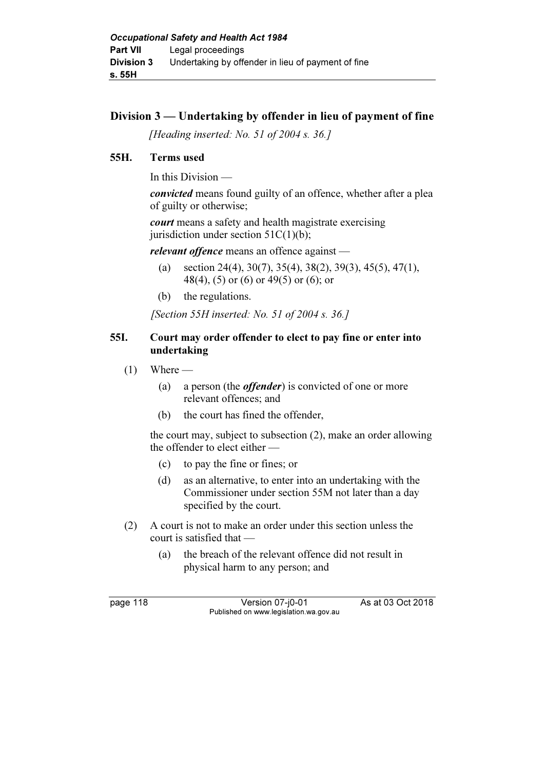## Division 3 — Undertaking by offender in lieu of payment of fine

*[Heading inserted: No. 51 of 2004 s. 36.]*

### 55H. Terms used

In this Division —

***convicted*** means found guilty of an offence, whether after a plea of guilty or otherwise;

***court*** means a safety and health magistrate exercising jurisdiction under section 51C(1)(b);

***relevant offence*** means an offence against —

- (a) section 24(4), 30(7), 35(4), 38(2), 39(3), 45(5), 47(1), 48(4), (5) or (6) or 49(5) or (6); or
- (b) the regulations.

*[Section 55H inserted: No. 51 of 2004 s. 36.]*

### 55I. Court may order offender to elect to pay fine or enter into undertaking

(1) Where —

- (a) a person (the ***offender***) is convicted of one or more relevant offences; and
- (b) the court has fined the offender,

the court may, subject to subsection (2), make an order allowing the offender to elect either —

- (c) to pay the fine or fines; or
- (d) as an alternative, to enter into an undertaking with the Commissioner under section 55M not later than a day specified by the court.

(2) A court is not to make an order under this section unless the court is satisfied that —

- (a) the breach of the relevant offence did not result in physical harm to any person; and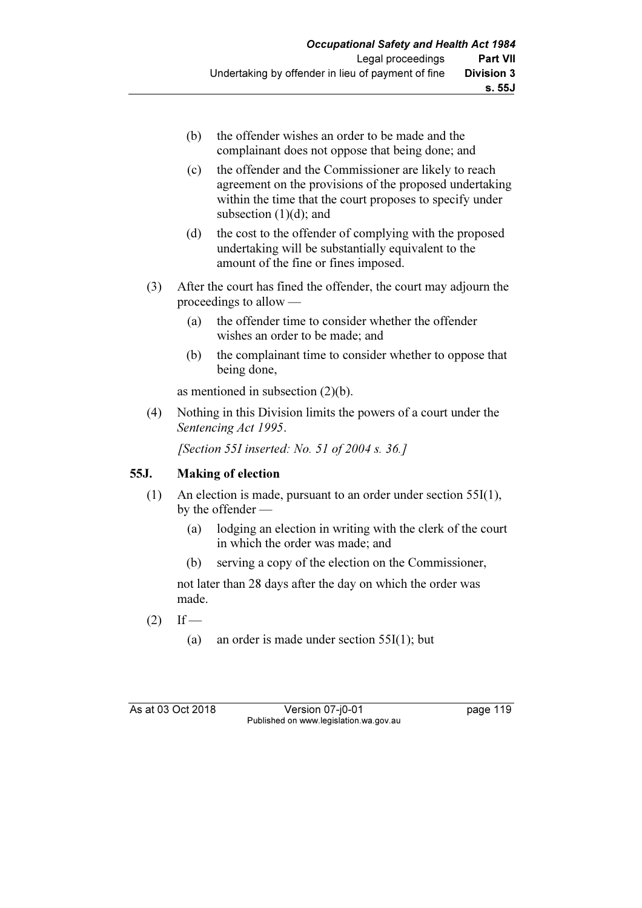(b) the offender wishes an order to be made and the complainant does not oppose that being done; and

(c) the offender and the Commissioner are likely to reach agreement on the provisions of the proposed undertaking within the time that the court proposes to specify under subsection (1)(d); and

(d) the cost to the offender of complying with the proposed undertaking will be substantially equivalent to the amount of the fine or fines imposed.

(3) After the court has fined the offender, the court may adjourn the proceedings to allow —

(a) the offender time to consider whether the offender wishes an order to be made; and

(b) the complainant time to consider whether to oppose that being done,

as mentioned in subsection (2)(b).

(4) Nothing in this Division limits the powers of a court under the *Sentencing Act 1995*.

*[Section 55I inserted: No. 51 of 2004 s. 36.]*

### 55J. Making of election

(1) An election is made, pursuant to an order under section 55I(1), by the offender —

(a) lodging an election in writing with the clerk of the court in which the order was made; and

(b) serving a copy of the election on the Commissioner,

not later than 28 days after the day on which the order was made.

(2) If —

(a) an order is made under section 55I(1); but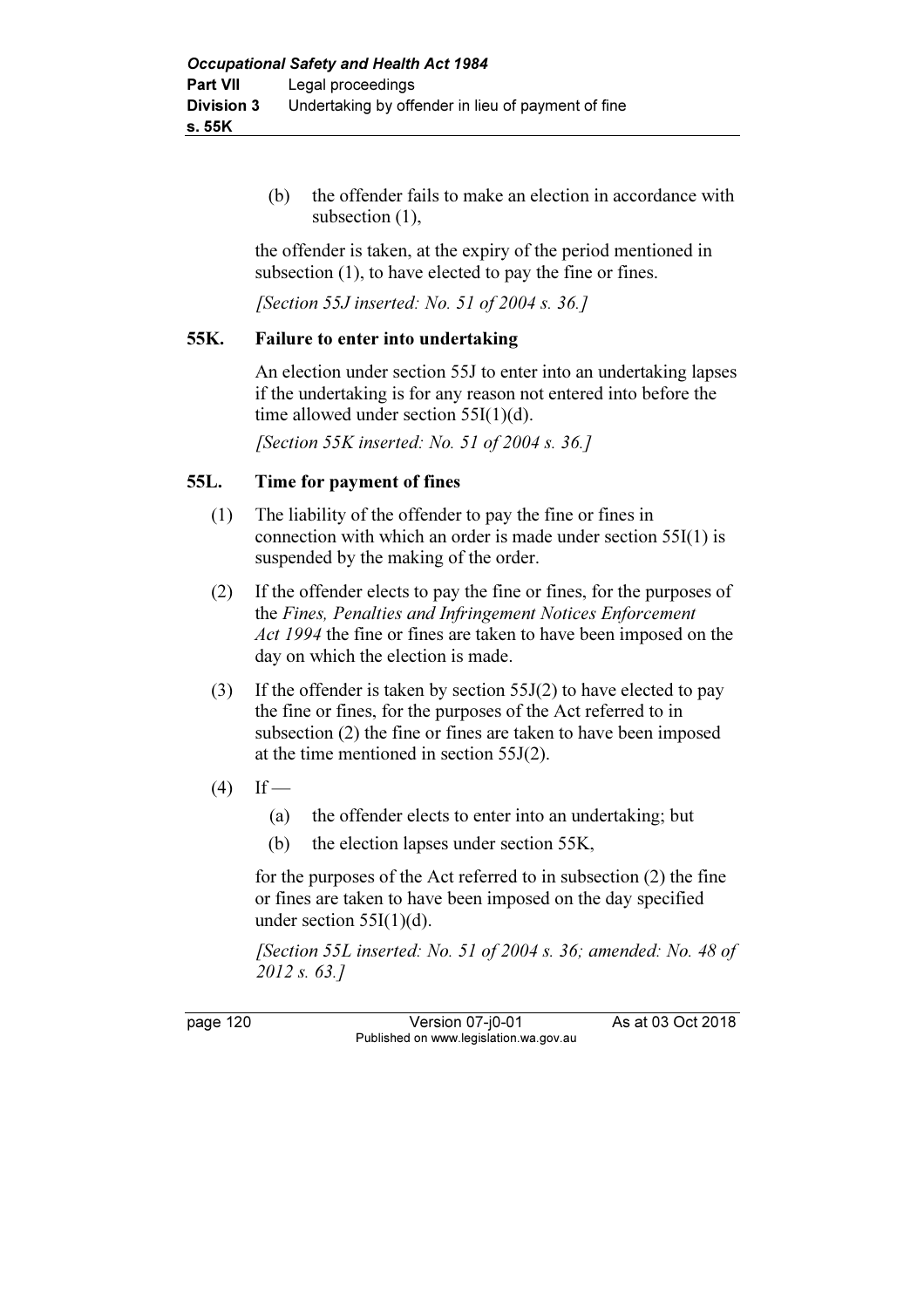(b) the offender fails to make an election in accordance with subsection (1),

the offender is taken, at the expiry of the period mentioned in subsection (1), to have elected to pay the fine or fines.

*[Section 55J inserted: No. 51 of 2004 s. 36.]*

## 55K. Failure to enter into undertaking

An election under section 55J to enter into an undertaking lapses if the undertaking is for any reason not entered into before the time allowed under section 55I(1)(d).

*[Section 55K inserted: No. 51 of 2004 s. 36.]*

## 55L. Time for payment of fines

(1) The liability of the offender to pay the fine or fines in connection with which an order is made under section 55I(1) is suspended by the making of the order.

(2) If the offender elects to pay the fine or fines, for the purposes of the *Fines, Penalties and Infringement Notices Enforcement Act 1994* the fine or fines are taken to have been imposed on the day on which the election is made.

(3) If the offender is taken by section 55J(2) to have elected to pay the fine or fines, for the purposes of the Act referred to in subsection (2) the fine or fines are taken to have been imposed at the time mentioned in section 55J(2).

(4) If —

(a) the offender elects to enter into an undertaking; but

(b) the election lapses under section 55K,

for the purposes of the Act referred to in subsection (2) the fine or fines are taken to have been imposed on the day specified under section 55I(1)(d).

*[Section 55L inserted: No. 51 of 2004 s. 36; amended: No. 48 of 2012 s. 63.]*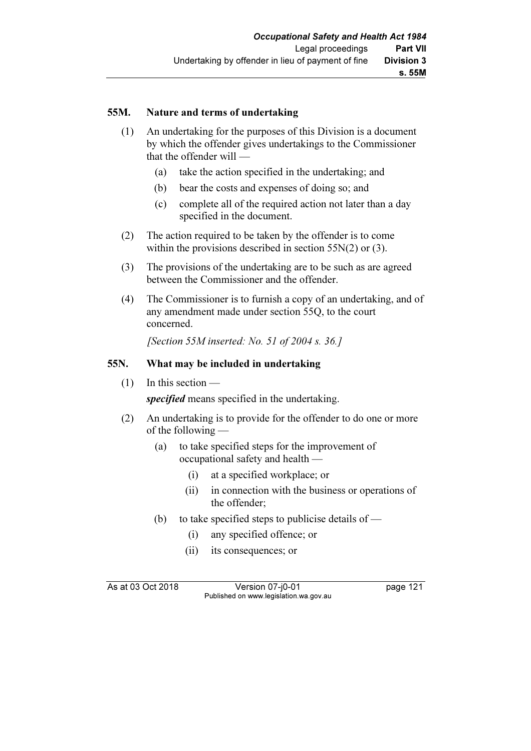### 55M. Nature and terms of undertaking

(1) An undertaking for the purposes of this Division is a document by which the offender gives undertakings to the Commissioner that the offender will —

(a) take the action specified in the undertaking; and

(b) bear the costs and expenses of doing so; and

(c) complete all of the required action not later than a day specified in the document.

(2) The action required to be taken by the offender is to come within the provisions described in section 55N(2) or (3).

(3) The provisions of the undertaking are to be such as are agreed between the Commissioner and the offender.

(4) The Commissioner is to furnish a copy of an undertaking, and of any amendment made under section 55Q, to the court concerned.

*[Section 55M inserted: No. 51 of 2004 s. 36.]*

### 55N. What may be included in undertaking

(1) In this section —

***specified*** means specified in the undertaking.

(2) An undertaking is to provide for the offender to do one or more of the following —

(a) to take specified steps for the improvement of occupational safety and health —

(i) at a specified workplace; or

(ii) in connection with the business or operations of the offender;

(b) to take specified steps to publicise details of —

(i) any specified offence; or

(ii) its consequences; or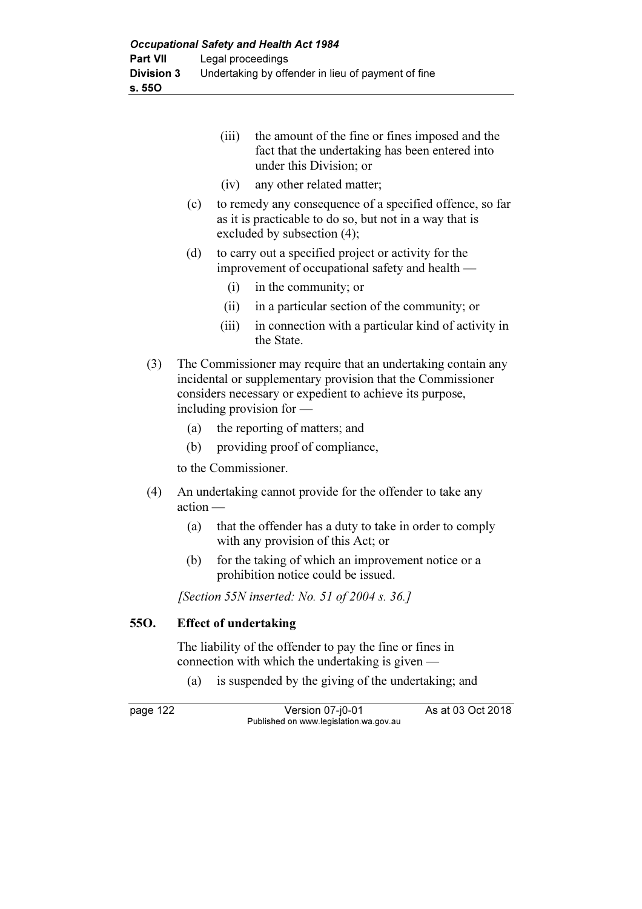(iii) the amount of the fine or fines imposed and the fact that the undertaking has been entered into under this Division; or

(iv) any other related matter;

(c) to remedy any consequence of a specified offence, so far as it is practicable to do so, but not in a way that is excluded by subsection (4);

(d) to carry out a specified project or activity for the improvement of occupational safety and health —

(i) in the community; or

(ii) in a particular section of the community; or

(iii) in connection with a particular kind of activity in the State.

(3) The Commissioner may require that an undertaking contain any incidental or supplementary provision that the Commissioner considers necessary or expedient to achieve its purpose, including provision for —

(a) the reporting of matters; and

(b) providing proof of compliance,

to the Commissioner.

(4) An undertaking cannot provide for the offender to take any action —

(a) that the offender has a duty to take in order to comply with any provision of this Act; or

(b) for the taking of which an improvement notice or a prohibition notice could be issued.

*[Section 55N inserted: No. 51 of 2004 s. 36.]*

### 55O. Effect of undertaking

The liability of the offender to pay the fine or fines in connection with which the undertaking is given —

(a) is suspended by the giving of the undertaking; and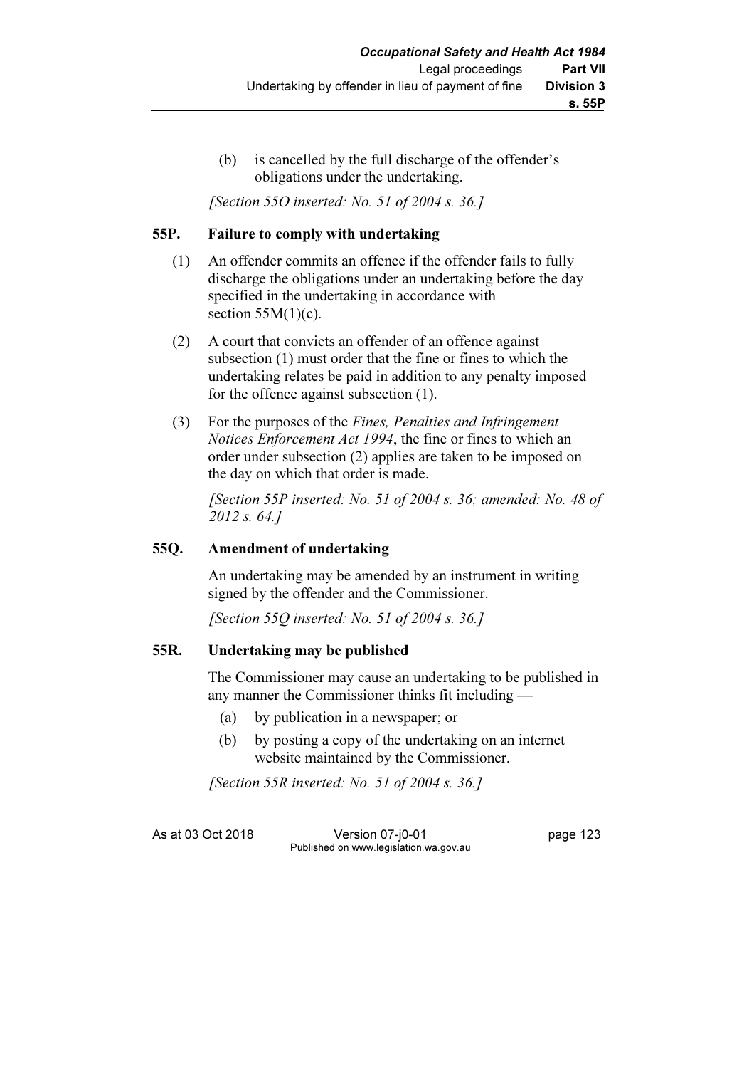(b) is cancelled by the full discharge of the offender's obligations under the undertaking.

*[Section 55O inserted: No. 51 of 2004 s. 36.]*

### 55P. Failure to comply with undertaking

(1) An offender commits an offence if the offender fails to fully discharge the obligations under an undertaking before the day specified in the undertaking in accordance with section 55M(1)(c).

(2) A court that convicts an offender of an offence against subsection (1) must order that the fine or fines to which the undertaking relates be paid in addition to any penalty imposed for the offence against subsection (1).

(3) For the purposes of the *Fines, Penalties and Infringement Notices Enforcement Act 1994*, the fine or fines to which an order under subsection (2) applies are taken to be imposed on the day on which that order is made.

*[Section 55P inserted: No. 51 of 2004 s. 36; amended: No. 48 of 2012 s. 64.]*

### 55Q. Amendment of undertaking

An undertaking may be amended by an instrument in writing signed by the offender and the Commissioner.

*[Section 55Q inserted: No. 51 of 2004 s. 36.]*

### 55R. Undertaking may be published

The Commissioner may cause an undertaking to be published in any manner the Commissioner thinks fit including —

(a) by publication in a newspaper; or

(b) by posting a copy of the undertaking on an internet website maintained by the Commissioner.

*[Section 55R inserted: No. 51 of 2004 s. 36.]*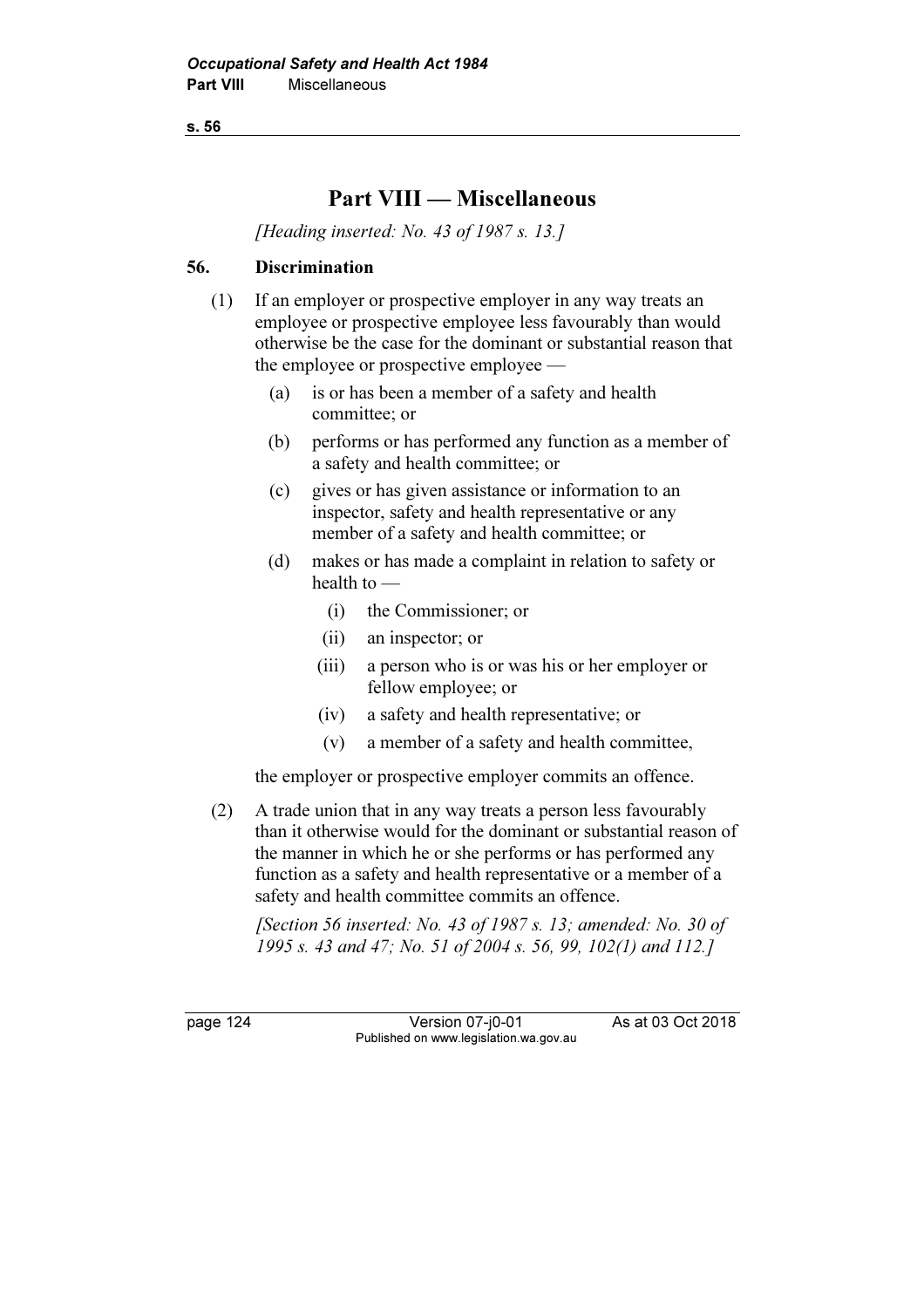# Part VIII — Miscellaneous

*[Heading inserted: No. 43 of 1987 s. 13.]*

## 56. Discrimination

(1) If an employer or prospective employer in any way treats an employee or prospective employee less favourably than would otherwise be the case for the dominant or substantial reason that the employee or prospective employee —

- (a) is or has been a member of a safety and health committee; or
- (b) performs or has performed any function as a member of a safety and health committee; or
- (c) gives or has given assistance or information to an inspector, safety and health representative or any member of a safety and health committee; or
- (d) makes or has made a complaint in relation to safety or health to —
  - (i) the Commissioner; or
  - (ii) an inspector; or
  - (iii) a person who is or was his or her employer or fellow employee; or
  - (iv) a safety and health representative; or
  - (v) a member of a safety and health committee,

the employer or prospective employer commits an offence.

(2) A trade union that in any way treats a person less favourably than it otherwise would for the dominant or substantial reason of the manner in which he or she performs or has performed any function as a safety and health representative or a member of a safety and health committee commits an offence.

*[Section 56 inserted: No. 43 of 1987 s. 13; amended: No. 30 of 1995 s. 43 and 47; No. 51 of 2004 s. 56, 99, 102(1) and 112.]*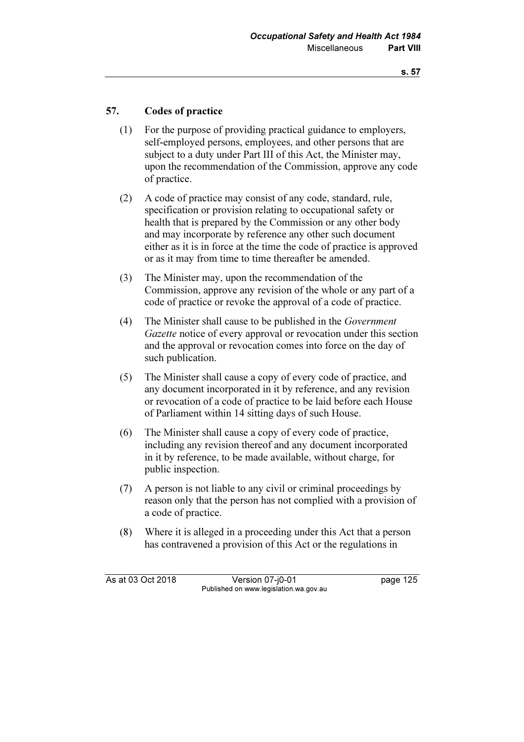### 57. Codes of practice

(1) For the purpose of providing practical guidance to employers, self-employed persons, employees, and other persons that are subject to a duty under Part III of this Act, the Minister may, upon the recommendation of the Commission, approve any code of practice.

(2) A code of practice may consist of any code, standard, rule, specification or provision relating to occupational safety or health that is prepared by the Commission or any other body and may incorporate by reference any other such document either as it is in force at the time the code of practice is approved or as it may from time to time thereafter be amended.

(3) The Minister may, upon the recommendation of the Commission, approve any revision of the whole or any part of a code of practice or revoke the approval of a code of practice.

(4) The Minister shall cause to be published in the *Government Gazette* notice of every approval or revocation under this section and the approval or revocation comes into force on the day of such publication.

(5) The Minister shall cause a copy of every code of practice, and any document incorporated in it by reference, and any revision or revocation of a code of practice to be laid before each House of Parliament within 14 sitting days of such House.

(6) The Minister shall cause a copy of every code of practice, including any revision thereof and any document incorporated in it by reference, to be made available, without charge, for public inspection.

(7) A person is not liable to any civil or criminal proceedings by reason only that the person has not complied with a provision of a code of practice.

(8) Where it is alleged in a proceeding under this Act that a person has contravened a provision of this Act or the regulations in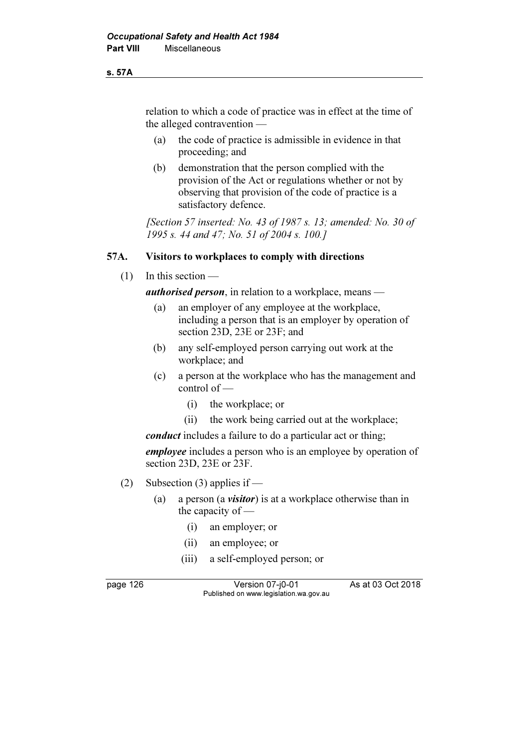relation to which a code of practice was in effect at the time of the alleged contravention —

(a) the code of practice is admissible in evidence in that proceeding; and

(b) demonstration that the person complied with the provision of the Act or regulations whether or not by observing that provision of the code of practice is a satisfactory defence.

*[Section 57 inserted: No. 43 of 1987 s. 13; amended: No. 30 of 1995 s. 44 and 47; No. 51 of 2004 s. 100.]*

### 57A. Visitors to workplaces to comply with directions

(1) In this section —

***authorised person***, in relation to a workplace, means —

(a) an employer of any employee at the workplace, including a person that is an employer by operation of section 23D, 23E or 23F; and

(b) any self-employed person carrying out work at the workplace; and

(c) a person at the workplace who has the management and control of —

(i) the workplace; or

(ii) the work being carried out at the workplace;

***conduct*** includes a failure to do a particular act or thing;

***employee*** includes a person who is an employee by operation of section 23D, 23E or 23F.

(2) Subsection (3) applies if —

(a) a person (a ***visitor***) is at a workplace otherwise than in the capacity of —

(i) an employer; or

(ii) an employee; or

(iii) a self-employed person; or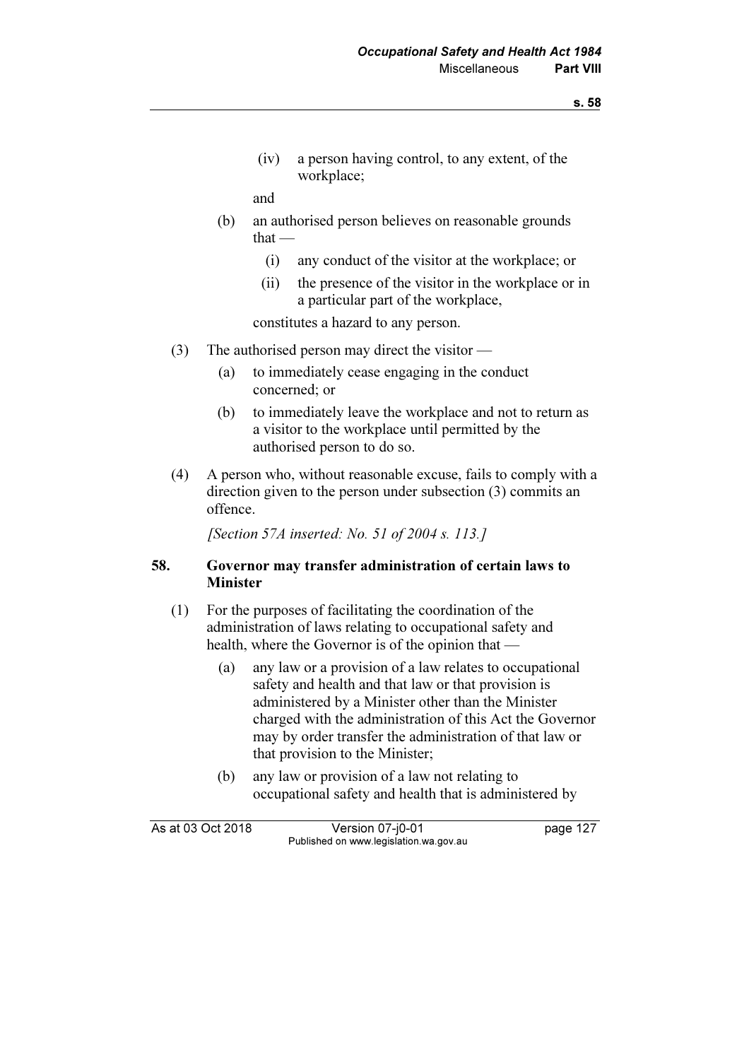(iv) a person having control, to any extent, of the workplace;

and

(b) an authorised person believes on reasonable grounds that —

(i) any conduct of the visitor at the workplace; or

(ii) the presence of the visitor in the workplace or in a particular part of the workplace,

constitutes a hazard to any person.

(3) The authorised person may direct the visitor —

(a) to immediately cease engaging in the conduct concerned; or

(b) to immediately leave the workplace and not to return as a visitor to the workplace until permitted by the authorised person to do so.

(4) A person who, without reasonable excuse, fails to comply with a direction given to the person under subsection (3) commits an offence.

*[Section 57A inserted: No. 51 of 2004 s. 113.]*

### 58. Governor may transfer administration of certain laws to Minister

(1) For the purposes of facilitating the coordination of the administration of laws relating to occupational safety and health, where the Governor is of the opinion that —

(a) any law or a provision of a law relates to occupational safety and health and that law or that provision is administered by a Minister other than the Minister charged with the administration of this Act the Governor may by order transfer the administration of that law or that provision to the Minister;

(b) any law or provision of a law not relating to occupational safety and health that is administered by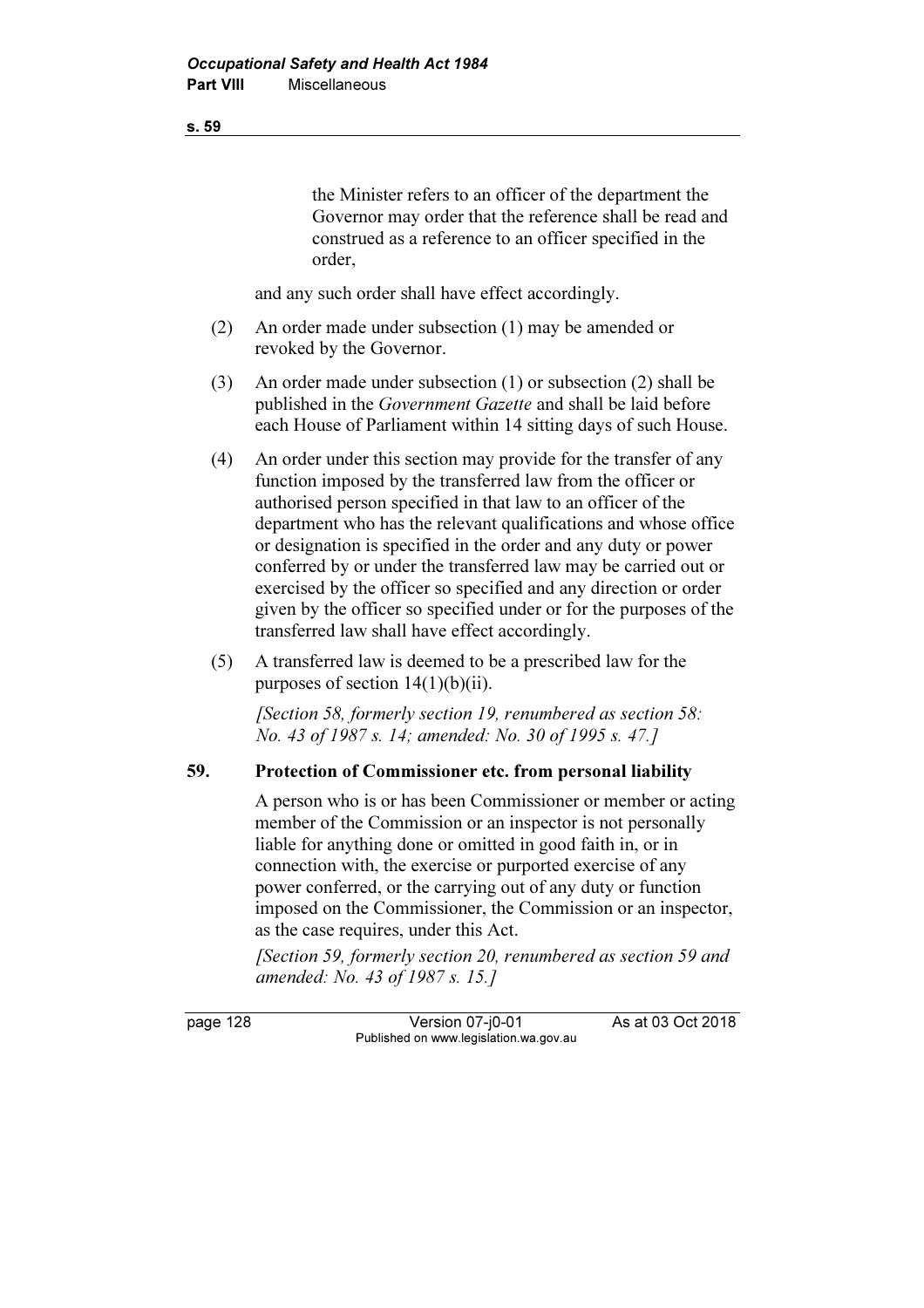the Minister refers to an officer of the department the Governor may order that the reference shall be read and construed as a reference to an officer specified in the order,

and any such order shall have effect accordingly.

(2) An order made under subsection (1) may be amended or revoked by the Governor.

(3) An order made under subsection (1) or subsection (2) shall be published in the *Government Gazette* and shall be laid before each House of Parliament within 14 sitting days of such House.

(4) An order under this section may provide for the transfer of any function imposed by the transferred law from the officer or authorised person specified in that law to an officer of the department who has the relevant qualifications and whose office or designation is specified in the order and any duty or power conferred by or under the transferred law may be carried out or exercised by the officer so specified and any direction or order given by the officer so specified under or for the purposes of the transferred law shall have effect accordingly.

(5) A transferred law is deemed to be a prescribed law for the purposes of section 14(1)(b)(ii).

*[Section 58, formerly section 19, renumbered as section 58: No. 43 of 1987 s. 14; amended: No. 30 of 1995 s. 47.]*

## 59. Protection of Commissioner etc. from personal liability

A person who is or has been Commissioner or member or acting member of the Commission or an inspector is not personally liable for anything done or omitted in good faith in, or in connection with, the exercise or purported exercise of any power conferred, or the carrying out of any duty or function imposed on the Commissioner, the Commission or an inspector, as the case requires, under this Act.

*[Section 59, formerly section 20, renumbered as section 59 and amended: No. 43 of 1987 s. 15.]*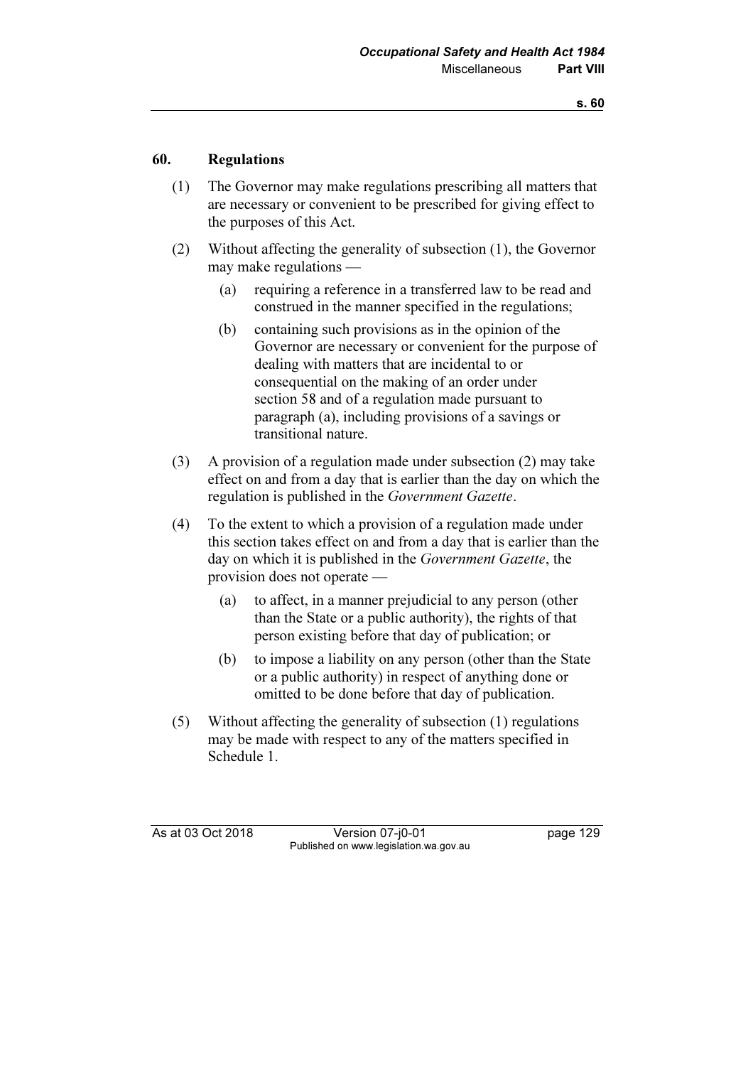## 60. Regulations

(1) The Governor may make regulations prescribing all matters that are necessary or convenient to be prescribed for giving effect to the purposes of this Act.

(2) Without affecting the generality of subsection (1), the Governor may make regulations —

(a) requiring a reference in a transferred law to be read and construed in the manner specified in the regulations;

(b) containing such provisions as in the opinion of the Governor are necessary or convenient for the purpose of dealing with matters that are incidental to or consequential on the making of an order under section 58 and of a regulation made pursuant to paragraph (a), including provisions of a savings or transitional nature.

(3) A provision of a regulation made under subsection (2) may take effect on and from a day that is earlier than the day on which the regulation is published in the *Government Gazette*.

(4) To the extent to which a provision of a regulation made under this section takes effect on and from a day that is earlier than the day on which it is published in the *Government Gazette*, the provision does not operate —

(a) to affect, in a manner prejudicial to any person (other than the State or a public authority), the rights of that person existing before that day of publication; or

(b) to impose a liability on any person (other than the State or a public authority) in respect of anything done or omitted to be done before that day of publication.

(5) Without affecting the generality of subsection (1) regulations may be made with respect to any of the matters specified in Schedule 1.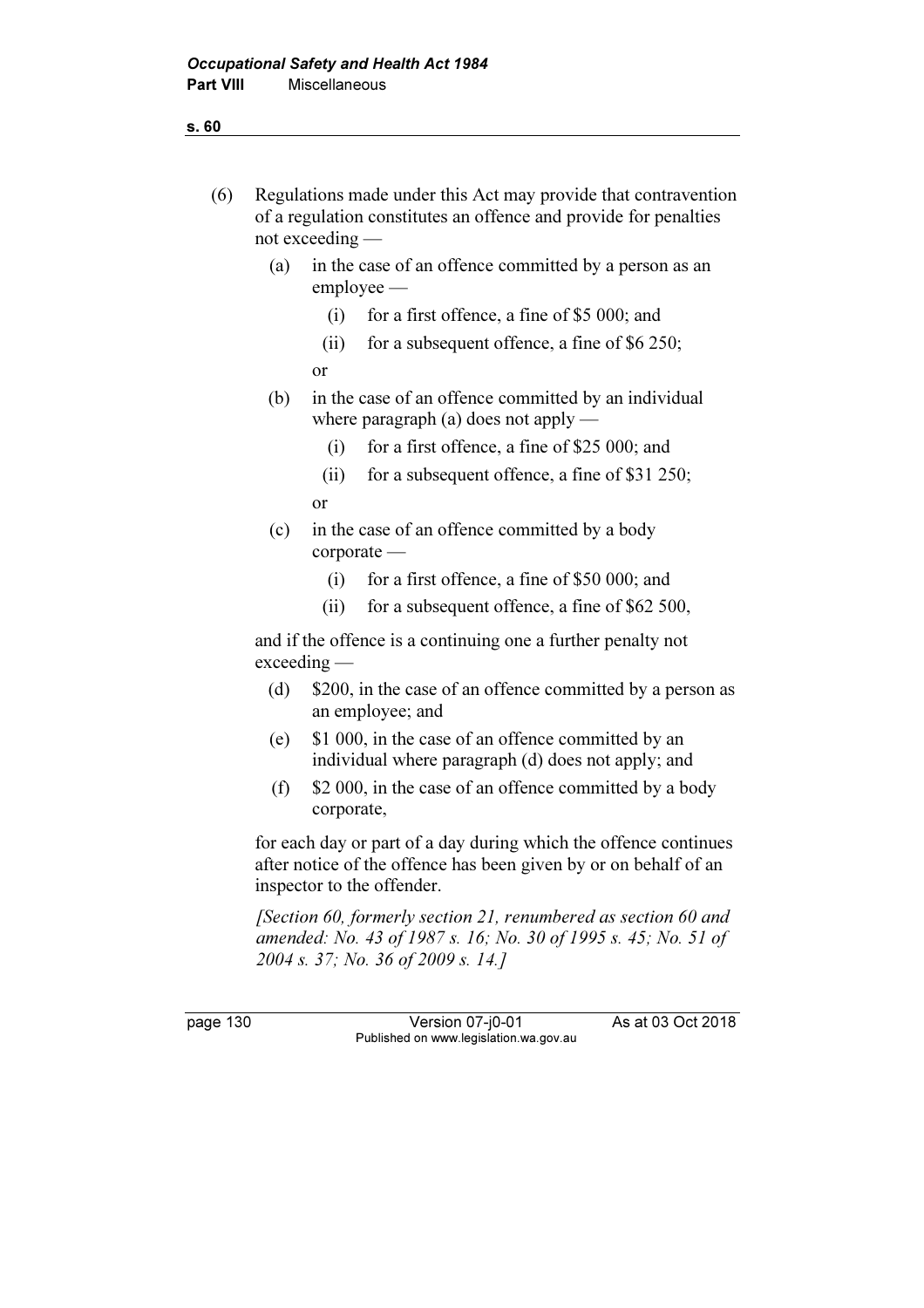(6) Regulations made under this Act may provide that contravention of a regulation constitutes an offence and provide for penalties not exceeding —

   (a) in the case of an offence committed by a person as an employee —

      (i) for a first offence, a fine of $5 000; and

      (ii) for a subsequent offence, a fine of $6 250;

   or

   (b) in the case of an offence committed by an individual where paragraph (a) does not apply —

      (i) for a first offence, a fine of $25 000; and

      (ii) for a subsequent offence, a fine of $31 250;

   or

   (c) in the case of an offence committed by a body corporate —

      (i) for a first offence, a fine of $50 000; and

      (ii) for a subsequent offence, a fine of $62 500,

and if the offence is a continuing one a further penalty not exceeding —

   (d) $200, in the case of an offence committed by a person as an employee; and

   (e) $1 000, in the case of an offence committed by an individual where paragraph (d) does not apply; and

   (f) $2 000, in the case of an offence committed by a body corporate,

for each day or part of a day during which the offence continues after notice of the offence has been given by or on behalf of an inspector to the offender.

*[Section 60, formerly section 21, renumbered as section 60 and amended: No. 43 of 1987 s. 16; No. 30 of 1995 s. 45; No. 51 of 2004 s. 37; No. 36 of 2009 s. 14.]*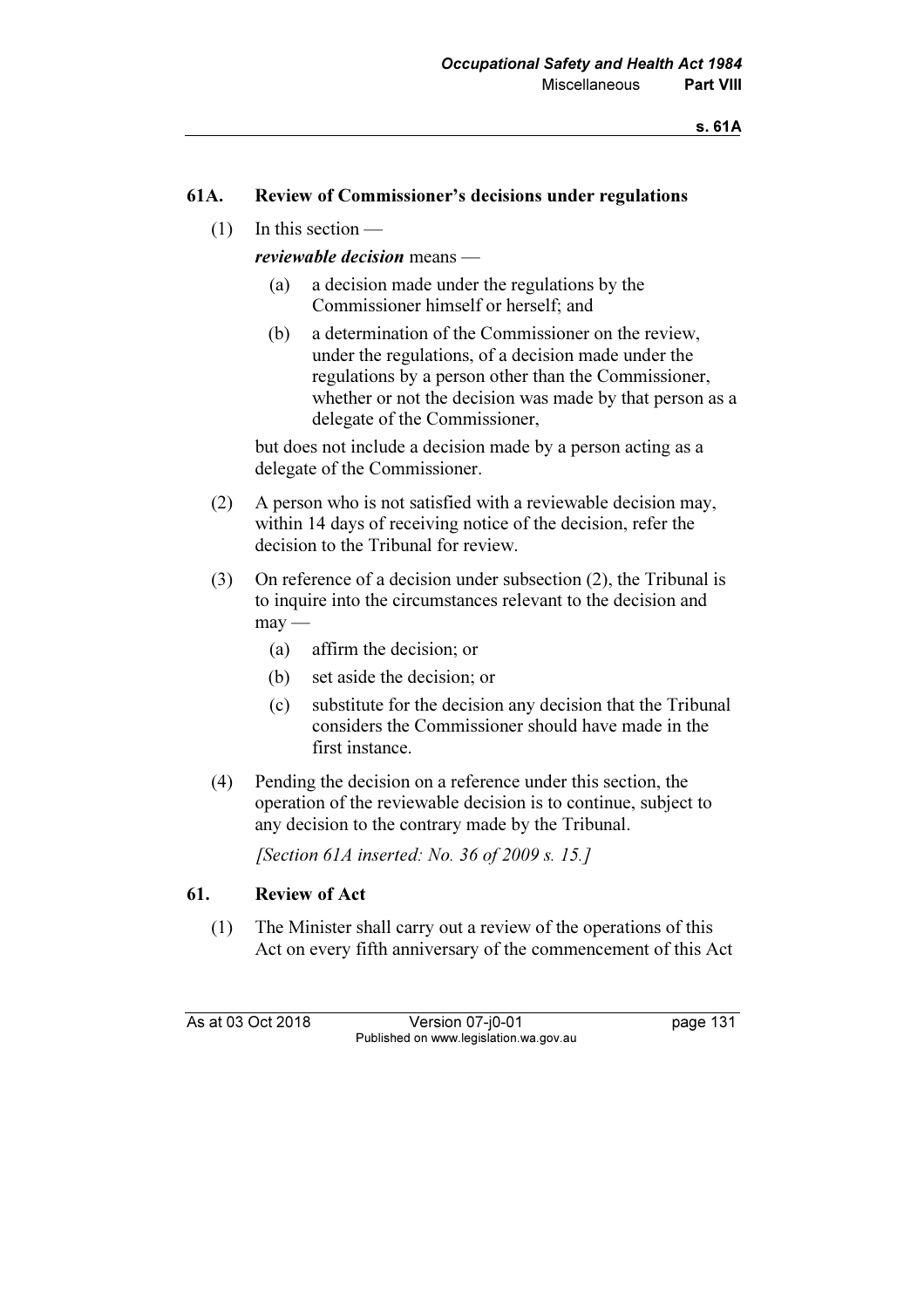## 61A. Review of Commissioner's decisions under regulations

(1) In this section —

***reviewable decision*** means —

(a) a decision made under the regulations by the Commissioner himself or herself; and

(b) a determination of the Commissioner on the review, under the regulations, of a decision made under the regulations by a person other than the Commissioner, whether or not the decision was made by that person as a delegate of the Commissioner,

but does not include a decision made by a person acting as a delegate of the Commissioner.

(2) A person who is not satisfied with a reviewable decision may, within 14 days of receiving notice of the decision, refer the decision to the Tribunal for review.

(3) On reference of a decision under subsection (2), the Tribunal is to inquire into the circumstances relevant to the decision and may —

(a) affirm the decision; or

(b) set aside the decision; or

(c) substitute for the decision any decision that the Tribunal considers the Commissioner should have made in the first instance.

(4) Pending the decision on a reference under this section, the operation of the reviewable decision is to continue, subject to any decision to the contrary made by the Tribunal.

*[Section 61A inserted: No. 36 of 2009 s. 15.]*

## 61. Review of Act

(1) The Minister shall carry out a review of the operations of this Act on every fifth anniversary of the commencement of this Act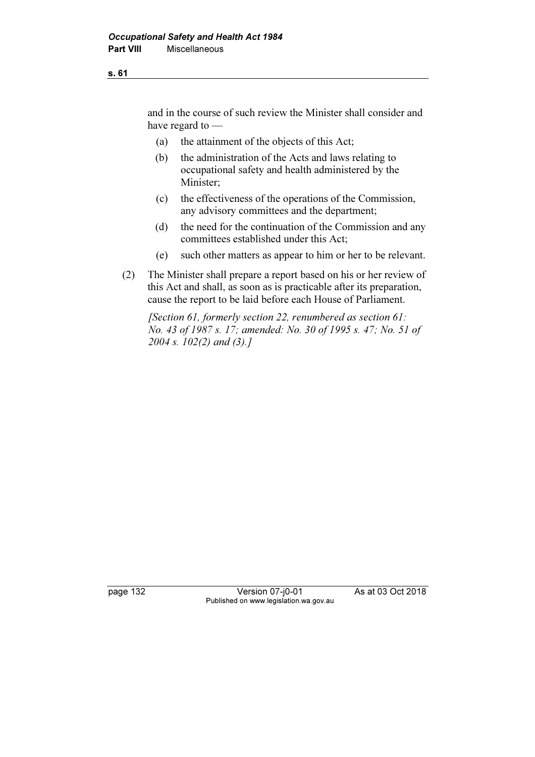and in the course of such review the Minister shall consider and have regard to —

(a) the attainment of the objects of this Act;

(b) the administration of the Acts and laws relating to occupational safety and health administered by the Minister;

(c) the effectiveness of the operations of the Commission, any advisory committees and the department;

(d) the need for the continuation of the Commission and any committees established under this Act;

(e) such other matters as appear to him or her to be relevant.

(2) The Minister shall prepare a report based on his or her review of this Act and shall, as soon as is practicable after its preparation, cause the report to be laid before each House of Parliament.

*[Section 61, formerly section 22, renumbered as section 61: No. 43 of 1987 s. 17; amended: No. 30 of 1995 s. 47; No. 51 of 2004 s. 102(2) and (3).]*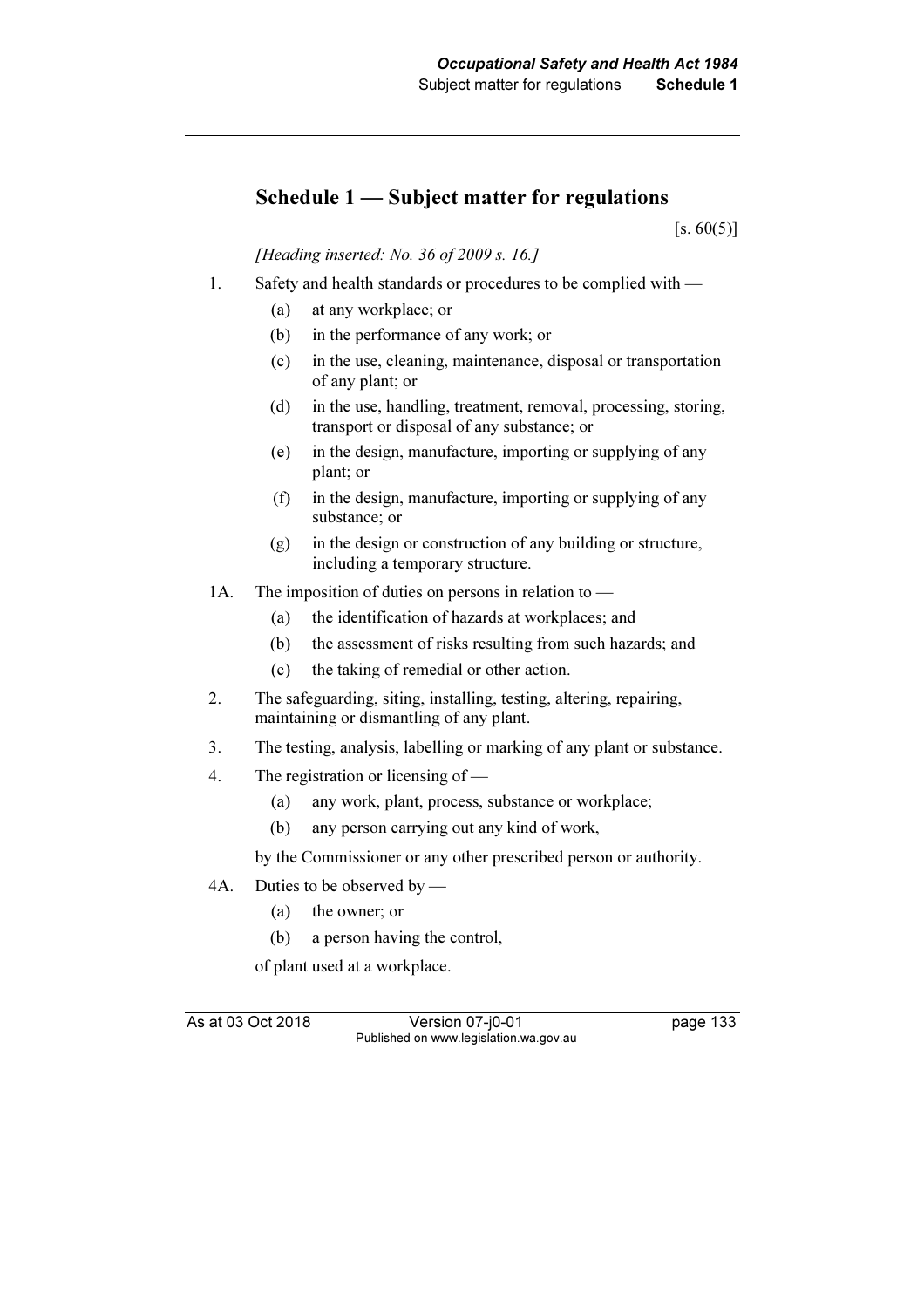# Schedule 1 — Subject matter for regulations

[s. 60(5)]

*[Heading inserted: No. 36 of 2009 s. 16.]*

1. Safety and health standards or procedures to be complied with —
   - (a) at any workplace; or
   - (b) in the performance of any work; or
   - (c) in the use, cleaning, maintenance, disposal or transportation of any plant; or
   - (d) in the use, handling, treatment, removal, processing, storing, transport or disposal of any substance; or
   - (e) in the design, manufacture, importing or supplying of any plant; or
   - (f) in the design, manufacture, importing or supplying of any substance; or
   - (g) in the design or construction of any building or structure, including a temporary structure.

1A. The imposition of duties on persons in relation to —
   - (a) the identification of hazards at workplaces; and
   - (b) the assessment of risks resulting from such hazards; and
   - (c) the taking of remedial or other action.

2. The safeguarding, siting, installing, testing, altering, repairing, maintaining or dismantling of any plant.

3. The testing, analysis, labelling or marking of any plant or substance.

4. The registration or licensing of —
   - (a) any work, plant, process, substance or workplace;
   - (b) any person carrying out any kind of work,

   by the Commissioner or any other prescribed person or authority.

4A. Duties to be observed by —
   - (a) the owner; or
   - (b) a person having the control,

   of plant used at a workplace.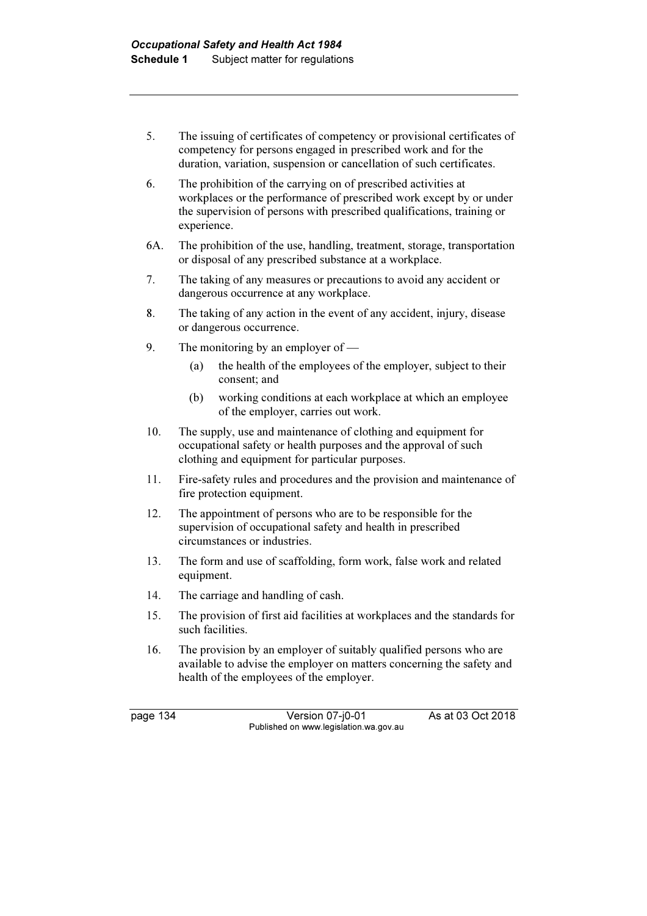5. The issuing of certificates of competency or provisional certificates of competency for persons engaged in prescribed work and for the duration, variation, suspension or cancellation of such certificates.

6. The prohibition of the carrying on of prescribed activities at workplaces or the performance of prescribed work except by or under the supervision of persons with prescribed qualifications, training or experience.

6A. The prohibition of the use, handling, treatment, storage, transportation or disposal of any prescribed substance at a workplace.

7. The taking of any measures or precautions to avoid any accident or dangerous occurrence at any workplace.

8. The taking of any action in the event of any accident, injury, disease or dangerous occurrence.

9. The monitoring by an employer of —
   - (a) the health of the employees of the employer, subject to their consent; and
   - (b) working conditions at each workplace at which an employee of the employer, carries out work.

10. The supply, use and maintenance of clothing and equipment for occupational safety or health purposes and the approval of such clothing and equipment for particular purposes.

11. Fire-safety rules and procedures and the provision and maintenance of fire protection equipment.

12. The appointment of persons who are to be responsible for the supervision of occupational safety and health in prescribed circumstances or industries.

13. The form and use of scaffolding, form work, false work and related equipment.

14. The carriage and handling of cash.

15. The provision of first aid facilities at workplaces and the standards for such facilities.

16. The provision by an employer of suitably qualified persons who are available to advise the employer on matters concerning the safety and health of the employees of the employer.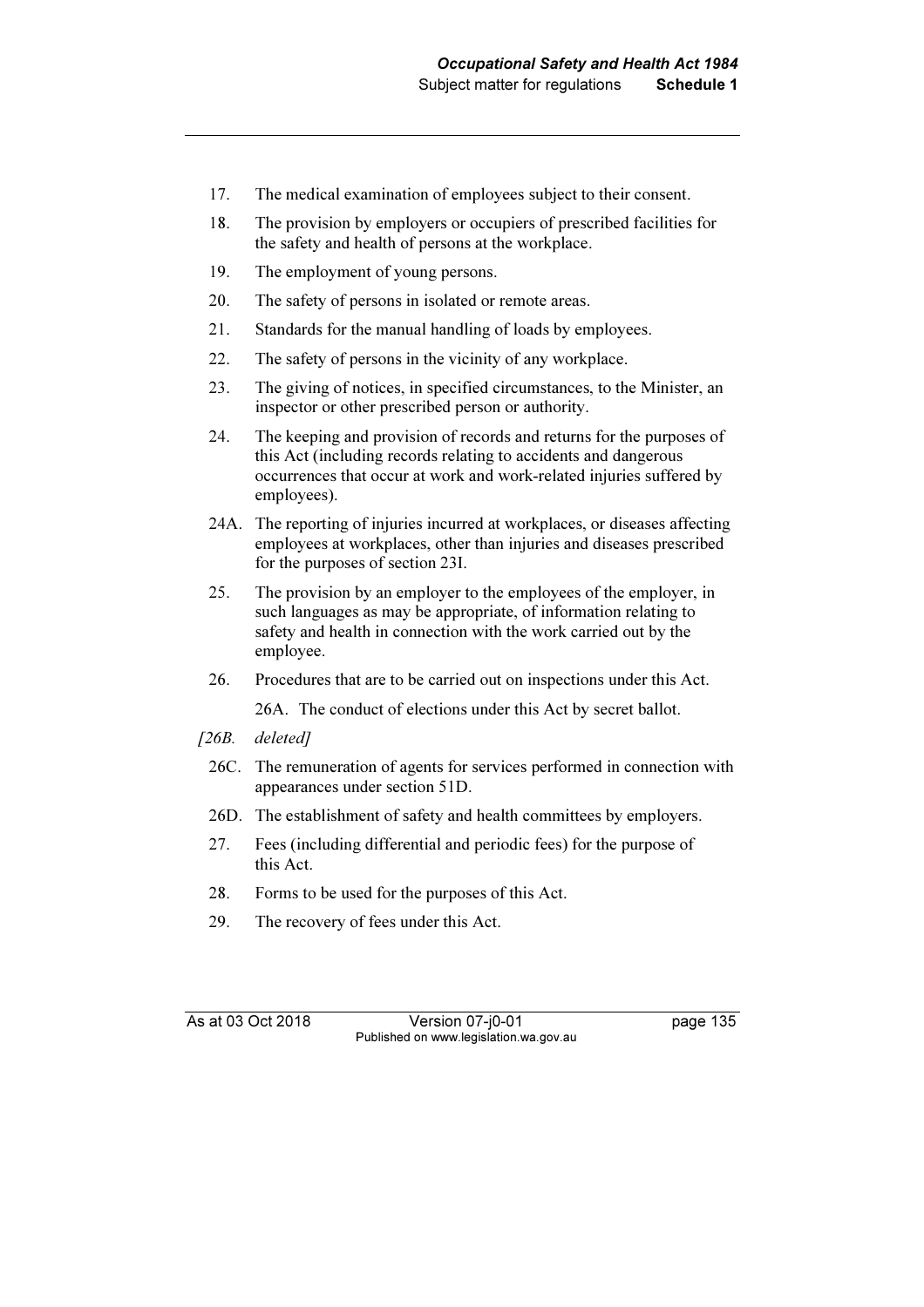17. The medical examination of employees subject to their consent.

18. The provision by employers or occupiers of prescribed facilities for the safety and health of persons at the workplace.

19. The employment of young persons.

20. The safety of persons in isolated or remote areas.

21. Standards for the manual handling of loads by employees.

22. The safety of persons in the vicinity of any workplace.

23. The giving of notices, in specified circumstances, to the Minister, an inspector or other prescribed person or authority.

24. The keeping and provision of records and returns for the purposes of this Act (including records relating to accidents and dangerous occurrences that occur at work and work-related injuries suffered by employees).

24A. The reporting of injuries incurred at workplaces, or diseases affecting employees at workplaces, other than injuries and diseases prescribed for the purposes of section 23I.

25. The provision by an employer to the employees of the employer, in such languages as may be appropriate, of information relating to safety and health in connection with the work carried out by the employee.

26. Procedures that are to be carried out on inspections under this Act.

26A. The conduct of elections under this Act by secret ballot.

*[26B. deleted]*

26C. The remuneration of agents for services performed in connection with appearances under section 51D.

26D. The establishment of safety and health committees by employers.

27. Fees (including differential and periodic fees) for the purpose of this Act.

28. Forms to be used for the purposes of this Act.

29. The recovery of fees under this Act.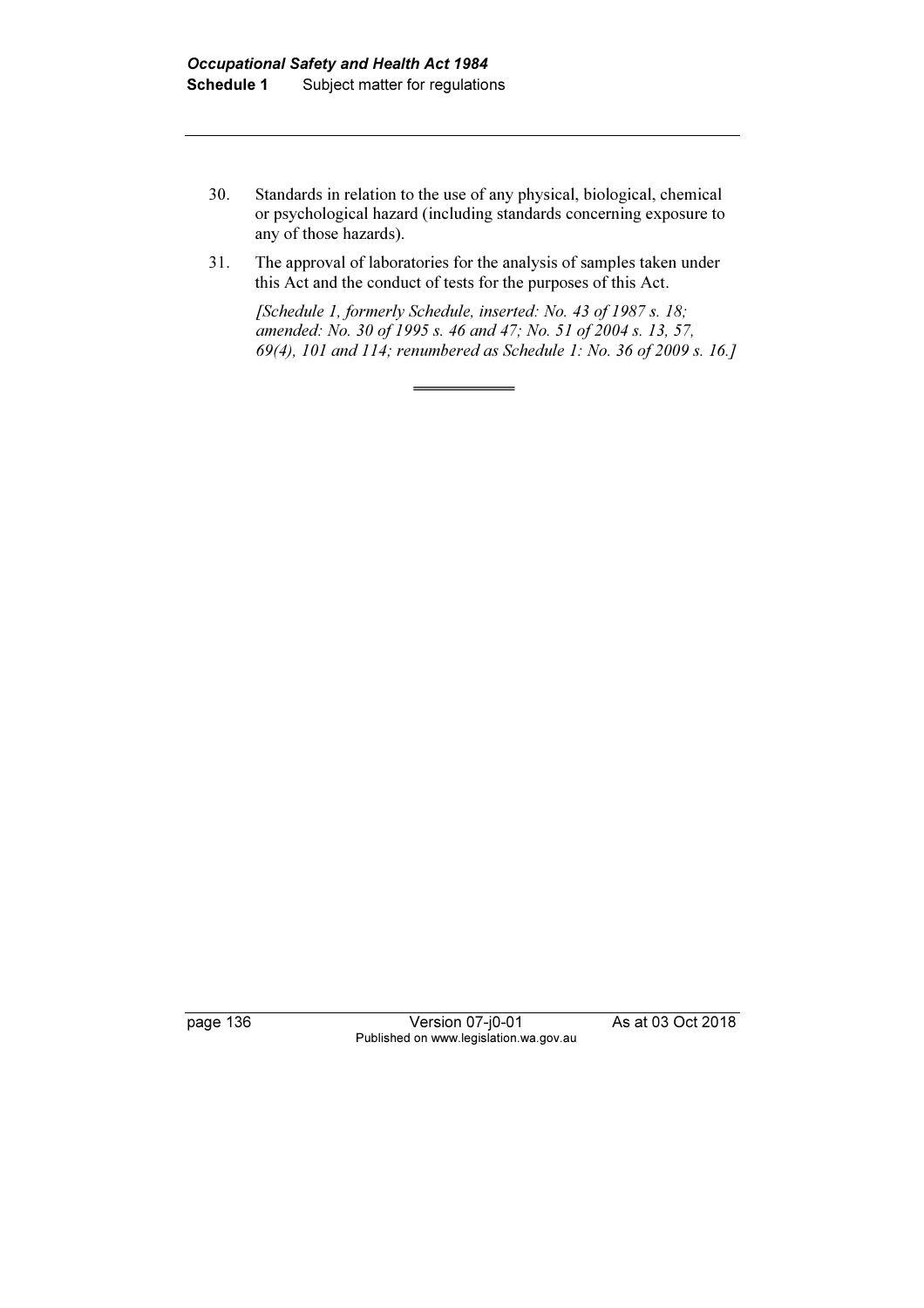30. Standards in relation to the use of any physical, biological, chemical or psychological hazard (including standards concerning exposure to any of those hazards).

31. The approval of laboratories for the analysis of samples taken under this Act and the conduct of tests for the purposes of this Act.

*[Schedule 1, formerly Schedule, inserted: No. 43 of 1987 s. 18; amended: No. 30 of 1995 s. 46 and 47; No. 51 of 2004 s. 13, 57, 69(4), 101 and 114; renumbered as Schedule 1: No. 36 of 2009 s. 16.]*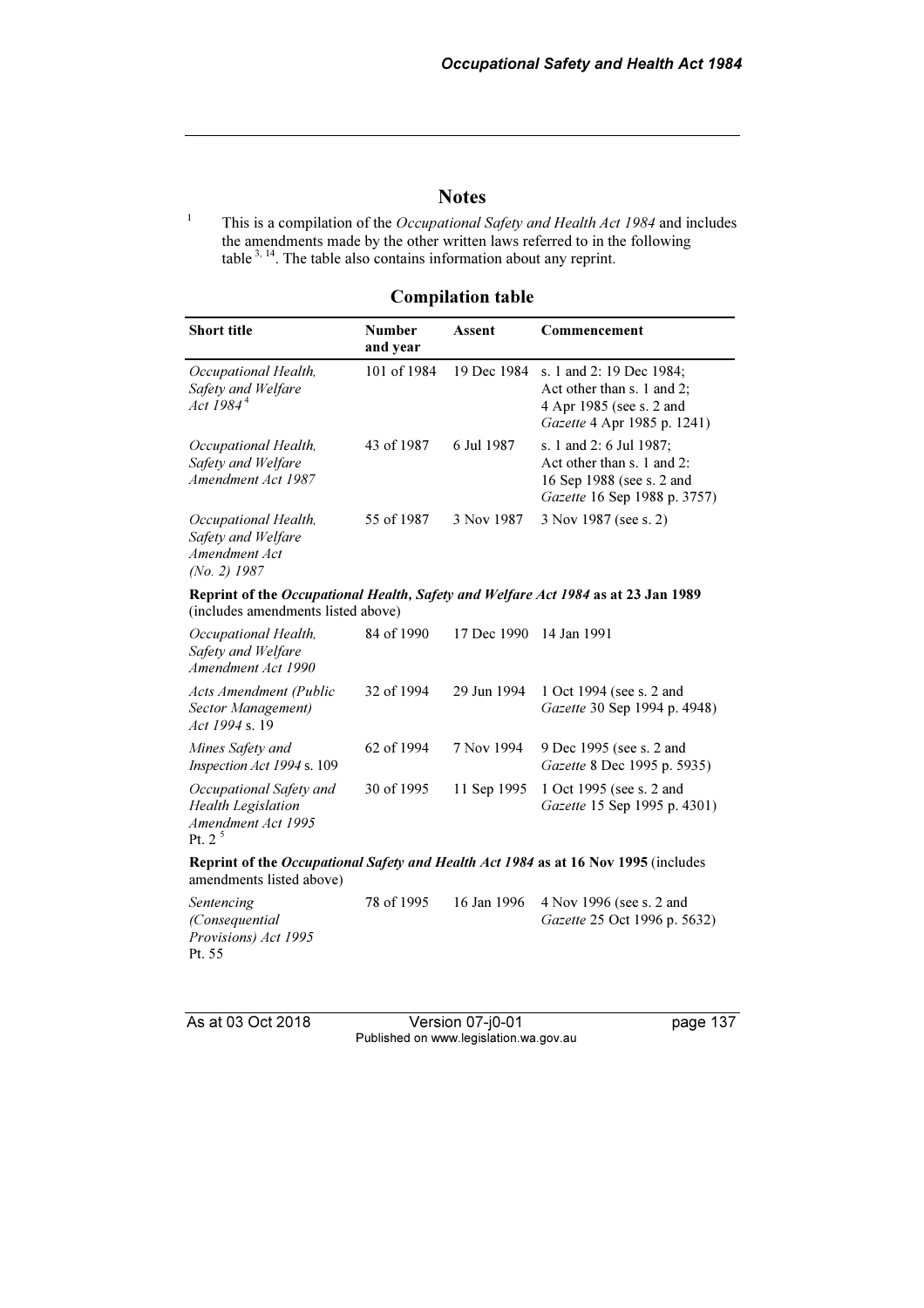# Notes

[1] This is a compilation of the *Occupational Safety and Health Act 1984* and includes the amendments made by the other written laws referred to in the following table [3, 14]. The table also contains information about any reprint.

## Compilation table

| Short title | Number and year | Assent | Commencement |
|---|---|---|---|
| *Occupational Health, Safety and Welfare Act 1984* [4] | 101 of 1984 | 19 Dec 1984 | s. 1 and 2: 19 Dec 1984; Act other than s. 1 and 2; 4 Apr 1985 (see s. 2 and *Gazette* 4 Apr 1985 p. 1241) |
| *Occupational Health, Safety and Welfare Amendment Act 1987* | 43 of 1987 | 6 Jul 1987 | s. 1 and 2: 6 Jul 1987; Act other than s. 1 and 2: 16 Sep 1988 (see s. 2 and *Gazette* 16 Sep 1988 p. 3757) |
| *Occupational Health, Safety and Welfare Amendment Act (No. 2) 1987* | 55 of 1987 | 3 Nov 1987 | 3 Nov 1987 (see s. 2) |
| **Reprint of the *Occupational Health, Safety and Welfare Act 1984* as at 23 Jan 1989** (includes amendments listed above) | | | |
| *Occupational Health, Safety and Welfare Amendment Act 1990* | 84 of 1990 | 17 Dec 1990 | 14 Jan 1991 |
| *Acts Amendment (Public Sector Management) Act 1994* s. 19 | 32 of 1994 | 29 Jun 1994 | 1 Oct 1994 (see s. 2 and *Gazette* 30 Sep 1994 p. 4948) |
| *Mines Safety and Inspection Act 1994* s. 109 | 62 of 1994 | 7 Nov 1994 | 9 Dec 1995 (see s. 2 and *Gazette* 8 Dec 1995 p. 5935) |
| *Occupational Safety and Health Legislation Amendment Act 1995* Pt. 2 [5] | 30 of 1995 | 11 Sep 1995 | 1 Oct 1995 (see s. 2 and *Gazette* 15 Sep 1995 p. 4301) |
| **Reprint of the *Occupational Safety and Health Act 1984* as at 16 Nov 1995** (includes amendments listed above) | | | |
| *Sentencing (Consequential Provisions) Act 1995* Pt. 55 | 78 of 1995 | 16 Jan 1996 | 4 Nov 1996 (see s. 2 and *Gazette* 25 Oct 1996 p. 5632) |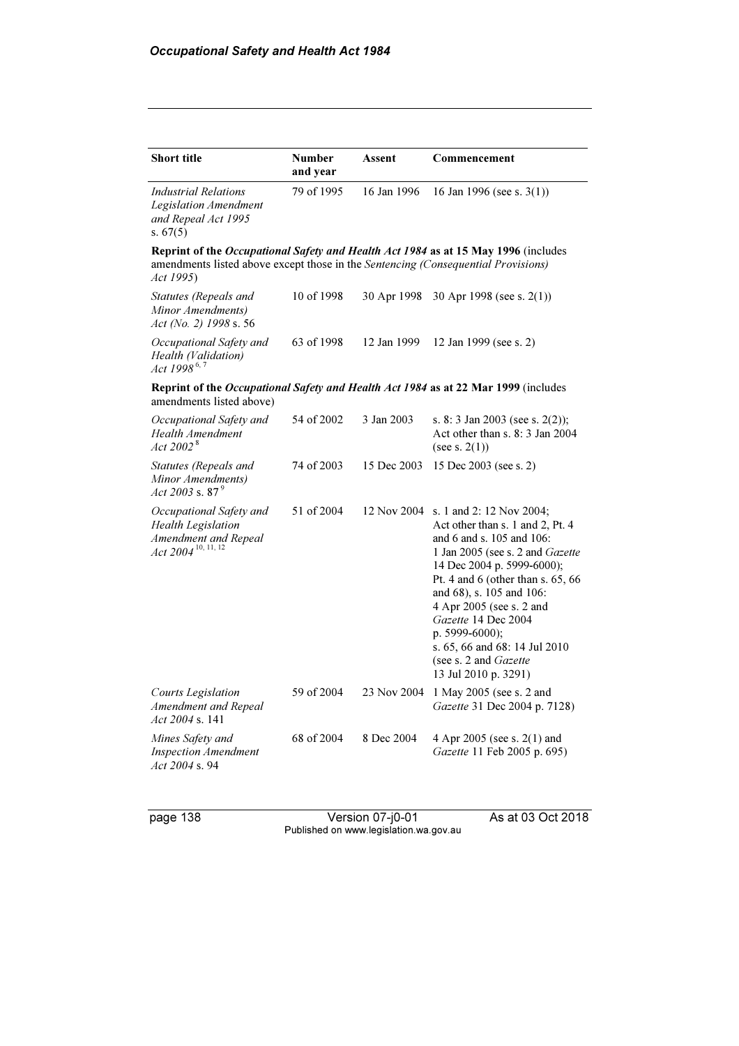| Short title | Number and year | Assent | Commencement |
|---|---|---|---|
| *Industrial Relations Legislation Amendment and Repeal Act 1995* s. 67(5) | 79 of 1995 | 16 Jan 1996 | 16 Jan 1996 (see s. 3(1)) |
| **Reprint of the *Occupational Safety and Health Act 1984* as at 15 May 1996** (includes amendments listed above except those in the *Sentencing (Consequential Provisions) Act 1995*) | | | |
| *Statutes (Repeals and Minor Amendments) Act (No. 2) 1998* s. 56 | 10 of 1998 | 30 Apr 1998 | 30 Apr 1998 (see s. 2(1)) |
| *Occupational Safety and Health (Validation) Act 1998* [6, 7] | 63 of 1998 | 12 Jan 1999 | 12 Jan 1999 (see s. 2) |
| **Reprint of the *Occupational Safety and Health Act 1984* as at 22 Mar 1999** (includes amendments listed above) | | | |
| *Occupational Safety and Health Amendment Act 2002* [8] | 54 of 2002 | 3 Jan 2003 | s. 8: 3 Jan 2003 (see s. 2(2)); Act other than s. 8: 3 Jan 2004 (see s. 2(1)) |
| *Statutes (Repeals and Minor Amendments) Act 2003* s. 87 [9] | 74 of 2003 | 15 Dec 2003 | 15 Dec 2003 (see s. 2) |
| *Occupational Safety and Health Legislation Amendment and Repeal Act 2004* [10, 11, 12] | 51 of 2004 | 12 Nov 2004 | s. 1 and 2: 12 Nov 2004; Act other than s. 1 and 2, Pt. 4 and 6 and s. 105 and 106: 1 Jan 2005 (see s. 2 and *Gazette* 14 Dec 2004 p. 5999-6000); Pt. 4 and 6 (other than s. 65, 66 and 68), s. 105 and 106: 4 Apr 2005 (see s. 2 and *Gazette* 14 Dec 2004 p. 5999-6000); s. 65, 66 and 68: 14 Jul 2010 (see s. 2 and *Gazette* 13 Jul 2010 p. 3291) |
| *Courts Legislation Amendment and Repeal Act 2004* s. 141 | 59 of 2004 | 23 Nov 2004 | 1 May 2005 (see s. 2 and *Gazette* 31 Dec 2004 p. 7128) |
| *Mines Safety and Inspection Amendment Act 2004* s. 94 | 68 of 2004 | 8 Dec 2004 | 4 Apr 2005 (see s. 2(1) and *Gazette* 11 Feb 2005 p. 695) |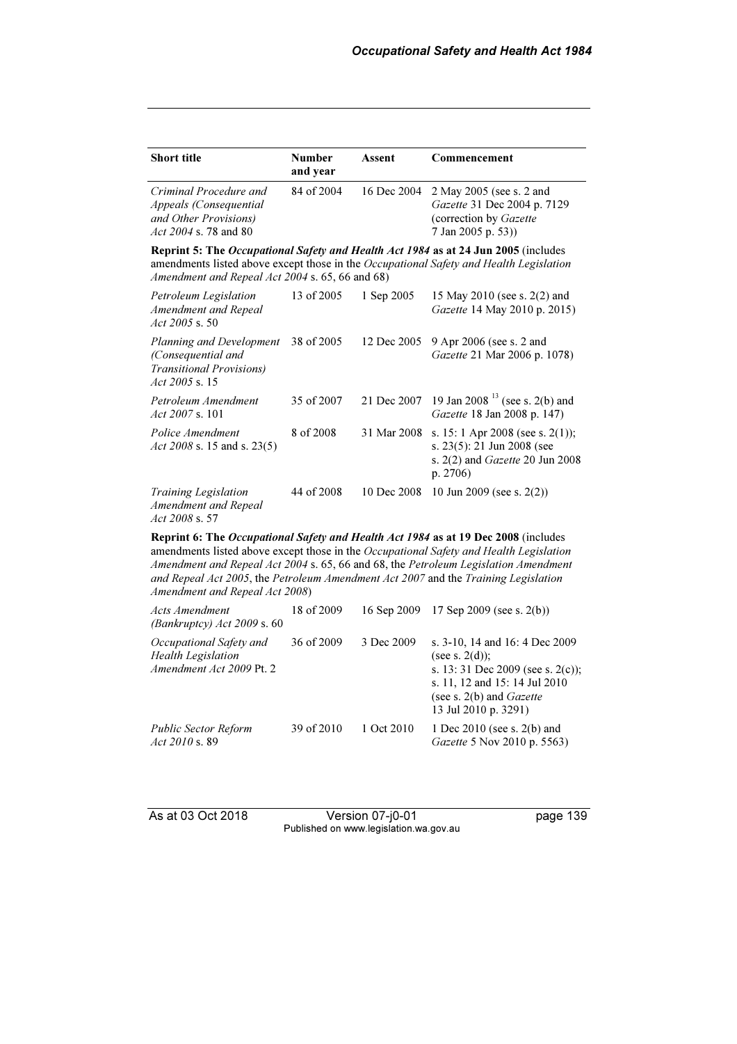| Short title | Number and year | Assent | Commencement |
|---|---|---|---|
| *Criminal Procedure and Appeals (Consequential and Other Provisions) Act 2004* s. 78 and 80 | 84 of 2004 | 16 Dec 2004 | 2 May 2005 (see s. 2 and *Gazette* 31 Dec 2004 p. 7129 (correction by *Gazette* 7 Jan 2005 p. 53)) |
| **Reprint 5: The *Occupational Safety and Health Act 1984* as at 24 Jun 2005** (includes amendments listed above except those in the *Occupational Safety and Health Legislation Amendment and Repeal Act 2004* s. 65, 66 and 68) | | | |
| *Petroleum Legislation Amendment and Repeal Act 2005* s. 50 | 13 of 2005 | 1 Sep 2005 | 15 May 2010 (see s. 2(2) and *Gazette* 14 May 2010 p. 2015) |
| *Planning and Development (Consequential and Transitional Provisions) Act 2005* s. 15 | 38 of 2005 | 12 Dec 2005 | 9 Apr 2006 (see s. 2 and *Gazette* 21 Mar 2006 p. 1078) |
| *Petroleum Amendment Act 2007* s. 101 | 35 of 2007 | 21 Dec 2007 | 19 Jan 2008 [13] (see s. 2(b) and *Gazette* 18 Jan 2008 p. 147) |
| *Police Amendment Act 2008* s. 15 and s. 23(5) | 8 of 2008 | 31 Mar 2008 | s. 15: 1 Apr 2008 (see s. 2(1)); s. 23(5): 21 Jun 2008 (see s. 2(2) and *Gazette* 20 Jun 2008 p. 2706) |
| *Training Legislation Amendment and Repeal Act 2008* s. 57 | 44 of 2008 | 10 Dec 2008 | 10 Jun 2009 (see s. 2(2)) |
| **Reprint 6: The *Occupational Safety and Health Act 1984* as at 19 Dec 2008** (includes amendments listed above except those in the *Occupational Safety and Health Legislation Amendment and Repeal Act 2004* s. 65, 66 and 68, the *Petroleum Legislation Amendment and Repeal Act 2005*, the *Petroleum Amendment Act 2007* and the *Training Legislation Amendment and Repeal Act 2008*) | | | |
| *Acts Amendment (Bankruptcy) Act 2009* s. 60 | 18 of 2009 | 16 Sep 2009 | 17 Sep 2009 (see s. 2(b)) |
| *Occupational Safety and Health Legislation Amendment Act 2009* Pt. 2 | 36 of 2009 | 3 Dec 2009 | s. 3-10, 14 and 16: 4 Dec 2009 (see s. 2(d)); s. 13: 31 Dec 2009 (see s. 2(c)); s. 11, 12 and 15: 14 Jul 2010 (see s. 2(b) and *Gazette* 13 Jul 2010 p. 3291) |
| *Public Sector Reform Act 2010* s. 89 | 39 of 2010 | 1 Oct 2010 | 1 Dec 2010 (see s. 2(b) and *Gazette* 5 Nov 2010 p. 5563) |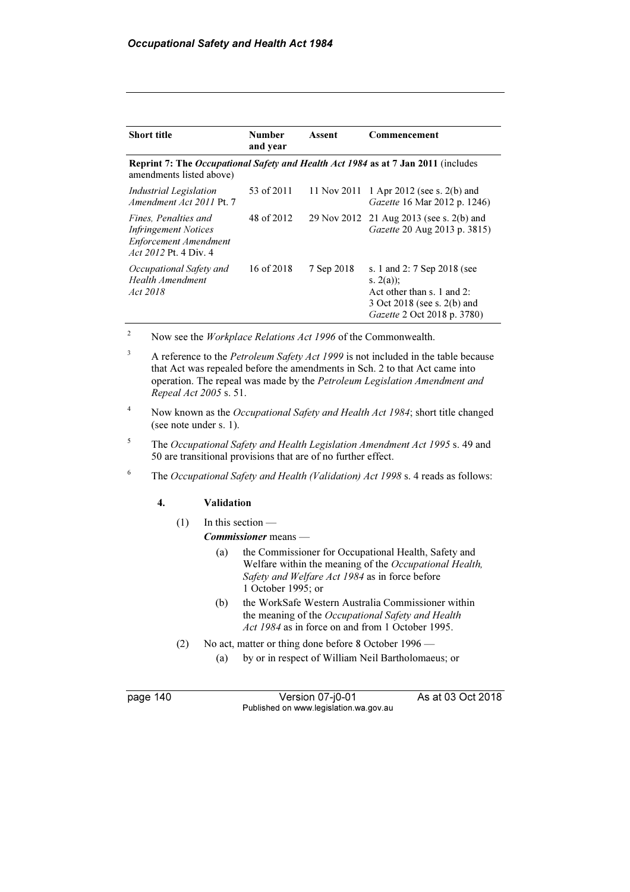| Short title | Number and year | Assent | Commencement |
|---|---|---|---|
| **Reprint 7: The *Occupational Safety and Health Act 1984* as at 7 Jan 2011** (includes amendments listed above) | | | |
| *Industrial Legislation Amendment Act 2011* Pt. 7 | 53 of 2011 | 11 Nov 2011 | 1 Apr 2012 (see s. 2(b) and *Gazette* 16 Mar 2012 p. 1246) |
| *Fines, Penalties and Infringement Notices Enforcement Amendment Act 2012* Pt. 4 Div. 4 | 48 of 2012 | 29 Nov 2012 | 21 Aug 2013 (see s. 2(b) and *Gazette* 20 Aug 2013 p. 3815) |
| *Occupational Safety and Health Amendment Act 2018* | 16 of 2018 | 7 Sep 2018 | s. 1 and 2: 7 Sep 2018 (see s. 2(a)); Act other than s. 1 and 2: 3 Oct 2018 (see s. 2(b) and *Gazette* 2 Oct 2018 p. 3780) |

[2] Now see the *Workplace Relations Act 1996* of the Commonwealth.

[3] A reference to the *Petroleum Safety Act 1999* is not included in the table because that Act was repealed before the amendments in Sch. 2 to that Act came into operation. The repeal was made by the *Petroleum Legislation Amendment and Repeal Act 2005* s. 51.

[4] Now known as the *Occupational Safety and Health Act 1984*; short title changed (see note under s. 1).

[5] The *Occupational Safety and Health Legislation Amendment Act 1995* s. 49 and 50 are transitional provisions that are of no further effect.

[6] The *Occupational Safety and Health (Validation) Act 1998* s. 4 reads as follows:

**4. Validation**

(1) In this section —

***Commissioner*** means —

(a) the Commissioner for Occupational Health, Safety and Welfare within the meaning of the *Occupational Health, Safety and Welfare Act 1984* as in force before 1 October 1995; or

(b) the WorkSafe Western Australia Commissioner within the meaning of the *Occupational Safety and Health Act 1984* as in force on and from 1 October 1995.

(2) No act, matter or thing done before 8 October 1996 —

(a) by or in respect of William Neil Bartholomaeus; or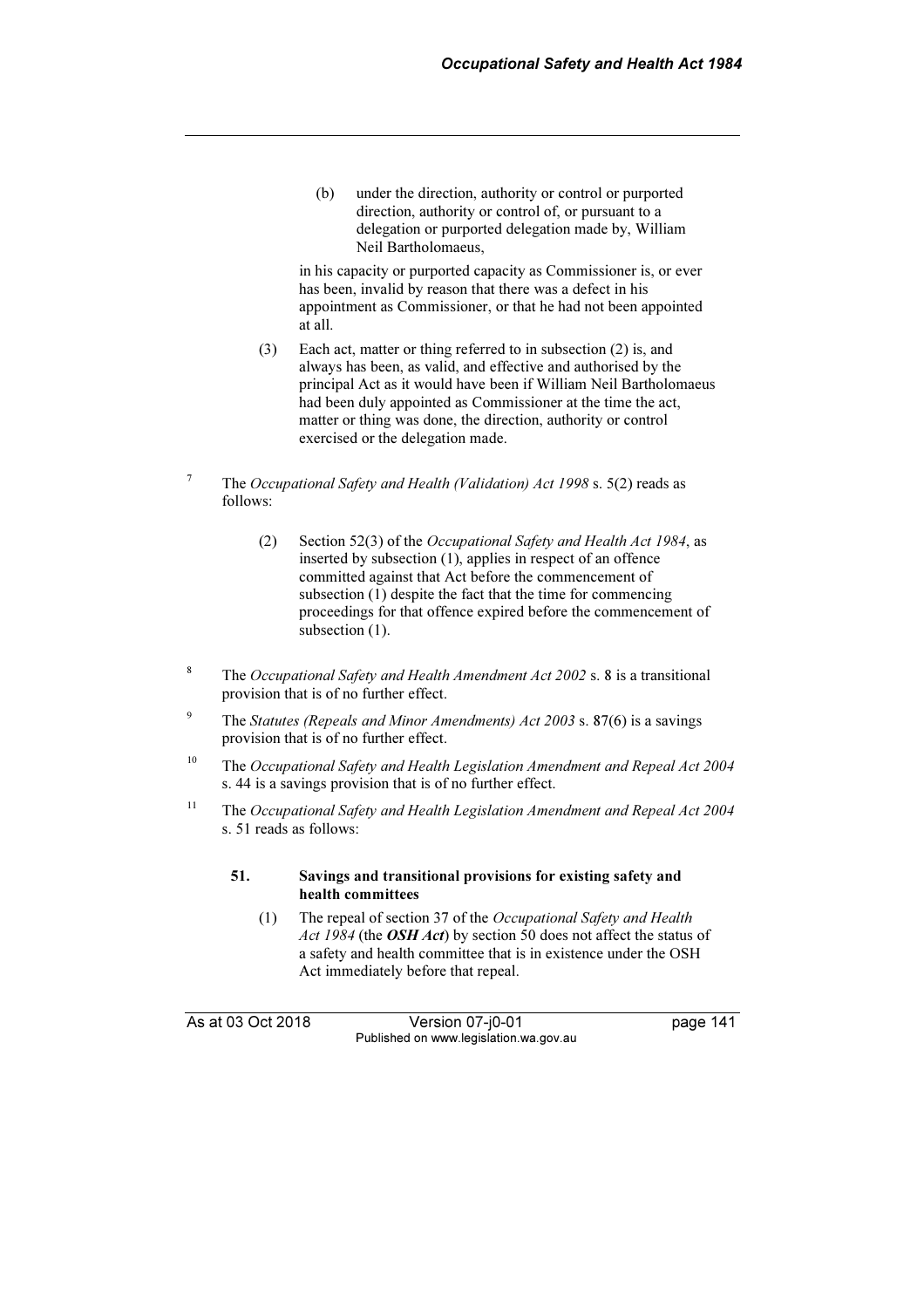(b) under the direction, authority or control or purported direction, authority or control of, or pursuant to a delegation or purported delegation made by, William Neil Bartholomaeus,

in his capacity or purported capacity as Commissioner is, or ever has been, invalid by reason that there was a defect in his appointment as Commissioner, or that he had not been appointed at all.

(3) Each act, matter or thing referred to in subsection (2) is, and always has been, as valid, and effective and authorised by the principal Act as it would have been if William Neil Bartholomaeus had been duly appointed as Commissioner at the time the act, matter or thing was done, the direction, authority or control exercised or the delegation made.

[7] The *Occupational Safety and Health (Validation) Act 1998* s. 5(2) reads as follows:

> (2) Section 52(3) of the *Occupational Safety and Health Act 1984*, as inserted by subsection (1), applies in respect of an offence committed against that Act before the commencement of subsection (1) despite the fact that the time for commencing proceedings for that offence expired before the commencement of subsection (1).

[8] The *Occupational Safety and Health Amendment Act 2002* s. 8 is a transitional provision that is of no further effect.

[9] The *Statutes (Repeals and Minor Amendments) Act 2003* s. 87(6) is a savings provision that is of no further effect.

[10] The *Occupational Safety and Health Legislation Amendment and Repeal Act 2004* s. 44 is a savings provision that is of no further effect.

[11] The *Occupational Safety and Health Legislation Amendment and Repeal Act 2004* s. 51 reads as follows:

> **51. Savings and transitional provisions for existing safety and health committees**
>
> (1) The repeal of section 37 of the *Occupational Safety and Health Act 1984* (the ***OSH Act***) by section 50 does not affect the status of a safety and health committee that is in existence under the OSH Act immediately before that repeal.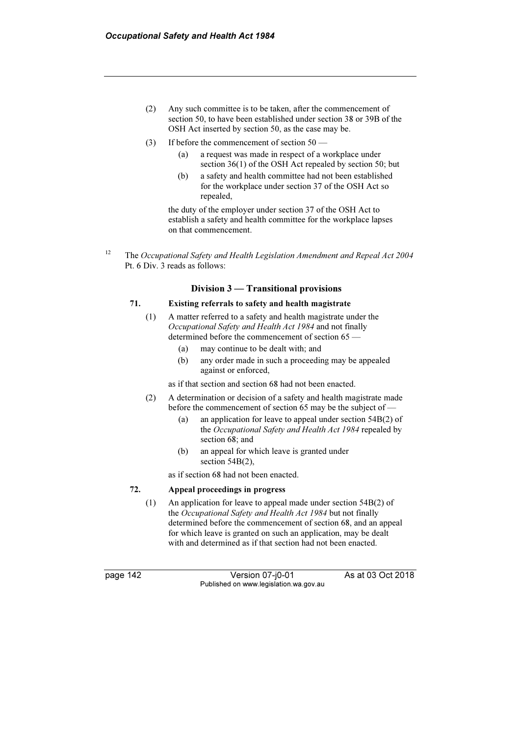(2) Any such committee is to be taken, after the commencement of section 50, to have been established under section 38 or 39B of the OSH Act inserted by section 50, as the case may be.

(3) If before the commencement of section 50 —

  (a) a request was made in respect of a workplace under section 36(1) of the OSH Act repealed by section 50; but

  (b) a safety and health committee had not been established for the workplace under section 37 of the OSH Act so repealed,

the duty of the employer under section 37 of the OSH Act to establish a safety and health committee for the workplace lapses on that commencement.

[12] The *Occupational Safety and Health Legislation Amendment and Repeal Act 2004* Pt. 6 Div. 3 reads as follows:

### Division 3 — Transitional provisions

**71. Existing referrals to safety and health magistrate**

(1) A matter referred to a safety and health magistrate under the *Occupational Safety and Health Act 1984* and not finally determined before the commencement of section 65 —

  (a) may continue to be dealt with; and

  (b) any order made in such a proceeding may be appealed against or enforced,

as if that section and section 68 had not been enacted.

(2) A determination or decision of a safety and health magistrate made before the commencement of section 65 may be the subject of —

  (a) an application for leave to appeal under section 54B(2) of the *Occupational Safety and Health Act 1984* repealed by section 68; and

  (b) an appeal for which leave is granted under section 54B(2),

as if section 68 had not been enacted.

**72. Appeal proceedings in progress**

(1) An application for leave to appeal made under section 54B(2) of the *Occupational Safety and Health Act 1984* but not finally determined before the commencement of section 68, and an appeal for which leave is granted on such an application, may be dealt with and determined as if that section had not been enacted.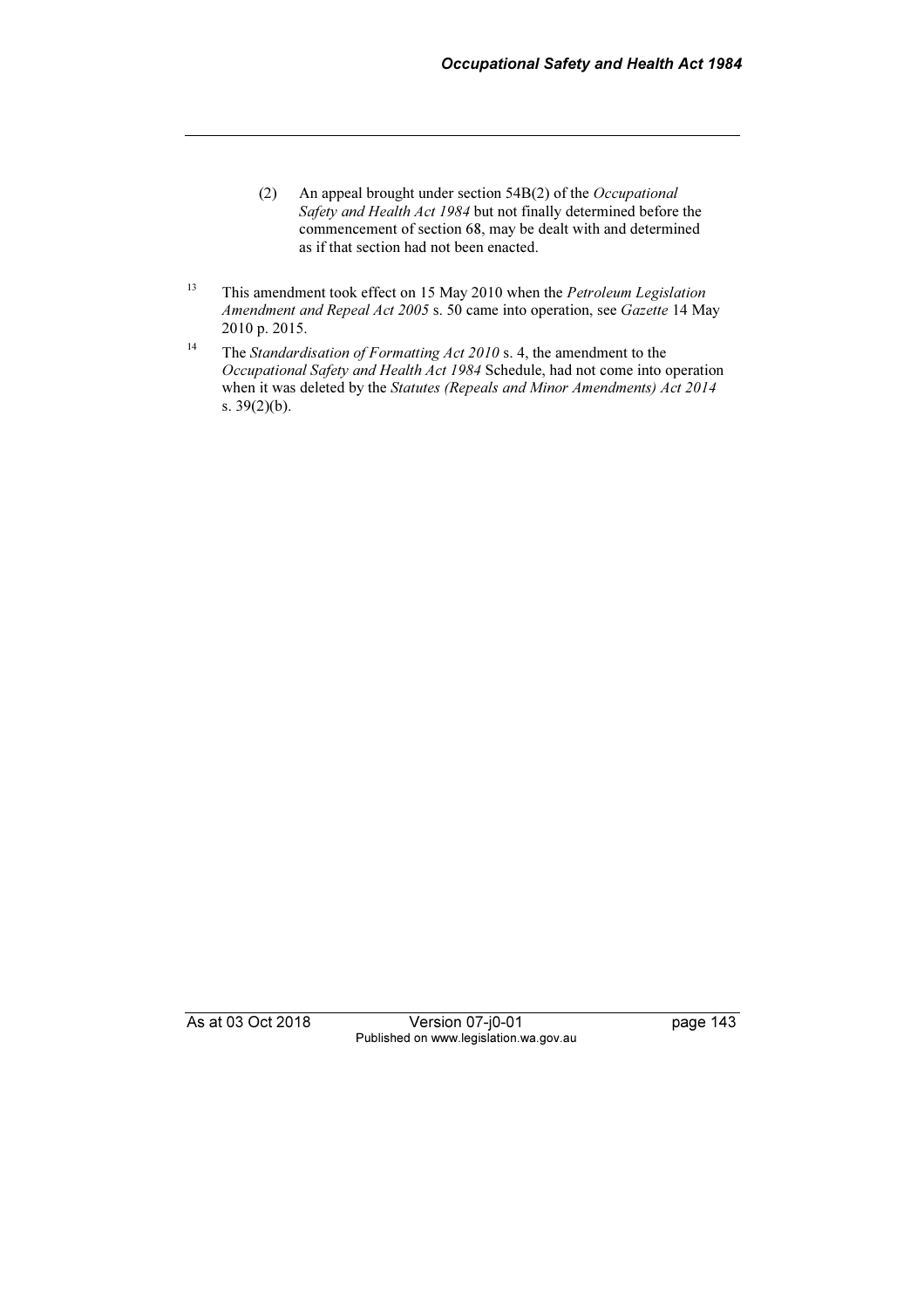(2) An appeal brought under section 54B(2) of the *Occupational Safety and Health Act 1984* but not finally determined before the commencement of section 68, may be dealt with and determined as if that section had not been enacted.

[13] This amendment took effect on 15 May 2010 when the *Petroleum Legislation Amendment and Repeal Act 2005* s. 50 came into operation, see *Gazette* 14 May 2010 p. 2015.

[14] The *Standardisation of Formatting Act 2010* s. 4, the amendment to the *Occupational Safety and Health Act 1984* Schedule, had not come into operation when it was deleted by the *Statutes (Repeals and Minor Amendments) Act 2014* s. 39(2)(b).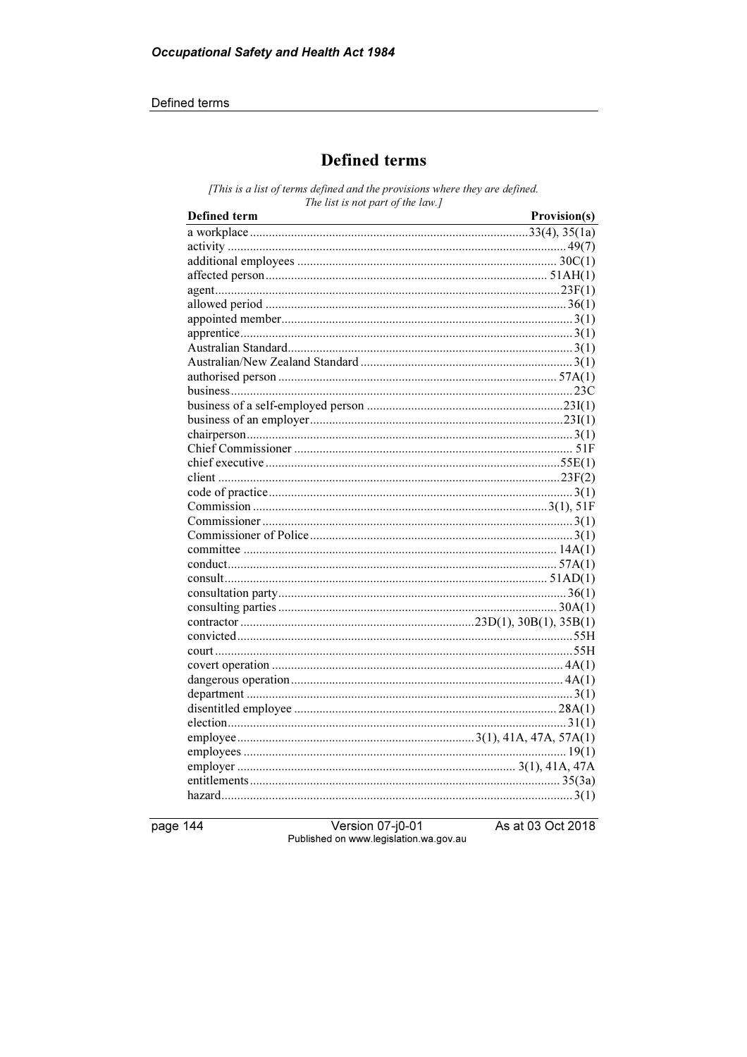# Defined terms

*[This is a list of terms defined and the provisions where they are defined. The list is not part of the law.]*

| Defined term | Provision(s) |
| --- | --- |
| a workplace | 33(4), 35(1a) |
| activity | 49(7) |
| additional employees | 30C(1) |
| affected person | 51AH(1) |
| agent | 23F(1) |
| allowed period | 36(1) |
| appointed member | 3(1) |
| apprentice | 3(1) |
| Australian Standard | 3(1) |
| Australian/New Zealand Standard | 3(1) |
| authorised person | 57A(1) |
| business | 23C |
| business of a self-employed person | 23I(1) |
| business of an employer | 23I(1) |
| chairperson | 3(1) |
| Chief Commissioner | 51F |
| chief executive | 55E(1) |
| client | 23F(2) |
| code of practice | 3(1) |
| Commission | 3(1), 51F |
| Commissioner | 3(1) |
| Commissioner of Police | 3(1) |
| committee | 14A(1) |
| conduct | 57A(1) |
| consult | 51AD(1) |
| consultation party | 36(1) |
| consulting parties | 30A(1) |
| contractor | 23D(1), 30B(1), 35B(1) |
| convicted | 55H |
| court | 55H |
| covert operation | 4A(1) |
| dangerous operation | 4A(1) |
| department | 3(1) |
| disentitled employee | 28A(1) |
| election | 31(1) |
| employee | 3(1), 41A, 47A, 57A(1) |
| employees | 19(1) |
| employer | 3(1), 41A, 47A |
| entitlements | 35(3a) |
| hazard | 3(1) |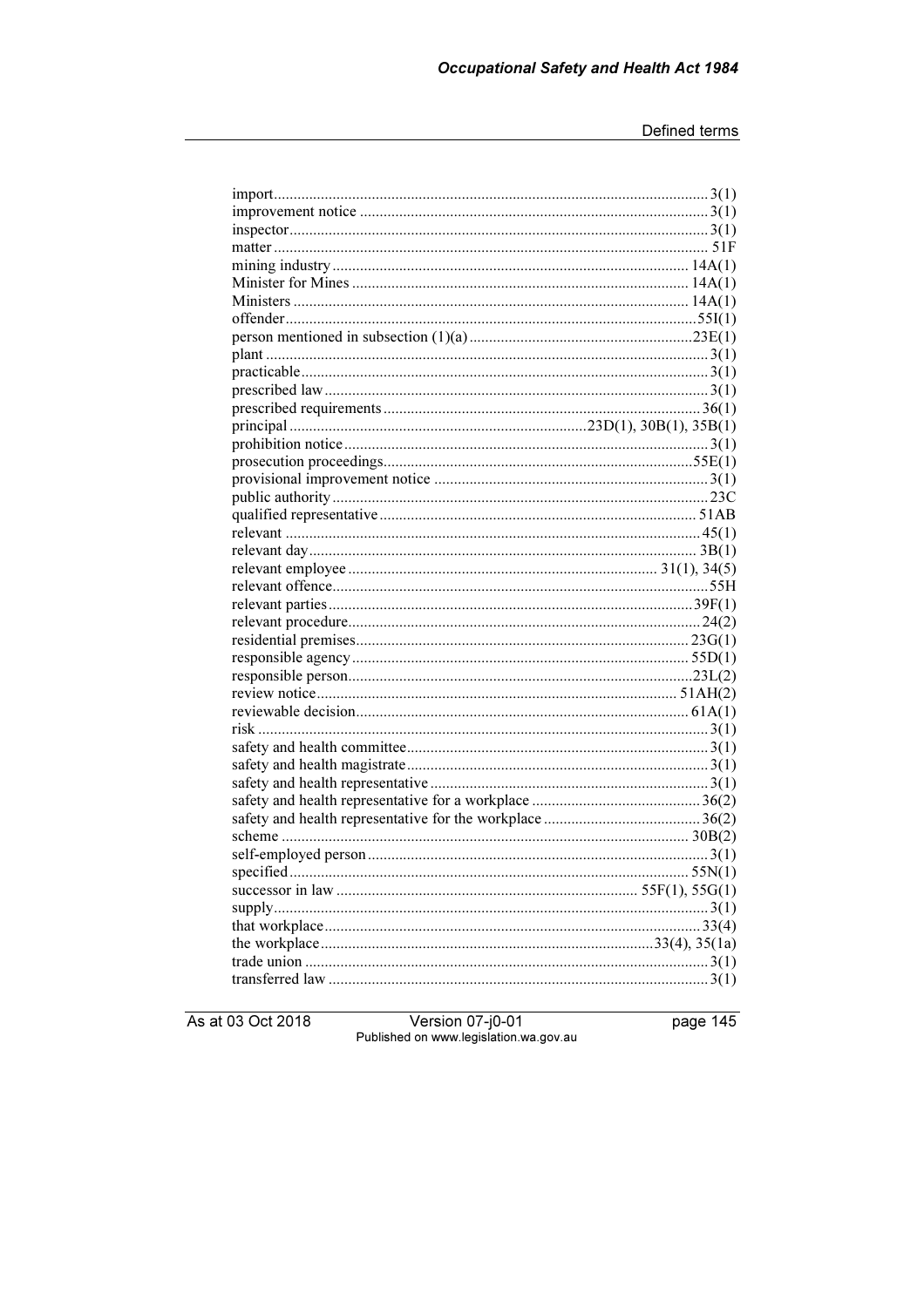import ... 3(1)
improvement notice ... 3(1)
inspector ... 3(1)
matter ... 51F
mining industry ... 14A(1)
Minister for Mines ... 14A(1)
Ministers ... 14A(1)
offender ... 55I(1)
person mentioned in subsection (1)(a) ... 23E(1)
plant ... 3(1)
practicable ... 3(1)
prescribed law ... 3(1)
prescribed requirements ... 36(1)
principal ... 23D(1), 30B(1), 35B(1)
prohibition notice ... 3(1)
prosecution proceedings ... 55E(1)
provisional improvement notice ... 3(1)
public authority ... 23C
qualified representative ... 51AB
relevant ... 45(1)
relevant day ... 3B(1)
relevant employee ... 31(1), 34(5)
relevant offence ... 55H
relevant parties ... 39F(1)
relevant procedure ... 24(2)
residential premises ... 23G(1)
responsible agency ... 55D(1)
responsible person ... 23L(2)
review notice ... 51AH(2)
reviewable decision ... 61A(1)
risk ... 3(1)
safety and health committee ... 3(1)
safety and health magistrate ... 3(1)
safety and health representative ... 3(1)
safety and health representative for a workplace ... 36(2)
safety and health representative for the workplace ... 36(2)
scheme ... 30B(2)
self-employed person ... 3(1)
specified ... 55N(1)
successor in law ... 55F(1), 55G(1)
supply ... 3(1)
that workplace ... 33(4)
the workplace ... 33(4), 35(1a)
trade union ... 3(1)
transferred law ... 3(1)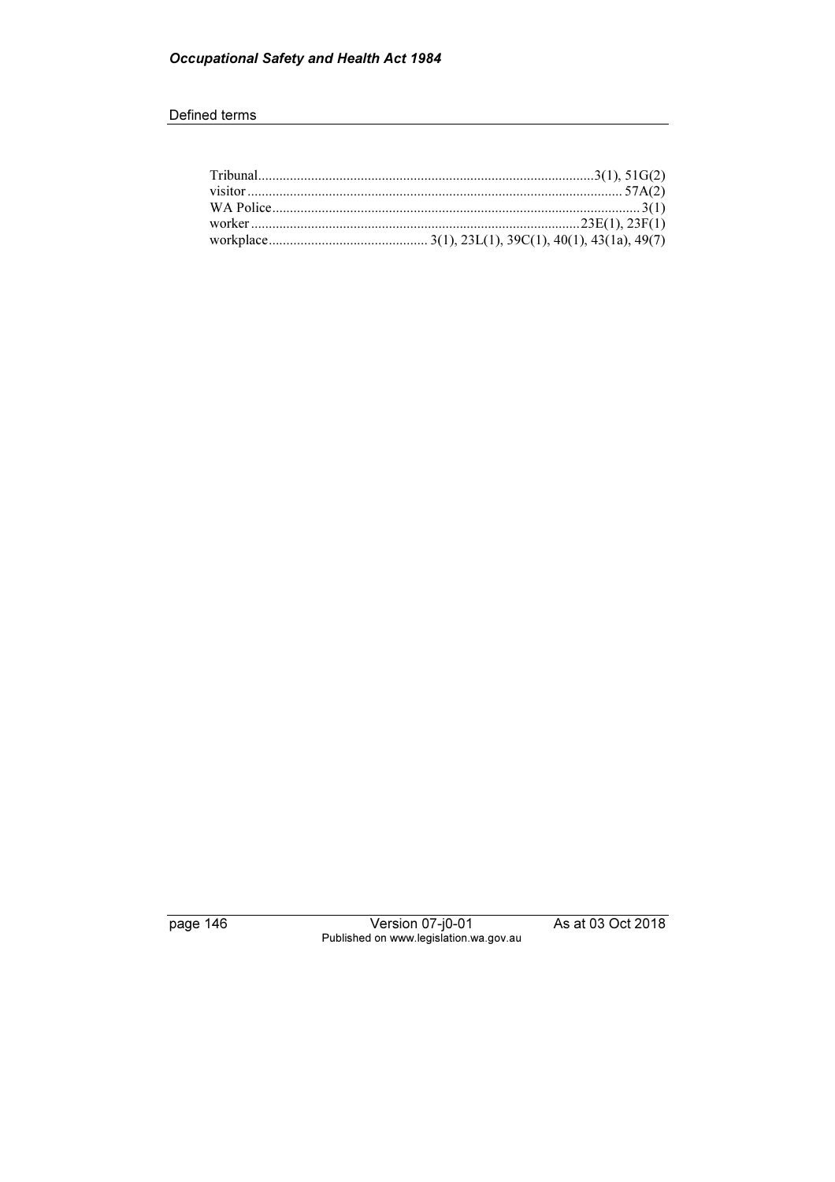Tribunal ........................................................................................ 3(1), 51G(2)
visitor ................................................................................................. 57A(2)
WA Police ............................................................................................... 3(1)
worker ................................................................................... 23E(1), 23F(1)
workplace ............................................ 3(1), 23L(1), 39C(1), 40(1), 43(1a), 49(7)